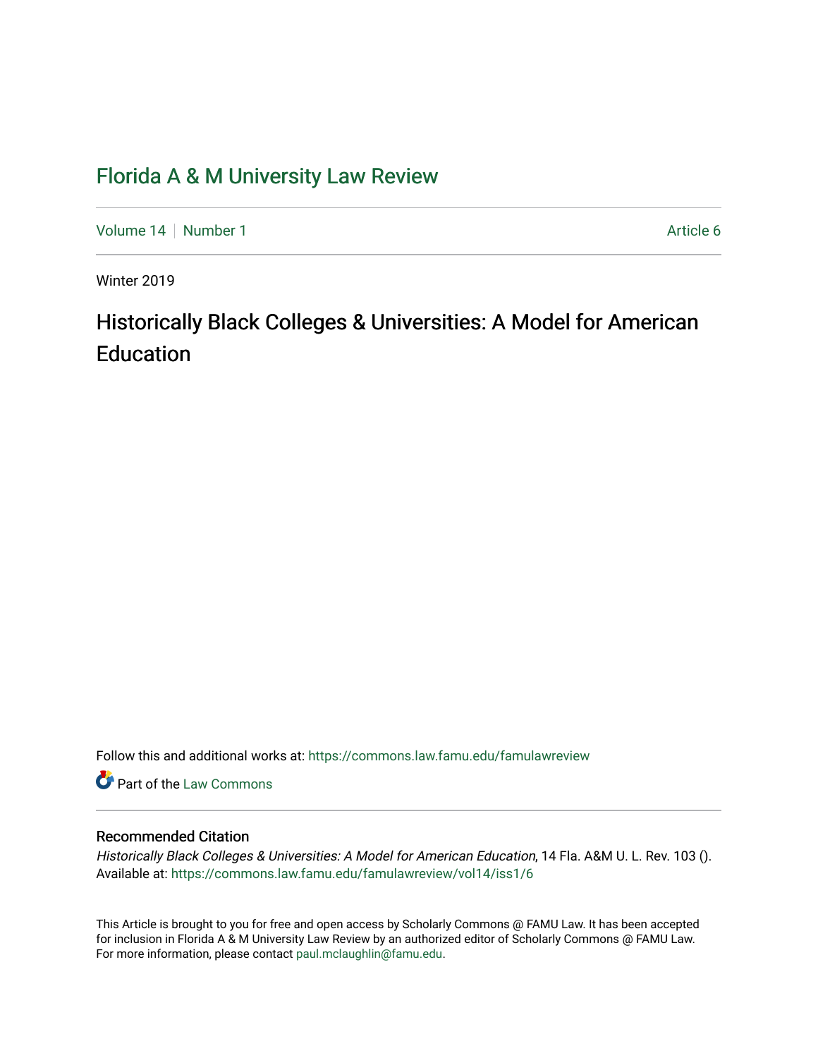# Florida A & M University Law Review

Volume 14 | Number 1 | Article 6

Winter 2019

## Historically Black Colleges & Universities: A Model for American Education

Follow this and additional works at: https://commons.law.famu.edu/famulawreview

Part of the Law Commons

### Recommended Citation

*Historically Black Colleges & Universities: A Model for American Education*, 14 Fla. A&M U. L. Rev. 103 ().
Available at: https://commons.law.famu.edu/famulawreview/vol14/iss1/6

This Article is brought to you for free and open access by Scholarly Commons @ FAMU Law. It has been accepted for inclusion in Florida A & M University Law Review by an authorized editor of Scholarly Commons @ FAMU Law. For more information, please contact paul.mclaughlin@famu.edu.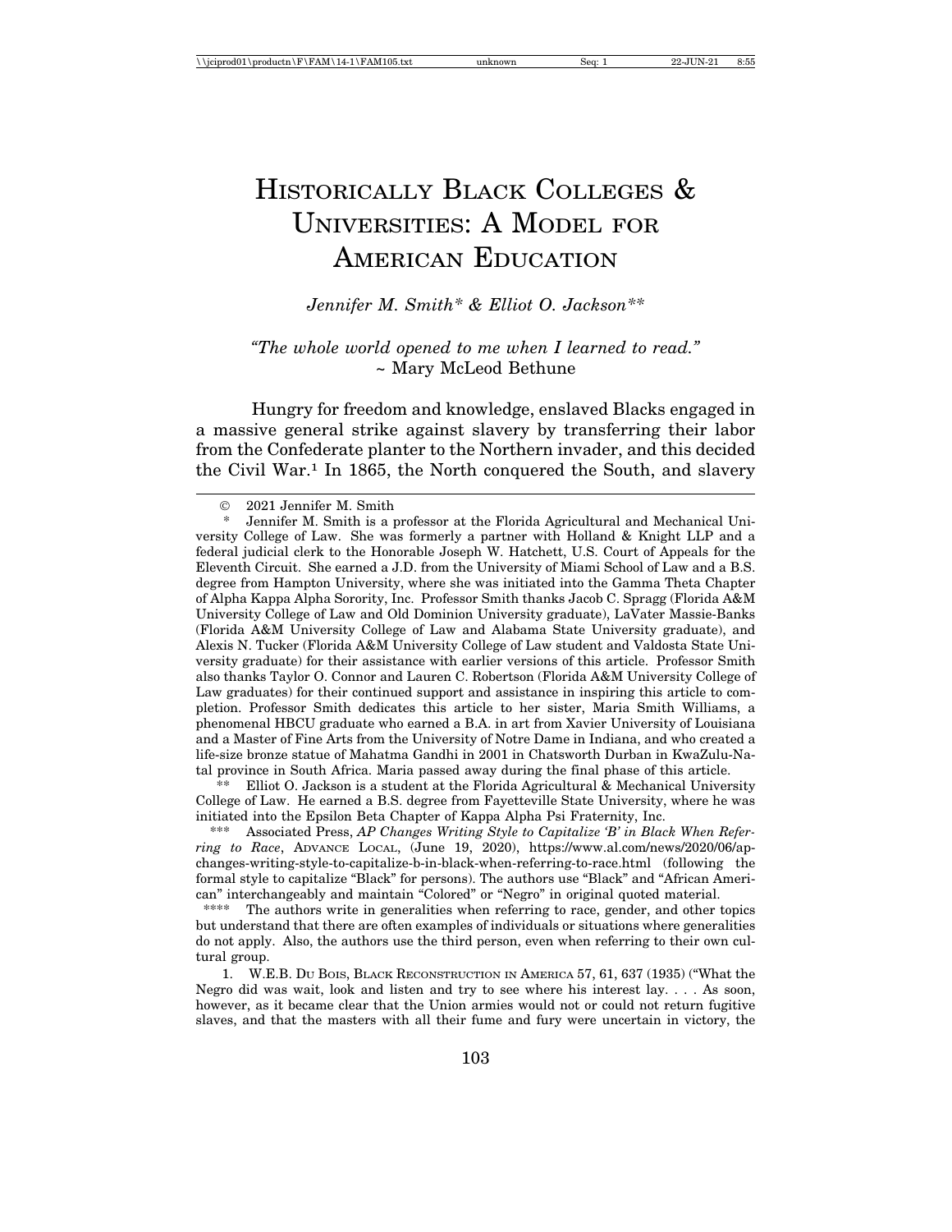# Historically Black Colleges & Universities: A Model for American Education

*Jennifer M. Smith\* & Elliot O. Jackson\*\**

*"The whole world opened to me when I learned to read."*
~ Mary McLeod Bethune

Hungry for freedom and knowledge, enslaved Blacks engaged in a massive general strike against slavery by transferring their labor from the Confederate planter to the Northern invader, and this decided the Civil War.[1] In 1865, the North conquered the South, and slavery

---

© 2021 Jennifer M. Smith

\* Jennifer M. Smith is a professor at the Florida Agricultural and Mechanical University College of Law. She was formerly a partner with Holland & Knight LLP and a federal judicial clerk to the Honorable Joseph W. Hatchett, U.S. Court of Appeals for the Eleventh Circuit. She earned a J.D. from the University of Miami School of Law and a B.S. degree from Hampton University, where she was initiated into the Gamma Theta Chapter of Alpha Kappa Alpha Sorority, Inc. Professor Smith thanks Jacob C. Spragg (Florida A&M University College of Law and Old Dominion University graduate), LaVater Massie-Banks (Florida A&M University College of Law and Alabama State University graduate), and Alexis N. Tucker (Florida A&M University College of Law student and Valdosta State University graduate) for their assistance with earlier versions of this article. Professor Smith also thanks Taylor O. Connor and Lauren C. Robertson (Florida A&M University College of Law graduates) for their continued support and assistance in inspiring this article to completion. Professor Smith dedicates this article to her sister, Maria Smith Williams, a phenomenal HBCU graduate who earned a B.A. in art from Xavier University of Louisiana and a Master of Fine Arts from the University of Notre Dame in Indiana, and who created a life-size bronze statue of Mahatma Gandhi in 2001 in Chatsworth Durban in KwaZulu-Natal province in South Africa. Maria passed away during the final phase of this article.

\*\* Elliot O. Jackson is a student at the Florida Agricultural & Mechanical University College of Law. He earned a B.S. degree from Fayetteville State University, where he was initiated into the Epsilon Beta Chapter of Kappa Alpha Psi Fraternity, Inc.

\*\*\* Associated Press, *AP Changes Writing Style to Capitalize 'B' in Black When Referring to Race*, ADVANCE LOCAL, (June 19, 2020), https://www.al.com/news/2020/06/ap-changes-writing-style-to-capitalize-b-in-black-when-referring-to-race.html (following the formal style to capitalize "Black" for persons). The authors use "Black" and "African American" interchangeably and maintain "Colored" or "Negro" in original quoted material.

\*\*\*\* The authors write in generalities when referring to race, gender, and other topics but understand that there are often examples of individuals or situations where generalities do not apply. Also, the authors use the third person, even when referring to their own cultural group.

1. W.E.B. DU BOIS, BLACK RECONSTRUCTION IN AMERICA 57, 61, 637 (1935) ("What the Negro did was wait, look and listen and try to see where his interest lay. . . . As soon, however, as it became clear that the Union armies would not or could not return fugitive slaves, and that the masters with all their fume and fury were uncertain in victory, the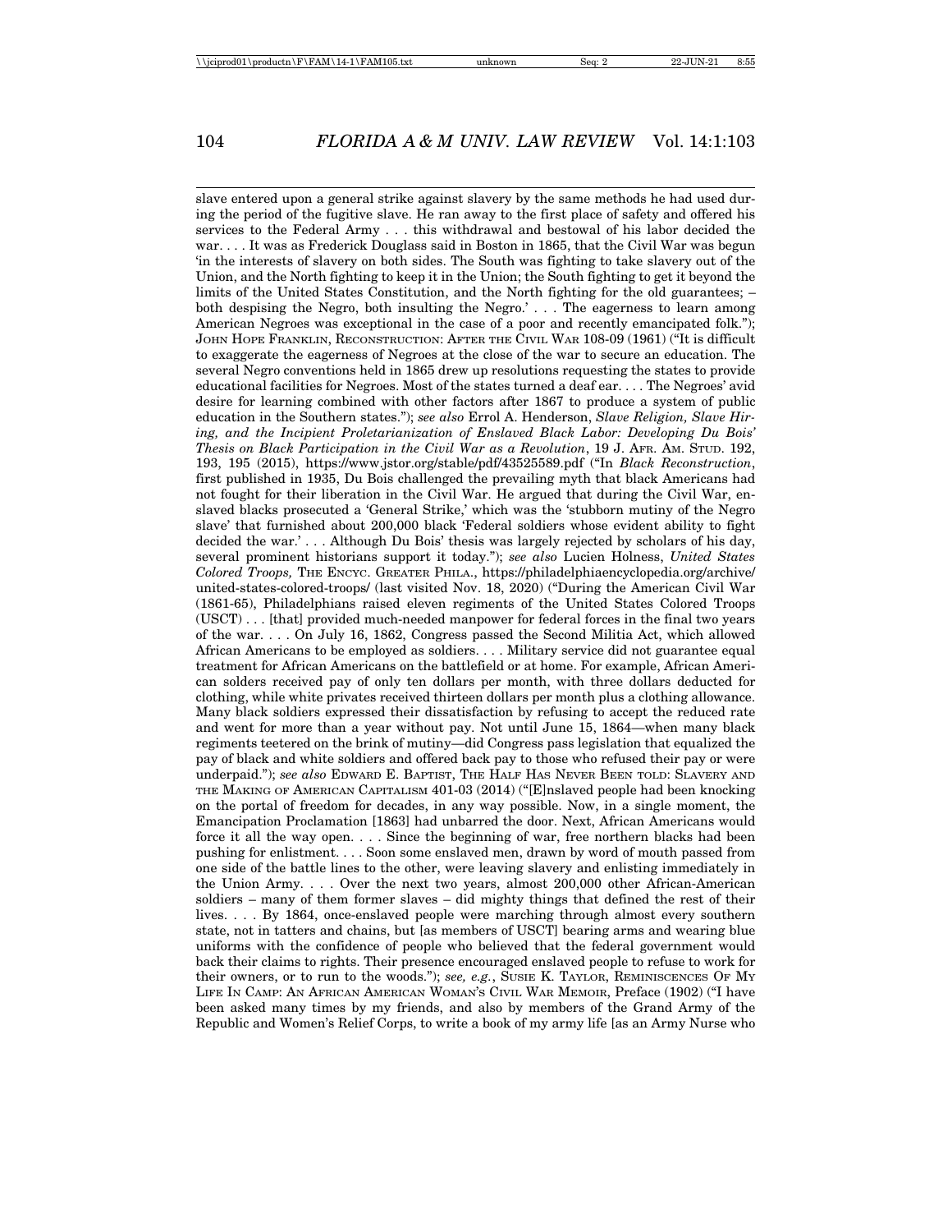slave entered upon a general strike against slavery by the same methods he had used during the period of the fugitive slave. He ran away to the first place of safety and offered his services to the Federal Army . . . this withdrawal and bestowal of his labor decided the war. . . . It was as Frederick Douglass said in Boston in 1865, that the Civil War was begun 'in the interests of slavery on both sides. The South was fighting to take slavery out of the Union, and the North fighting to keep it in the Union; the South fighting to get it beyond the limits of the United States Constitution, and the North fighting for the old guarantees; – both despising the Negro, both insulting the Negro.' . . . The eagerness to learn among American Negroes was exceptional in the case of a poor and recently emancipated folk."); JOHN HOPE FRANKLIN, RECONSTRUCTION: AFTER THE CIVIL WAR 108-09 (1961) ("It is difficult to exaggerate the eagerness of Negroes at the close of the war to secure an education. The several Negro conventions held in 1865 drew up resolutions requesting the states to provide educational facilities for Negroes. Most of the states turned a deaf ear. . . . The Negroes' avid desire for learning combined with other factors after 1867 to produce a system of public education in the Southern states."); *see also* Errol A. Henderson, *Slave Religion, Slave Hiring, and the Incipient Proletarianization of Enslaved Black Labor: Developing Du Bois' Thesis on Black Participation in the Civil War as a Revolution*, 19 J. AFR. AM. STUD. 192, 193, 195 (2015), https://www.jstor.org/stable/pdf/43525589.pdf ("In *Black Reconstruction*, first published in 1935, Du Bois challenged the prevailing myth that black Americans had not fought for their liberation in the Civil War. He argued that during the Civil War, enslaved blacks prosecuted a 'General Strike,' which was the 'stubborn mutiny of the Negro slave' that furnished about 200,000 black 'Federal soldiers whose evident ability to fight decided the war.' . . . Although Du Bois' thesis was largely rejected by scholars of his day, several prominent historians support it today."); *see also* Lucien Holness, *United States Colored Troops,* THE ENCYC. GREATER PHILA., https://philadelphiaencyclopedia.org/archive/united-states-colored-troops/ (last visited Nov. 18, 2020) ("During the American Civil War (1861-65), Philadelphians raised eleven regiments of the United States Colored Troops (USCT) . . . [that] provided much-needed manpower for federal forces in the final two years of the war. . . . On July 16, 1862, Congress passed the Second Militia Act, which allowed African Americans to be employed as soldiers. . . . Military service did not guarantee equal treatment for African Americans on the battlefield or at home. For example, African American solders received pay of only ten dollars per month, with three dollars deducted for clothing, while white privates received thirteen dollars per month plus a clothing allowance. Many black soldiers expressed their dissatisfaction by refusing to accept the reduced rate and went for more than a year without pay. Not until June 15, 1864—when many black regiments teetered on the brink of mutiny—did Congress pass legislation that equalized the pay of black and white soldiers and offered back pay to those who refused their pay or were underpaid."); *see also* EDWARD E. BAPTIST, THE HALF HAS NEVER BEEN TOLD: SLAVERY AND THE MAKING OF AMERICAN CAPITALISM 401-03 (2014) ("[E]nslaved people had been knocking on the portal of freedom for decades, in any way possible. Now, in a single moment, the Emancipation Proclamation [1863] had unbarred the door. Next, African Americans would force it all the way open. . . . Since the beginning of war, free northern blacks had been pushing for enlistment. . . . Soon some enslaved men, drawn by word of mouth passed from one side of the battle lines to the other, were leaving slavery and enlisting immediately in the Union Army. . . . Over the next two years, almost 200,000 other African-American soldiers – many of them former slaves – did mighty things that defined the rest of their lives. . . . By 1864, once-enslaved people were marching through almost every southern state, not in tatters and chains, but [as members of USCT] bearing arms and wearing blue uniforms with the confidence of people who believed that the federal government would back their claims to rights. Their presence encouraged enslaved people to refuse to work for their owners, or to run to the woods."); *see, e.g.*, SUSIE K. TAYLOR, REMINISCENCES OF MY LIFE IN CAMP: AN AFRICAN AMERICAN WOMAN'S CIVIL WAR MEMOIR, Preface (1902) ("I have been asked many times by my friends, and also by members of the Grand Army of the Republic and Women's Relief Corps, to write a book of my army life [as an Army Nurse who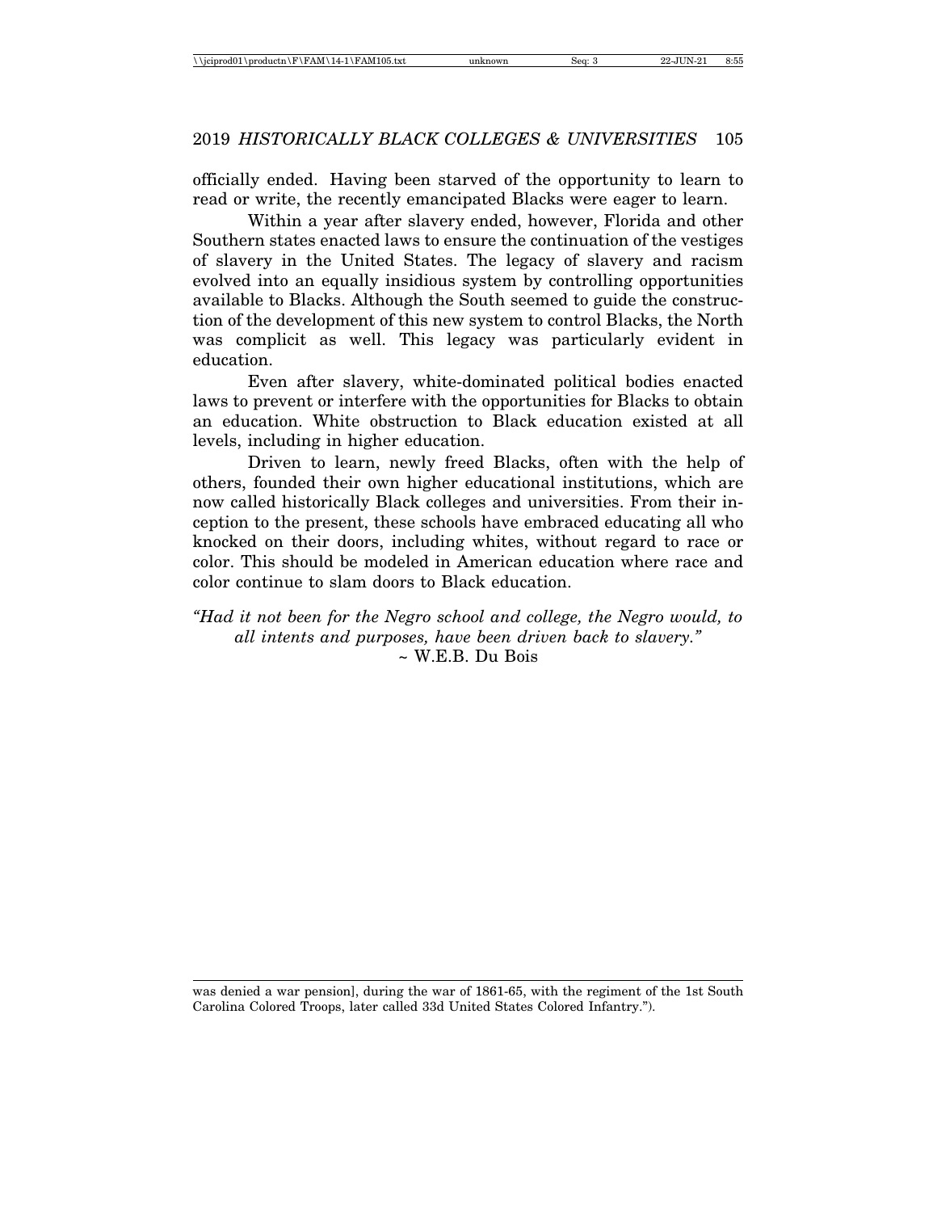officially ended. Having been starved of the opportunity to learn to read or write, the recently emancipated Blacks were eager to learn.

Within a year after slavery ended, however, Florida and other Southern states enacted laws to ensure the continuation of the vestiges of slavery in the United States. The legacy of slavery and racism evolved into an equally insidious system by controlling opportunities available to Blacks. Although the South seemed to guide the construction of the development of this new system to control Blacks, the North was complicit as well. This legacy was particularly evident in education.

Even after slavery, white-dominated political bodies enacted laws to prevent or interfere with the opportunities for Blacks to obtain an education. White obstruction to Black education existed at all levels, including in higher education.

Driven to learn, newly freed Blacks, often with the help of others, founded their own higher educational institutions, which are now called historically Black colleges and universities. From their inception to the present, these schools have embraced educating all who knocked on their doors, including whites, without regard to race or color. This should be modeled in American education where race and color continue to slam doors to Black education.

*"Had it not been for the Negro school and college, the Negro would, to all intents and purposes, have been driven back to slavery."*
~ W.E.B. Du Bois

---

was denied a war pension], during the war of 1861-65, with the regiment of the 1st South Carolina Colored Troops, later called 33d United States Colored Infantry.").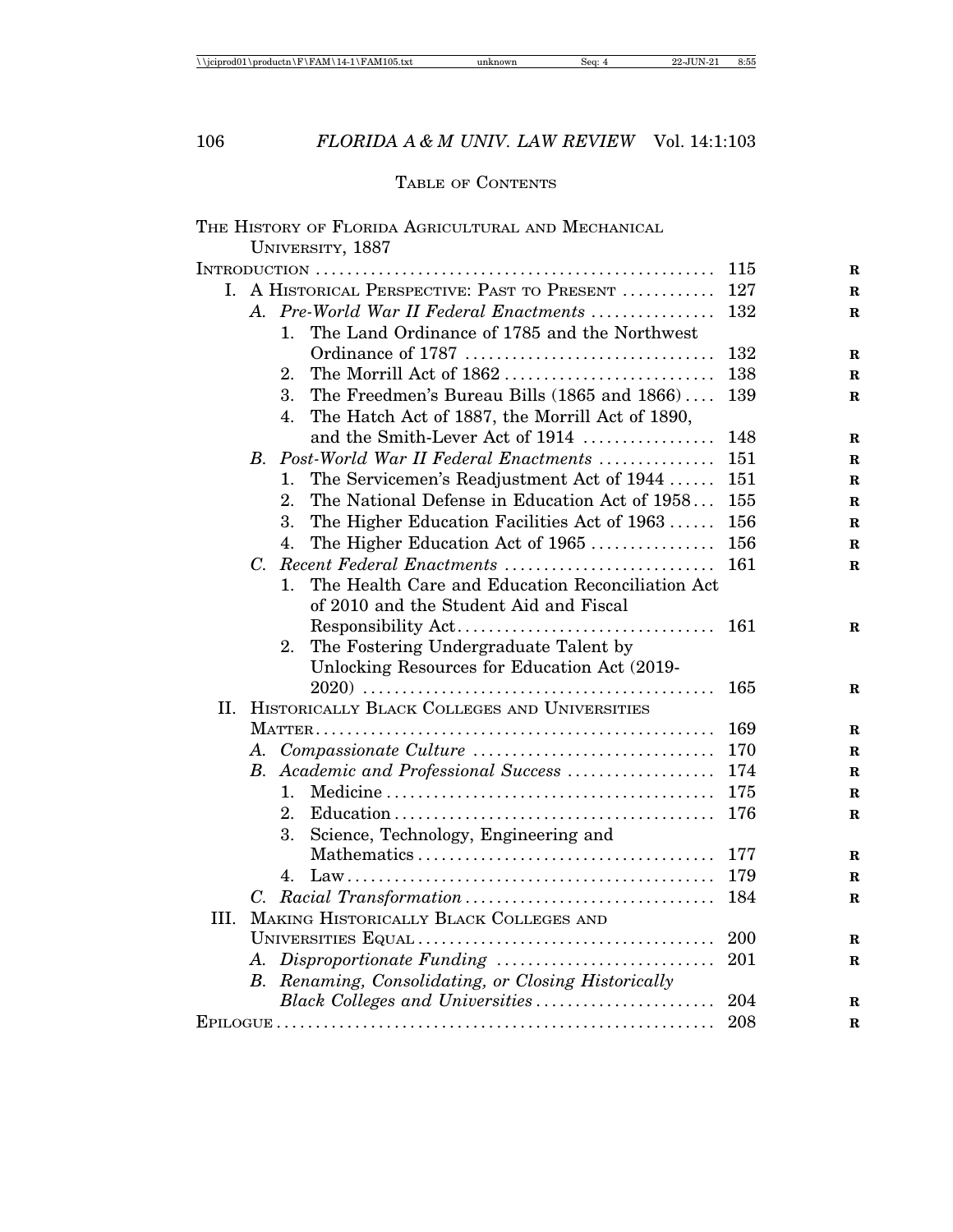## TABLE OF CONTENTS

THE HISTORY OF FLORIDA AGRICULTURAL AND MECHANICAL UNIVERSITY, 1887

INTRODUCTION .......... 115

I. A HISTORICAL PERSPECTIVE: PAST TO PRESENT .......... 127
   - A. *Pre-World War II Federal Enactments* .......... 132
     1. The Land Ordinance of 1785 and the Northwest Ordinance of 1787 .......... 132
     2. The Morrill Act of 1862 .......... 138
     3. The Freedmen's Bureau Bills (1865 and 1866) .......... 139
     4. The Hatch Act of 1887, the Morrill Act of 1890, and the Smith-Lever Act of 1914 .......... 148
   - B. *Post-World War II Federal Enactments* .......... 151
     1. The Servicemen's Readjustment Act of 1944 .......... 151
     2. The National Defense in Education Act of 1958 .......... 155
     3. The Higher Education Facilities Act of 1963 .......... 156
     4. The Higher Education Act of 1965 .......... 156
   - C. *Recent Federal Enactments* .......... 161
     1. The Health Care and Education Reconciliation Act of 2010 and the Student Aid and Fiscal Responsibility Act .......... 161
     2. The Fostering Undergraduate Talent by Unlocking Resources for Education Act (2019-2020) .......... 165

II. HISTORICALLY BLACK COLLEGES AND UNIVERSITIES MATTER .......... 169
   - A. *Compassionate Culture* .......... 170
   - B. *Academic and Professional Success* .......... 174
     1. Medicine .......... 175
     2. Education .......... 176
     3. Science, Technology, Engineering and Mathematics .......... 177
     4. Law .......... 179
   - C. *Racial Transformation* .......... 184

III. MAKING HISTORICALLY BLACK COLLEGES AND UNIVERSITIES EQUAL .......... 200
   - A. *Disproportionate Funding* .......... 201
   - B. *Renaming, Consolidating, or Closing Historically Black Colleges and Universities* .......... 204

EPILOGUE .......... 208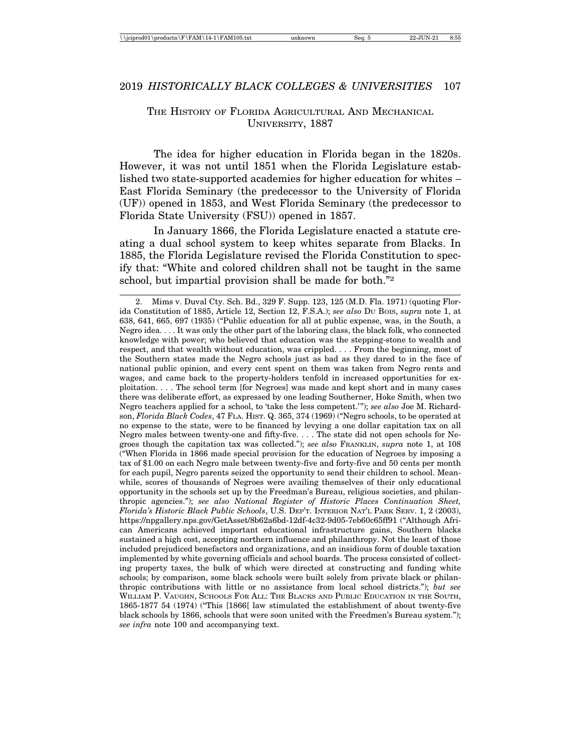## The History of Florida Agricultural And Mechanical University, 1887

The idea for higher education in Florida began in the 1820s. However, it was not until 1851 when the Florida Legislature established two state-supported academies for higher education for whites – East Florida Seminary (the predecessor to the University of Florida (UF)) opened in 1853, and West Florida Seminary (the predecessor to Florida State University (FSU)) opened in 1857.

In January 1866, the Florida Legislature enacted a statute creating a dual school system to keep whites separate from Blacks. In 1885, the Florida Legislature revised the Florida Constitution to specify that: "White and colored children shall not be taught in the same school, but impartial provision shall be made for both."[2]

---

2. Mims v. Duval Cty. Sch. Bd., 329 F. Supp. 123, 125 (M.D. Fla. 1971) (quoting Florida Constitution of 1885, Article 12, Section 12, F.S.A.); *see also* Du Bois, *supra* note 1, at 638, 641, 665, 697 (1935) ("Public education for all at public expense, was, in the South, a Negro idea. . . . It was only the other part of the laboring class, the black folk, who connected knowledge with power; who believed that education was the stepping-stone to wealth and respect, and that wealth without education, was crippled. . . . From the beginning, most of the Southern states made the Negro schools just as bad as they dared to in the face of national public opinion, and every cent spent on them was taken from Negro rents and wages, and came back to the property-holders tenfold in increased opportunities for exploitation. . . . The school term [for Negroes] was made and kept short and in many cases there was deliberate effort, as expressed by one leading Southerner, Hoke Smith, when two Negro teachers applied for a school, to 'take the less competent.'"); *see also* Joe M. Richardson, *Florida Black Codes*, 47 Fla. Hist. Q. 365, 374 (1969) ("Negro schools, to be operated at no expense to the state, were to be financed by levying a one dollar capitation tax on all Negro males between twenty-one and fifty-five. . . . The state did not open schools for Negroes though the capitation tax was collected."); *see also* Franklin, *supra* note 1, at 108 ("When Florida in 1866 made special provision for the education of Negroes by imposing a tax of $1.00 on each Negro male between twenty-five and forty-five and 50 cents per month for each pupil, Negro parents seized the opportunity to send their children to school. Meanwhile, scores of thousands of Negroes were availing themselves of their only educational opportunity in the schools set up by the Freedman's Bureau, religious societies, and philanthropic agencies."); *see also National Register of Historic Places Continuation Sheet, Florida's Historic Black Public Schools*, U.S. Dep't. Interior Nat'l Park Serv. 1, 2 (2003), https://npgallery.nps.gov/GetAsset/8b62a6bd-12df-4c32-9d05-7eb60c65ff91 ("Although African Americans achieved important educational infrastructure gains, Southern blacks sustained a high cost, accepting northern influence and philanthropy. Not the least of those included prejudiced benefactors and organizations, and an insidious form of double taxation implemented by white governing officials and school boards. The process consisted of collecting property taxes, the bulk of which were directed at constructing and funding white schools; by comparison, some black schools were built solely from private black or philanthropic contributions with little or no assistance from local school districts."); *but see* William P. Vaughn, Schools For All: The Blacks and Public Education in the South, 1865-1877 54 (1974) ("This [1866[ law stimulated the establishment of about twenty-five black schools by 1866, schools that were soon united with the Freedmen's Bureau system."); *see infra* note 100 and accompanying text.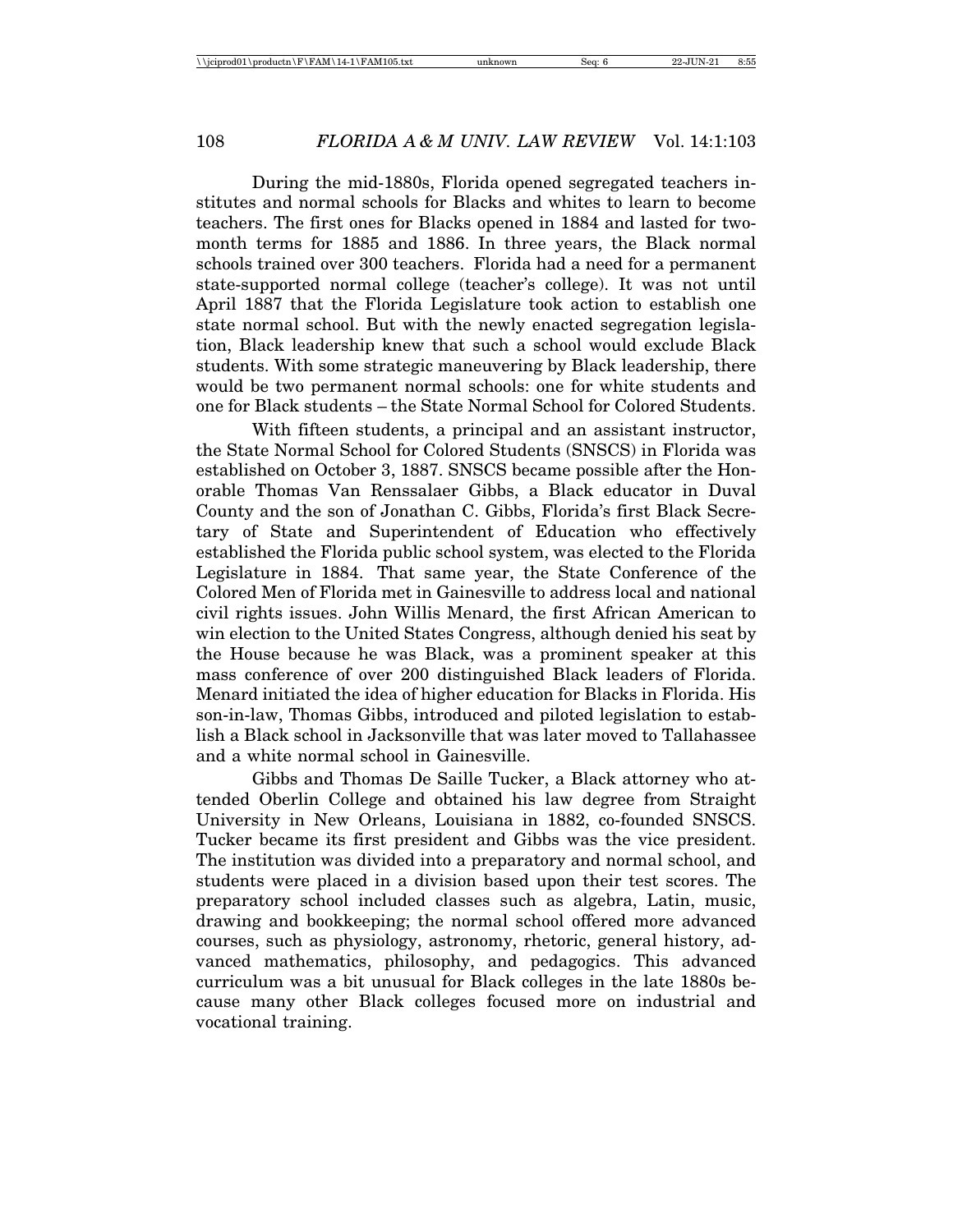During the mid-1880s, Florida opened segregated teachers institutes and normal schools for Blacks and whites to learn to become teachers. The first ones for Blacks opened in 1884 and lasted for two-month terms for 1885 and 1886. In three years, the Black normal schools trained over 300 teachers. Florida had a need for a permanent state-supported normal college (teacher's college). It was not until April 1887 that the Florida Legislature took action to establish one state normal school. But with the newly enacted segregation legislation, Black leadership knew that such a school would exclude Black students. With some strategic maneuvering by Black leadership, there would be two permanent normal schools: one for white students and one for Black students – the State Normal School for Colored Students.

With fifteen students, a principal and an assistant instructor, the State Normal School for Colored Students (SNSCS) in Florida was established on October 3, 1887. SNSCS became possible after the Honorable Thomas Van Renssalaer Gibbs, a Black educator in Duval County and the son of Jonathan C. Gibbs, Florida's first Black Secretary of State and Superintendent of Education who effectively established the Florida public school system, was elected to the Florida Legislature in 1884. That same year, the State Conference of the Colored Men of Florida met in Gainesville to address local and national civil rights issues. John Willis Menard, the first African American to win election to the United States Congress, although denied his seat by the House because he was Black, was a prominent speaker at this mass conference of over 200 distinguished Black leaders of Florida. Menard initiated the idea of higher education for Blacks in Florida. His son-in-law, Thomas Gibbs, introduced and piloted legislation to establish a Black school in Jacksonville that was later moved to Tallahassee and a white normal school in Gainesville.

Gibbs and Thomas De Saille Tucker, a Black attorney who attended Oberlin College and obtained his law degree from Straight University in New Orleans, Louisiana in 1882, co-founded SNSCS. Tucker became its first president and Gibbs was the vice president. The institution was divided into a preparatory and normal school, and students were placed in a division based upon their test scores. The preparatory school included classes such as algebra, Latin, music, drawing and bookkeeping; the normal school offered more advanced courses, such as physiology, astronomy, rhetoric, general history, advanced mathematics, philosophy, and pedagogics. This advanced curriculum was a bit unusual for Black colleges in the late 1880s because many other Black colleges focused more on industrial and vocational training.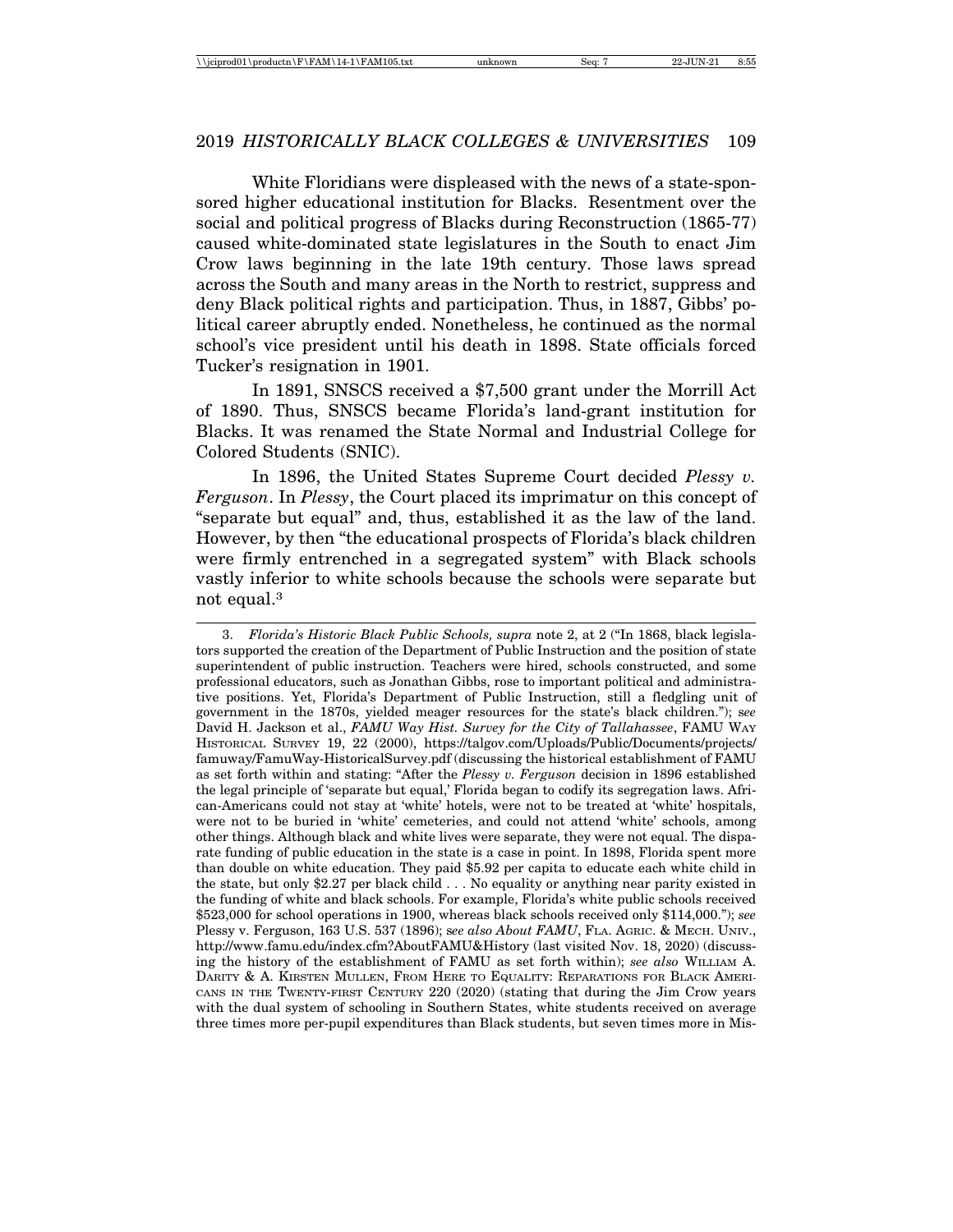White Floridians were displeased with the news of a state-sponsored higher educational institution for Blacks. Resentment over the social and political progress of Blacks during Reconstruction (1865-77) caused white-dominated state legislatures in the South to enact Jim Crow laws beginning in the late 19th century. Those laws spread across the South and many areas in the North to restrict, suppress and deny Black political rights and participation. Thus, in 1887, Gibbs' political career abruptly ended. Nonetheless, he continued as the normal school's vice president until his death in 1898. State officials forced Tucker's resignation in 1901.

In 1891, SNSCS received a $7,500 grant under the Morrill Act of 1890. Thus, SNSCS became Florida's land-grant institution for Blacks. It was renamed the State Normal and Industrial College for Colored Students (SNIC).

In 1896, the United States Supreme Court decided *Plessy v. Ferguson*. In *Plessy*, the Court placed its imprimatur on this concept of "separate but equal" and, thus, established it as the law of the land. However, by then "the educational prospects of Florida's black children were firmly entrenched in a segregated system" with Black schools vastly inferior to white schools because the schools were separate but not equal.[3]

---

3. *Florida's Historic Black Public Schools, supra* note 2, at 2 ("In 1868, black legislators supported the creation of the Department of Public Instruction and the position of state superintendent of public instruction. Teachers were hired, schools constructed, and some professional educators, such as Jonathan Gibbs, rose to important political and administrative positions. Yet, Florida's Department of Public Instruction, still a fledgling unit of government in the 1870s, yielded meager resources for the state's black children."); *see* David H. Jackson et al., *FAMU Way Hist. Survey for the City of Tallahassee*, FAMU WAY HISTORICAL SURVEY 19, 22 (2000), https://talgov.com/Uploads/Public/Documents/projects/famuway/FamuWay-HistoricalSurvey.pdf (discussing the historical establishment of FAMU as set forth within and stating: "After the *Plessy v. Ferguson* decision in 1896 established the legal principle of 'separate but equal,' Florida began to codify its segregation laws. African-Americans could not stay at 'white' hotels, were not to be treated at 'white' hospitals, were not to be buried in 'white' cemeteries, and could not attend 'white' schools, among other things. Although black and white lives were separate, they were not equal. The disparate funding of public education in the state is a case in point. In 1898, Florida spent more than double on white education. They paid $5.92 per capita to educate each white child in the state, but only $2.27 per black child . . . No equality or anything near parity existed in the funding of white and black schools. For example, Florida's white public schools received $523,000 for school operations in 1900, whereas black schools received only $114,000."); *see* Plessy v. Ferguson, 163 U.S. 537 (1896); *see also About FAMU*, FLA. AGRIC. & MECH. UNIV., http://www.famu.edu/index.cfm?AboutFAMU&History (last visited Nov. 18, 2020) (discussing the history of the establishment of FAMU as set forth within); *see also* WILLIAM A. DARITY & A. KIRSTEN MULLEN, FROM HERE TO EQUALITY: REPARATIONS FOR BLACK AMERICANS IN THE TWENTY-FIRST CENTURY 220 (2020) (stating that during the Jim Crow years with the dual system of schooling in Southern States, white students received on average three times more per-pupil expenditures than Black students, but seven times more in Mis-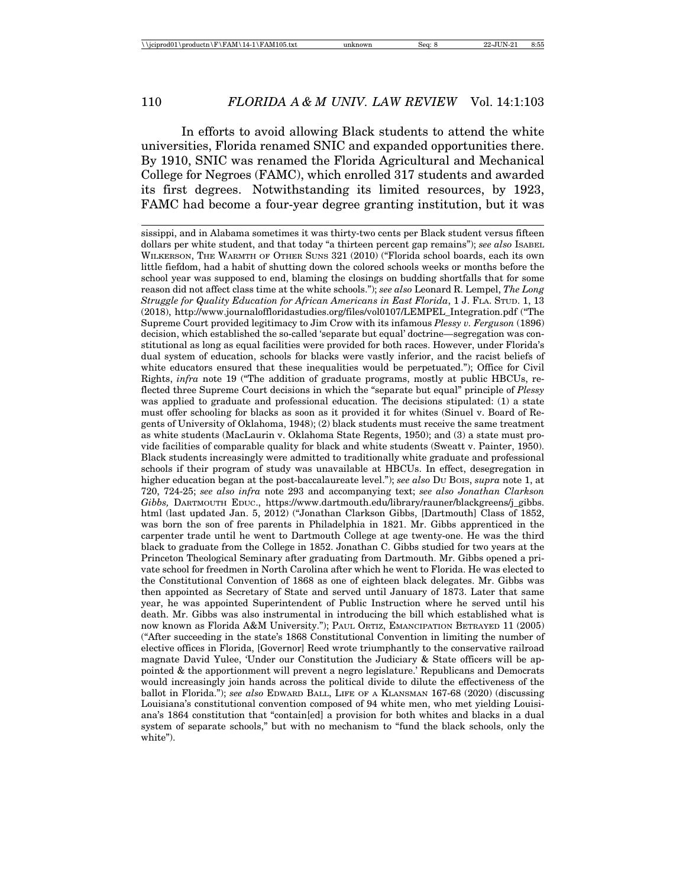In efforts to avoid allowing Black students to attend the white universities, Florida renamed SNIC and expanded opportunities there. By 1910, SNIC was renamed the Florida Agricultural and Mechanical College for Negroes (FAMC), which enrolled 317 students and awarded its first degrees. Notwithstanding its limited resources, by 1923, FAMC had become a four-year degree granting institution, but it was

---

sissippi, and in Alabama sometimes it was thirty-two cents per Black student versus fifteen dollars per white student, and that today "a thirteen percent gap remains"); *see also* ISABEL WILKERSON, THE WARMTH OF OTHER SUNS 321 (2010) ("Florida school boards, each its own little fiefdom, had a habit of shutting down the colored schools weeks or months before the school year was supposed to end, blaming the closings on budding shortfalls that for some reason did not affect class time at the white schools."); *see also* Leonard R. Lempel, *The Long Struggle for Quality Education for African Americans in East Florida*, 1 J. FLA. STUD. 1, 13 (2018), http://www.journaloffloridastudies.org/files/vol0107/LEMPEL_Integration.pdf ("The Supreme Court provided legitimacy to Jim Crow with its infamous *Plessy v. Ferguson* (1896) decision, which established the so-called 'separate but equal' doctrine—segregation was constitutional as long as equal facilities were provided for both races. However, under Florida's dual system of education, schools for blacks were vastly inferior, and the racist beliefs of white educators ensured that these inequalities would be perpetuated."); Office for Civil Rights, *infra* note 19 ("The addition of graduate programs, mostly at public HBCUs, reflected three Supreme Court decisions in which the "separate but equal" principle of *Plessy* was applied to graduate and professional education. The decisions stipulated: (1) a state must offer schooling for blacks as soon as it provided it for whites (Sinuel v. Board of Regents of University of Oklahoma, 1948); (2) black students must receive the same treatment as white students (MacLaurin v. Oklahoma State Regents, 1950); and (3) a state must provide facilities of comparable quality for black and white students (Sweatt v. Painter, 1950). Black students increasingly were admitted to traditionally white graduate and professional schools if their program of study was unavailable at HBCUs. In effect, desegregation in higher education began at the post-baccalaureate level."); *see also* DU BOIS, *supra* note 1, at 720, 724-25; *see also infra* note 293 and accompanying text; *see also Jonathan Clarkson Gibbs,* DARTMOUTH EDUC., https://www.dartmouth.edu/library/rauner/blackgreens/j_gibbs.html (last updated Jan. 5, 2012) ("Jonathan Clarkson Gibbs, [Dartmouth] Class of 1852, was born the son of free parents in Philadelphia in 1821. Mr. Gibbs apprenticed in the carpenter trade until he went to Dartmouth College at age twenty-one. He was the third black to graduate from the College in 1852. Jonathan C. Gibbs studied for two years at the Princeton Theological Seminary after graduating from Dartmouth. Mr. Gibbs opened a private school for freedmen in North Carolina after which he went to Florida. He was elected to the Constitutional Convention of 1868 as one of eighteen black delegates. Mr. Gibbs was then appointed as Secretary of State and served until January of 1873. Later that same year, he was appointed Superintendent of Public Instruction where he served until his death. Mr. Gibbs was also instrumental in introducing the bill which established what is now known as Florida A&M University."); PAUL ORTIZ, EMANCIPATION BETRAYED 11 (2005) ("After succeeding in the state's 1868 Constitutional Convention in limiting the number of elective offices in Florida, [Governor] Reed wrote triumphantly to the conservative railroad magnate David Yulee, 'Under our Constitution the Judiciary & State officers will be appointed & the apportionment will prevent a negro legislature.' Republicans and Democrats would increasingly join hands across the political divide to dilute the effectiveness of the ballot in Florida."); *see also* EDWARD BALL, LIFE OF A KLANSMAN 167-68 (2020) (discussing Louisiana's constitutional convention composed of 94 white men, who met yielding Louisiana's 1864 constitution that "contain[ed] a provision for both whites and blacks in a dual system of separate schools," but with no mechanism to "fund the black schools, only the white").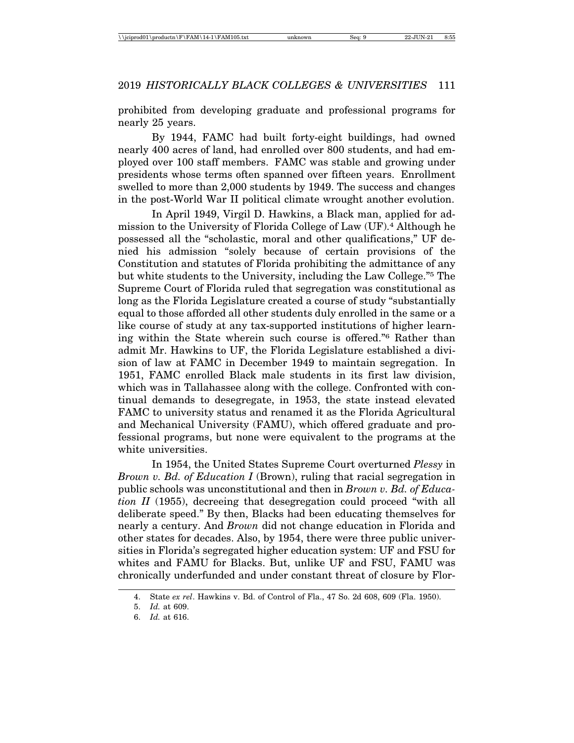prohibited from developing graduate and professional programs for nearly 25 years.

By 1944, FAMC had built forty-eight buildings, had owned nearly 400 acres of land, had enrolled over 800 students, and had employed over 100 staff members. FAMC was stable and growing under presidents whose terms often spanned over fifteen years. Enrollment swelled to more than 2,000 students by 1949. The success and changes in the post-World War II political climate wrought another evolution.

In April 1949, Virgil D. Hawkins, a Black man, applied for admission to the University of Florida College of Law (UF).[4] Although he possessed all the "scholastic, moral and other qualifications," UF denied his admission "solely because of certain provisions of the Constitution and statutes of Florida prohibiting the admittance of any but white students to the University, including the Law College."[5] The Supreme Court of Florida ruled that segregation was constitutional as long as the Florida Legislature created a course of study "substantially equal to those afforded all other students duly enrolled in the same or a like course of study at any tax-supported institutions of higher learning within the State wherein such course is offered."[6] Rather than admit Mr. Hawkins to UF, the Florida Legislature established a division of law at FAMC in December 1949 to maintain segregation. In 1951, FAMC enrolled Black male students in its first law division, which was in Tallahassee along with the college. Confronted with continual demands to desegregate, in 1953, the state instead elevated FAMC to university status and renamed it as the Florida Agricultural and Mechanical University (FAMU), which offered graduate and professional programs, but none were equivalent to the programs at the white universities.

In 1954, the United States Supreme Court overturned *Plessy* in *Brown v. Bd. of Education I* (Brown), ruling that racial segregation in public schools was unconstitutional and then in *Brown v. Bd. of Education II* (1955), decreeing that desegregation could proceed "with all deliberate speed." By then, Blacks had been educating themselves for nearly a century. And *Brown* did not change education in Florida and other states for decades. Also, by 1954, there were three public universities in Florida's segregated higher education system: UF and FSU for whites and FAMU for Blacks. But, unlike UF and FSU, FAMU was chronically underfunded and under constant threat of closure by Flor-

4. State *ex rel*. Hawkins v. Bd. of Control of Fla., 47 So. 2d 608, 609 (Fla. 1950).

5. *Id.* at 609.

6. *Id.* at 616.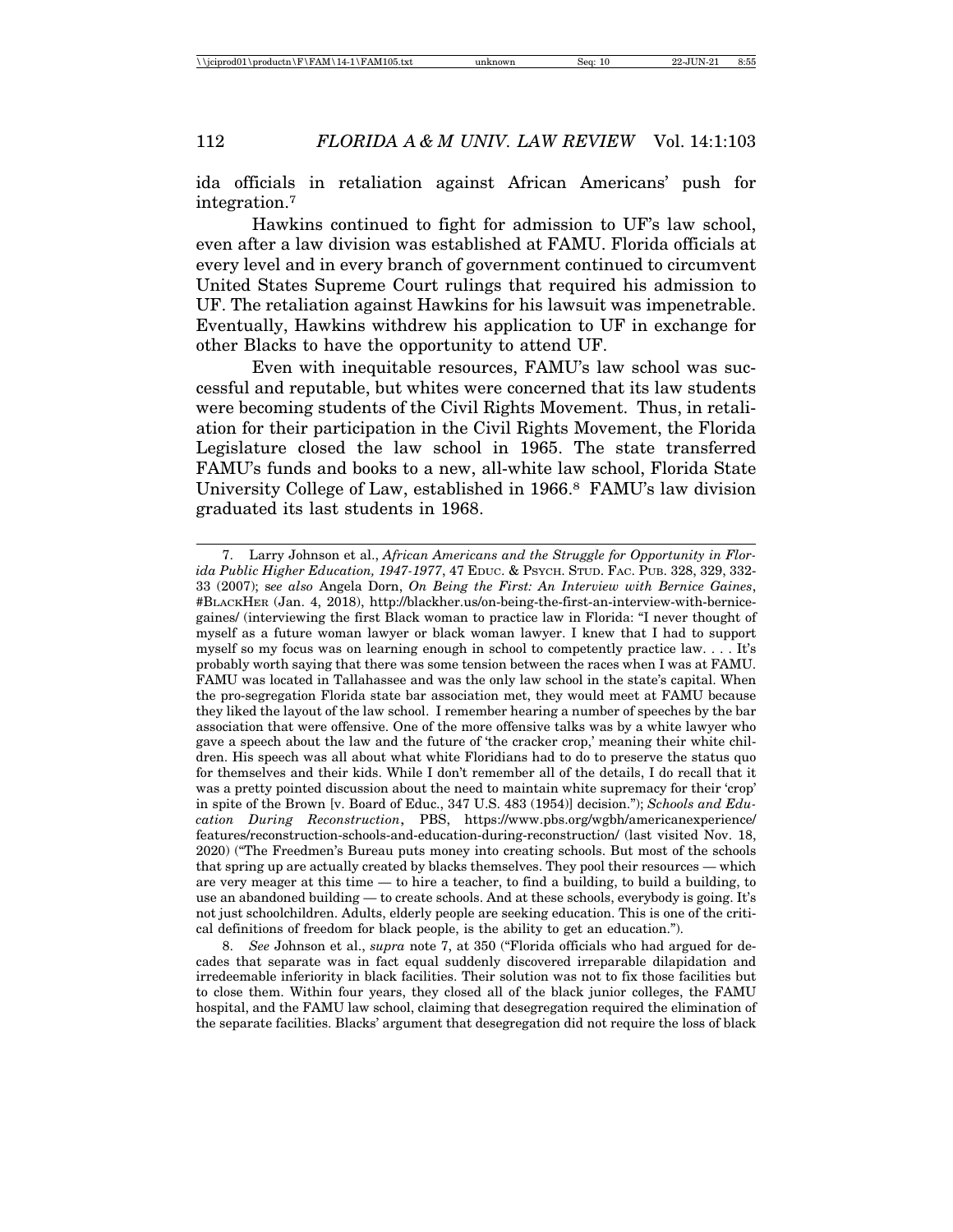ida officials in retaliation against African Americans' push for integration.[7]

Hawkins continued to fight for admission to UF's law school, even after a law division was established at FAMU. Florida officials at every level and in every branch of government continued to circumvent United States Supreme Court rulings that required his admission to UF. The retaliation against Hawkins for his lawsuit was impenetrable. Eventually, Hawkins withdrew his application to UF in exchange for other Blacks to have the opportunity to attend UF.

Even with inequitable resources, FAMU's law school was successful and reputable, but whites were concerned that its law students were becoming students of the Civil Rights Movement. Thus, in retaliation for their participation in the Civil Rights Movement, the Florida Legislature closed the law school in 1965. The state transferred FAMU's funds and books to a new, all-white law school, Florida State University College of Law, established in 1966.[8] FAMU's law division graduated its last students in 1968.

---

7. Larry Johnson et al., *African Americans and the Struggle for Opportunity in Florida Public Higher Education, 1947-1977*, 47 EDUC. & PSYCH. STUD. FAC. PUB. 328, 329, 332-33 (2007); *see also* Angela Dorn, *On Being the First: An Interview with Bernice Gaines*, #BLACKHER (Jan. 4, 2018), http://blackher.us/on-being-the-first-an-interview-with-bernice-gaines/ (interviewing the first Black woman to practice law in Florida: "I never thought of myself as a future woman lawyer or black woman lawyer. I knew that I had to support myself so my focus was on learning enough in school to competently practice law. . . . It's probably worth saying that there was some tension between the races when I was at FAMU. FAMU was located in Tallahassee and was the only law school in the state's capital. When the pro-segregation Florida state bar association met, they would meet at FAMU because they liked the layout of the law school. I remember hearing a number of speeches by the bar association that were offensive. One of the more offensive talks was by a white lawyer who gave a speech about the law and the future of 'the cracker crop,' meaning their white children. His speech was all about what white Floridians had to do to preserve the status quo for themselves and their kids. While I don't remember all of the details, I do recall that it was a pretty pointed discussion about the need to maintain white supremacy for their 'crop' in spite of the Brown [v. Board of Educ., 347 U.S. 483 (1954)] decision."); *Schools and Education During Reconstruction*, PBS, https://www.pbs.org/wgbh/americanexperience/features/reconstruction-schools-and-education-during-reconstruction/ (last visited Nov. 18, 2020) ("The Freedmen's Bureau puts money into creating schools. But most of the schools that spring up are actually created by blacks themselves. They pool their resources — which are very meager at this time — to hire a teacher, to find a building, to build a building, to use an abandoned building — to create schools. And at these schools, everybody is going. It's not just schoolchildren. Adults, elderly people are seeking education. This is one of the critical definitions of freedom for black people, is the ability to get an education.").

8. *See* Johnson et al., *supra* note 7, at 350 ("Florida officials who had argued for decades that separate was in fact equal suddenly discovered irreparable dilapidation and irredeemable inferiority in black facilities. Their solution was not to fix those facilities but to close them. Within four years, they closed all of the black junior colleges, the FAMU hospital, and the FAMU law school, claiming that desegregation required the elimination of the separate facilities. Blacks' argument that desegregation did not require the loss of black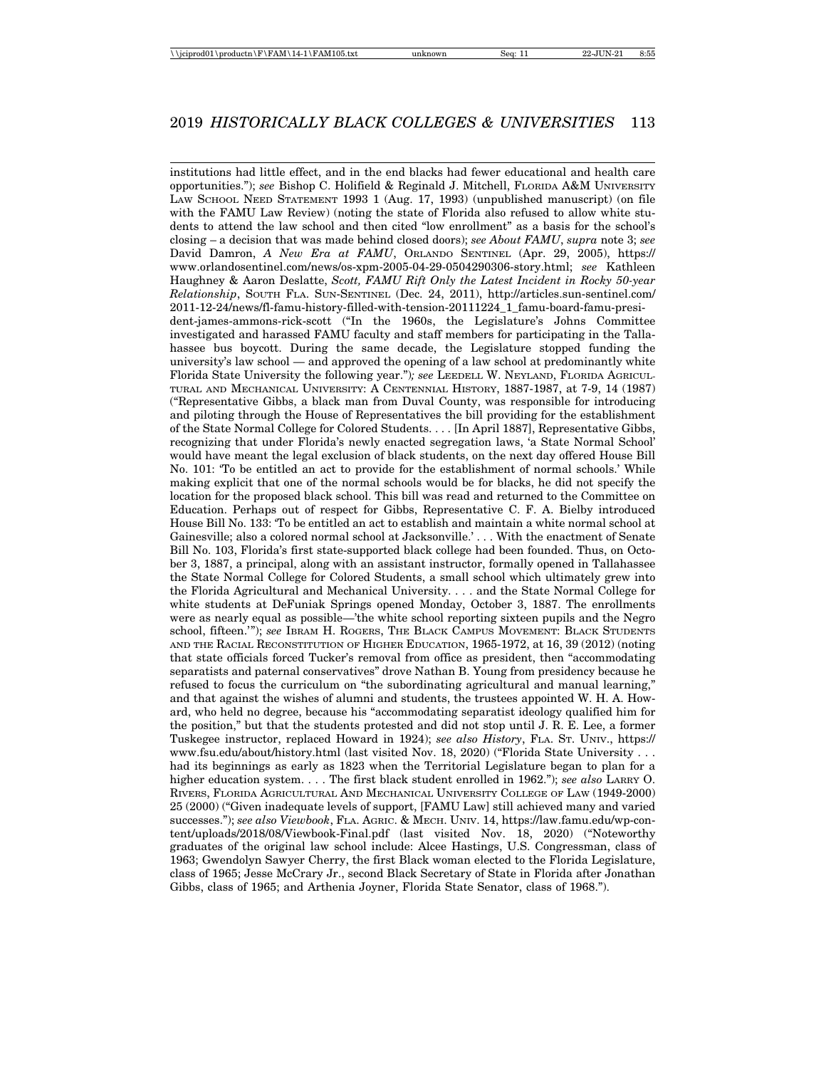institutions had little effect, and in the end blacks had fewer educational and health care opportunities."); *see* Bishop C. Holifield & Reginald J. Mitchell, FLORIDA A&M UNIVERSITY LAW SCHOOL NEED STATEMENT 1993 1 (Aug. 17, 1993) (unpublished manuscript) (on file with the FAMU Law Review) (noting the state of Florida also refused to allow white students to attend the law school and then cited "low enrollment" as a basis for the school's closing – a decision that was made behind closed doors); *see About FAMU*, *supra* note 3; *see* David Damron, *A New Era at FAMU*, ORLANDO SENTINEL (Apr. 29, 2005), https://www.orlandosentinel.com/news/os-xpm-2005-04-29-0504290306-story.html; *see* Kathleen Haughney & Aaron Deslatte, *Scott, FAMU Rift Only the Latest Incident in Rocky 50-year Relationship*, SOUTH FLA. SUN-SENTINEL (Dec. 24, 2011), http://articles.sun-sentinel.com/2011-12-24/news/fl-famu-history-filled-with-tension-20111224_1_famu-board-famu-president-james-ammons-rick-scott ("In the 1960s, the Legislature's Johns Committee investigated and harassed FAMU faculty and staff members for participating in the Tallahassee bus boycott. During the same decade, the Legislature stopped funding the university's law school — and approved the opening of a law school at predominantly white Florida State University the following year."); *see* LEEDELL W. NEYLAND, FLORIDA AGRICULTURAL AND MECHANICAL UNIVERSITY: A CENTENNIAL HISTORY, 1887-1987, at 7-9, 14 (1987) ("Representative Gibbs, a black man from Duval County, was responsible for introducing and piloting through the House of Representatives the bill providing for the establishment of the State Normal College for Colored Students. . . . [In April 1887], Representative Gibbs, recognizing that under Florida's newly enacted segregation laws, 'a State Normal School' would have meant the legal exclusion of black students, on the next day offered House Bill No. 101: 'To be entitled an act to provide for the establishment of normal schools.' While making explicit that one of the normal schools would be for blacks, he did not specify the location for the proposed black school. This bill was read and returned to the Committee on Education. Perhaps out of respect for Gibbs, Representative C. F. A. Bielby introduced House Bill No. 133: 'To be entitled an act to establish and maintain a white normal school at Gainesville; also a colored normal school at Jacksonville.' . . . With the enactment of Senate Bill No. 103, Florida's first state-supported black college had been founded. Thus, on October 3, 1887, a principal, along with an assistant instructor, formally opened in Tallahassee the State Normal College for Colored Students, a small school which ultimately grew into the Florida Agricultural and Mechanical University. . . . and the State Normal College for white students at DeFuniak Springs opened Monday, October 3, 1887. The enrollments were as nearly equal as possible—'the white school reporting sixteen pupils and the Negro school, fifteen.'"); *see* IBRAM H. ROGERS, THE BLACK CAMPUS MOVEMENT: BLACK STUDENTS AND THE RACIAL RECONSTITUTION OF HIGHER EDUCATION, 1965-1972, at 16, 39 (2012) (noting that state officials forced Tucker's removal from office as president, then "accommodating separatists and paternal conservatives" drove Nathan B. Young from presidency because he refused to focus the curriculum on "the subordinating agricultural and manual learning," and that against the wishes of alumni and students, the trustees appointed W. H. A. Howard, who held no degree, because his "accommodating separatist ideology qualified him for the position," but that the students protested and did not stop until J. R. E. Lee, a former Tuskegee instructor, replaced Howard in 1924); *see also History*, FLA. ST. UNIV., https://www.fsu.edu/about/history.html (last visited Nov. 18, 2020) ("Florida State University . . . had its beginnings as early as 1823 when the Territorial Legislature began to plan for a higher education system. . . . The first black student enrolled in 1962."); *see also* LARRY O. RIVERS, FLORIDA AGRICULTURAL AND MECHANICAL UNIVERSITY COLLEGE OF LAW (1949-2000) 25 (2000) ("Given inadequate levels of support, [FAMU Law] still achieved many and varied successes."); *see also Viewbook*, FLA. AGRIC. & MECH. UNIV. 14, https://law.famu.edu/wp-content/uploads/2018/08/Viewbook-Final.pdf (last visited Nov. 18, 2020) ("Noteworthy graduates of the original law school include: Alcee Hastings, U.S. Congressman, class of 1963; Gwendolyn Sawyer Cherry, the first Black woman elected to the Florida Legislature, class of 1965; Jesse McCrary Jr., second Black Secretary of State in Florida after Jonathan Gibbs, class of 1965; and Arthenia Joyner, Florida State Senator, class of 1968.").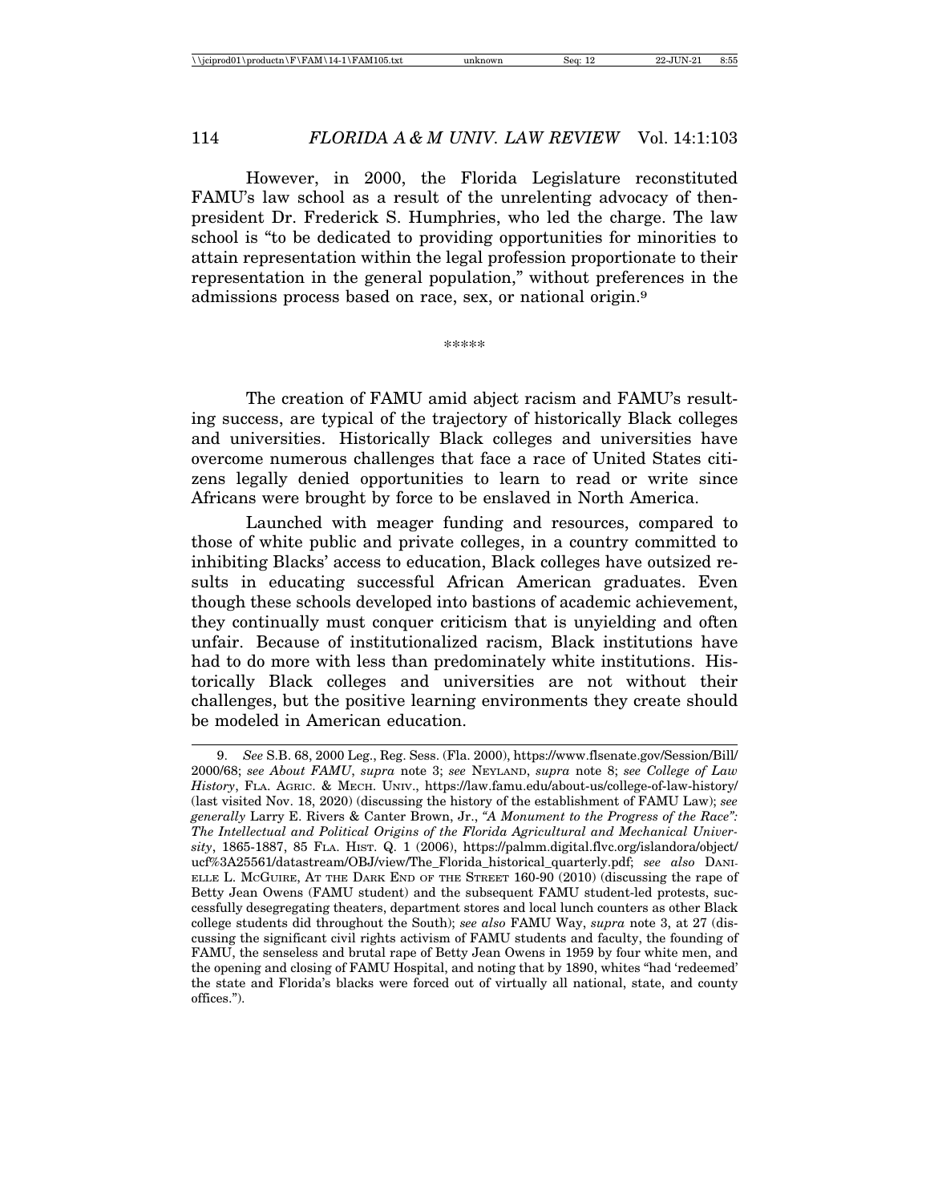However, in 2000, the Florida Legislature reconstituted FAMU's law school as a result of the unrelenting advocacy of then-president Dr. Frederick S. Humphries, who led the charge. The law school is "to be dedicated to providing opportunities for minorities to attain representation within the legal profession proportionate to their representation in the general population," without preferences in the admissions process based on race, sex, or national origin.[9]

*****

The creation of FAMU amid abject racism and FAMU's resulting success, are typical of the trajectory of historically Black colleges and universities. Historically Black colleges and universities have overcome numerous challenges that face a race of United States citizens legally denied opportunities to learn to read or write since Africans were brought by force to be enslaved in North America.

Launched with meager funding and resources, compared to those of white public and private colleges, in a country committed to inhibiting Blacks' access to education, Black colleges have outsized results in educating successful African American graduates. Even though these schools developed into bastions of academic achievement, they continually must conquer criticism that is unyielding and often unfair. Because of institutionalized racism, Black institutions have had to do more with less than predominately white institutions. Historically Black colleges and universities are not without their challenges, but the positive learning environments they create should be modeled in American education.

---

9. *See* S.B. 68, 2000 Leg., Reg. Sess. (Fla. 2000), https://www.flsenate.gov/Session/Bill/2000/68; *see About FAMU*, *supra* note 3; *see* NEYLAND, *supra* note 8; *see College of Law History*, FLA. AGRIC. & MECH. UNIV., https://law.famu.edu/about-us/college-of-law-history/ (last visited Nov. 18, 2020) (discussing the history of the establishment of FAMU Law); *see generally* Larry E. Rivers & Canter Brown, Jr., *"A Monument to the Progress of the Race": The Intellectual and Political Origins of the Florida Agricultural and Mechanical University*, 1865-1887, 85 FLA. HIST. Q. 1 (2006), https://palmm.digital.flvc.org/islandora/object/ucf%3A25561/datastream/OBJ/view/The_Florida_historical_quarterly.pdf; *see also* DANIELLE L. MCGUIRE, AT THE DARK END OF THE STREET 160-90 (2010) (discussing the rape of Betty Jean Owens (FAMU student) and the subsequent FAMU student-led protests, successfully desegregating theaters, department stores and local lunch counters as other Black college students did throughout the South); *see also* FAMU Way, *supra* note 3, at 27 (discussing the significant civil rights activism of FAMU students and faculty, the founding of FAMU, the senseless and brutal rape of Betty Jean Owens in 1959 by four white men, and the opening and closing of FAMU Hospital, and noting that by 1890, whites "had 'redeemed' the state and Florida's blacks were forced out of virtually all national, state, and county offices.").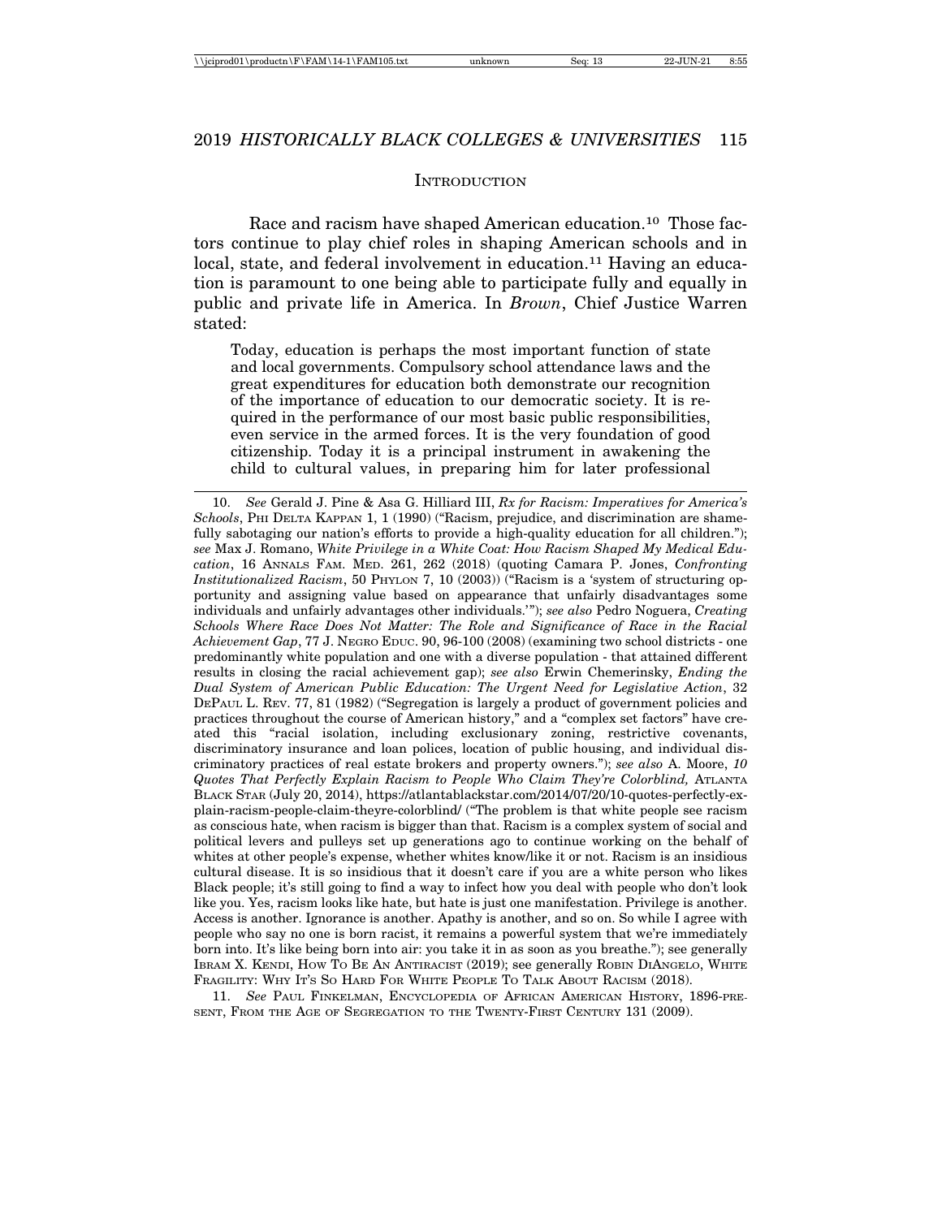## INTRODUCTION

Race and racism have shaped American education.[10] Those factors continue to play chief roles in shaping American schools and in local, state, and federal involvement in education.[11] Having an education is paramount to one being able to participate fully and equally in public and private life in America. In *Brown*, Chief Justice Warren stated:

> Today, education is perhaps the most important function of state and local governments. Compulsory school attendance laws and the great expenditures for education both demonstrate our recognition of the importance of education to our democratic society. It is required in the performance of our most basic public responsibilities, even service in the armed forces. It is the very foundation of good citizenship. Today it is a principal instrument in awakening the child to cultural values, in preparing him for later professional

---

10. *See* Gerald J. Pine & Asa G. Hilliard III, *Rx for Racism: Imperatives for America's Schools*, PHI DELTA KAPPAN 1, 1 (1990) ("Racism, prejudice, and discrimination are shamefully sabotaging our nation's efforts to provide a high-quality education for all children."); *see* Max J. Romano, *White Privilege in a White Coat: How Racism Shaped My Medical Education*, 16 ANNALS FAM. MED. 261, 262 (2018) (quoting Camara P. Jones, *Confronting Institutionalized Racism*, 50 PHYLON 7, 10 (2003)) ("Racism is a 'system of structuring opportunity and assigning value based on appearance that unfairly disadvantages some individuals and unfairly advantages other individuals.'"); *see also* Pedro Noguera, *Creating Schools Where Race Does Not Matter: The Role and Significance of Race in the Racial Achievement Gap*, 77 J. NEGRO EDUC. 90, 96-100 (2008) (examining two school districts - one predominantly white population and one with a diverse population - that attained different results in closing the racial achievement gap); *see also* Erwin Chemerinsky, *Ending the Dual System of American Public Education: The Urgent Need for Legislative Action*, 32 DEPAUL L. REV. 77, 81 (1982) ("Segregation is largely a product of government policies and practices throughout the course of American history," and a "complex set factors" have created this "racial isolation, including exclusionary zoning, restrictive covenants, discriminatory insurance and loan polices, location of public housing, and individual discriminatory practices of real estate brokers and property owners."); *see also* A. Moore, *10 Quotes That Perfectly Explain Racism to People Who Claim They're Colorblind,* ATLANTA BLACK STAR (July 20, 2014), https://atlantablackstar.com/2014/07/20/10-quotes-perfectly-explain-racism-people-claim-theyre-colorblind/ ("The problem is that white people see racism as conscious hate, when racism is bigger than that. Racism is a complex system of social and political levers and pulleys set up generations ago to continue working on the behalf of whites at other people's expense, whether whites know/like it or not. Racism is an insidious cultural disease. It is so insidious that it doesn't care if you are a white person who likes Black people; it's still going to find a way to infect how you deal with people who don't look like you. Yes, racism looks like hate, but hate is just one manifestation. Privilege is another. Access is another. Ignorance is another. Apathy is another, and so on. So while I agree with people who say no one is born racist, it remains a powerful system that we're immediately born into. It's like being born into air: you take it in as soon as you breathe."); see generally IBRAM X. KENDI, HOW TO BE AN ANTIRACIST (2019); see generally ROBIN DIANGELO, WHITE FRAGILITY: WHY IT'S SO HARD FOR WHITE PEOPLE TO TALK ABOUT RACISM (2018).

11. *See* PAUL FINKELMAN, ENCYCLOPEDIA OF AFRICAN AMERICAN HISTORY, 1896-PRESENT, FROM THE AGE OF SEGREGATION TO THE TWENTY-FIRST CENTURY 131 (2009).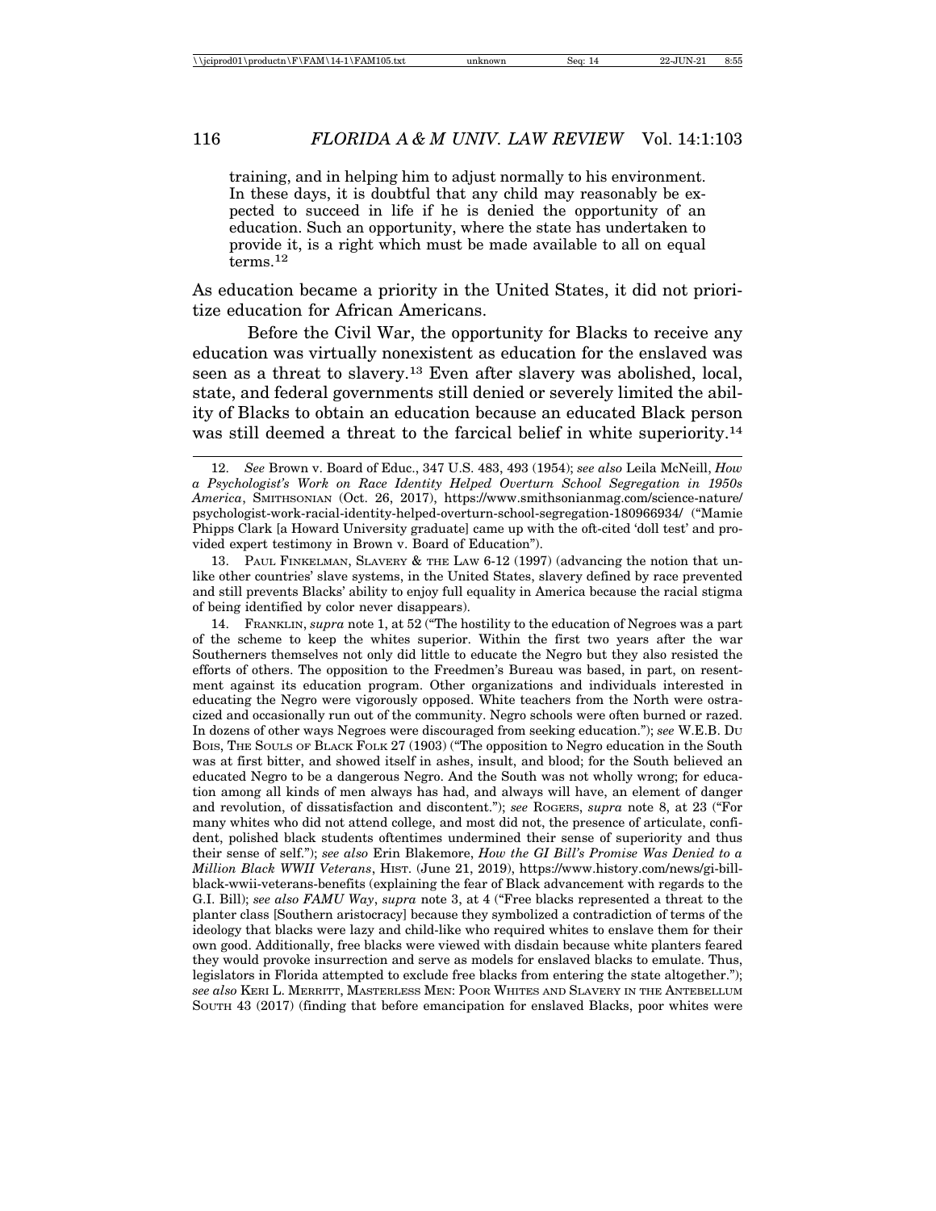> training, and in helping him to adjust normally to his environment. In these days, it is doubtful that any child may reasonably be expected to succeed in life if he is denied the opportunity of an education. Such an opportunity, where the state has undertaken to provide it, is a right which must be made available to all on equal terms.[12]

As education became a priority in the United States, it did not prioritize education for African Americans.

Before the Civil War, the opportunity for Blacks to receive any education was virtually nonexistent as education for the enslaved was seen as a threat to slavery.[13] Even after slavery was abolished, local, state, and federal governments still denied or severely limited the ability of Blacks to obtain an education because an educated Black person was still deemed a threat to the farcical belief in white superiority.[14]

---

12. *See* Brown v. Board of Educ., 347 U.S. 483, 493 (1954); *see also* Leila McNeill, *How a Psychologist's Work on Race Identity Helped Overturn School Segregation in 1950s America*, SMITHSONIAN (Oct. 26, 2017), https://www.smithsonianmag.com/science-nature/psychologist-work-racial-identity-helped-overturn-school-segregation-180966934/ ("Mamie Phipps Clark [a Howard University graduate] came up with the oft-cited 'doll test' and provided expert testimony in Brown v. Board of Education").

13. PAUL FINKELMAN, SLAVERY & THE LAW 6-12 (1997) (advancing the notion that unlike other countries' slave systems, in the United States, slavery defined by race prevented and still prevents Blacks' ability to enjoy full equality in America because the racial stigma of being identified by color never disappears).

14. FRANKLIN, *supra* note 1, at 52 ("The hostility to the education of Negroes was a part of the scheme to keep the whites superior. Within the first two years after the war Southerners themselves not only did little to educate the Negro but they also resisted the efforts of others. The opposition to the Freedmen's Bureau was based, in part, on resentment against its education program. Other organizations and individuals interested in educating the Negro were vigorously opposed. White teachers from the North were ostracized and occasionally run out of the community. Negro schools were often burned or razed. In dozens of other ways Negroes were discouraged from seeking education."); *see* W.E.B. DU BOIS, THE SOULS OF BLACK FOLK 27 (1903) ("The opposition to Negro education in the South was at first bitter, and showed itself in ashes, insult, and blood; for the South believed an educated Negro to be a dangerous Negro. And the South was not wholly wrong; for education among all kinds of men always has had, and always will have, an element of danger and revolution, of dissatisfaction and discontent."); *see* ROGERS, *supra* note 8, at 23 ("For many whites who did not attend college, and most did not, the presence of articulate, confident, polished black students oftentimes undermined their sense of superiority and thus their sense of self."); *see also* Erin Blakemore, *How the GI Bill's Promise Was Denied to a Million Black WWII Veterans*, HIST. (June 21, 2019), https://www.history.com/news/gi-bill-black-wwii-veterans-benefits (explaining the fear of Black advancement with regards to the G.I. Bill); *see also FAMU Way*, *supra* note 3, at 4 ("Free blacks represented a threat to the planter class [Southern aristocracy] because they symbolized a contradiction of terms of the ideology that blacks were lazy and child-like who required whites to enslave them for their own good. Additionally, free blacks were viewed with disdain because white planters feared they would provoke insurrection and serve as models for enslaved blacks to emulate. Thus, legislators in Florida attempted to exclude free blacks from entering the state altogether."); *see also* KERI L. MERRITT, MASTERLESS MEN: POOR WHITES AND SLAVERY IN THE ANTEBELLUM SOUTH 43 (2017) (finding that before emancipation for enslaved Blacks, poor whites were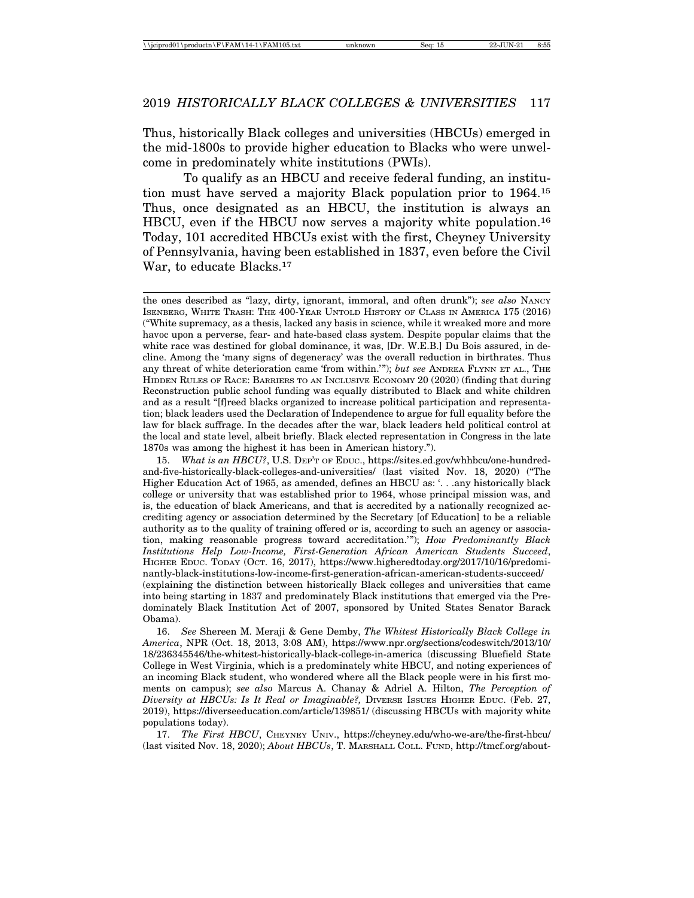Thus, historically Black colleges and universities (HBCUs) emerged in the mid-1800s to provide higher education to Blacks who were unwelcome in predominately white institutions (PWIs).

To qualify as an HBCU and receive federal funding, an institution must have served a majority Black population prior to 1964.[15] Thus, once designated as an HBCU, the institution is always an HBCU, even if the HBCU now serves a majority white population.[16] Today, 101 accredited HBCUs exist with the first, Cheyney University of Pennsylvania, having been established in 1837, even before the Civil War, to educate Blacks.[17]

---

the ones described as "lazy, dirty, ignorant, immoral, and often drunk"); *see also* NANCY ISENBERG, WHITE TRASH: THE 400-YEAR UNTOLD HISTORY OF CLASS IN AMERICA 175 (2016) ("White supremacy, as a thesis, lacked any basis in science, while it wreaked more and more havoc upon a perverse, fear- and hate-based class system. Despite popular claims that the white race was destined for global dominance, it was, [Dr. W.E.B.] Du Bois assured, in decline. Among the 'many signs of degeneracy' was the overall reduction in birthrates. Thus any threat of white deterioration came 'from within.'"); *but see* ANDREA FLYNN ET AL., THE HIDDEN RULES OF RACE: BARRIERS TO AN INCLUSIVE ECONOMY 20 (2020) (finding that during Reconstruction public school funding was equally distributed to Black and white children and as a result "[f]reed blacks organized to increase political participation and representation; black leaders used the Declaration of Independence to argue for full equality before the law for black suffrage. In the decades after the war, black leaders held political control at the local and state level, albeit briefly. Black elected representation in Congress in the late 1870s was among the highest it has been in American history.").

15. *What is an HBCU?*, U.S. DEP'T OF EDUC., https://sites.ed.gov/whhbcu/one-hundred-and-five-historically-black-colleges-and-universities/ (last visited Nov. 18, 2020) ("The Higher Education Act of 1965, as amended, defines an HBCU as: '. . .any historically black college or university that was established prior to 1964, whose principal mission was, and is, the education of black Americans, and that is accredited by a nationally recognized accrediting agency or association determined by the Secretary [of Education] to be a reliable authority as to the quality of training offered or is, according to such an agency or association, making reasonable progress toward accreditation.'"); *How Predominantly Black Institutions Help Low-Income, First-Generation African American Students Succeed*, HIGHER EDUC. TODAY (OCT. 16, 2017), https://www.higheredtoday.org/2017/10/16/predominantly-black-institutions-low-income-first-generation-african-american-students-succeed/ (explaining the distinction between historically Black colleges and universities that came into being starting in 1837 and predominately Black institutions that emerged via the Predominately Black Institution Act of 2007, sponsored by United States Senator Barack Obama).

16. *See* Shereen M. Meraji & Gene Demby, *The Whitest Historically Black College in America*, NPR (Oct. 18, 2013, 3:08 AM), https://www.npr.org/sections/codeswitch/2013/10/18/236345546/the-whitest-historically-black-college-in-america (discussing Bluefield State College in West Virginia, which is a predominately white HBCU, and noting experiences of an incoming Black student, who wondered where all the Black people were in his first moments on campus); *see also* Marcus A. Chanay & Adriel A. Hilton, *The Perception of Diversity at HBCUs: Is It Real or Imaginable?,* DIVERSE ISSUES HIGHER EDUC. (Feb. 27, 2019), https://diverseeducation.com/article/139851/ (discussing HBCUs with majority white populations today).

17. *The First HBCU*, CHEYNEY UNIV., https://cheyney.edu/who-we-are/the-first-hbcu/ (last visited Nov. 18, 2020); *About HBCUs*, T. MARSHALL COLL. FUND, http://tmcf.org/about-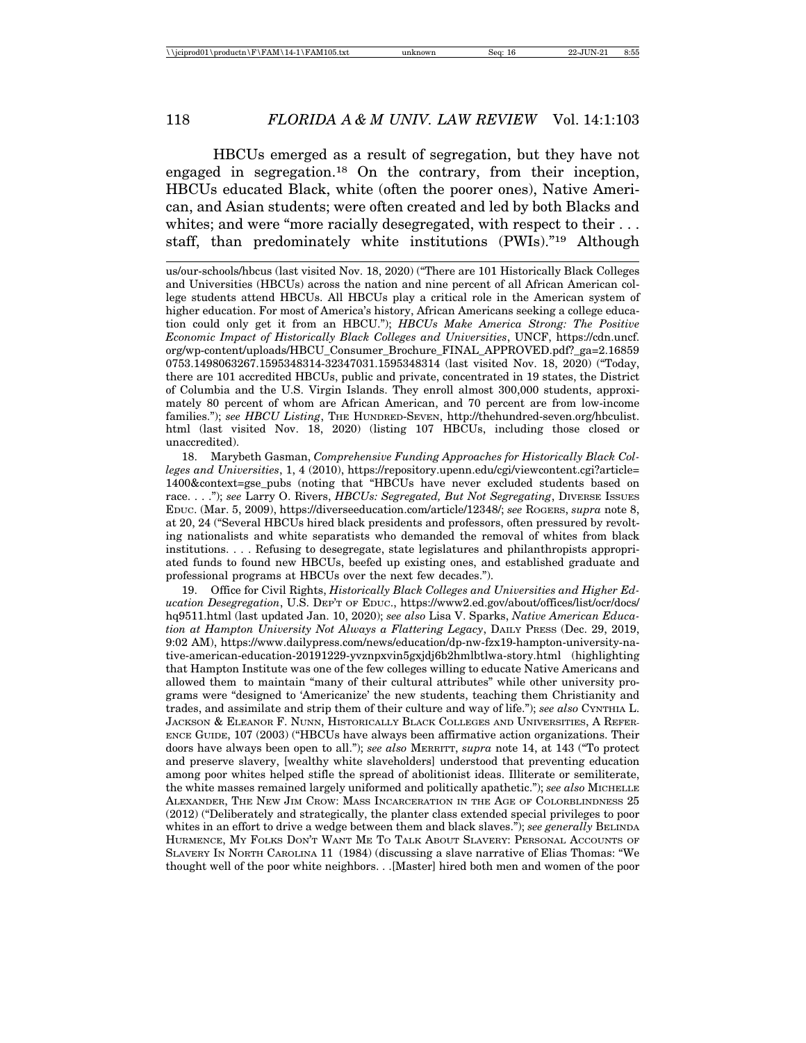HBCUs emerged as a result of segregation, but they have not engaged in segregation.[18] On the contrary, from their inception, HBCUs educated Black, white (often the poorer ones), Native American, and Asian students; were often created and led by both Blacks and whites; and were "more racially desegregated, with respect to their . . . staff, than predominately white institutions (PWIs)."[19] Although

---

us/our-schools/hbcus (last visited Nov. 18, 2020) ("There are 101 Historically Black Colleges and Universities (HBCUs) across the nation and nine percent of all African American college students attend HBCUs. All HBCUs play a critical role in the American system of higher education. For most of America's history, African Americans seeking a college education could only get it from an HBCU."); *HBCUs Make America Strong: The Positive Economic Impact of Historically Black Colleges and Universities*, UNCF, https://cdn.uncf.org/wp-content/uploads/HBCU_Consumer_Brochure_FINAL_APPROVED.pdf?_ga=2.168590753.1498063267.1595348314-32347031.1595348314 (last visited Nov. 18, 2020) ("Today, there are 101 accredited HBCUs, public and private, concentrated in 19 states, the District of Columbia and the U.S. Virgin Islands. They enroll almost 300,000 students, approximately 80 percent of whom are African American, and 70 percent are from low-income families."); *see HBCU Listing*, THE HUNDRED-SEVEN, http://thehundred-seven.org/hbculist.html (last visited Nov. 18, 2020) (listing 107 HBCUs, including those closed or unaccredited).

18. Marybeth Gasman, *Comprehensive Funding Approaches for Historically Black Colleges and Universities*, 1, 4 (2010), https://repository.upenn.edu/cgi/viewcontent.cgi?article=1400&context=gse_pubs (noting that "HBCUs have never excluded students based on race. . . ."); *see* Larry O. Rivers, *HBCUs: Segregated, But Not Segregating*, DIVERSE ISSUES EDUC. (Mar. 5, 2009), https://diverseeducation.com/article/12348/; *see* ROGERS, *supra* note 8, at 20, 24 ("Several HBCUs hired black presidents and professors, often pressured by revolting nationalists and white separatists who demanded the removal of whites from black institutions. . . . Refusing to desegregate, state legislatures and philanthropists appropriated funds to found new HBCUs, beefed up existing ones, and established graduate and professional programs at HBCUs over the next few decades.").

19. Office for Civil Rights, *Historically Black Colleges and Universities and Higher Education Desegregation*, U.S. DEP'T OF EDUC., https://www2.ed.gov/about/offices/list/ocr/docs/hq9511.html (last updated Jan. 10, 2020); *see also* Lisa V. Sparks, *Native American Education at Hampton University Not Always a Flattering Legacy*, DAILY PRESS (Dec. 29, 2019, 9:02 AM), https://www.dailypress.com/news/education/dp-nw-fzx19-hampton-university-native-american-education-20191229-yvznpxvin5gxjdj6b2hmlbtlwa-story.html (highlighting that Hampton Institute was one of the few colleges willing to educate Native Americans and allowed them to maintain "many of their cultural attributes" while other university programs were "designed to 'Americanize' the new students, teaching them Christianity and trades, and assimilate and strip them of their culture and way of life."); *see also* CYNTHIA L. JACKSON & ELEANOR F. NUNN, HISTORICALLY BLACK COLLEGES AND UNIVERSITIES, A REFERENCE GUIDE, 107 (2003) ("HBCUs have always been affirmative action organizations. Their doors have always been open to all."); *see also* MERRITT, *supra* note 14, at 143 ("To protect and preserve slavery, [wealthy white slaveholders] understood that preventing education among poor whites helped stifle the spread of abolitionist ideas. Illiterate or semiliterate, the white masses remained largely uniformed and politically apathetic."); *see also* MICHELLE ALEXANDER, THE NEW JIM CROW: MASS INCARCERATION IN THE AGE OF COLORBLINDNESS 25 (2012) ("Deliberately and strategically, the planter class extended special privileges to poor whites in an effort to drive a wedge between them and black slaves."); *see generally* BELINDA HURMENCE, MY FOLKS DON'T WANT ME TO TALK ABOUT SLAVERY: PERSONAL ACCOUNTS OF SLAVERY IN NORTH CAROLINA 11 (1984) (discussing a slave narrative of Elias Thomas: "We thought well of the poor white neighbors. . .[Master] hired both men and women of the poor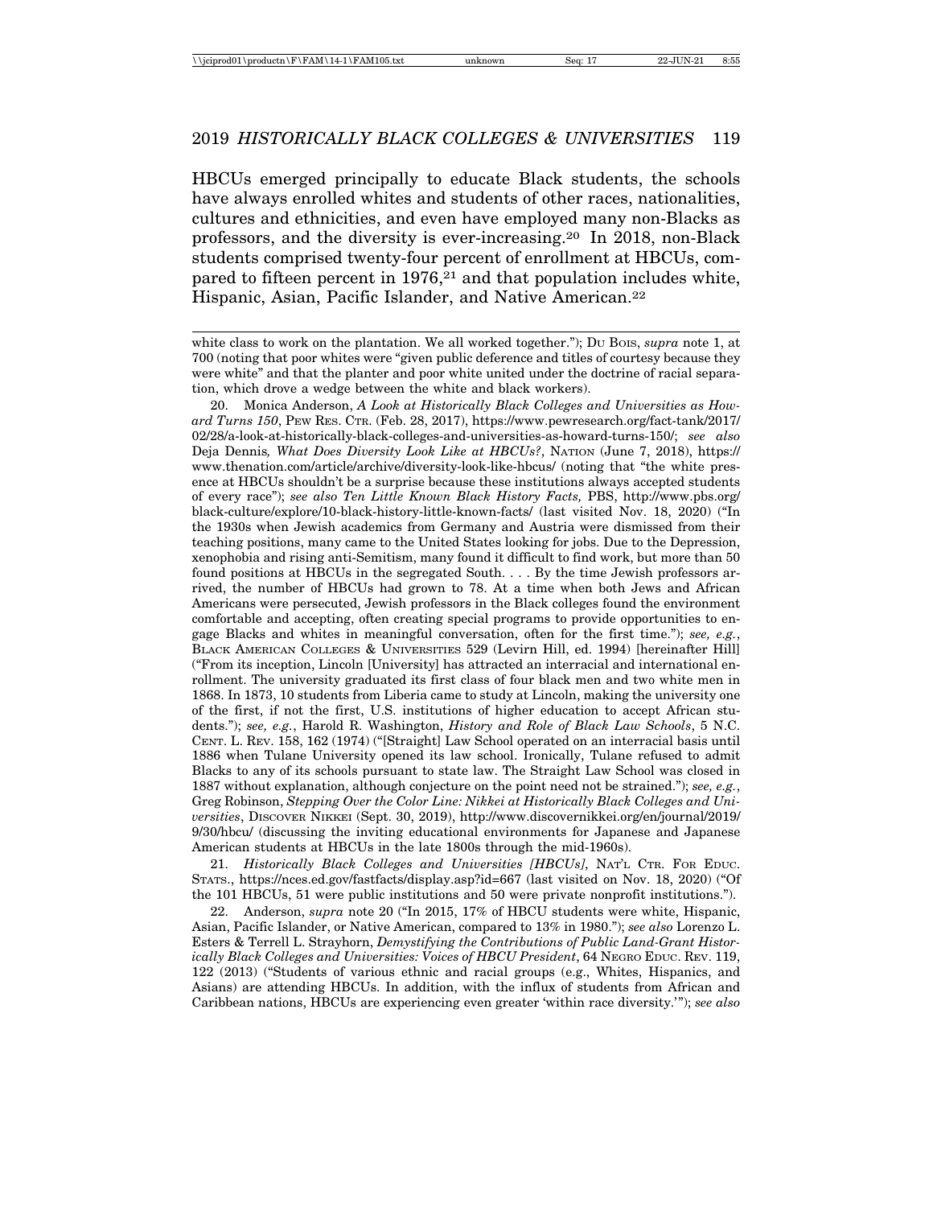HBCUs emerged principally to educate Black students, the schools have always enrolled whites and students of other races, nationalities, cultures and ethnicities, and even have employed many non-Blacks as professors, and the diversity is ever-increasing.[20] In 2018, non-Black students comprised twenty-four percent of enrollment at HBCUs, compared to fifteen percent in 1976,[21] and that population includes white, Hispanic, Asian, Pacific Islander, and Native American.[22]

---

white class to work on the plantation. We all worked together."); DU BOIS, *supra* note 1, at 700 (noting that poor whites were "given public deference and titles of courtesy because they were white" and that the planter and poor white united under the doctrine of racial separation, which drove a wedge between the white and black workers).

20. Monica Anderson, *A Look at Historically Black Colleges and Universities as Howard Turns 150*, PEW RES. CTR. (Feb. 28, 2017), https://www.pewresearch.org/fact-tank/2017/02/28/a-look-at-historically-black-colleges-and-universities-as-howard-turns-150/; *see also* Deja Dennis*, What Does Diversity Look Like at HBCUs?*, NATION (June 7, 2018), https://www.thenation.com/article/archive/diversity-look-like-hbcus/ (noting that "the white presence at HBCUs shouldn't be a surprise because these institutions always accepted students of every race"); *see also Ten Little Known Black History Facts,* PBS, http://www.pbs.org/black-culture/explore/10-black-history-little-known-facts/ (last visited Nov. 18, 2020) ("In the 1930s when Jewish academics from Germany and Austria were dismissed from their teaching positions, many came to the United States looking for jobs. Due to the Depression, xenophobia and rising anti-Semitism, many found it difficult to find work, but more than 50 found positions at HBCUs in the segregated South. . . . By the time Jewish professors arrived, the number of HBCUs had grown to 78. At a time when both Jews and African Americans were persecuted, Jewish professors in the Black colleges found the environment comfortable and accepting, often creating special programs to provide opportunities to engage Blacks and whites in meaningful conversation, often for the first time."); *see, e.g.*, BLACK AMERICAN COLLEGES & UNIVERSITIES 529 (Levirn Hill, ed. 1994) [hereinafter Hill] ("From its inception, Lincoln [University] has attracted an interracial and international enrollment. The university graduated its first class of four black men and two white men in 1868. In 1873, 10 students from Liberia came to study at Lincoln, making the university one of the first, if not the first, U.S. institutions of higher education to accept African students."); *see, e.g.*, Harold R. Washington, *History and Role of Black Law Schools*, 5 N.C. CENT. L. REV. 158, 162 (1974) ("[Straight] Law School operated on an interracial basis until 1886 when Tulane University opened its law school. Ironically, Tulane refused to admit Blacks to any of its schools pursuant to state law. The Straight Law School was closed in 1887 without explanation, although conjecture on the point need not be strained."); *see, e.g.*, Greg Robinson, *Stepping Over the Color Line: Nikkei at Historically Black Colleges and Universities*, DISCOVER NIKKEI (Sept. 30, 2019), http://www.discovernikkei.org/en/journal/2019/9/30/hbcu/ (discussing the inviting educational environments for Japanese and Japanese American students at HBCUs in the late 1800s through the mid-1960s).

21. *Historically Black Colleges and Universities [HBCUs]*, NAT'L CTR. FOR EDUC. STATS., https://nces.ed.gov/fastfacts/display.asp?id=667 (last visited on Nov. 18, 2020) ("Of the 101 HBCUs, 51 were public institutions and 50 were private nonprofit institutions.").

22. Anderson, *supra* note 20 ("In 2015, 17% of HBCU students were white, Hispanic, Asian, Pacific Islander, or Native American, compared to 13% in 1980."); *see also* Lorenzo L. Esters & Terrell L. Strayhorn, *Demystifying the Contributions of Public Land-Grant Historically Black Colleges and Universities: Voices of HBCU President*, 64 NEGRO EDUC. REV. 119, 122 (2013) ("Students of various ethnic and racial groups (e.g., Whites, Hispanics, and Asians) are attending HBCUs. In addition, with the influx of students from African and Caribbean nations, HBCUs are experiencing even greater 'within race diversity.'"); *see also*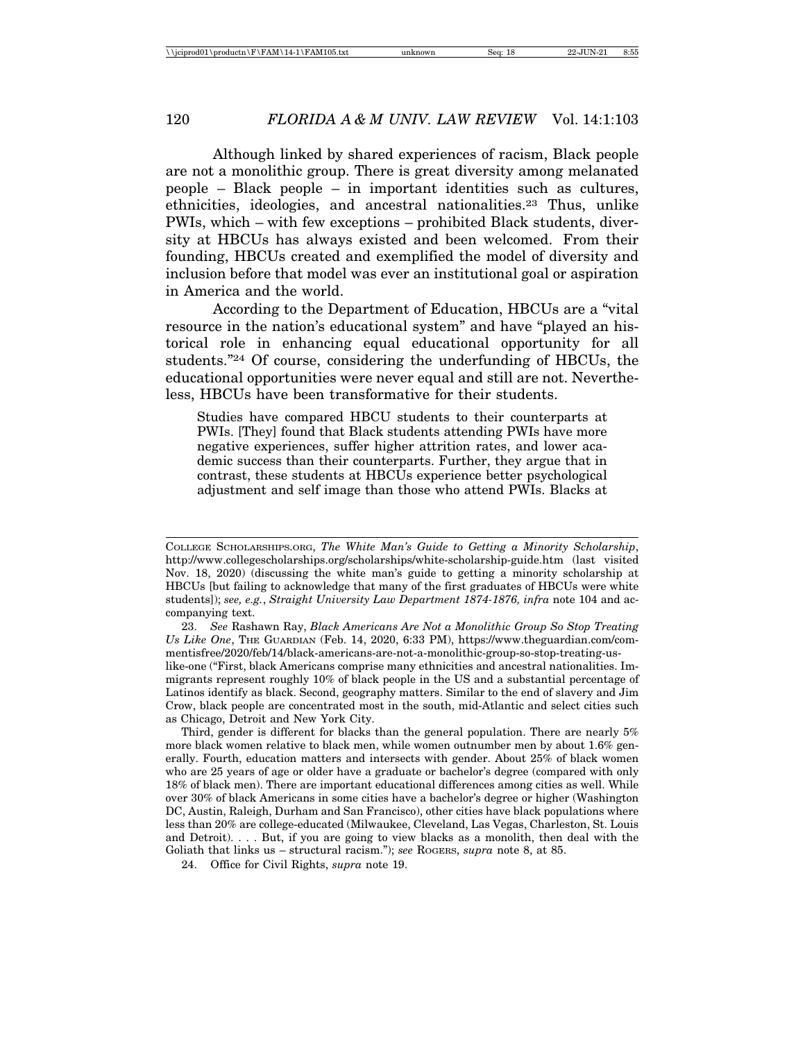Although linked by shared experiences of racism, Black people are not a monolithic group. There is great diversity among melanated people – Black people – in important identities such as cultures, ethnicities, ideologies, and ancestral nationalities.[23] Thus, unlike PWIs, which – with few exceptions – prohibited Black students, diversity at HBCUs has always existed and been welcomed. From their founding, HBCUs created and exemplified the model of diversity and inclusion before that model was ever an institutional goal or aspiration in America and the world.

According to the Department of Education, HBCUs are a "vital resource in the nation's educational system" and have "played an historical role in enhancing equal educational opportunity for all students."[24] Of course, considering the underfunding of HBCUs, the educational opportunities were never equal and still are not. Nevertheless, HBCUs have been transformative for their students.

> Studies have compared HBCU students to their counterparts at PWIs. [They] found that Black students attending PWIs have more negative experiences, suffer higher attrition rates, and lower academic success than their counterparts. Further, they argue that in contrast, these students at HBCUs experience better psychological adjustment and self image than those who attend PWIs. Blacks at

---

COLLEGE SCHOLARSHIPS.ORG, *The White Man's Guide to Getting a Minority Scholarship*, http://www.collegescholarships.org/scholarships/white-scholarship-guide.htm (last visited Nov. 18, 2020) (discussing the white man's guide to getting a minority scholarship at HBCUs [but failing to acknowledge that many of the first graduates of HBCUs were white students]); *see, e.g.*, *Straight University Law Department 1874-1876, infra* note 104 and accompanying text.

23. *See* Rashawn Ray, *Black Americans Are Not a Monolithic Group So Stop Treating Us Like One*, THE GUARDIAN (Feb. 14, 2020, 6:33 PM), https://www.theguardian.com/commentisfree/2020/feb/14/black-americans-are-not-a-monolithic-group-so-stop-treating-us-like-one ("First, black Americans comprise many ethnicities and ancestral nationalities. Immigrants represent roughly 10% of black people in the US and a substantial percentage of Latinos identify as black. Second, geography matters. Similar to the end of slavery and Jim Crow, black people are concentrated most in the south, mid-Atlantic and select cities such as Chicago, Detroit and New York City.

Third, gender is different for blacks than the general population. There are nearly 5% more black women relative to black men, while women outnumber men by about 1.6% generally. Fourth, education matters and intersects with gender. About 25% of black women who are 25 years of age or older have a graduate or bachelor's degree (compared with only 18% of black men). There are important educational differences among cities as well. While over 30% of black Americans in some cities have a bachelor's degree or higher (Washington DC, Austin, Raleigh, Durham and San Francisco), other cities have black populations where less than 20% are college-educated (Milwaukee, Cleveland, Las Vegas, Charleston, St. Louis and Detroit). . . . But, if you are going to view blacks as a monolith, then deal with the Goliath that links us – structural racism."); *see* ROGERS, *supra* note 8, at 85.

24. Office for Civil Rights, *supra* note 19.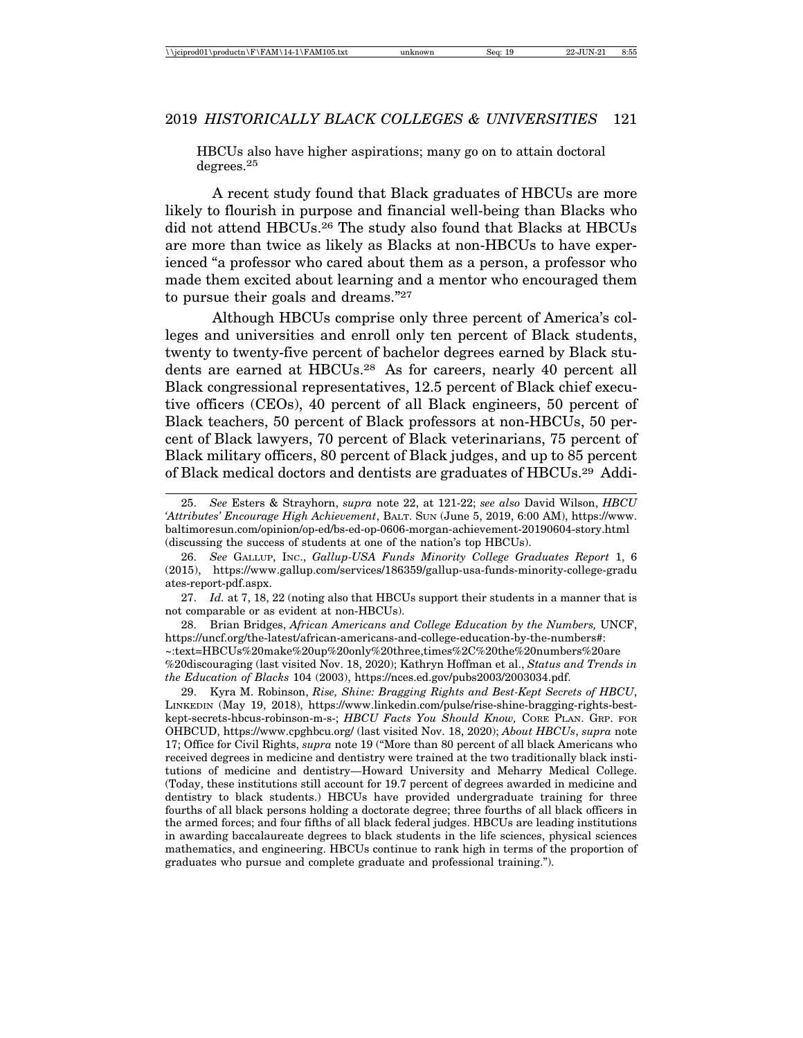HBCUs also have higher aspirations; many go on to attain doctoral degrees.[25]

A recent study found that Black graduates of HBCUs are more likely to flourish in purpose and financial well-being than Blacks who did not attend HBCUs.[26] The study also found that Blacks at HBCUs are more than twice as likely as Blacks at non-HBCUs to have experienced "a professor who cared about them as a person, a professor who made them excited about learning and a mentor who encouraged them to pursue their goals and dreams."[27]

Although HBCUs comprise only three percent of America's colleges and universities and enroll only ten percent of Black students, twenty to twenty-five percent of bachelor degrees earned by Black students are earned at HBCUs.[28] As for careers, nearly 40 percent all Black congressional representatives, 12.5 percent of Black chief executive officers (CEOs), 40 percent of all Black engineers, 50 percent of Black teachers, 50 percent of Black professors at non-HBCUs, 50 percent of Black lawyers, 70 percent of Black veterinarians, 75 percent of Black military officers, 80 percent of Black judges, and up to 85 percent of Black medical doctors and dentists are graduates of HBCUs.[29] Addi-

---

25. *See* Esters & Strayhorn, *supra* note 22, at 121-22; *see also* David Wilson, *HBCU 'Attributes' Encourage High Achievement*, BALT. SUN (June 5, 2019, 6:00 AM), https://www.baltimoresun.com/opinion/op-ed/bs-ed-op-0606-morgan-achievement-20190604-story.html (discussing the success of students at one of the nation's top HBCUs).

26. *See* GALLUP, INC., *Gallup-USA Funds Minority College Graduates Report* 1, 6 (2015), https://www.gallup.com/services/186359/gallup-usa-funds-minority-college-graduates-report-pdf.aspx.

27. *Id.* at 7, 18, 22 (noting also that HBCUs support their students in a manner that is not comparable or as evident at non-HBCUs).

28. Brian Bridges, *African Americans and College Education by the Numbers,* UNCF, https://uncf.org/the-latest/african-americans-and-college-education-by-the-numbers#:~:text=HBCUs%20make%20up%20only%20three,times%2C%20the%20numbers%20are%20discouraging (last visited Nov. 18, 2020); Kathryn Hoffman et al., *Status and Trends in the Education of Blacks* 104 (2003), https://nces.ed.gov/pubs2003/2003034.pdf.

29. Kyra M. Robinson, *Rise, Shine: Bragging Rights and Best-Kept Secrets of HBCU*, LINKEDIN (May 19, 2018), https://www.linkedin.com/pulse/rise-shine-bragging-rights-best-kept-secrets-hbcus-robinson-m-s-; *HBCU Facts You Should Know,* CORE PLAN. GRP. FOR OHBCUD, https://www.cpghbcu.org/ (last visited Nov. 18, 2020); *About HBCUs*, *supra* note 17; Office for Civil Rights, *supra* note 19 ("More than 80 percent of all black Americans who received degrees in medicine and dentistry were trained at the two traditionally black institutions of medicine and dentistry—Howard University and Meharry Medical College. (Today, these institutions still account for 19.7 percent of degrees awarded in medicine and dentistry to black students.) HBCUs have provided undergraduate training for three fourths of all black persons holding a doctorate degree; three fourths of all black officers in the armed forces; and four fifths of all black federal judges. HBCUs are leading institutions in awarding baccalaureate degrees to black students in the life sciences, physical sciences mathematics, and engineering. HBCUs continue to rank high in terms of the proportion of graduates who pursue and complete graduate and professional training.").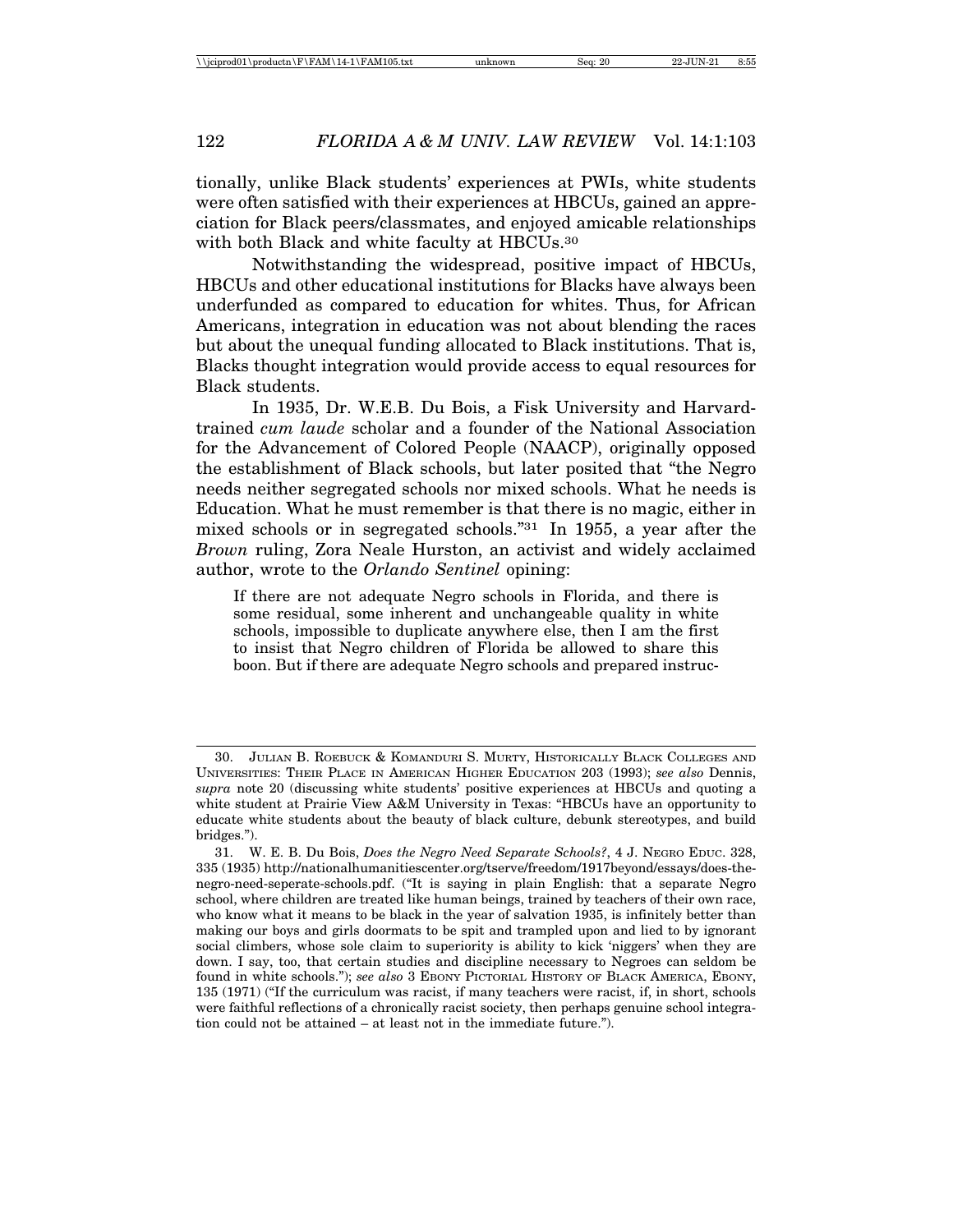tionally, unlike Black students' experiences at PWIs, white students were often satisfied with their experiences at HBCUs, gained an appreciation for Black peers/classmates, and enjoyed amicable relationships with both Black and white faculty at HBCUs.[30]

Notwithstanding the widespread, positive impact of HBCUs, HBCUs and other educational institutions for Blacks have always been underfunded as compared to education for whites. Thus, for African Americans, integration in education was not about blending the races but about the unequal funding allocated to Black institutions. That is, Blacks thought integration would provide access to equal resources for Black students.

In 1935, Dr. W.E.B. Du Bois, a Fisk University and Harvard-trained *cum laude* scholar and a founder of the National Association for the Advancement of Colored People (NAACP), originally opposed the establishment of Black schools, but later posited that "the Negro needs neither segregated schools nor mixed schools. What he needs is Education. What he must remember is that there is no magic, either in mixed schools or in segregated schools."[31] In 1955, a year after the *Brown* ruling, Zora Neale Hurston, an activist and widely acclaimed author, wrote to the *Orlando Sentinel* opining:

> If there are not adequate Negro schools in Florida, and there is some residual, some inherent and unchangeable quality in white schools, impossible to duplicate anywhere else, then I am the first to insist that Negro children of Florida be allowed to share this boon. But if there are adequate Negro schools and prepared instruc-

---

30. Julian B. Roebuck & Komanduri S. Murty, Historically Black Colleges and Universities: Their Place in American Higher Education 203 (1993); *see also* Dennis, *supra* note 20 (discussing white students' positive experiences at HBCUs and quoting a white student at Prairie View A&M University in Texas: "HBCUs have an opportunity to educate white students about the beauty of black culture, debunk stereotypes, and build bridges.").

31. W. E. B. Du Bois, *Does the Negro Need Separate Schools?*, 4 J. Negro Educ. 328, 335 (1935) http://nationalhumanitiescenter.org/tserve/freedom/1917beyond/essays/does-the-negro-need-seperate-schools.pdf. ("It is saying in plain English: that a separate Negro school, where children are treated like human beings, trained by teachers of their own race, who know what it means to be black in the year of salvation 1935, is infinitely better than making our boys and girls doormats to be spit and trampled upon and lied to by ignorant social climbers, whose sole claim to superiority is ability to kick 'niggers' when they are down. I say, too, that certain studies and discipline necessary to Negroes can seldom be found in white schools."); *see also* 3 Ebony Pictorial History of Black America, Ebony, 135 (1971) ("If the curriculum was racist, if many teachers were racist, if, in short, schools were faithful reflections of a chronically racist society, then perhaps genuine school integration could not be attained – at least not in the immediate future.").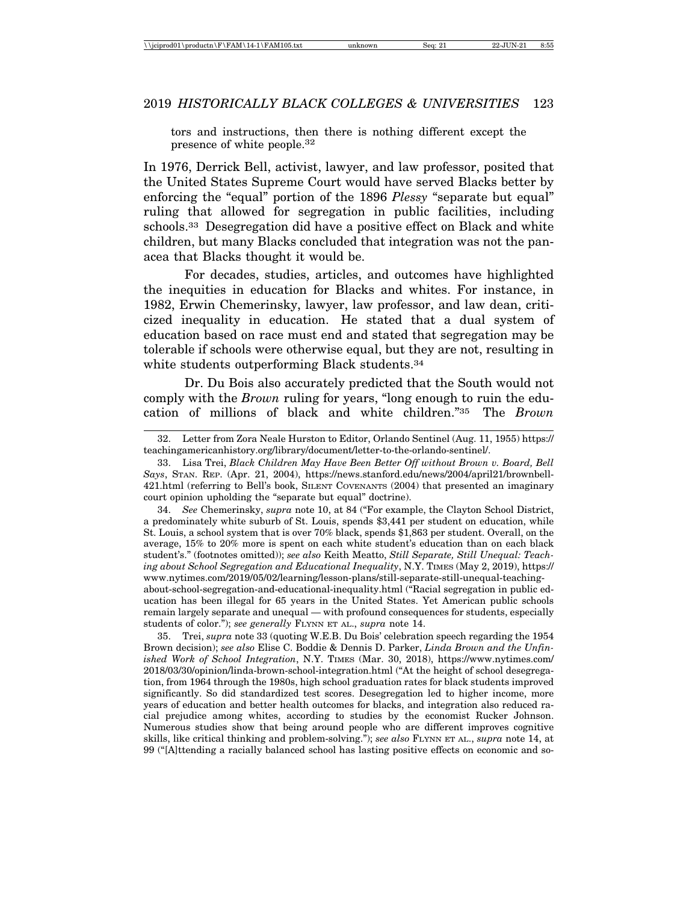tors and instructions, then there is nothing different except the presence of white people.[32]

In 1976, Derrick Bell, activist, lawyer, and law professor, posited that the United States Supreme Court would have served Blacks better by enforcing the "equal" portion of the 1896 *Plessy* "separate but equal" ruling that allowed for segregation in public facilities, including schools.[33] Desegregation did have a positive effect on Black and white children, but many Blacks concluded that integration was not the panacea that Blacks thought it would be.

For decades, studies, articles, and outcomes have highlighted the inequities in education for Blacks and whites. For instance, in 1982, Erwin Chemerinsky, lawyer, law professor, and law dean, criticized inequality in education. He stated that a dual system of education based on race must end and stated that segregation may be tolerable if schools were otherwise equal, but they are not, resulting in white students outperforming Black students.[34]

Dr. Du Bois also accurately predicted that the South would not comply with the *Brown* ruling for years, "long enough to ruin the education of millions of black and white children."[35] The *Brown*

---

32. Letter from Zora Neale Hurston to Editor, Orlando Sentinel (Aug. 11, 1955) https://teachingamericanhistory.org/library/document/letter-to-the-orlando-sentinel/.

33. Lisa Trei, *Black Children May Have Been Better Off without Brown v. Board, Bell Says*, STAN. REP. (Apr. 21, 2004), https://news.stanford.edu/news/2004/april21/brownbell-421.html (referring to Bell's book, SILENT COVENANTS (2004) that presented an imaginary court opinion upholding the "separate but equal" doctrine).

34. *See* Chemerinsky, *supra* note 10, at 84 ("For example, the Clayton School District, a predominately white suburb of St. Louis, spends $3,441 per student on education, while St. Louis, a school system that is over 70% black, spends $1,863 per student. Overall, on the average, 15% to 20% more is spent on each white student's education than on each black student's." (footnotes omitted)); *see also* Keith Meatto, *Still Separate, Still Unequal: Teaching about School Segregation and Educational Inequality*, N.Y. TIMES (May 2, 2019), https://www.nytimes.com/2019/05/02/learning/lesson-plans/still-separate-still-unequal-teaching-about-school-segregation-and-educational-inequality.html ("Racial segregation in public education has been illegal for 65 years in the United States. Yet American public schools remain largely separate and unequal — with profound consequences for students, especially students of color."); *see generally* FLYNN ET AL., *supra* note 14.

35. Trei, *supra* note 33 (quoting W.E.B. Du Bois' celebration speech regarding the 1954 Brown decision); *see also* Elise C. Boddie & Dennis D. Parker, *Linda Brown and the Unfinished Work of School Integration*, N.Y. TIMES (Mar. 30, 2018), https://www.nytimes.com/2018/03/30/opinion/linda-brown-school-integration.html ("At the height of school desegregation, from 1964 through the 1980s, high school graduation rates for black students improved significantly. So did standardized test scores. Desegregation led to higher income, more years of education and better health outcomes for blacks, and integration also reduced racial prejudice among whites, according to studies by the economist Rucker Johnson. Numerous studies show that being around people who are different improves cognitive skills, like critical thinking and problem-solving."); *see also* FLYNN ET AL., *supra* note 14, at 99 ("[A]ttending a racially balanced school has lasting positive effects on economic and so-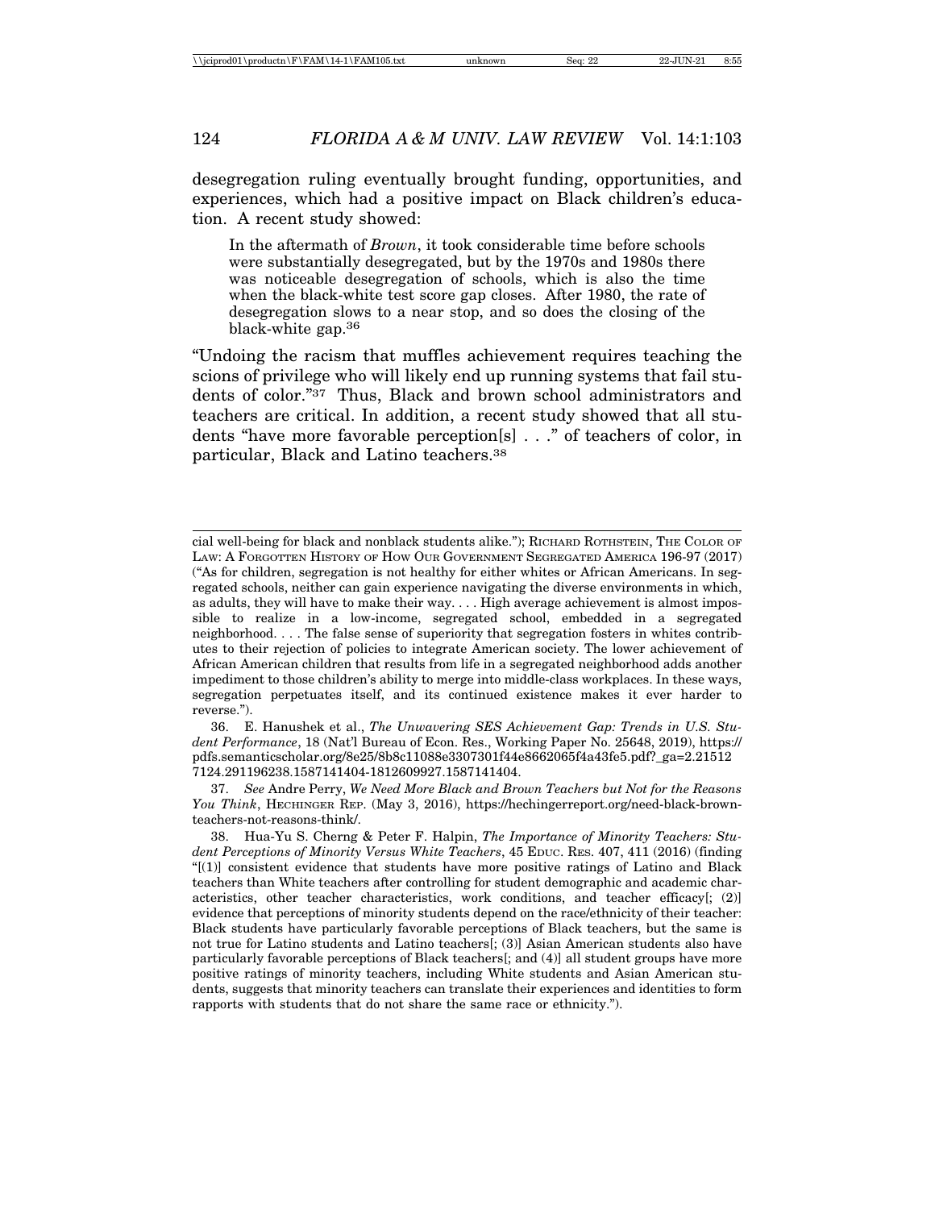desegregation ruling eventually brought funding, opportunities, and experiences, which had a positive impact on Black children's education. A recent study showed:

> In the aftermath of *Brown*, it took considerable time before schools were substantially desegregated, but by the 1970s and 1980s there was noticeable desegregation of schools, which is also the time when the black-white test score gap closes. After 1980, the rate of desegregation slows to a near stop, and so does the closing of the black-white gap.[36]

"Undoing the racism that muffles achievement requires teaching the scions of privilege who will likely end up running systems that fail students of color."[37] Thus, Black and brown school administrators and teachers are critical. In addition, a recent study showed that all students "have more favorable perception[s] . . ." of teachers of color, in particular, Black and Latino teachers.[38]

---

cial well-being for black and nonblack students alike."); RICHARD ROTHSTEIN, THE COLOR OF LAW: A FORGOTTEN HISTORY OF HOW OUR GOVERNMENT SEGREGATED AMERICA 196-97 (2017) ("As for children, segregation is not healthy for either whites or African Americans. In segregated schools, neither can gain experience navigating the diverse environments in which, as adults, they will have to make their way. . . . High average achievement is almost impossible to realize in a low-income, segregated school, embedded in a segregated neighborhood. . . . The false sense of superiority that segregation fosters in whites contributes to their rejection of policies to integrate American society. The lower achievement of African American children that results from life in a segregated neighborhood adds another impediment to those children's ability to merge into middle-class workplaces. In these ways, segregation perpetuates itself, and its continued existence makes it ever harder to reverse.").

36. E. Hanushek et al., *The Unwavering SES Achievement Gap: Trends in U.S. Student Performance*, 18 (Nat'l Bureau of Econ. Res., Working Paper No. 25648, 2019), https://pdfs.semanticscholar.org/8e25/8b8c11088e3307301f44e8662065f4a43fe5.pdf?_ga=2.215127124.291196238.1587141404-1812609927.1587141404.

37. *See* Andre Perry, *We Need More Black and Brown Teachers but Not for the Reasons You Think*, HECHINGER REP. (May 3, 2016), https://hechingerreport.org/need-black-brown-teachers-not-reasons-think/.

38. Hua-Yu S. Cherng & Peter F. Halpin, *The Importance of Minority Teachers: Student Perceptions of Minority Versus White Teachers*, 45 EDUC. RES. 407, 411 (2016) (finding "[(1)] consistent evidence that students have more positive ratings of Latino and Black teachers than White teachers after controlling for student demographic and academic characteristics, other teacher characteristics, work conditions, and teacher efficacy[; (2)] evidence that perceptions of minority students depend on the race/ethnicity of their teacher: Black students have particularly favorable perceptions of Black teachers, but the same is not true for Latino students and Latino teachers[; (3)] Asian American students also have particularly favorable perceptions of Black teachers[; and (4)] all student groups have more positive ratings of minority teachers, including White students and Asian American students, suggests that minority teachers can translate their experiences and identities to form rapports with students that do not share the same race or ethnicity.").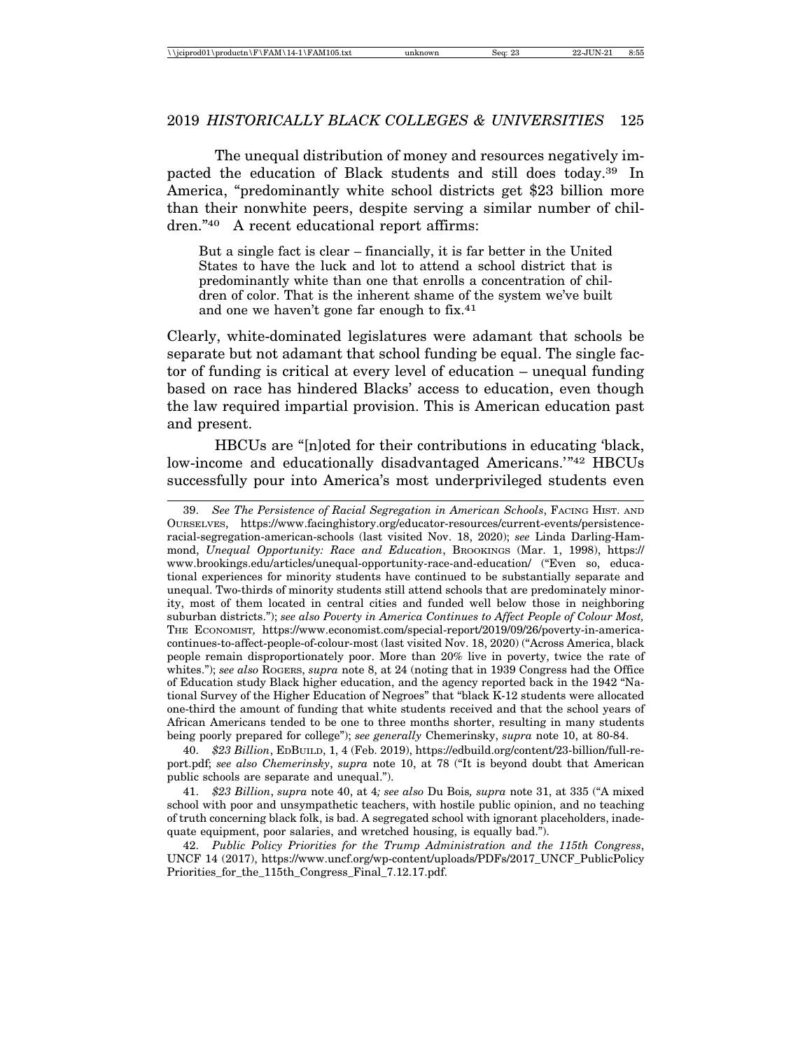The unequal distribution of money and resources negatively impacted the education of Black students and still does today.[39] In America, "predominantly white school districts get $23 billion more than their nonwhite peers, despite serving a similar number of children."[40] A recent educational report affirms:

> But a single fact is clear – financially, it is far better in the United States to have the luck and lot to attend a school district that is predominantly white than one that enrolls a concentration of children of color. That is the inherent shame of the system we've built and one we haven't gone far enough to fix.[41]

Clearly, white-dominated legislatures were adamant that schools be separate but not adamant that school funding be equal. The single factor of funding is critical at every level of education – unequal funding based on race has hindered Blacks' access to education, even though the law required impartial provision. This is American education past and present.

HBCUs are "[n]oted for their contributions in educating 'black, low-income and educationally disadvantaged Americans.'"[42] HBCUs successfully pour into America's most underprivileged students even

---

39. *See The Persistence of Racial Segregation in American Schools*, FACING HIST. AND OURSELVES, https://www.facinghistory.org/educator-resources/current-events/persistence-racial-segregation-american-schools (last visited Nov. 18, 2020); *see* Linda Darling-Hammond, *Unequal Opportunity: Race and Education*, BROOKINGS (Mar. 1, 1998), https://www.brookings.edu/articles/unequal-opportunity-race-and-education/ ("Even so, educational experiences for minority students have continued to be substantially separate and unequal. Two-thirds of minority students still attend schools that are predominately minority, most of them located in central cities and funded well below those in neighboring suburban districts."); *see also Poverty in America Continues to Affect People of Colour Most,* THE ECONOMIST, https://www.economist.com/special-report/2019/09/26/poverty-in-america-continues-to-affect-people-of-colour-most (last visited Nov. 18, 2020) ("Across America, black people remain disproportionately poor. More than 20% live in poverty, twice the rate of whites."); *see also* ROGERS, *supra* note 8, at 24 (noting that in 1939 Congress had the Office of Education study Black higher education, and the agency reported back in the 1942 "National Survey of the Higher Education of Negroes" that "black K-12 students were allocated one-third the amount of funding that white students received and that the school years of African Americans tended to be one to three months shorter, resulting in many students being poorly prepared for college"); *see generally* Chemerinsky, *supra* note 10, at 80-84.

40. *$23 Billion*, EDBUILD, 1, 4 (Feb. 2019), https://edbuild.org/content/23-billion/full-report.pdf; *see also Chemerinsky*, *supra* note 10, at 78 ("It is beyond doubt that American public schools are separate and unequal.").

41. *$23 Billion*, *supra* note 40, at 4*; see also* Du Bois*, supra* note 31, at 335 ("A mixed school with poor and unsympathetic teachers, with hostile public opinion, and no teaching of truth concerning black folk, is bad. A segregated school with ignorant placeholders, inadequate equipment, poor salaries, and wretched housing, is equally bad.").

42. *Public Policy Priorities for the Trump Administration and the 115th Congress*, UNCF 14 (2017), https://www.uncf.org/wp-content/uploads/PDFs/2017_UNCF_PublicPolicyPriorities_for_the_115th_Congress_Final_7.12.17.pdf.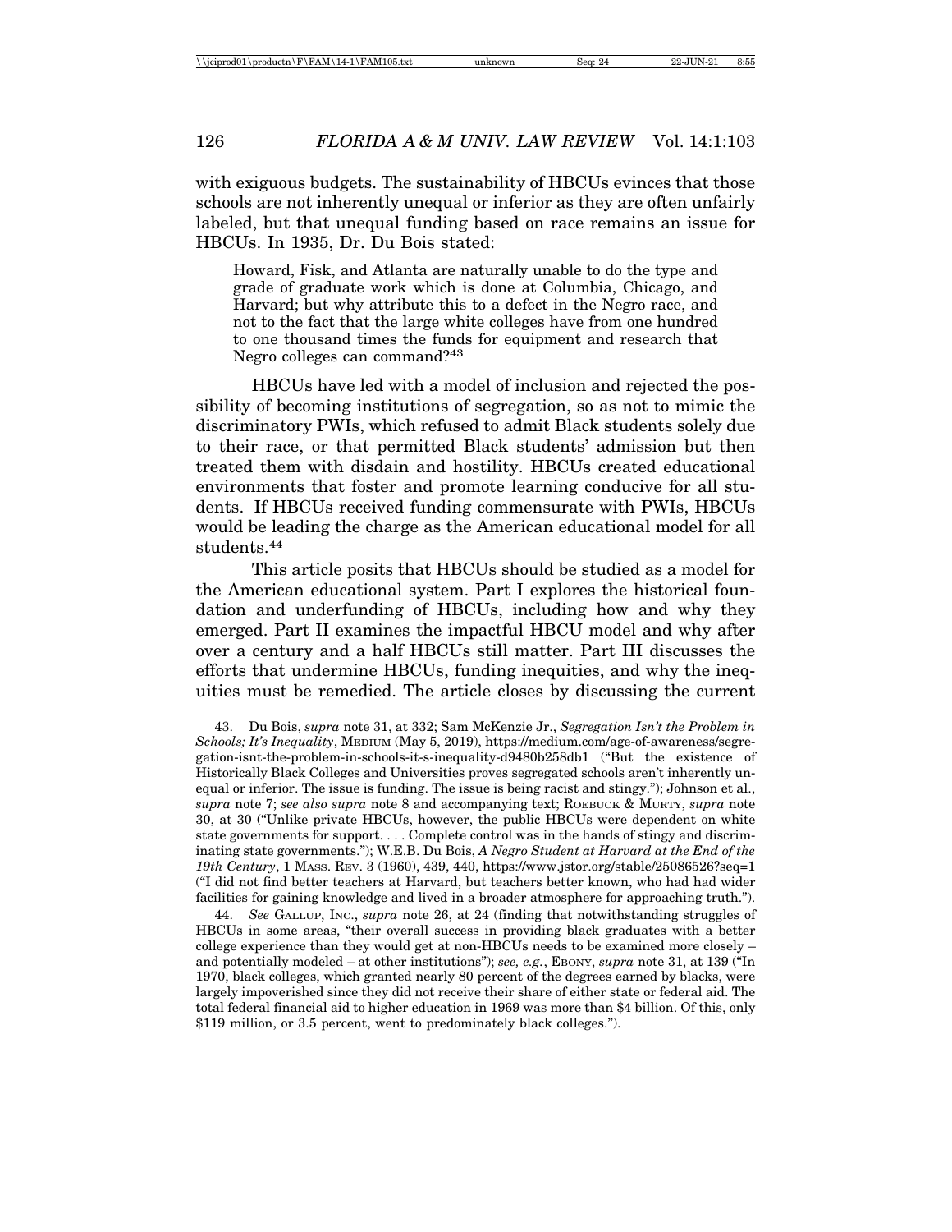with exiguous budgets. The sustainability of HBCUs evinces that those schools are not inherently unequal or inferior as they are often unfairly labeled, but that unequal funding based on race remains an issue for HBCUs. In 1935, Dr. Du Bois stated:

> Howard, Fisk, and Atlanta are naturally unable to do the type and grade of graduate work which is done at Columbia, Chicago, and Harvard; but why attribute this to a defect in the Negro race, and not to the fact that the large white colleges have from one hundred to one thousand times the funds for equipment and research that Negro colleges can command?[43]

HBCUs have led with a model of inclusion and rejected the possibility of becoming institutions of segregation, so as not to mimic the discriminatory PWIs, which refused to admit Black students solely due to their race, or that permitted Black students' admission but then treated them with disdain and hostility. HBCUs created educational environments that foster and promote learning conducive for all students. If HBCUs received funding commensurate with PWIs, HBCUs would be leading the charge as the American educational model for all students.[44]

This article posits that HBCUs should be studied as a model for the American educational system. Part I explores the historical foundation and underfunding of HBCUs, including how and why they emerged. Part II examines the impactful HBCU model and why after over a century and a half HBCUs still matter. Part III discusses the efforts that undermine HBCUs, funding inequities, and why the inequities must be remedied. The article closes by discussing the current

---

43. Du Bois, *supra* note 31, at 332; Sam McKenzie Jr., *Segregation Isn't the Problem in Schools; It's Inequality*, MEDIUM (May 5, 2019), https://medium.com/age-of-awareness/segregation-isnt-the-problem-in-schools-it-s-inequality-d9480b258db1 ("But the existence of Historically Black Colleges and Universities proves segregated schools aren't inherently unequal or inferior. The issue is funding. The issue is being racist and stingy."); Johnson et al., *supra* note 7; *see also supra* note 8 and accompanying text; ROEBUCK & MURTY, *supra* note 30, at 30 ("Unlike private HBCUs, however, the public HBCUs were dependent on white state governments for support. . . . Complete control was in the hands of stingy and discriminating state governments."); W.E.B. Du Bois, *A Negro Student at Harvard at the End of the 19th Century*, 1 MASS. REV. 3 (1960), 439, 440, https://www.jstor.org/stable/25086526?seq=1 ("I did not find better teachers at Harvard, but teachers better known, who had had wider facilities for gaining knowledge and lived in a broader atmosphere for approaching truth.").

44. *See* GALLUP, INC., *supra* note 26, at 24 (finding that notwithstanding struggles of HBCUs in some areas, "their overall success in providing black graduates with a better college experience than they would get at non-HBCUs needs to be examined more closely – and potentially modeled – at other institutions"); *see, e.g.*, EBONY, *supra* note 31, at 139 ("In 1970, black colleges, which granted nearly 80 percent of the degrees earned by blacks, were largely impoverished since they did not receive their share of either state or federal aid. The total federal financial aid to higher education in 1969 was more than $4 billion. Of this, only $119 million, or 3.5 percent, went to predominately black colleges.").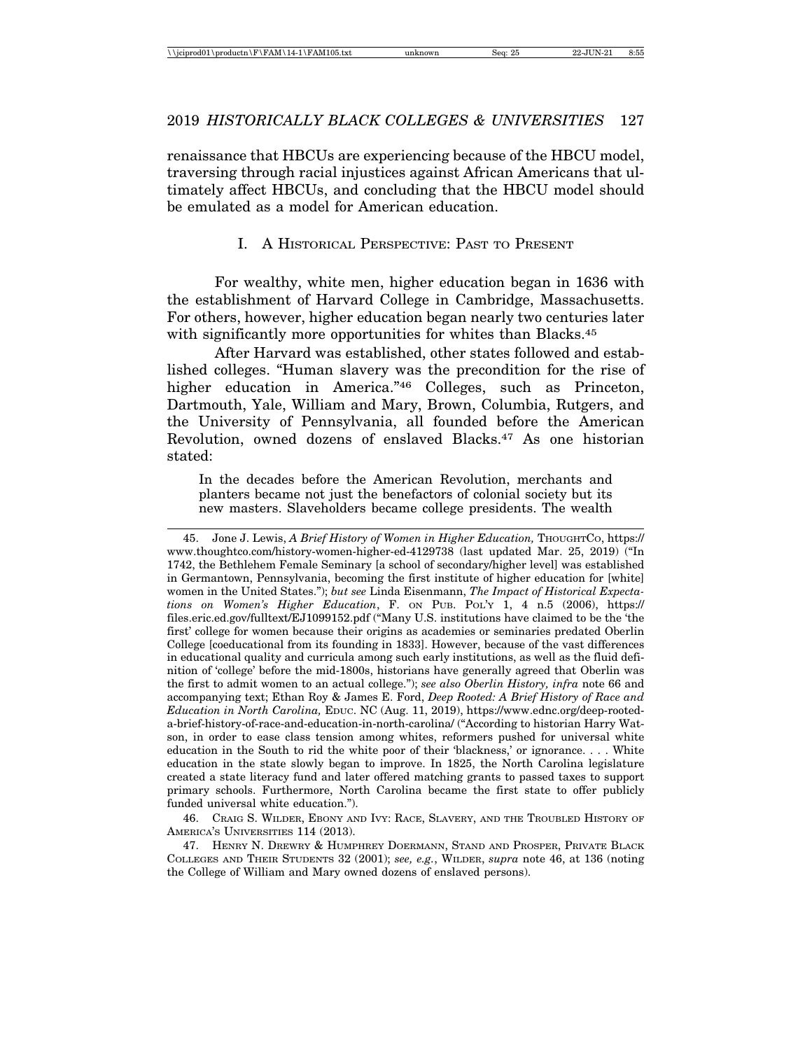renaissance that HBCUs are experiencing because of the HBCU model, traversing through racial injustices against African Americans that ultimately affect HBCUs, and concluding that the HBCU model should be emulated as a model for American education.

## I. A HISTORICAL PERSPECTIVE: PAST TO PRESENT

For wealthy, white men, higher education began in 1636 with the establishment of Harvard College in Cambridge, Massachusetts. For others, however, higher education began nearly two centuries later with significantly more opportunities for whites than Blacks.[45]

After Harvard was established, other states followed and established colleges. "Human slavery was the precondition for the rise of higher education in America."[46] Colleges, such as Princeton, Dartmouth, Yale, William and Mary, Brown, Columbia, Rutgers, and the University of Pennsylvania, all founded before the American Revolution, owned dozens of enslaved Blacks.[47] As one historian stated:

> In the decades before the American Revolution, merchants and planters became not just the benefactors of colonial society but its new masters. Slaveholders became college presidents. The wealth

---

45. Jone J. Lewis, *A Brief History of Women in Higher Education,* THOUGHTCO, https://www.thoughtco.com/history-women-higher-ed-4129738 (last updated Mar. 25, 2019) ("In 1742, the Bethlehem Female Seminary [a school of secondary/higher level] was established in Germantown, Pennsylvania, becoming the first institute of higher education for [white] women in the United States."); *but see* Linda Eisenmann, *The Impact of Historical Expectations on Women's Higher Education*, F. ON PUB. POL'Y 1, 4 n.5 (2006), https://files.eric.ed.gov/fulltext/EJ1099152.pdf ("Many U.S. institutions have claimed to be the 'the first' college for women because their origins as academies or seminaries predated Oberlin College [coeducational from its founding in 1833]. However, because of the vast differences in educational quality and curricula among such early institutions, as well as the fluid definition of 'college' before the mid-1800s, historians have generally agreed that Oberlin was the first to admit women to an actual college."); *see also Oberlin History, infra* note 66 and accompanying text; Ethan Roy & James E. Ford, *Deep Rooted: A Brief History of Race and Education in North Carolina,* EDUC. NC (Aug. 11, 2019), https://www.ednc.org/deep-rooted-a-brief-history-of-race-and-education-in-north-carolina/ ("According to historian Harry Watson, in order to ease class tension among whites, reformers pushed for universal white education in the South to rid the white poor of their 'blackness,' or ignorance. . . . White education in the state slowly began to improve. In 1825, the North Carolina legislature created a state literacy fund and later offered matching grants to passed taxes to support primary schools. Furthermore, North Carolina became the first state to offer publicly funded universal white education.").

46. CRAIG S. WILDER, EBONY AND IVY: RACE, SLAVERY, AND THE TROUBLED HISTORY OF AMERICA'S UNIVERSITIES 114 (2013).

47. HENRY N. DREWRY & HUMPHREY DOERMANN, STAND AND PROSPER, PRIVATE BLACK COLLEGES AND THEIR STUDENTS 32 (2001); *see, e.g.*, WILDER, *supra* note 46, at 136 (noting the College of William and Mary owned dozens of enslaved persons).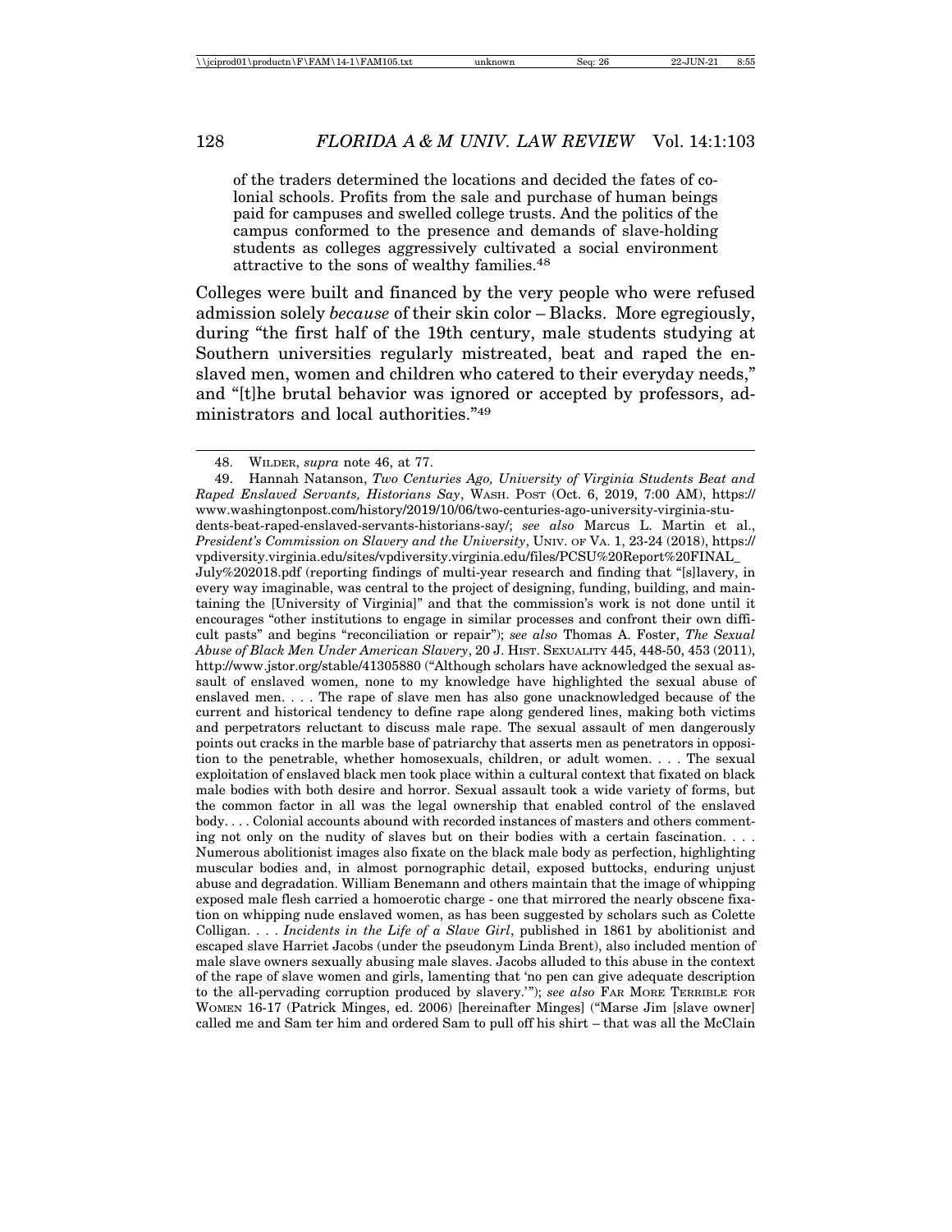> of the traders determined the locations and decided the fates of colonial schools. Profits from the sale and purchase of human beings paid for campuses and swelled college trusts. And the politics of the campus conformed to the presence and demands of slave-holding students as colleges aggressively cultivated a social environment attractive to the sons of wealthy families.[48]

Colleges were built and financed by the very people who were refused admission solely *because* of their skin color – Blacks. More egregiously, during "the first half of the 19th century, male students studying at Southern universities regularly mistreated, beat and raped the enslaved men, women and children who catered to their everyday needs," and "[t]he brutal behavior was ignored or accepted by professors, administrators and local authorities."[49]

---

48. Wilder, *supra* note 46, at 77.

49. Hannah Natanson, *Two Centuries Ago, University of Virginia Students Beat and Raped Enslaved Servants, Historians Say*, Wash. Post (Oct. 6, 2019, 7:00 AM), https://www.washingtonpost.com/history/2019/10/06/two-centuries-ago-university-virginia-students-beat-raped-enslaved-servants-historians-say/; *see also* Marcus L. Martin et al., *President's Commission on Slavery and the University*, Univ. of Va. 1, 23-24 (2018), https://vpdiversity.virginia.edu/sites/vpdiversity.virginia.edu/files/PCSU%20Report%20FINAL_July%202018.pdf (reporting findings of multi-year research and finding that "[s]lavery, in every way imaginable, was central to the project of designing, funding, building, and maintaining the [University of Virginia]" and that the commission's work is not done until it encourages "other institutions to engage in similar processes and confront their own difficult pasts" and begins "reconciliation or repair"); *see also* Thomas A. Foster, *The Sexual Abuse of Black Men Under American Slavery*, 20 J. Hist. Sexuality 445, 448-50, 453 (2011), http://www.jstor.org/stable/41305880 ("Although scholars have acknowledged the sexual assault of enslaved women, none to my knowledge have highlighted the sexual abuse of enslaved men. . . . The rape of slave men has also gone unacknowledged because of the current and historical tendency to define rape along gendered lines, making both victims and perpetrators reluctant to discuss male rape. The sexual assault of men dangerously points out cracks in the marble base of patriarchy that asserts men as penetrators in opposition to the penetrable, whether homosexuals, children, or adult women. . . . The sexual exploitation of enslaved black men took place within a cultural context that fixated on black male bodies with both desire and horror. Sexual assault took a wide variety of forms, but the common factor in all was the legal ownership that enabled control of the enslaved body. . . . Colonial accounts abound with recorded instances of masters and others commenting not only on the nudity of slaves but on their bodies with a certain fascination. . . . Numerous abolitionist images also fixate on the black male body as perfection, highlighting muscular bodies and, in almost pornographic detail, exposed buttocks, enduring unjust abuse and degradation. William Benemann and others maintain that the image of whipping exposed male flesh carried a homoerotic charge - one that mirrored the nearly obscene fixation on whipping nude enslaved women, as has been suggested by scholars such as Colette Colligan. . . . *Incidents in the Life of a Slave Girl*, published in 1861 by abolitionist and escaped slave Harriet Jacobs (under the pseudonym Linda Brent), also included mention of male slave owners sexually abusing male slaves. Jacobs alluded to this abuse in the context of the rape of slave women and girls, lamenting that 'no pen can give adequate description to the all-pervading corruption produced by slavery.'"); *see also* Far More Terrible for Women 16-17 (Patrick Minges, ed. 2006) [hereinafter Minges] ("Marse Jim [slave owner] called me and Sam ter him and ordered Sam to pull off his shirt – that was all the McClain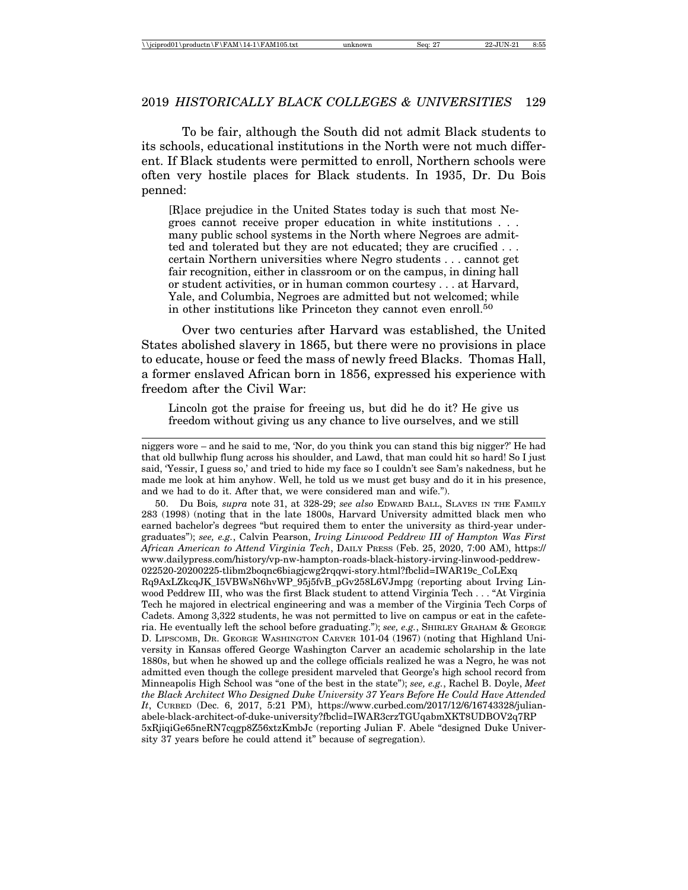To be fair, although the South did not admit Black students to its schools, educational institutions in the North were not much different. If Black students were permitted to enroll, Northern schools were often very hostile places for Black students. In 1935, Dr. Du Bois penned:

> [R]ace prejudice in the United States today is such that most Negroes cannot receive proper education in white institutions . . . many public school systems in the North where Negroes are admitted and tolerated but they are not educated; they are crucified . . . certain Northern universities where Negro students . . . cannot get fair recognition, either in classroom or on the campus, in dining hall or student activities, or in human common courtesy . . . at Harvard, Yale, and Columbia, Negroes are admitted but not welcomed; while in other institutions like Princeton they cannot even enroll.[50]

Over two centuries after Harvard was established, the United States abolished slavery in 1865, but there were no provisions in place to educate, house or feed the mass of newly freed Blacks. Thomas Hall, a former enslaved African born in 1856, expressed his experience with freedom after the Civil War:

> Lincoln got the praise for freeing us, but did he do it? He give us freedom without giving us any chance to live ourselves, and we still

---

niggers wore – and he said to me, 'Nor, do you think you can stand this big nigger?' He had that old bullwhip flung across his shoulder, and Lawd, that man could hit so hard! So I just said, 'Yessir, I guess so,' and tried to hide my face so I couldn't see Sam's nakedness, but he made me look at him anyhow. Well, he told us we must get busy and do it in his presence, and we had to do it. After that, we were considered man and wife.").

50. Du Bois, *supra* note 31, at 328-29; *see also* Edward Ball, Slaves in the Family 283 (1998) (noting that in the late 1800s, Harvard University admitted black men who earned bachelor's degrees "but required them to enter the university as third-year undergraduates"); *see, e.g.*, Calvin Pearson, *Irving Linwood Peddrew III of Hampton Was First African American to Attend Virginia Tech*, Daily Press (Feb. 25, 2020, 7:00 AM), https://www.dailypress.com/history/vp-nw-hampton-roads-black-history-irving-linwood-peddrew-022520-20200225-tlibm2boqnc6biagjcwg2rqqwi-story.html?fbclid=IWAR19c_CoLExqRq9AxLZkcqJK_I5VBWsN6hvWP_95j5fvB_pGv258L6VJmpg (reporting about Irving Linwood Peddrew III, who was the first Black student to attend Virginia Tech . . . "At Virginia Tech he majored in electrical engineering and was a member of the Virginia Tech Corps of Cadets. Among 3,322 students, he was not permitted to live on campus or eat in the cafeteria. He eventually left the school before graduating."); *see, e.g.*, Shirley Graham & George D. Lipscomb, Dr. George Washington Carver 101-04 (1967) (noting that Highland University in Kansas offered George Washington Carver an academic scholarship in the late 1880s, but when he showed up and the college officials realized he was a Negro, he was not admitted even though the college president marveled that George's high school record from Minneapolis High School was "one of the best in the state"); *see, e.g.*, Rachel B. Doyle, *Meet the Black Architect Who Designed Duke University 37 Years Before He Could Have Attended It*, Curbed (Dec. 6, 2017, 5:21 PM), https://www.curbed.com/2017/12/6/16743328/julian-abele-black-architect-of-duke-university?fbclid=IWAR3crzTGUqabmXKT8UDBOV2q7RP5xRjiqiGe65neRN7cqgp8Z56xtzKmbJc (reporting Julian F. Abele "designed Duke University 37 years before he could attend it" because of segregation).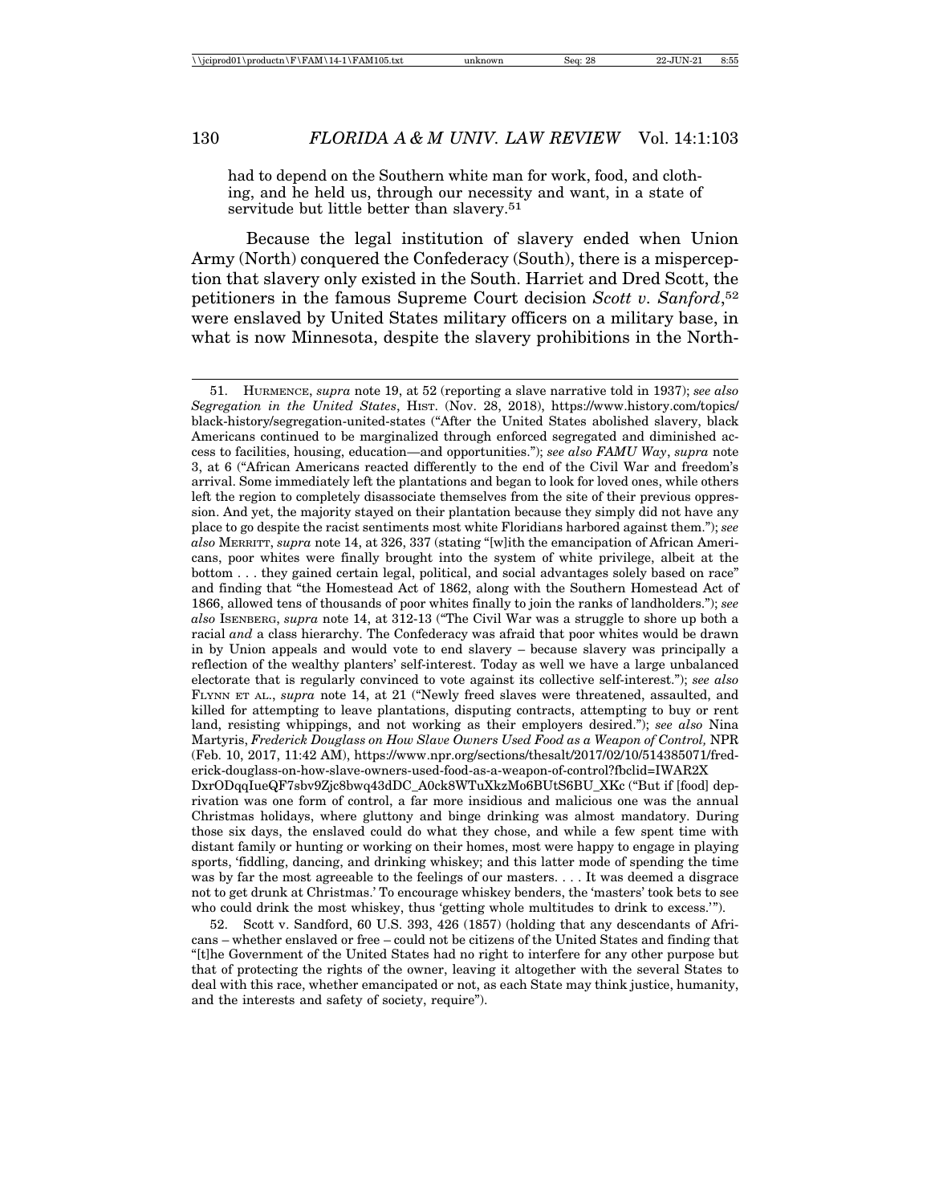had to depend on the Southern white man for work, food, and clothing, and he held us, through our necessity and want, in a state of servitude but little better than slavery.[51]

Because the legal institution of slavery ended when Union Army (North) conquered the Confederacy (South), there is a misperception that slavery only existed in the South. Harriet and Dred Scott, the petitioners in the famous Supreme Court decision *Scott v. Sanford*,[52] were enslaved by United States military officers on a military base, in what is now Minnesota, despite the slavery prohibitions in the North-

---

51. HURMENCE, *supra* note 19, at 52 (reporting a slave narrative told in 1937); *see also Segregation in the United States*, HIST. (Nov. 28, 2018), https://www.history.com/topics/black-history/segregation-united-states ("After the United States abolished slavery, black Americans continued to be marginalized through enforced segregated and diminished access to facilities, housing, education—and opportunities."); *see also FAMU Way*, *supra* note 3, at 6 ("African Americans reacted differently to the end of the Civil War and freedom's arrival. Some immediately left the plantations and began to look for loved ones, while others left the region to completely disassociate themselves from the site of their previous oppression. And yet, the majority stayed on their plantation because they simply did not have any place to go despite the racist sentiments most white Floridians harbored against them."); *see also* MERRITT, *supra* note 14, at 326, 337 (stating "[w]ith the emancipation of African Americans, poor whites were finally brought into the system of white privilege, albeit at the bottom . . . they gained certain legal, political, and social advantages solely based on race" and finding that "the Homestead Act of 1862, along with the Southern Homestead Act of 1866, allowed tens of thousands of poor whites finally to join the ranks of landholders."); *see also* ISENBERG, *supra* note 14, at 312-13 ("The Civil War was a struggle to shore up both a racial *and* a class hierarchy. The Confederacy was afraid that poor whites would be drawn in by Union appeals and would vote to end slavery – because slavery was principally a reflection of the wealthy planters' self-interest. Today as well we have a large unbalanced electorate that is regularly convinced to vote against its collective self-interest."); *see also* FLYNN ET AL., *supra* note 14, at 21 ("Newly freed slaves were threatened, assaulted, and killed for attempting to leave plantations, disputing contracts, attempting to buy or rent land, resisting whippings, and not working as their employers desired."); *see also* Nina Martyris, *Frederick Douglass on How Slave Owners Used Food as a Weapon of Control,* NPR (Feb. 10, 2017, 11:42 AM), https://www.npr.org/sections/thesalt/2017/02/10/514385071/frederick-douglass-on-how-slave-owners-used-food-as-a-weapon-of-control?fbclid=IWAR2XDxrODqqIueQF7sbv9Zjc8bwq43dDC_A0ck8WTuXkzMo6BUtS6BU_XKc ("But if [food] deprivation was one form of control, a far more insidious and malicious one was the annual Christmas holidays, where gluttony and binge drinking was almost mandatory. During those six days, the enslaved could do what they chose, and while a few spent time with distant family or hunting or working on their homes, most were happy to engage in playing sports, 'fiddling, dancing, and drinking whiskey; and this latter mode of spending the time was by far the most agreeable to the feelings of our masters. . . . It was deemed a disgrace not to get drunk at Christmas.' To encourage whiskey benders, the 'masters' took bets to see who could drink the most whiskey, thus 'getting whole multitudes to drink to excess.'").

52. Scott v. Sandford, 60 U.S. 393, 426 (1857) (holding that any descendants of Africans – whether enslaved or free – could not be citizens of the United States and finding that "[t]he Government of the United States had no right to interfere for any other purpose but that of protecting the rights of the owner, leaving it altogether with the several States to deal with this race, whether emancipated or not, as each State may think justice, humanity, and the interests and safety of society, require").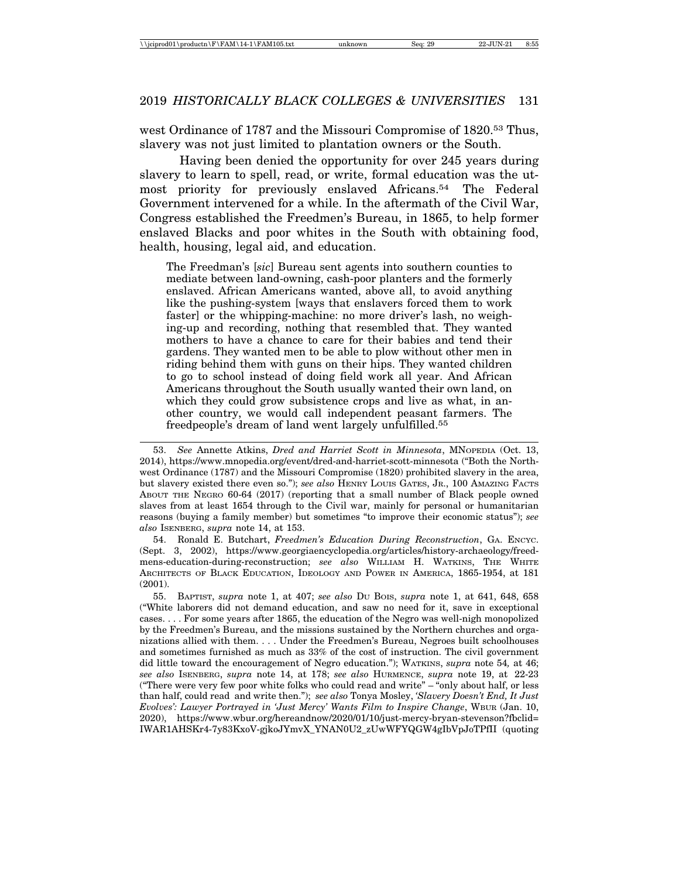west Ordinance of 1787 and the Missouri Compromise of 1820.[53] Thus, slavery was not just limited to plantation owners or the South.

Having been denied the opportunity for over 245 years during slavery to learn to spell, read, or write, formal education was the utmost priority for previously enslaved Africans.[54] The Federal Government intervened for a while. In the aftermath of the Civil War, Congress established the Freedmen's Bureau, in 1865, to help former enslaved Blacks and poor whites in the South with obtaining food, health, housing, legal aid, and education.

> The Freedman's [*sic*] Bureau sent agents into southern counties to mediate between land-owning, cash-poor planters and the formerly enslaved. African Americans wanted, above all, to avoid anything like the pushing-system [ways that enslavers forced them to work faster] or the whipping-machine: no more driver's lash, no weighing-up and recording, nothing that resembled that. They wanted mothers to have a chance to care for their babies and tend their gardens. They wanted men to be able to plow without other men in riding behind them with guns on their hips. They wanted children to go to school instead of doing field work all year. And African Americans throughout the South usually wanted their own land, on which they could grow subsistence crops and live as what, in another country, we would call independent peasant farmers. The freedpeople's dream of land went largely unfulfilled.[55]

---

53. *See* Annette Atkins, *Dred and Harriet Scott in Minnesota*, MNOPEDIA (Oct. 13, 2014), https://www.mnopedia.org/event/dred-and-harriet-scott-minnesota ("Both the Northwest Ordinance (1787) and the Missouri Compromise (1820) prohibited slavery in the area, but slavery existed there even so."); *see also* HENRY LOUIS GATES, JR., 100 AMAZING FACTS ABOUT THE NEGRO 60-64 (2017) (reporting that a small number of Black people owned slaves from at least 1654 through to the Civil war, mainly for personal or humanitarian reasons (buying a family member) but sometimes "to improve their economic status"); *see also* ISENBERG, *supra* note 14, at 153.

54. Ronald E. Butchart, *Freedmen's Education During Reconstruction*, GA. ENCYC. (Sept. 3, 2002), https://www.georgiaencyclopedia.org/articles/history-archaeology/freedmens-education-during-reconstruction; *see also* WILLIAM H. WATKINS, THE WHITE ARCHITECTS OF BLACK EDUCATION, IDEOLOGY AND POWER IN AMERICA, 1865-1954, at 181 (2001).

55. BAPTIST, *supra* note 1, at 407; *see also* DU BOIS, *supra* note 1, at 641, 648, 658 ("White laborers did not demand education, and saw no need for it, save in exceptional cases. . . . For some years after 1865, the education of the Negro was well-nigh monopolized by the Freedmen's Bureau, and the missions sustained by the Northern churches and organizations allied with them. . . . Under the Freedmen's Bureau, Negroes built schoolhouses and sometimes furnished as much as 33% of the cost of instruction. The civil government did little toward the encouragement of Negro education."); WATKINS, *supra* note 54*,* at 46; *see also* ISENBERG, *supra* note 14, at 178; *see also* HURMENCE, *supra* note 19, at 22-23 ("There were very few poor white folks who could read and write" – "only about half, or less than half, could read and write then."); *see also* Tonya Mosley, *'Slavery Doesn't End, It Just Evolves': Lawyer Portrayed in 'Just Mercy' Wants Film to Inspire Change*, WBUR (Jan. 10, 2020), https://www.wbur.org/hereandnow/2020/01/10/just-mercy-bryan-stevenson?fbclid=IWAR1AHSKr4-7y83KxoV-gjkoJYmvX_YNAN0U2_zUwWFYQGW4gIbVpJoTPfII (quoting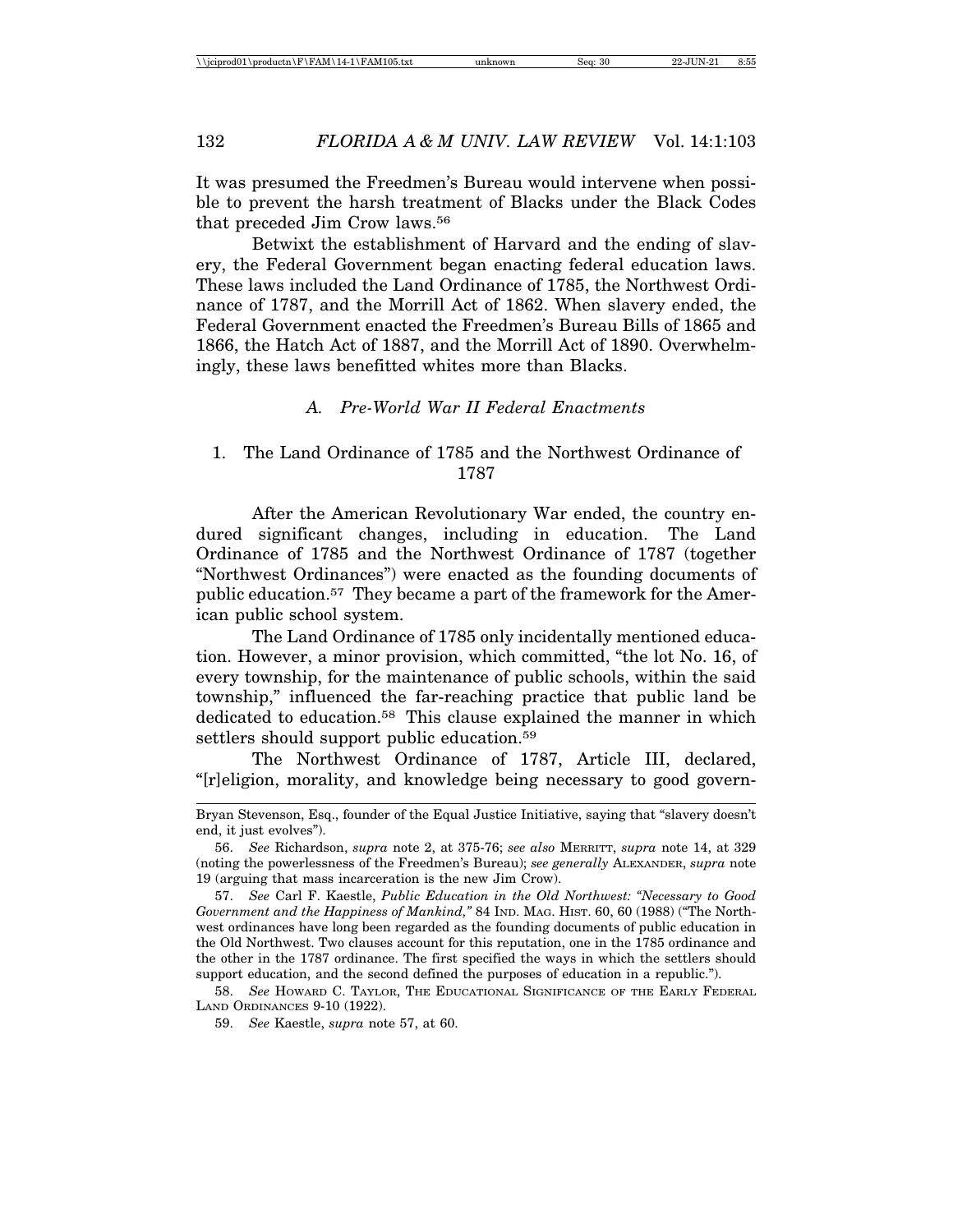It was presumed the Freedmen's Bureau would intervene when possible to prevent the harsh treatment of Blacks under the Black Codes that preceded Jim Crow laws.[56]

Betwixt the establishment of Harvard and the ending of slavery, the Federal Government began enacting federal education laws. These laws included the Land Ordinance of 1785, the Northwest Ordinance of 1787, and the Morrill Act of 1862. When slavery ended, the Federal Government enacted the Freedmen's Bureau Bills of 1865 and 1866, the Hatch Act of 1887, and the Morrill Act of 1890. Overwhelmingly, these laws benefitted whites more than Blacks.

### *A. Pre-World War II Federal Enactments*

#### 1. The Land Ordinance of 1785 and the Northwest Ordinance of 1787

After the American Revolutionary War ended, the country endured significant changes, including in education. The Land Ordinance of 1785 and the Northwest Ordinance of 1787 (together "Northwest Ordinances") were enacted as the founding documents of public education.[57] They became a part of the framework for the American public school system.

The Land Ordinance of 1785 only incidentally mentioned education. However, a minor provision, which committed, "the lot No. 16, of every township, for the maintenance of public schools, within the said township," influenced the far-reaching practice that public land be dedicated to education.[58] This clause explained the manner in which settlers should support public education.[59]

The Northwest Ordinance of 1787, Article III, declared, "[r]eligion, morality, and knowledge being necessary to good govern-

---

Bryan Stevenson, Esq., founder of the Equal Justice Initiative, saying that "slavery doesn't end, it just evolves").

56. *See* Richardson, *supra* note 2, at 375-76; *see also* MERRITT, *supra* note 14, at 329 (noting the powerlessness of the Freedmen's Bureau); *see generally* ALEXANDER, *supra* note 19 (arguing that mass incarceration is the new Jim Crow).

57. *See* Carl F. Kaestle, *Public Education in the Old Northwest: "Necessary to Good Government and the Happiness of Mankind,"* 84 IND. MAG. HIST. 60, 60 (1988) ("The Northwest ordinances have long been regarded as the founding documents of public education in the Old Northwest. Two clauses account for this reputation, one in the 1785 ordinance and the other in the 1787 ordinance. The first specified the ways in which the settlers should support education, and the second defined the purposes of education in a republic.").

58. *See* HOWARD C. TAYLOR, THE EDUCATIONAL SIGNIFICANCE OF THE EARLY FEDERAL LAND ORDINANCES 9-10 (1922).

59. *See* Kaestle, *supra* note 57, at 60.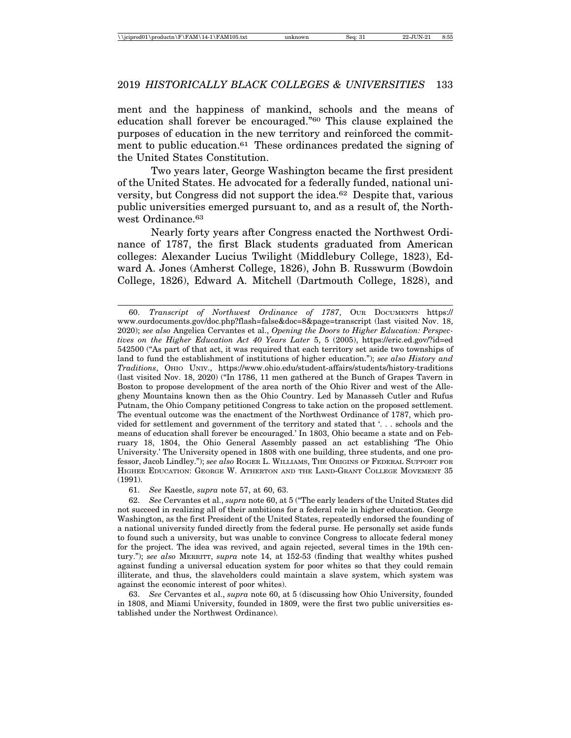ment and the happiness of mankind, schools and the means of education shall forever be encouraged."[60] This clause explained the purposes of education in the new territory and reinforced the commitment to public education.[61] These ordinances predated the signing of the United States Constitution.

Two years later, George Washington became the first president of the United States. He advocated for a federally funded, national university, but Congress did not support the idea.[62] Despite that, various public universities emerged pursuant to, and as a result of, the Northwest Ordinance.[63]

Nearly forty years after Congress enacted the Northwest Ordinance of 1787, the first Black students graduated from American colleges: Alexander Lucius Twilight (Middlebury College, 1823), Edward A. Jones (Amherst College, 1826), John B. Russwurm (Bowdoin College, 1826), Edward A. Mitchell (Dartmouth College, 1828), and

---

60. *Transcript of Northwest Ordinance of 1787*, OUR DOCUMENTS https://www.ourdocuments.gov/doc.php?flash=false&doc=8&page=transcript (last visited Nov. 18, 2020); *see also* Angelica Cervantes et al., *Opening the Doors to Higher Education: Perspectives on the Higher Education Act 40 Years Later* 5, 5 (2005), https://eric.ed.gov/?id=ed542500 ("As part of that act, it was required that each territory set aside two townships of land to fund the establishment of institutions of higher education."); *see also History and Traditions*, OHIO UNIV., https://www.ohio.edu/student-affairs/students/history-traditions (last visited Nov. 18, 2020) ("In 1786, 11 men gathered at the Bunch of Grapes Tavern in Boston to propose development of the area north of the Ohio River and west of the Allegheny Mountains known then as the Ohio Country. Led by Manasseh Cutler and Rufus Putnam, the Ohio Company petitioned Congress to take action on the proposed settlement. The eventual outcome was the enactment of the Northwest Ordinance of 1787, which provided for settlement and government of the territory and stated that '. . . schools and the means of education shall forever be encouraged.' In 1803, Ohio became a state and on February 18, 1804, the Ohio General Assembly passed an act establishing 'The Ohio University.' The University opened in 1808 with one building, three students, and one professor, Jacob Lindley."); *see also* ROGER L. WILLIAMS, THE ORIGINS OF FEDERAL SUPPORT FOR HIGHER EDUCATION: GEORGE W. ATHERTON AND THE LAND-GRANT COLLEGE MOVEMENT 35 (1991).

61. *See* Kaestle, *supra* note 57, at 60, 63.

62. *See* Cervantes et al., *supra* note 60, at 5 ("The early leaders of the United States did not succeed in realizing all of their ambitions for a federal role in higher education. George Washington, as the first President of the United States, repeatedly endorsed the founding of a national university funded directly from the federal purse. He personally set aside funds to found such a university, but was unable to convince Congress to allocate federal money for the project. The idea was revived, and again rejected, several times in the 19th century."); *see also* MERRITT, *supra* note 14, at 152-53 (finding that wealthy whites pushed against funding a universal education system for poor whites so that they could remain illiterate, and thus, the slaveholders could maintain a slave system, which system was against the economic interest of poor whites).

63. *See* Cervantes et al., *supra* note 60, at 5 (discussing how Ohio University, founded in 1808, and Miami University, founded in 1809, were the first two public universities established under the Northwest Ordinance).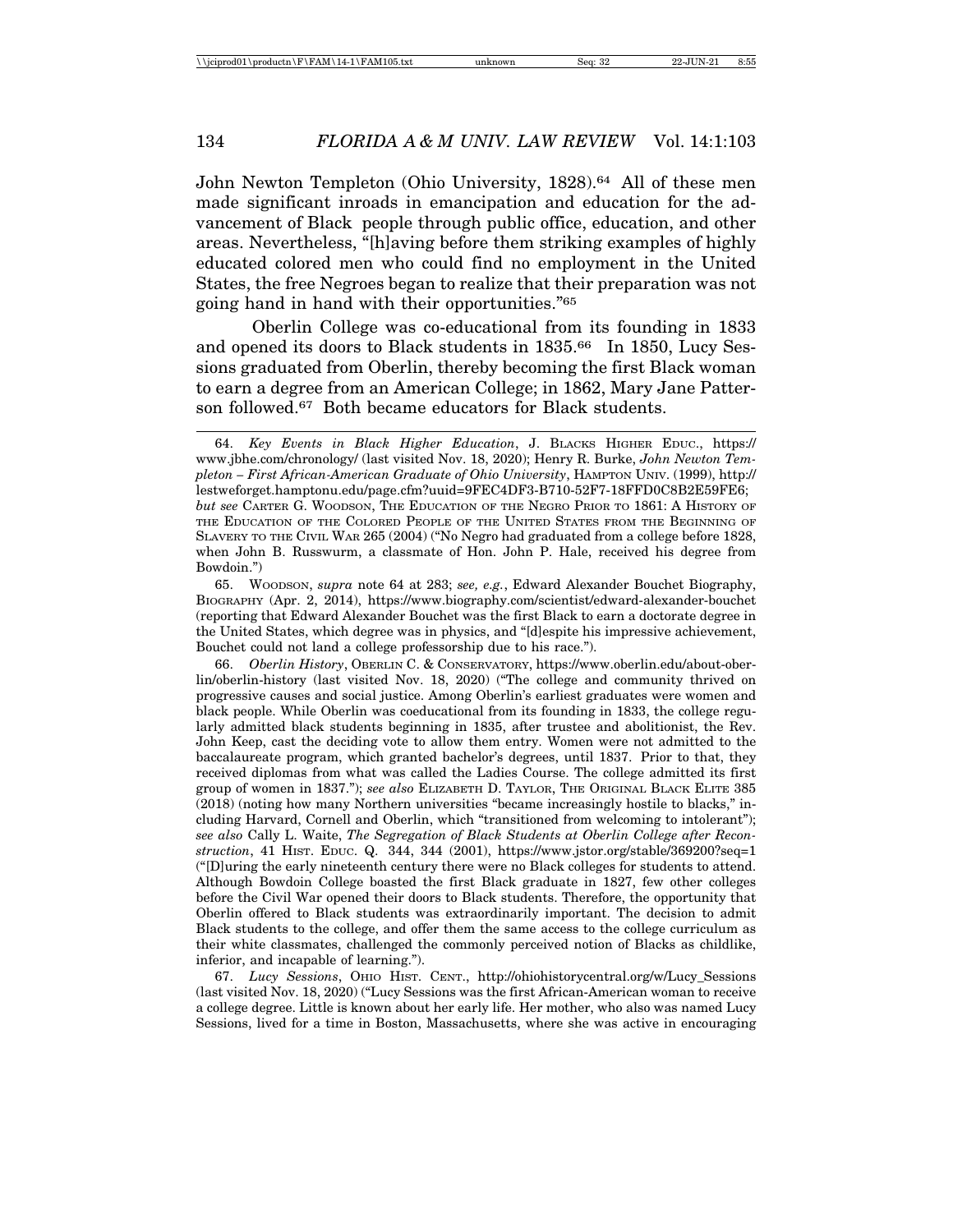John Newton Templeton (Ohio University, 1828).[64] All of these men made significant inroads in emancipation and education for the advancement of Black people through public office, education, and other areas. Nevertheless, "[h]aving before them striking examples of highly educated colored men who could find no employment in the United States, the free Negroes began to realize that their preparation was not going hand in hand with their opportunities."[65]

Oberlin College was co-educational from its founding in 1833 and opened its doors to Black students in 1835.[66] In 1850, Lucy Sessions graduated from Oberlin, thereby becoming the first Black woman to earn a degree from an American College; in 1862, Mary Jane Patterson followed.[67] Both became educators for Black students.

---

64. *Key Events in Black Higher Education*, J. BLACKS HIGHER EDUC., https://www.jbhe.com/chronology/ (last visited Nov. 18, 2020); Henry R. Burke, *John Newton Templeton – First African-American Graduate of Ohio University*, HAMPTON UNIV. (1999), http://lestweforget.hamptonu.edu/page.cfm?uuid=9FEC4DF3-B710-52F7-18FFD0C8B2E59FE6; *but see* CARTER G. WOODSON, THE EDUCATION OF THE NEGRO PRIOR TO 1861: A HISTORY OF THE EDUCATION OF THE COLORED PEOPLE OF THE UNITED STATES FROM THE BEGINNING OF SLAVERY TO THE CIVIL WAR 265 (2004) ("No Negro had graduated from a college before 1828, when John B. Russwurm, a classmate of Hon. John P. Hale, received his degree from Bowdoin.")

65. WOODSON, *supra* note 64 at 283; *see, e.g.*, Edward Alexander Bouchet Biography, BIOGRAPHY (Apr. 2, 2014), https://www.biography.com/scientist/edward-alexander-bouchet (reporting that Edward Alexander Bouchet was the first Black to earn a doctorate degree in the United States, which degree was in physics, and "[d]espite his impressive achievement, Bouchet could not land a college professorship due to his race.").

66. *Oberlin History*, OBERLIN C. & CONSERVATORY, https://www.oberlin.edu/about-oberlin/oberlin-history (last visited Nov. 18, 2020) ("The college and community thrived on progressive causes and social justice. Among Oberlin's earliest graduates were women and black people. While Oberlin was coeducational from its founding in 1833, the college regularly admitted black students beginning in 1835, after trustee and abolitionist, the Rev. John Keep, cast the deciding vote to allow them entry. Women were not admitted to the baccalaureate program, which granted bachelor's degrees, until 1837. Prior to that, they received diplomas from what was called the Ladies Course. The college admitted its first group of women in 1837."); *see also* ELIZABETH D. TAYLOR, THE ORIGINAL BLACK ELITE 385 (2018) (noting how many Northern universities "became increasingly hostile to blacks," including Harvard, Cornell and Oberlin, which "transitioned from welcoming to intolerant"); *see also* Cally L. Waite, *The Segregation of Black Students at Oberlin College after Reconstruction*, 41 HIST. EDUC. Q. 344, 344 (2001), https://www.jstor.org/stable/369200?seq=1 ("[D]uring the early nineteenth century there were no Black colleges for students to attend. Although Bowdoin College boasted the first Black graduate in 1827, few other colleges before the Civil War opened their doors to Black students. Therefore, the opportunity that Oberlin offered to Black students was extraordinarily important. The decision to admit Black students to the college, and offer them the same access to the college curriculum as their white classmates, challenged the commonly perceived notion of Blacks as childlike, inferior, and incapable of learning.").

67. *Lucy Sessions*, OHIO HIST. CENT., http://ohiohistorycentral.org/w/Lucy_Sessions (last visited Nov. 18, 2020) ("Lucy Sessions was the first African-American woman to receive a college degree. Little is known about her early life. Her mother, who also was named Lucy Sessions, lived for a time in Boston, Massachusetts, where she was active in encouraging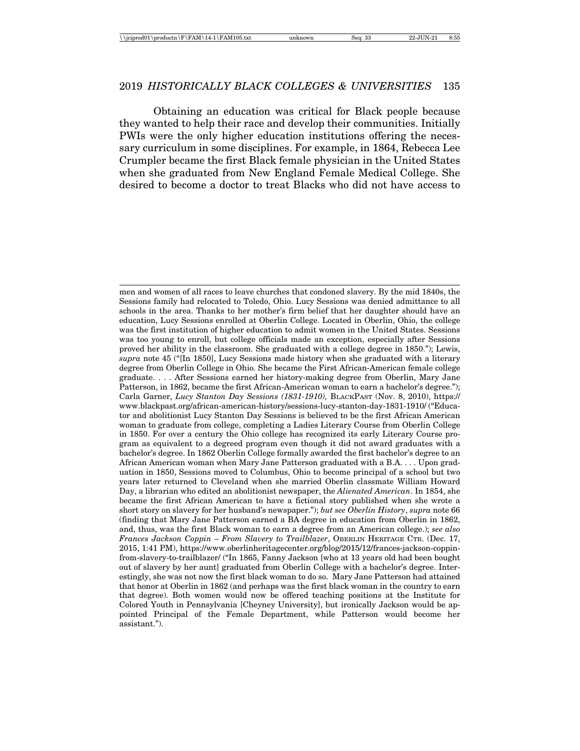Obtaining an education was critical for Black people because they wanted to help their race and develop their communities. Initially PWIs were the only higher education institutions offering the necessary curriculum in some disciplines. For example, in 1864, Rebecca Lee Crumpler became the first Black female physician in the United States when she graduated from New England Female Medical College. She desired to become a doctor to treat Blacks who did not have access to

---

men and women of all races to leave churches that condoned slavery. By the mid 1840s, the Sessions family had relocated to Toledo, Ohio. Lucy Sessions was denied admittance to all schools in the area. Thanks to her mother's firm belief that her daughter should have an education, Lucy Sessions enrolled at Oberlin College. Located in Oberlin, Ohio, the college was the first institution of higher education to admit women in the United States. Sessions was too young to enroll, but college officials made an exception, especially after Sessions proved her ability in the classroom. She graduated with a college degree in 1850."); Lewis, *supra* note 45 ("[In 1850], Lucy Sessions made history when she graduated with a literary degree from Oberlin College in Ohio. She became the First African-American female college graduate. . . . After Sessions earned her history-making degree from Oberlin, Mary Jane Patterson, in 1862, became the first African-American woman to earn a bachelor's degree."); Carla Garner, *Lucy Stanton Day Sessions (1831-1910),* BLACKPAST (Nov. 8, 2010), https://www.blackpast.org/african-american-history/sessions-lucy-stanton-day-1831-1910/ ("Educator and abolitionist Lucy Stanton Day Sessions is believed to be the first African American woman to graduate from college, completing a Ladies Literary Course from Oberlin College in 1850. For over a century the Ohio college has recognized its early Literary Course program as equivalent to a degreed program even though it did not award graduates with a bachelor's degree. In 1862 Oberlin College formally awarded the first bachelor's degree to an African American woman when Mary Jane Patterson graduated with a B.A. . . . Upon graduation in 1850, Sessions moved to Columbus, Ohio to become principal of a school but two years later returned to Cleveland when she married Oberlin classmate William Howard Day, a librarian who edited an abolitionist newspaper, the *Alienated American*. In 1854, she became the first African American to have a fictional story published when she wrote a short story on slavery for her husband's newspaper."); *but see Oberlin History*, *supra* note 66 (finding that Mary Jane Patterson earned a BA degree in education from Oberlin in 1862, and, thus, was the first Black woman to earn a degree from an American college.); *see also Frances Jackson Coppin – From Slavery to Trailblazer*, OBERLIN HERITAGE CTR. (Dec. 17, 2015, 1:41 PM), https://www.oberlinheritagecenter.org/blog/2015/12/frances-jackson-coppin-from-slavery-to-trailblazer/ ("In 1865, Fanny Jackson [who at 13 years old had been bought out of slavery by her aunt] graduated from Oberlin College with a bachelor's degree. Interestingly, she was not now the first black woman to do so. Mary Jane Patterson had attained that honor at Oberlin in 1862 (and perhaps was the first black woman in the country to earn that degree). Both women would now be offered teaching positions at the Institute for Colored Youth in Pennsylvania [Cheyney University], but ironically Jackson would be appointed Principal of the Female Department, while Patterson would become her assistant.").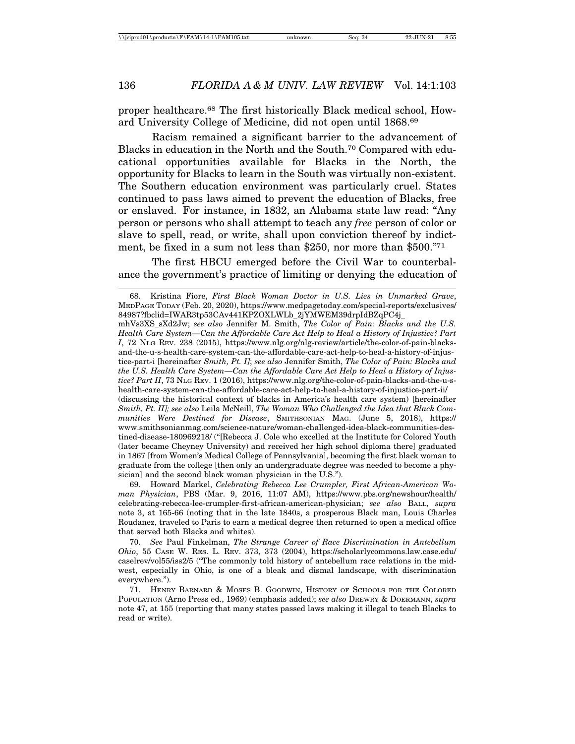proper healthcare.[68] The first historically Black medical school, Howard University College of Medicine, did not open until 1868.[69]

Racism remained a significant barrier to the advancement of Blacks in education in the North and the South.[70] Compared with educational opportunities available for Blacks in the North, the opportunity for Blacks to learn in the South was virtually non-existent. The Southern education environment was particularly cruel. States continued to pass laws aimed to prevent the education of Blacks, free or enslaved. For instance, in 1832, an Alabama state law read: "Any person or persons who shall attempt to teach any *free* person of color or slave to spell, read, or write, shall upon conviction thereof by indictment, be fixed in a sum not less than $250, nor more than $500."[71]

The first HBCU emerged before the Civil War to counterbalance the government's practice of limiting or denying the education of

---

68. Kristina Fiore, *First Black Woman Doctor in U.S. Lies in Unmarked Grave*, MEDPAGE TODAY (Feb. 20, 2020), https://www.medpagetoday.com/special-reports/exclusives/84987?fbclid=IWAR3tp53CAv441KPZOXLWLb_2jYMWEM39drpIdBZqPC4j_mhVs3XS_sXd2Jw; *see also* Jennifer M. Smith, *The Color of Pain: Blacks and the U.S. Health Care System—Can the Affordable Care Act Help to Heal a History of Injustice? Part I*, 72 NLG REV. 238 (2015), https://www.nlg.org/nlg-review/article/the-color-of-pain-blacks-and-the-u-s-health-care-system-can-the-affordable-care-act-help-to-heal-a-history-of-injustice-part-i [hereinafter *Smith, Pt. I*]; *see also* Jennifer Smith, *The Color of Pain: Blacks and the U.S. Health Care System—Can the Affordable Care Act Help to Heal a History of Injustice? Part II*, 73 NLG REV. 1 (2016), https://www.nlg.org/the-color-of-pain-blacks-and-the-u-s-health-care-system-can-the-affordable-care-act-help-to-heal-a-history-of-injustice-part-ii/ (discussing the historical context of blacks in America's health care system) [hereinafter *Smith, Pt. II*]; *see also* Leila McNeill, *The Woman Who Challenged the Idea that Black Communities Were Destined for Disease*, SMITHSONIAN MAG. (June 5, 2018), https://www.smithsonianmag.com/science-nature/woman-challenged-idea-black-communities-destined-disease-180969218/ ("[Rebecca J. Cole who excelled at the Institute for Colored Youth (later became Cheyney University) and received her high school diploma there] graduated in 1867 [from Women's Medical College of Pennsylvania], becoming the first black woman to graduate from the college [then only an undergraduate degree was needed to become a physician] and the second black woman physician in the U.S.").

69. Howard Markel, *Celebrating Rebecca Lee Crumpler, First African-American Woman Physician*, PBS (Mar. 9, 2016, 11:07 AM), https://www.pbs.org/newshour/health/celebrating-rebecca-lee-crumpler-first-african-american-physician; *see also* BALL, *supra* note 3, at 165-66 (noting that in the late 1840s, a prosperous Black man, Louis Charles Roudanez, traveled to Paris to earn a medical degree then returned to open a medical office that served both Blacks and whites).

70. *See* Paul Finkelman, *The Strange Career of Race Discrimination in Antebellum Ohio*, 55 CASE W. RES. L. REV. 373, 373 (2004), https://scholarlycommons.law.case.edu/caselrev/vol55/iss2/5 ("The commonly told history of antebellum race relations in the midwest, especially in Ohio, is one of a bleak and dismal landscape, with discrimination everywhere.").

71. HENRY BARNARD & MOSES B. GOODWIN, HISTORY OF SCHOOLS FOR THE COLORED POPULATION (Arno Press ed., 1969) (emphasis added); *see also* DREWRY & DOERMANN, *supra* note 47, at 155 (reporting that many states passed laws making it illegal to teach Blacks to read or write).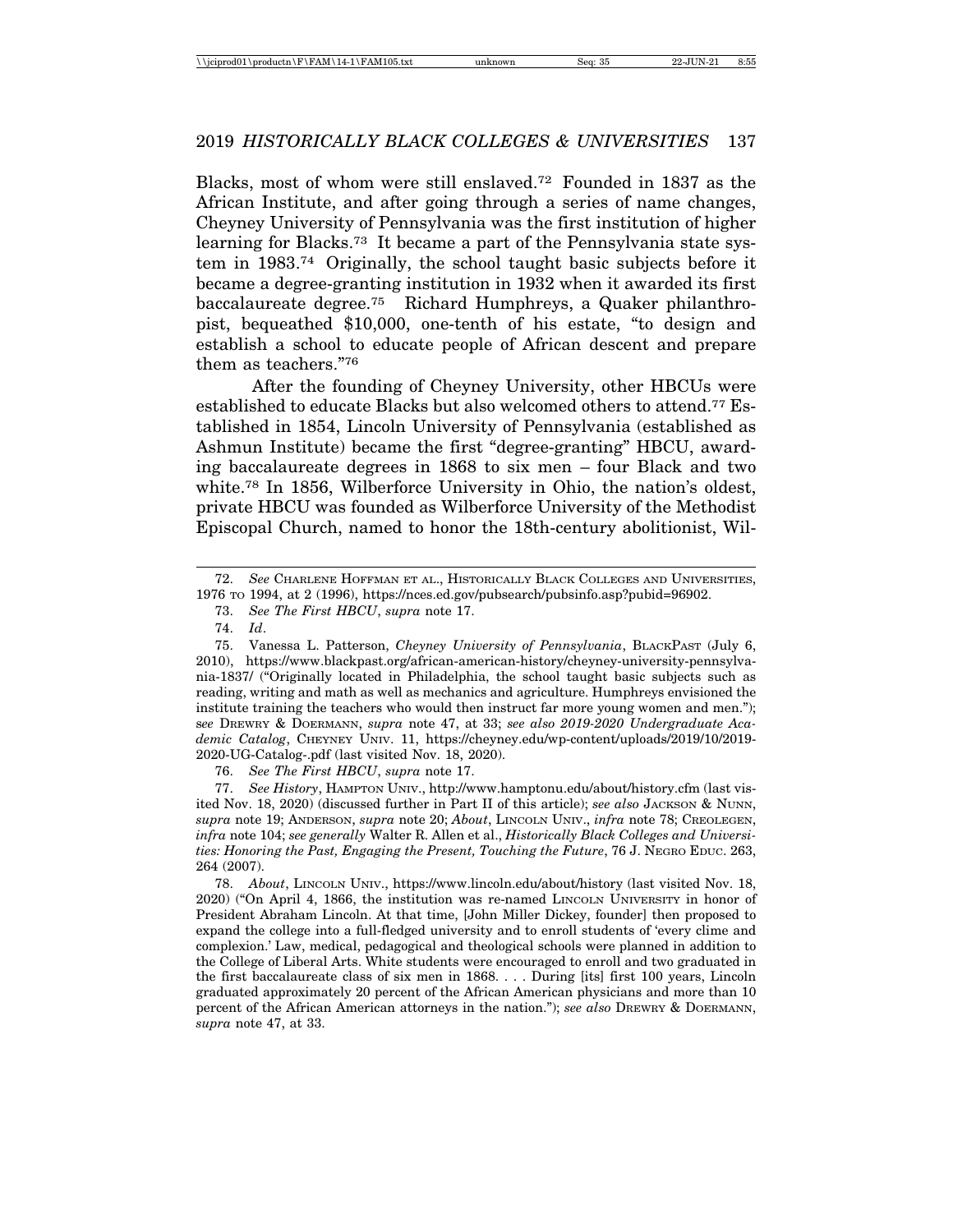Blacks, most of whom were still enslaved.[72] Founded in 1837 as the African Institute, and after going through a series of name changes, Cheyney University of Pennsylvania was the first institution of higher learning for Blacks.[73] It became a part of the Pennsylvania state system in 1983.[74] Originally, the school taught basic subjects before it became a degree-granting institution in 1932 when it awarded its first baccalaureate degree.[75] Richard Humphreys, a Quaker philanthropist, bequeathed $10,000, one-tenth of his estate, "to design and establish a school to educate people of African descent and prepare them as teachers."[76]

After the founding of Cheyney University, other HBCUs were established to educate Blacks but also welcomed others to attend.[77] Established in 1854, Lincoln University of Pennsylvania (established as Ashmun Institute) became the first "degree-granting" HBCU, awarding baccalaureate degrees in 1868 to six men – four Black and two white.[78] In 1856, Wilberforce University in Ohio, the nation's oldest, private HBCU was founded as Wilberforce University of the Methodist Episcopal Church, named to honor the 18th-century abolitionist, Wil-

---

72. *See* CHARLENE HOFFMAN ET AL., HISTORICALLY BLACK COLLEGES AND UNIVERSITIES, 1976 TO 1994, at 2 (1996), https://nces.ed.gov/pubsearch/pubsinfo.asp?pubid=96902.

73. *See The First HBCU*, *supra* note 17.

74. *Id*.

75. Vanessa L. Patterson, *Cheyney University of Pennsylvania*, BLACKPAST (July 6, 2010), https://www.blackpast.org/african-american-history/cheyney-university-pennsylvania-1837/ ("Originally located in Philadelphia, the school taught basic subjects such as reading, writing and math as well as mechanics and agriculture. Humphreys envisioned the institute training the teachers who would then instruct far more young women and men."); s*ee* DREWRY & DOERMANN, *supra* note 47, at 33; *see also 2019-2020 Undergraduate Academic Catalog*, CHEYNEY UNIV. 11, https://cheyney.edu/wp-content/uploads/2019/10/2019-2020-UG-Catalog-.pdf (last visited Nov. 18, 2020).

76. *See The First HBCU*, *supra* note 17.

77. *See History*, HAMPTON UNIV., http://www.hamptonu.edu/about/history.cfm (last visited Nov. 18, 2020) (discussed further in Part II of this article); *see also* JACKSON & NUNN, *supra* note 19; ANDERSON, *supra* note 20; *About*, LINCOLN UNIV., *infra* note 78; CREOLEGEN, *infra* note 104; *see generally* Walter R. Allen et al., *Historically Black Colleges and Universities: Honoring the Past, Engaging the Present, Touching the Future*, 76 J. NEGRO EDUC. 263, 264 (2007).

78. *About*, LINCOLN UNIV., https://www.lincoln.edu/about/history (last visited Nov. 18, 2020) ("On April 4, 1866, the institution was re-named LINCOLN UNIVERSITY in honor of President Abraham Lincoln. At that time, [John Miller Dickey, founder] then proposed to expand the college into a full-fledged university and to enroll students of 'every clime and complexion.' Law, medical, pedagogical and theological schools were planned in addition to the College of Liberal Arts. White students were encouraged to enroll and two graduated in the first baccalaureate class of six men in 1868. . . . During [its] first 100 years, Lincoln graduated approximately 20 percent of the African American physicians and more than 10 percent of the African American attorneys in the nation."); *see also* DREWRY & DOERMANN, *supra* note 47, at 33.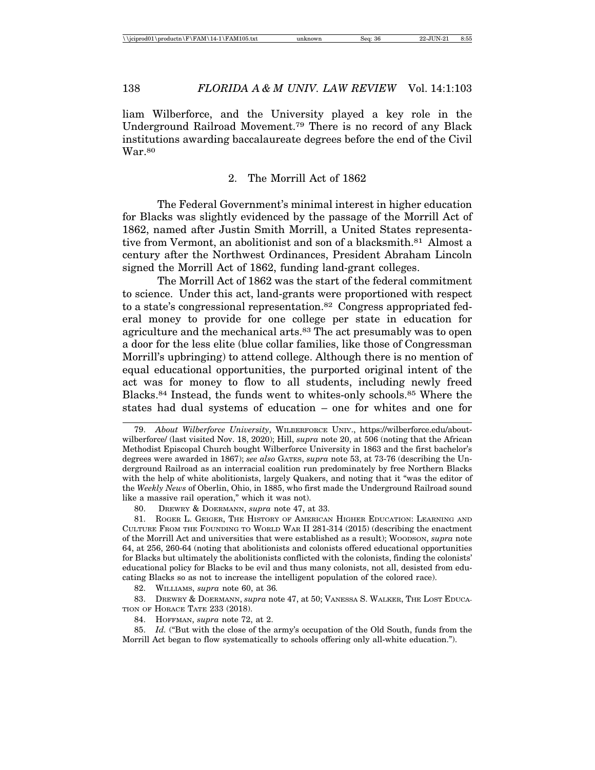liam Wilberforce, and the University played a key role in the Underground Railroad Movement.[79] There is no record of any Black institutions awarding baccalaureate degrees before the end of the Civil War.[80]

### 2. The Morrill Act of 1862

The Federal Government's minimal interest in higher education for Blacks was slightly evidenced by the passage of the Morrill Act of 1862, named after Justin Smith Morrill, a United States representative from Vermont, an abolitionist and son of a blacksmith.[81] Almost a century after the Northwest Ordinances, President Abraham Lincoln signed the Morrill Act of 1862, funding land-grant colleges.

The Morrill Act of 1862 was the start of the federal commitment to science. Under this act, land-grants were proportioned with respect to a state's congressional representation.[82] Congress appropriated federal money to provide for one college per state in education for agriculture and the mechanical arts.[83] The act presumably was to open a door for the less elite (blue collar families, like those of Congressman Morrill's upbringing) to attend college. Although there is no mention of equal educational opportunities, the purported original intent of the act was for money to flow to all students, including newly freed Blacks.[84] Instead, the funds went to whites-only schools.[85] Where the states had dual systems of education – one for whites and one for

---

79. *About Wilberforce University*, WILBERFORCE UNIV., https://wilberforce.edu/about-wilberforce/ (last visited Nov. 18, 2020); Hill, *supra* note 20, at 506 (noting that the African Methodist Episcopal Church bought Wilberforce University in 1863 and the first bachelor's degrees were awarded in 1867); *see also* GATES, *supra* note 53, at 73-76 (describing the Underground Railroad as an interracial coalition run predominately by free Northern Blacks with the help of white abolitionists, largely Quakers, and noting that it "was the editor of the *Weekly News* of Oberlin, Ohio, in 1885, who first made the Underground Railroad sound like a massive rail operation," which it was not).

80. DREWRY & DOERMANN, *supra* note 47, at 33.

81. ROGER L. GEIGER, THE HISTORY OF AMERICAN HIGHER EDUCATION: LEARNING AND CULTURE FROM THE FOUNDING TO WORLD WAR II 281-314 (2015) (describing the enactment of the Morrill Act and universities that were established as a result); WOODSON, *supra* note 64, at 256, 260-64 (noting that abolitionists and colonists offered educational opportunities for Blacks but ultimately the abolitionists conflicted with the colonists, finding the colonists' educational policy for Blacks to be evil and thus many colonists, not all, desisted from educating Blacks so as not to increase the intelligent population of the colored race).

82. WILLIAMS, *supra* note 60, at 36.

83. DREWRY & DOERMANN, *supra* note 47, at 50; VANESSA S. WALKER, THE LOST EDUCATION OF HORACE TATE 233 (2018).

84. HOFFMAN, *supra* note 72, at 2.

85. *Id.* ("But with the close of the army's occupation of the Old South, funds from the Morrill Act began to flow systematically to schools offering only all-white education.").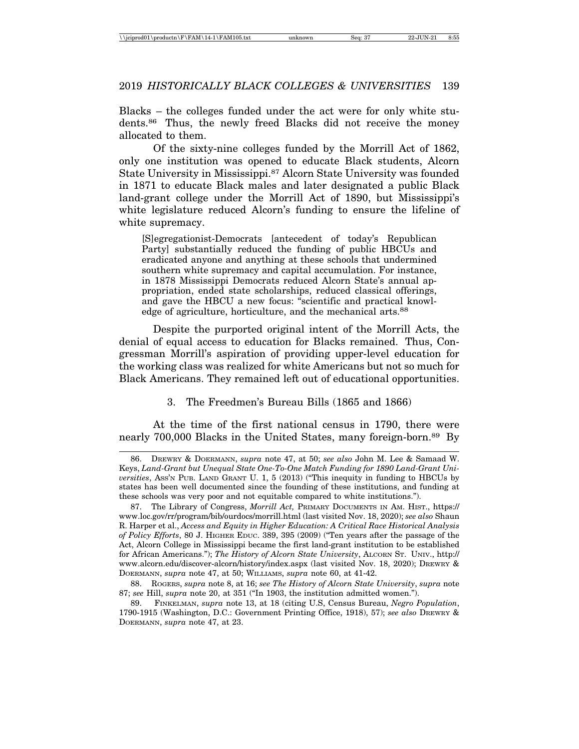Blacks – the colleges funded under the act were for only white students.[86] Thus, the newly freed Blacks did not receive the money allocated to them.

Of the sixty-nine colleges funded by the Morrill Act of 1862, only one institution was opened to educate Black students, Alcorn State University in Mississippi.[87] Alcorn State University was founded in 1871 to educate Black males and later designated a public Black land-grant college under the Morrill Act of 1890, but Mississippi's white legislature reduced Alcorn's funding to ensure the lifeline of white supremacy.

> [S]egregationist-Democrats [antecedent of today's Republican Party] substantially reduced the funding of public HBCUs and eradicated anyone and anything at these schools that undermined southern white supremacy and capital accumulation. For instance, in 1878 Mississippi Democrats reduced Alcorn State's annual appropriation, ended state scholarships, reduced classical offerings, and gave the HBCU a new focus: "scientific and practical knowledge of agriculture, horticulture, and the mechanical arts.[88]

Despite the purported original intent of the Morrill Acts, the denial of equal access to education for Blacks remained. Thus, Congressman Morrill's aspiration of providing upper-level education for the working class was realized for white Americans but not so much for Black Americans. They remained left out of educational opportunities.

### 3. The Freedmen's Bureau Bills (1865 and 1866)

At the time of the first national census in 1790, there were nearly 700,000 Blacks in the United States, many foreign-born.[89] By

---

86. Drewry & Doermann, *supra* note 47, at 50; *see also* John M. Lee & Samaad W. Keys, *Land-Grant but Unequal State One-To-One Match Funding for 1890 Land-Grant Universities*, Ass'n Pub. Land Grant U. 1, 5 (2013) ("This inequity in funding to HBCUs by states has been well documented since the founding of these institutions, and funding at these schools was very poor and not equitable compared to white institutions.").

87. The Library of Congress, *Morrill Act,* Primary Documents in Am. Hist., https://www.loc.gov/rr/program/bib/ourdocs/morrill.html (last visited Nov. 18, 2020); *see also* Shaun R. Harper et al., *Access and Equity in Higher Education: A Critical Race Historical Analysis of Policy Efforts*, 80 J. Higher Educ. 389, 395 (2009) ("Ten years after the passage of the Act, Alcorn College in Mississippi became the first land-grant institution to be established for African Americans."); *The History of Alcorn State University*, Alcorn St. Univ., http://www.alcorn.edu/discover-alcorn/history/index.aspx (last visited Nov. 18, 2020); Drewry & Doermann, *supra* note 47, at 50; Williams, *supra* note 60, at 41-42.

88. Rogers, *supra* note 8, at 16; *see The History of Alcorn State University*, *supra* note 87; *see* Hill, *supra* note 20, at 351 ("In 1903, the institution admitted women.").

89. Finkelman, *supra* note 13, at 18 (citing U.S, Census Bureau, *Negro Population*, 1790-1915 (Washington, D.C.: Government Printing Office, 1918), 57); *see also* Drewry & Doermann, *supra* note 47, at 23.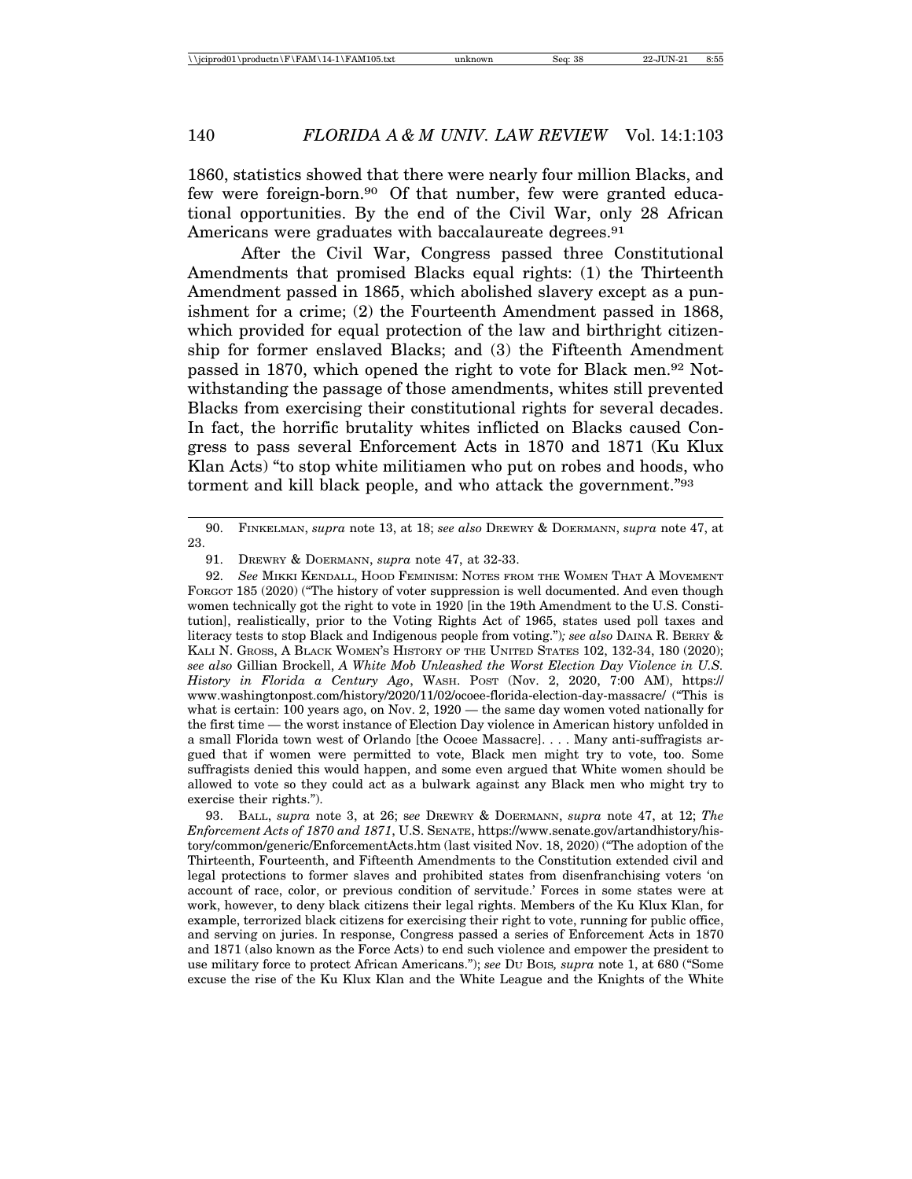1860, statistics showed that there were nearly four million Blacks, and few were foreign-born.[90] Of that number, few were granted educational opportunities. By the end of the Civil War, only 28 African Americans were graduates with baccalaureate degrees.[91]

After the Civil War, Congress passed three Constitutional Amendments that promised Blacks equal rights: (1) the Thirteenth Amendment passed in 1865, which abolished slavery except as a punishment for a crime; (2) the Fourteenth Amendment passed in 1868, which provided for equal protection of the law and birthright citizenship for former enslaved Blacks; and (3) the Fifteenth Amendment passed in 1870, which opened the right to vote for Black men.[92] Notwithstanding the passage of those amendments, whites still prevented Blacks from exercising their constitutional rights for several decades. In fact, the horrific brutality whites inflicted on Blacks caused Congress to pass several Enforcement Acts in 1870 and 1871 (Ku Klux Klan Acts) "to stop white militiamen who put on robes and hoods, who torment and kill black people, and who attack the government."[93]

---

90. FINKELMAN, *supra* note 13, at 18; *see also* DREWRY & DOERMANN, *supra* note 47, at 23.

91. DREWRY & DOERMANN, *supra* note 47, at 32-33.

92. *See* MIKKI KENDALL, HOOD FEMINISM: NOTES FROM THE WOMEN THAT A MOVEMENT FORGOT 185 (2020) ("The history of voter suppression is well documented. And even though women technically got the right to vote in 1920 [in the 19th Amendment to the U.S. Constitution], realistically, prior to the Voting Rights Act of 1965, states used poll taxes and literacy tests to stop Black and Indigenous people from voting."); *see also* DAINA R. BERRY & KALI N. GROSS, A BLACK WOMEN'S HISTORY OF THE UNITED STATES 102, 132-34, 180 (2020); *see also* Gillian Brockell, *A White Mob Unleashed the Worst Election Day Violence in U.S. History in Florida a Century Ago*, WASH. POST (Nov. 2, 2020, 7:00 AM), https://www.washingtonpost.com/history/2020/11/02/ocoee-florida-election-day-massacre/ ("This is what is certain: 100 years ago, on Nov. 2, 1920 — the same day women voted nationally for the first time — the worst instance of Election Day violence in American history unfolded in a small Florida town west of Orlando [the Ocoee Massacre]. . . . Many anti-suffragists argued that if women were permitted to vote, Black men might try to vote, too. Some suffragists denied this would happen, and some even argued that White women should be allowed to vote so they could act as a bulwark against any Black men who might try to exercise their rights.").

93. BALL, *supra* note 3, at 26; *see* DREWRY & DOERMANN, *supra* note 47, at 12; *The Enforcement Acts of 1870 and 1871*, U.S. SENATE, https://www.senate.gov/artandhistory/history/common/generic/EnforcementActs.htm (last visited Nov. 18, 2020) ("The adoption of the Thirteenth, Fourteenth, and Fifteenth Amendments to the Constitution extended civil and legal protections to former slaves and prohibited states from disenfranchising voters 'on account of race, color, or previous condition of servitude.' Forces in some states were at work, however, to deny black citizens their legal rights. Members of the Ku Klux Klan, for example, terrorized black citizens for exercising their right to vote, running for public office, and serving on juries. In response, Congress passed a series of Enforcement Acts in 1870 and 1871 (also known as the Force Acts) to end such violence and empower the president to use military force to protect African Americans."); *see* DU BOIS*, supra* note 1, at 680 ("Some excuse the rise of the Ku Klux Klan and the White League and the Knights of the White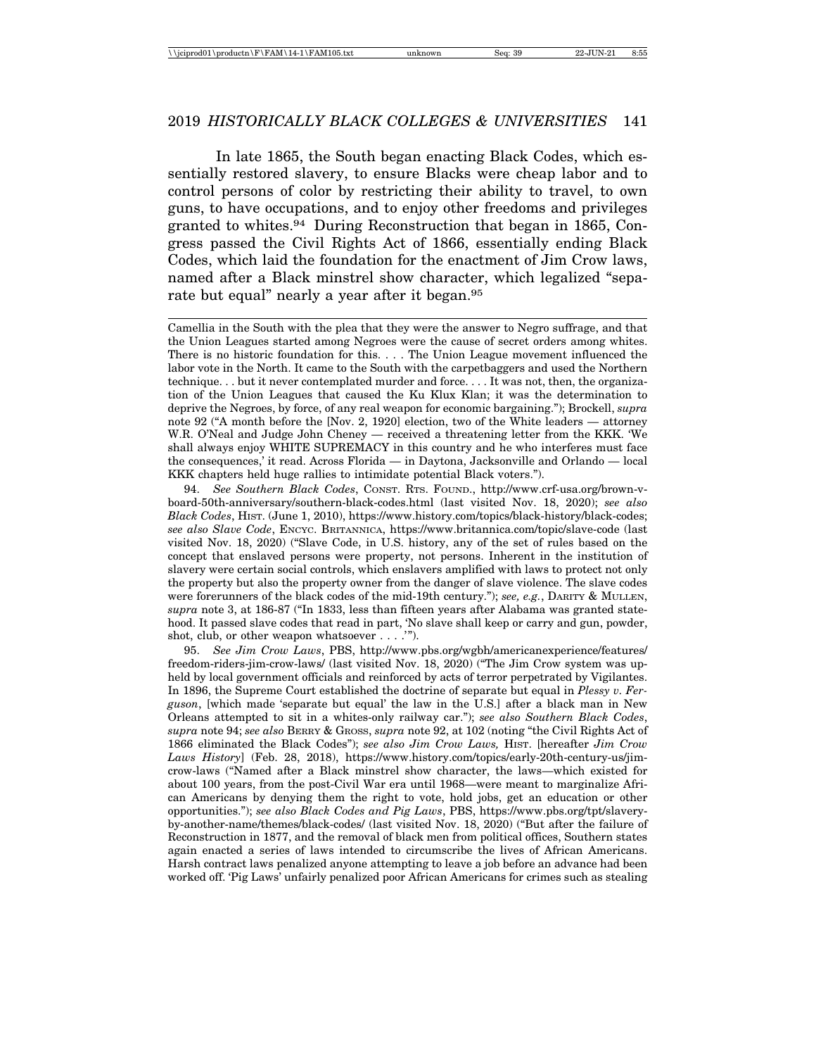In late 1865, the South began enacting Black Codes, which essentially restored slavery, to ensure Blacks were cheap labor and to control persons of color by restricting their ability to travel, to own guns, to have occupations, and to enjoy other freedoms and privileges granted to whites.[94] During Reconstruction that began in 1865, Congress passed the Civil Rights Act of 1866, essentially ending Black Codes, which laid the foundation for the enactment of Jim Crow laws, named after a Black minstrel show character, which legalized "separate but equal" nearly a year after it began.[95]

---

Camellia in the South with the plea that they were the answer to Negro suffrage, and that the Union Leagues started among Negroes were the cause of secret orders among whites. There is no historic foundation for this. . . . The Union League movement influenced the labor vote in the North. It came to the South with the carpetbaggers and used the Northern technique. . . but it never contemplated murder and force. . . . It was not, then, the organization of the Union Leagues that caused the Ku Klux Klan; it was the determination to deprive the Negroes, by force, of any real weapon for economic bargaining."); Brockell, *supra* note 92 ("A month before the [Nov. 2, 1920] election, two of the White leaders — attorney W.R. O'Neal and Judge John Cheney — received a threatening letter from the KKK. 'We shall always enjoy WHITE SUPREMACY in this country and he who interferes must face the consequences,' it read. Across Florida — in Daytona, Jacksonville and Orlando — local KKK chapters held huge rallies to intimidate potential Black voters.").

94. *See Southern Black Codes*, CONST. RTS. FOUND., http://www.crf-usa.org/brown-v-board-50th-anniversary/southern-black-codes.html (last visited Nov. 18, 2020); *see also Black Codes*, HIST. (June 1, 2010), https://www.history.com/topics/black-history/black-codes; *see also Slave Code*, ENCYC. BRITANNICA, https://www.britannica.com/topic/slave-code (last visited Nov. 18, 2020) ("Slave Code, in U.S. history, any of the set of rules based on the concept that enslaved persons were property, not persons. Inherent in the institution of slavery were certain social controls, which enslavers amplified with laws to protect not only the property but also the property owner from the danger of slave violence. The slave codes were forerunners of the black codes of the mid-19th century."); *see, e.g.*, DARITY & MULLEN, *supra* note 3, at 186-87 ("In 1833, less than fifteen years after Alabama was granted statehood. It passed slave codes that read in part, 'No slave shall keep or carry and gun, powder, shot, club, or other weapon whatsoever . . . .'").

95. *See Jim Crow Laws*, PBS, http://www.pbs.org/wgbh/americanexperience/features/freedom-riders-jim-crow-laws/ (last visited Nov. 18, 2020) ("The Jim Crow system was upheld by local government officials and reinforced by acts of terror perpetrated by Vigilantes. In 1896, the Supreme Court established the doctrine of separate but equal in *Plessy v. Ferguson*, [which made 'separate but equal' the law in the U.S.] after a black man in New Orleans attempted to sit in a whites-only railway car."); *see also Southern Black Codes*, *supra* note 94; *see also* BERRY & GROSS, *supra* note 92, at 102 (noting "the Civil Rights Act of 1866 eliminated the Black Codes"); *see also Jim Crow Laws,* HIST. [hereafter *Jim Crow Laws History*] (Feb. 28, 2018), https://www.history.com/topics/early-20th-century-us/jim-crow-laws ("Named after a Black minstrel show character, the laws—which existed for about 100 years, from the post-Civil War era until 1968—were meant to marginalize African Americans by denying them the right to vote, hold jobs, get an education or other opportunities."); *see also Black Codes and Pig Laws*, PBS, https://www.pbs.org/tpt/slavery-by-another-name/themes/black-codes/ (last visited Nov. 18, 2020) ("But after the failure of Reconstruction in 1877, and the removal of black men from political offices, Southern states again enacted a series of laws intended to circumscribe the lives of African Americans. Harsh contract laws penalized anyone attempting to leave a job before an advance had been worked off. 'Pig Laws' unfairly penalized poor African Americans for crimes such as stealing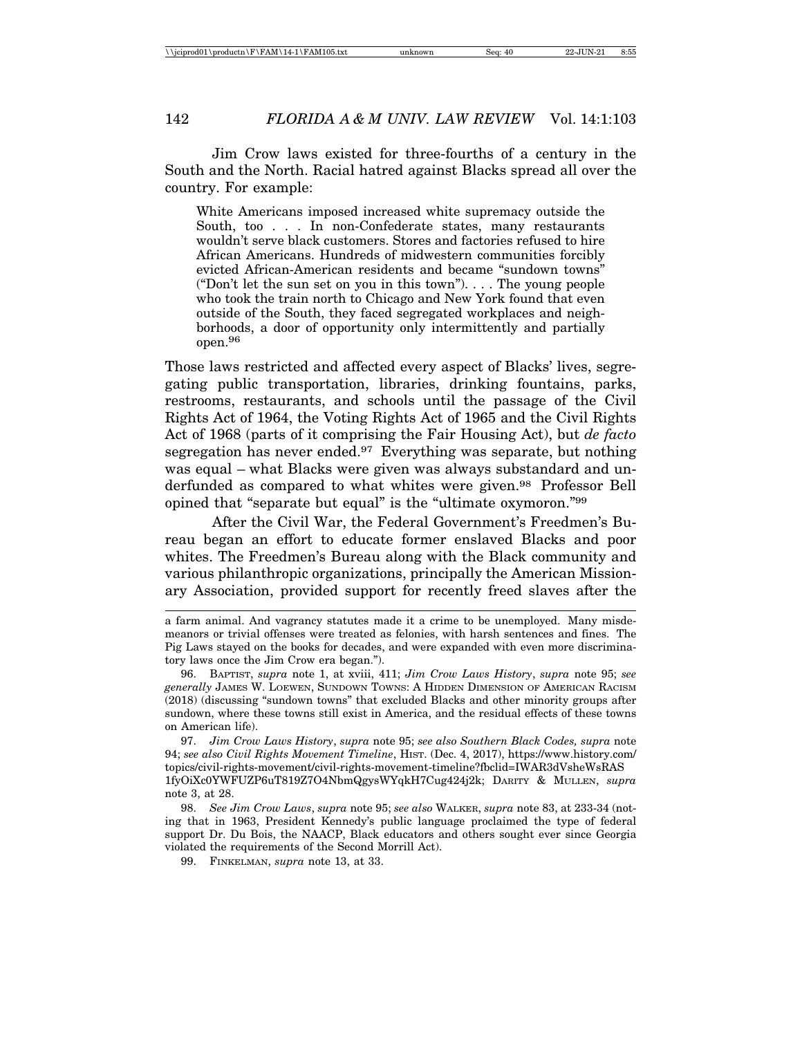Jim Crow laws existed for three-fourths of a century in the South and the North. Racial hatred against Blacks spread all over the country. For example:

> White Americans imposed increased white supremacy outside the South, too . . . In non-Confederate states, many restaurants wouldn't serve black customers. Stores and factories refused to hire African Americans. Hundreds of midwestern communities forcibly evicted African-American residents and became "sundown towns" ("Don't let the sun set on you in this town"). . . . The young people who took the train north to Chicago and New York found that even outside of the South, they faced segregated workplaces and neighborhoods, a door of opportunity only intermittently and partially open.[96]

Those laws restricted and affected every aspect of Blacks' lives, segregating public transportation, libraries, drinking fountains, parks, restrooms, restaurants, and schools until the passage of the Civil Rights Act of 1964, the Voting Rights Act of 1965 and the Civil Rights Act of 1968 (parts of it comprising the Fair Housing Act), but *de facto* segregation has never ended.[97] Everything was separate, but nothing was equal – what Blacks were given was always substandard and underfunded as compared to what whites were given.[98] Professor Bell opined that "separate but equal" is the "ultimate oxymoron."[99]

After the Civil War, the Federal Government's Freedmen's Bureau began an effort to educate former enslaved Blacks and poor whites. The Freedmen's Bureau along with the Black community and various philanthropic organizations, principally the American Missionary Association, provided support for recently freed slaves after the

---

a farm animal. And vagrancy statutes made it a crime to be unemployed. Many misdemeanors or trivial offenses were treated as felonies, with harsh sentences and fines. The Pig Laws stayed on the books for decades, and were expanded with even more discriminatory laws once the Jim Crow era began.").

96. BAPTIST, *supra* note 1, at xviii, 411; *Jim Crow Laws History*, *supra* note 95; *see generally* JAMES W. LOEWEN, SUNDOWN TOWNS: A HIDDEN DIMENSION OF AMERICAN RACISM (2018) (discussing "sundown towns" that excluded Blacks and other minority groups after sundown, where these towns still exist in America, and the residual effects of these towns on American life).

97. *Jim Crow Laws History*, *supra* note 95; *see also Southern Black Codes, supra* note 94; *see also Civil Rights Movement Timeline*, HIST. (Dec. 4, 2017), https://www.history.com/topics/civil-rights-movement/civil-rights-movement-timeline?fbclid=IWAR3dVsheWsRAS1fyOiXc0YWFUZP6uT819Z7O4NbmQgysWYqkH7Cug424j2k; DARITY & MULLEN, *supra* note 3, at 28.

98. *See Jim Crow Laws*, *supra* note 95; *see also* WALKER, *supra* note 83, at 233-34 (noting that in 1963, President Kennedy's public language proclaimed the type of federal support Dr. Du Bois, the NAACP, Black educators and others sought ever since Georgia violated the requirements of the Second Morrill Act).

99. FINKELMAN, *supra* note 13, at 33.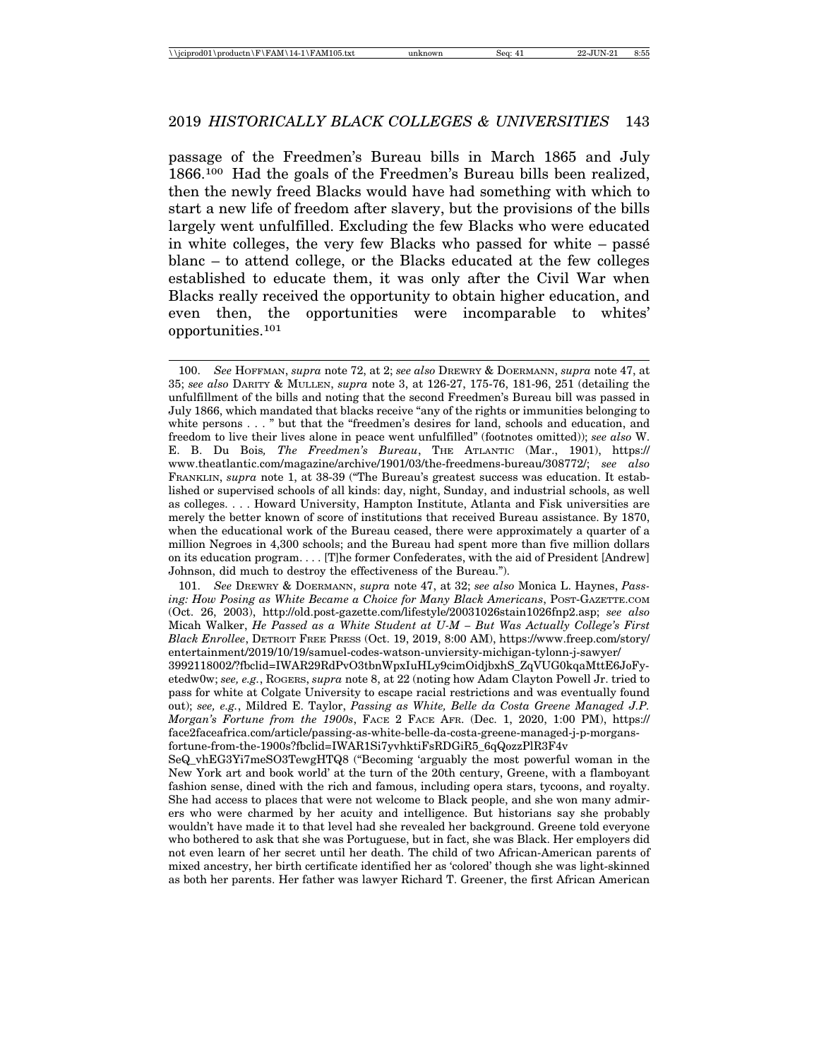passage of the Freedmen's Bureau bills in March 1865 and July 1866.[100] Had the goals of the Freedmen's Bureau bills been realized, then the newly freed Blacks would have had something with which to start a new life of freedom after slavery, but the provisions of the bills largely went unfulfilled. Excluding the few Blacks who were educated in white colleges, the very few Blacks who passed for white – passé blanc – to attend college, or the Blacks educated at the few colleges established to educate them, it was only after the Civil War when Blacks really received the opportunity to obtain higher education, and even then, the opportunities were incomparable to whites' opportunities.[101]

---

100. *See* Hoffman, *supra* note 72, at 2; *see also* Drewry & Doermann, *supra* note 47, at 35; *see also* Darity & Mullen, *supra* note 3, at 126-27, 175-76, 181-96, 251 (detailing the unfulfillment of the bills and noting that the second Freedmen's Bureau bill was passed in July 1866, which mandated that blacks receive "any of the rights or immunities belonging to white persons . . . " but that the "freedmen's desires for land, schools and education, and freedom to live their lives alone in peace went unfulfilled" (footnotes omitted)); *see also* W. E. B. Du Bois*, The Freedmen's Bureau*, The Atlantic (Mar., 1901), https://www.theatlantic.com/magazine/archive/1901/03/the-freedmens-bureau/308772/; *see also* Franklin, *supra* note 1, at 38-39 ("The Bureau's greatest success was education. It established or supervised schools of all kinds: day, night, Sunday, and industrial schools, as well as colleges. . . . Howard University, Hampton Institute, Atlanta and Fisk universities are merely the better known of score of institutions that received Bureau assistance. By 1870, when the educational work of the Bureau ceased, there were approximately a quarter of a million Negroes in 4,300 schools; and the Bureau had spent more than five million dollars on its education program. . . . [T]he former Confederates, with the aid of President [Andrew] Johnson, did much to destroy the effectiveness of the Bureau.").

101. *See* Drewry & Doermann, *supra* note 47, at 32; *see also* Monica L. Haynes, *Passing: How Posing as White Became a Choice for Many Black Americans*, Post-Gazette.com (Oct. 26, 2003), http://old.post-gazette.com/lifestyle/20031026stain1026fnp2.asp; *see also* Micah Walker, *He Passed as a White Student at U-M – But Was Actually College's First Black Enrollee*, Detroit Free Press (Oct. 19, 2019, 8:00 AM), https://www.freep.com/story/entertainment/2019/10/19/samuel-codes-watson-unviersity-michigan-tylonn-j-sawyer/3992118002/?fbclid=IWAR29RdPvO3tbnWpxIuHLy9cimOidjbxhS_ZqVUG0kqaMttE6JoFyetedw0w; *see, e.g.*, Rogers, *supra* note 8, at 22 (noting how Adam Clayton Powell Jr. tried to pass for white at Colgate University to escape racial restrictions and was eventually found out); *see, e.g.*, Mildred E. Taylor, *Passing as White, Belle da Costa Greene Managed J.P. Morgan's Fortune from the 1900s*, Face 2 Face Afr. (Dec. 1, 2020, 1:00 PM), https://face2faceafrica.com/article/passing-as-white-belle-da-costa-greene-managed-j-p-morgans-fortune-from-the-1900s?fbclid=IWAR1Si7yvhktiFsRDGiR5_6qQozzPlR3F4vSeQ_vhEG3Yi7meSO3TewgHTQ8 ("Becoming 'arguably the most powerful woman in the New York art and book world' at the turn of the 20th century, Greene, with a flamboyant fashion sense, dined with the rich and famous, including opera stars, tycoons, and royalty. She had access to places that were not welcome to Black people, and she won many admirers who were charmed by her acuity and intelligence. But historians say she probably wouldn't have made it to that level had she revealed her background. Greene told everyone who bothered to ask that she was Portuguese, but in fact, she was Black. Her employers did not even learn of her secret until her death. The child of two African-American parents of mixed ancestry, her birth certificate identified her as 'colored' though she was light-skinned as both her parents. Her father was lawyer Richard T. Greener, the first African American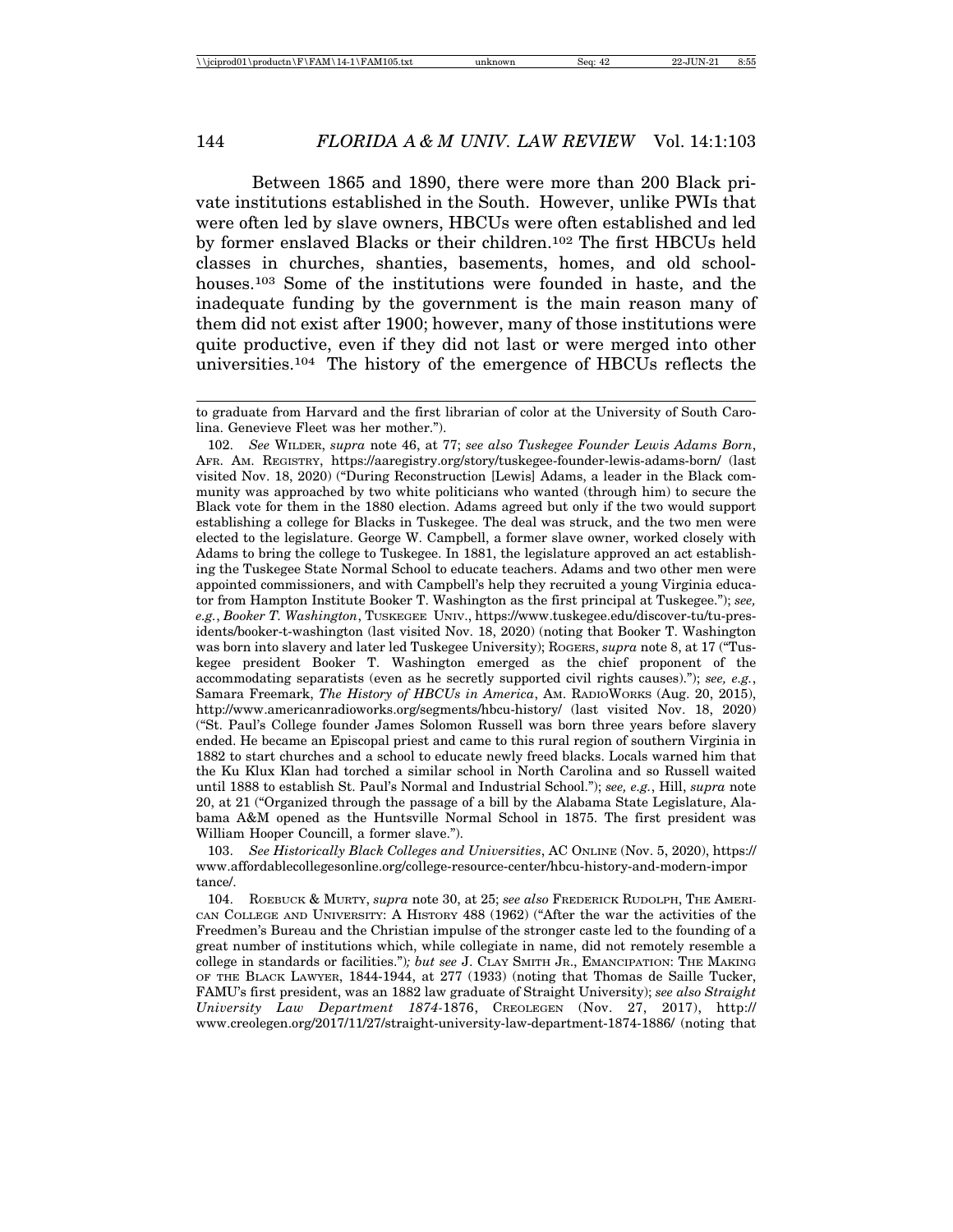Between 1865 and 1890, there were more than 200 Black private institutions established in the South. However, unlike PWIs that were often led by slave owners, HBCUs were often established and led by former enslaved Blacks or their children.[102] The first HBCUs held classes in churches, shanties, basements, homes, and old schoolhouses.[103] Some of the institutions were founded in haste, and the inadequate funding by the government is the main reason many of them did not exist after 1900; however, many of those institutions were quite productive, even if they did not last or were merged into other universities.[104] The history of the emergence of HBCUs reflects the

---

to graduate from Harvard and the first librarian of color at the University of South Carolina. Genevieve Fleet was her mother.").

102. *See* WILDER, *supra* note 46, at 77; *see also Tuskegee Founder Lewis Adams Born*, AFR. AM. REGISTRY, https://aaregistry.org/story/tuskegee-founder-lewis-adams-born/ (last visited Nov. 18, 2020) ("During Reconstruction [Lewis] Adams, a leader in the Black community was approached by two white politicians who wanted (through him) to secure the Black vote for them in the 1880 election. Adams agreed but only if the two would support establishing a college for Blacks in Tuskegee. The deal was struck, and the two men were elected to the legislature. George W. Campbell, a former slave owner, worked closely with Adams to bring the college to Tuskegee. In 1881, the legislature approved an act establishing the Tuskegee State Normal School to educate teachers. Adams and two other men were appointed commissioners, and with Campbell's help they recruited a young Virginia educator from Hampton Institute Booker T. Washington as the first principal at Tuskegee."); *see, e.g.*, *Booker T. Washington*, TUSKEGEE UNIV., https://www.tuskegee.edu/discover-tu/tu-presidents/booker-t-washington (last visited Nov. 18, 2020) (noting that Booker T. Washington was born into slavery and later led Tuskegee University); ROGERS, *supra* note 8, at 17 ("Tuskegee president Booker T. Washington emerged as the chief proponent of the accommodating separatists (even as he secretly supported civil rights causes)."); *see, e.g.*, Samara Freemark, *The History of HBCUs in America*, AM. RADIOWORKS (Aug. 20, 2015), http://www.americanradioworks.org/segments/hbcu-history/ (last visited Nov. 18, 2020) ("St. Paul's College founder James Solomon Russell was born three years before slavery ended. He became an Episcopal priest and came to this rural region of southern Virginia in 1882 to start churches and a school to educate newly freed blacks. Locals warned him that the Ku Klux Klan had torched a similar school in North Carolina and so Russell waited until 1888 to establish St. Paul's Normal and Industrial School."); *see, e.g.*, Hill, *supra* note 20, at 21 ("Organized through the passage of a bill by the Alabama State Legislature, Alabama A&M opened as the Huntsville Normal School in 1875. The first president was William Hooper Councill, a former slave.").

103. *See Historically Black Colleges and Universities*, AC ONLINE (Nov. 5, 2020), https://www.affordablecollegesonline.org/college-resource-center/hbcu-history-and-modern-importance/.

104. ROEBUCK & MURTY, *supra* note 30, at 25; *see also* FREDERICK RUDOLPH, THE AMERICAN COLLEGE AND UNIVERSITY: A HISTORY 488 (1962) ("After the war the activities of the Freedmen's Bureau and the Christian impulse of the stronger caste led to the founding of a great number of institutions which, while collegiate in name, did not remotely resemble a college in standards or facilities."); *but see* J. CLAY SMITH JR., EMANCIPATION: THE MAKING OF THE BLACK LAWYER, 1844-1944, at 277 (1933) (noting that Thomas de Saille Tucker, FAMU's first president, was an 1882 law graduate of Straight University); *see also Straight University Law Department 1874-1876*, CREOLEGEN (Nov. 27, 2017), http://www.creolegen.org/2017/11/27/straight-university-law-department-1874-1886/ (noting that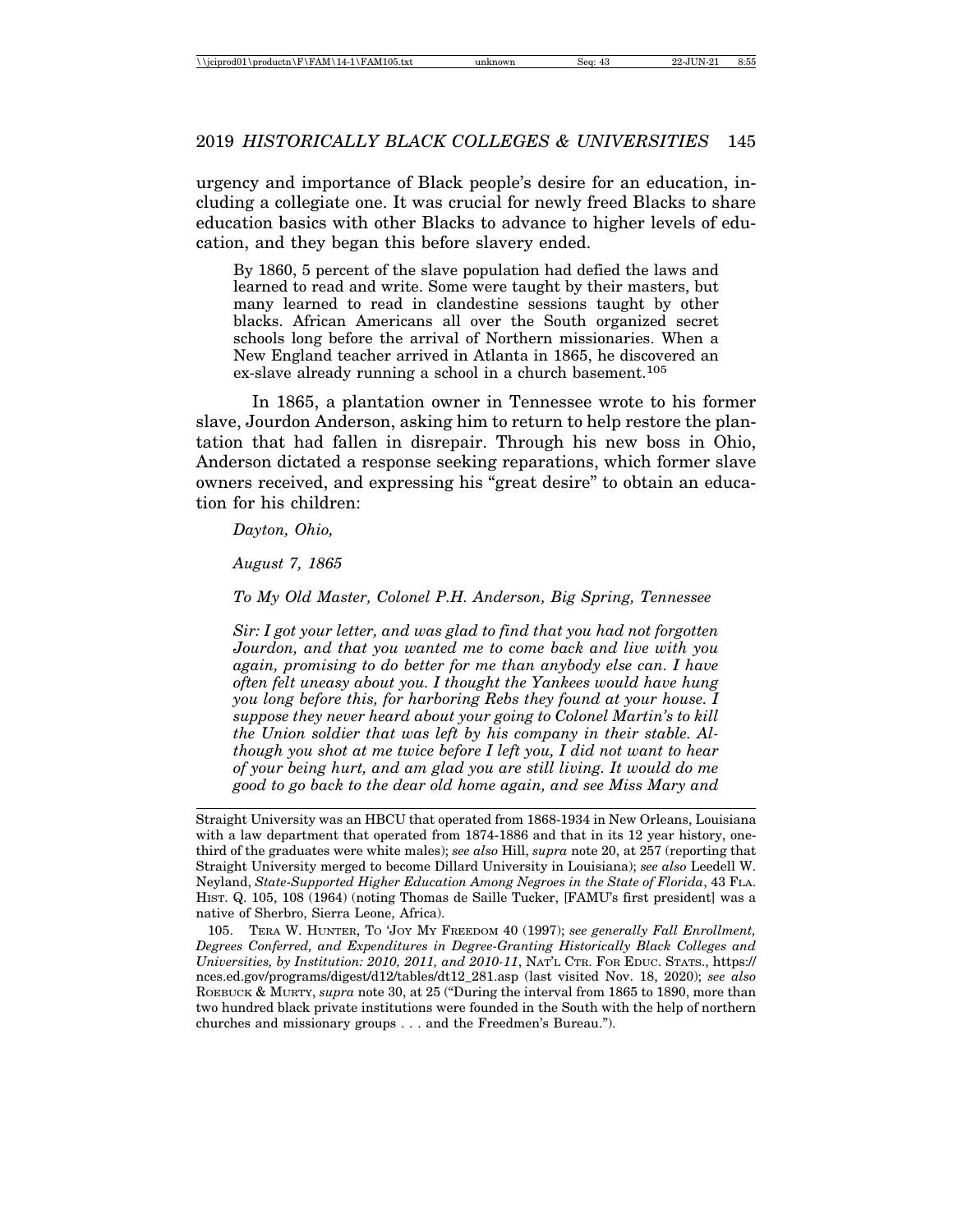urgency and importance of Black people's desire for an education, including a collegiate one. It was crucial for newly freed Blacks to share education basics with other Blacks to advance to higher levels of education, and they began this before slavery ended.

> By 1860, 5 percent of the slave population had defied the laws and learned to read and write. Some were taught by their masters, but many learned to read in clandestine sessions taught by other blacks. African Americans all over the South organized secret schools long before the arrival of Northern missionaries. When a New England teacher arrived in Atlanta in 1865, he discovered an ex-slave already running a school in a church basement.[105]

In 1865, a plantation owner in Tennessee wrote to his former slave, Jourdon Anderson, asking him to return to help restore the plantation that had fallen in disrepair. Through his new boss in Ohio, Anderson dictated a response seeking reparations, which former slave owners received, and expressing his "great desire" to obtain an education for his children:

> *Dayton, Ohio,*
>
> *August 7, 1865*
>
> *To My Old Master, Colonel P.H. Anderson, Big Spring, Tennessee*
>
> *Sir: I got your letter, and was glad to find that you had not forgotten Jourdon, and that you wanted me to come back and live with you again, promising to do better for me than anybody else can. I have often felt uneasy about you. I thought the Yankees would have hung you long before this, for harboring Rebs they found at your house. I suppose they never heard about your going to Colonel Martin's to kill the Union soldier that was left by his company in their stable. Although you shot at me twice before I left you, I did not want to hear of your being hurt, and am glad you are still living. It would do me good to go back to the dear old home again, and see Miss Mary and*

---

Straight University was an HBCU that operated from 1868-1934 in New Orleans, Louisiana with a law department that operated from 1874-1886 and that in its 12 year history, one-third of the graduates were white males); *see also* Hill, *supra* note 20, at 257 (reporting that Straight University merged to become Dillard University in Louisiana); *see also* Leedell W. Neyland, *State-Supported Higher Education Among Negroes in the State of Florida*, 43 FLA. HIST. Q. 105, 108 (1964) (noting Thomas de Saille Tucker, [FAMU's first president] was a native of Sherbro, Sierra Leone, Africa).

105. TERA W. HUNTER, TO 'JOY MY FREEDOM 40 (1997); *see generally Fall Enrollment, Degrees Conferred, and Expenditures in Degree-Granting Historically Black Colleges and Universities, by Institution: 2010, 2011, and 2010-11*, NAT'L CTR. FOR EDUC. STATS., https://nces.ed.gov/programs/digest/d12/tables/dt12_281.asp (last visited Nov. 18, 2020); *see also* ROEBUCK & MURTY, *supra* note 30, at 25 ("During the interval from 1865 to 1890, more than two hundred black private institutions were founded in the South with the help of northern churches and missionary groups . . . and the Freedmen's Bureau.").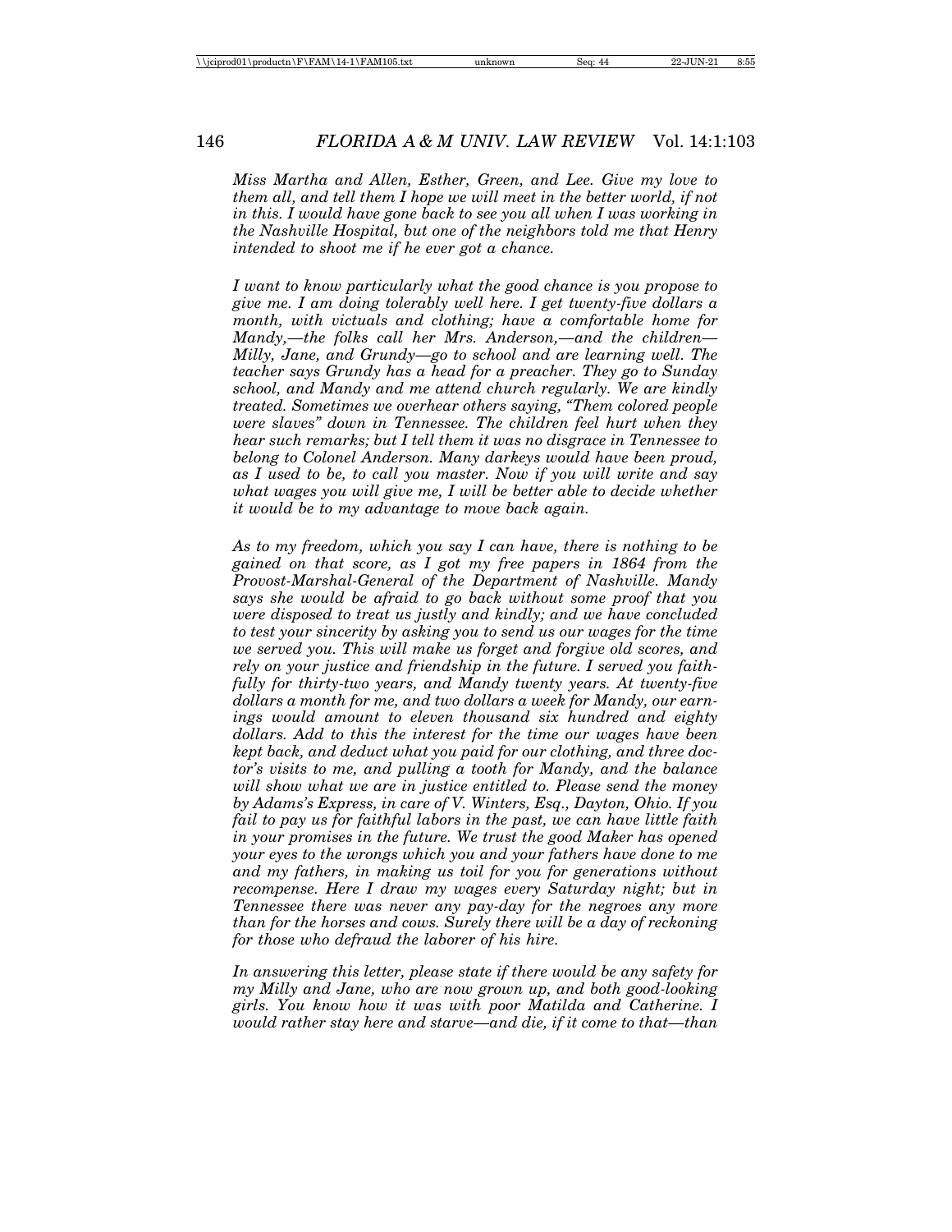*Miss Martha and Allen, Esther, Green, and Lee. Give my love to them all, and tell them I hope we will meet in the better world, if not in this. I would have gone back to see you all when I was working in the Nashville Hospital, but one of the neighbors told me that Henry intended to shoot me if he ever got a chance.*

*I want to know particularly what the good chance is you propose to give me. I am doing tolerably well here. I get twenty-five dollars a month, with victuals and clothing; have a comfortable home for Mandy,—the folks call her Mrs. Anderson,—and the children—Milly, Jane, and Grundy—go to school and are learning well. The teacher says Grundy has a head for a preacher. They go to Sunday school, and Mandy and me attend church regularly. We are kindly treated. Sometimes we overhear others saying, "Them colored people were slaves" down in Tennessee. The children feel hurt when they hear such remarks; but I tell them it was no disgrace in Tennessee to belong to Colonel Anderson. Many darkeys would have been proud, as I used to be, to call you master. Now if you will write and say what wages you will give me, I will be better able to decide whether it would be to my advantage to move back again.*

*As to my freedom, which you say I can have, there is nothing to be gained on that score, as I got my free papers in 1864 from the Provost-Marshal-General of the Department of Nashville. Mandy says she would be afraid to go back without some proof that you were disposed to treat us justly and kindly; and we have concluded to test your sincerity by asking you to send us our wages for the time we served you. This will make us forget and forgive old scores, and rely on your justice and friendship in the future. I served you faithfully for thirty-two years, and Mandy twenty years. At twenty-five dollars a month for me, and two dollars a week for Mandy, our earnings would amount to eleven thousand six hundred and eighty dollars. Add to this the interest for the time our wages have been kept back, and deduct what you paid for our clothing, and three doctor's visits to me, and pulling a tooth for Mandy, and the balance will show what we are in justice entitled to. Please send the money by Adams's Express, in care of V. Winters, Esq., Dayton, Ohio. If you fail to pay us for faithful labors in the past, we can have little faith in your promises in the future. We trust the good Maker has opened your eyes to the wrongs which you and your fathers have done to me and my fathers, in making us toil for you for generations without recompense. Here I draw my wages every Saturday night; but in Tennessee there was never any pay-day for the negroes any more than for the horses and cows. Surely there will be a day of reckoning for those who defraud the laborer of his hire.*

*In answering this letter, please state if there would be any safety for my Milly and Jane, who are now grown up, and both good-looking girls. You know how it was with poor Matilda and Catherine. I would rather stay here and starve—and die, if it come to that—than*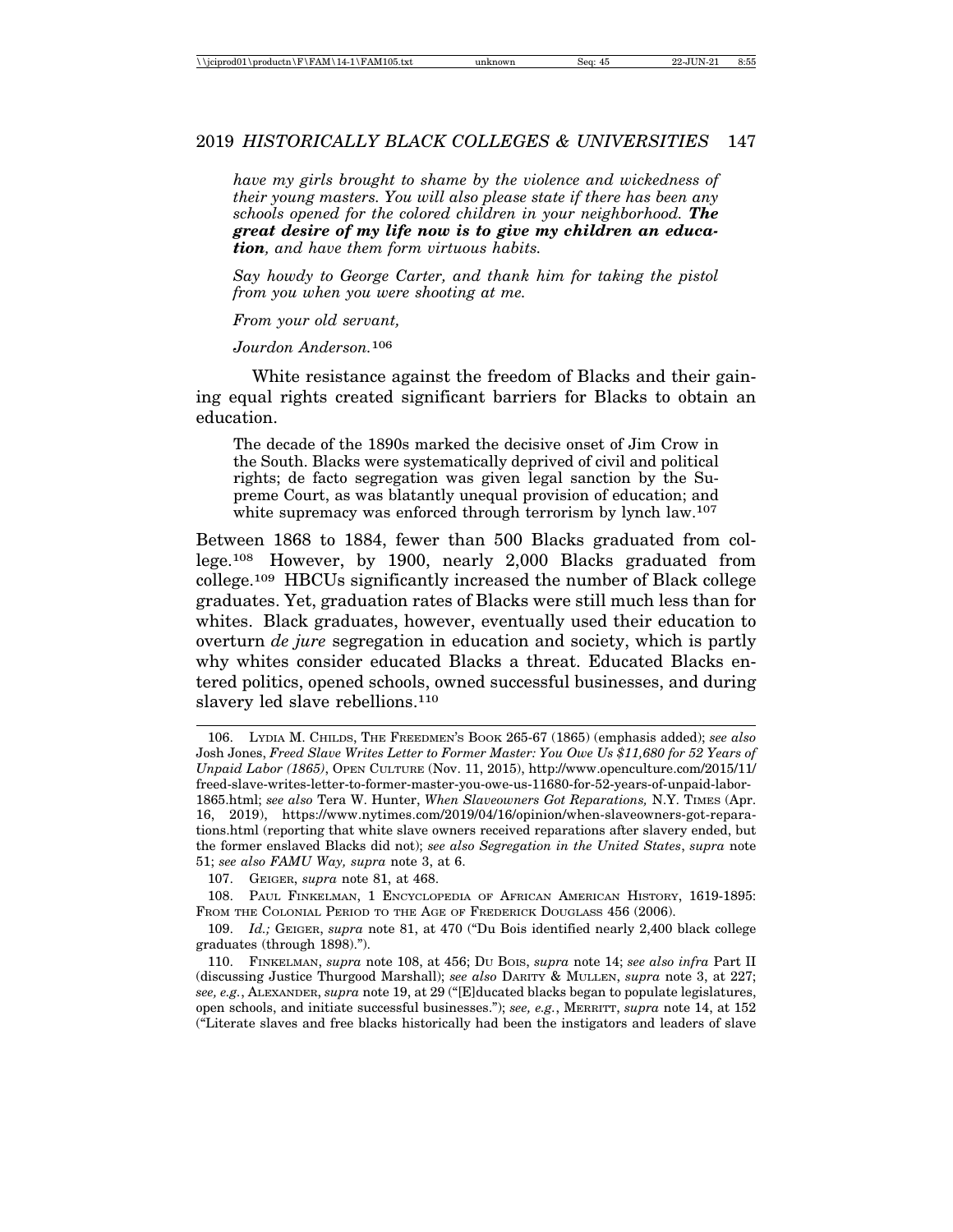*have my girls brought to shame by the violence and wickedness of their young masters. You will also please state if there has been any schools opened for the colored children in your neighborhood. **The great desire of my life now is to give my children an education**, and have them form virtuous habits.*

*Say howdy to George Carter, and thank him for taking the pistol from you when you were shooting at me.*

*From your old servant,*

*Jourdon Anderson.*[106]

White resistance against the freedom of Blacks and their gaining equal rights created significant barriers for Blacks to obtain an education.

> The decade of the 1890s marked the decisive onset of Jim Crow in the South. Blacks were systematically deprived of civil and political rights; de facto segregation was given legal sanction by the Supreme Court, as was blatantly unequal provision of education; and white supremacy was enforced through terrorism by lynch law.[107]

Between 1868 to 1884, fewer than 500 Blacks graduated from college.[108] However, by 1900, nearly 2,000 Blacks graduated from college.[109] HBCUs significantly increased the number of Black college graduates. Yet, graduation rates of Blacks were still much less than for whites. Black graduates, however, eventually used their education to overturn *de jure* segregation in education and society, which is partly why whites consider educated Blacks a threat. Educated Blacks entered politics, opened schools, owned successful businesses, and during slavery led slave rebellions.[110]

---

106. LYDIA M. CHILDS, THE FREEDMEN'S BOOK 265-67 (1865) (emphasis added); *see also* Josh Jones, *Freed Slave Writes Letter to Former Master: You Owe Us $11,680 for 52 Years of Unpaid Labor (1865)*, OPEN CULTURE (Nov. 11, 2015), http://www.openculture.com/2015/11/freed-slave-writes-letter-to-former-master-you-owe-us-11680-for-52-years-of-unpaid-labor-1865.html; *see also* Tera W. Hunter, *When Slaveowners Got Reparations,* N.Y. TIMES (Apr. 16, 2019), https://www.nytimes.com/2019/04/16/opinion/when-slaveowners-got-reparations.html (reporting that white slave owners received reparations after slavery ended, but the former enslaved Blacks did not); *see also Segregation in the United States*, *supra* note 51; *see also FAMU Way, supra* note 3, at 6.

107. GEIGER, *supra* note 81, at 468.

108. PAUL FINKELMAN, 1 ENCYCLOPEDIA OF AFRICAN AMERICAN HISTORY, 1619-1895: FROM THE COLONIAL PERIOD TO THE AGE OF FREDERICK DOUGLASS 456 (2006).

109. *Id.;* GEIGER, *supra* note 81, at 470 ("Du Bois identified nearly 2,400 black college graduates (through 1898).").

110. FINKELMAN, *supra* note 108, at 456; DU BOIS, *supra* note 14; *see also infra* Part II (discussing Justice Thurgood Marshall); *see also* DARITY & MULLEN, *supra* note 3, at 227; *see, e.g.*, ALEXANDER, *supra* note 19, at 29 ("[E]ducated blacks began to populate legislatures, open schools, and initiate successful businesses."); *see, e.g.*, MERRITT, *supra* note 14, at 152 ("Literate slaves and free blacks historically had been the instigators and leaders of slave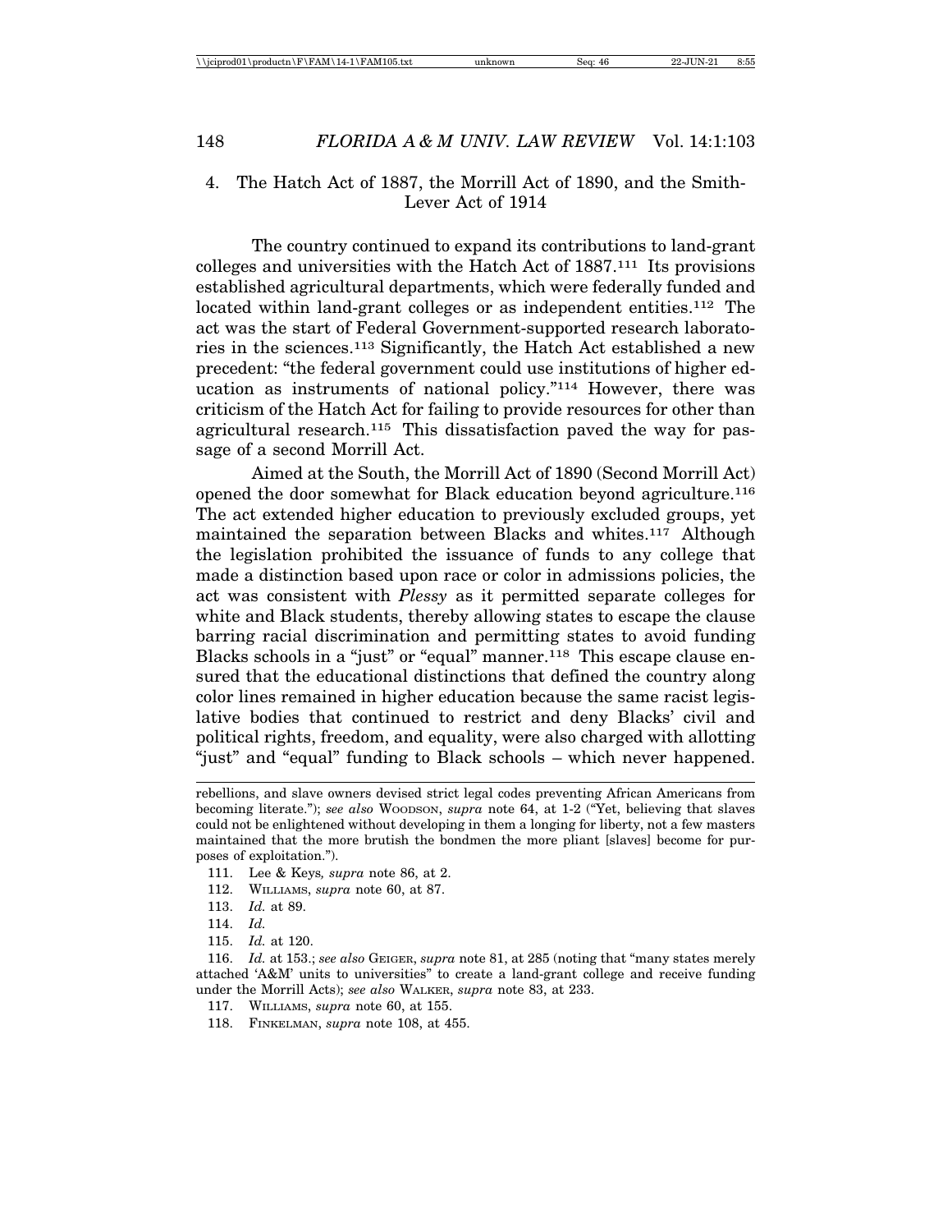### 4. The Hatch Act of 1887, the Morrill Act of 1890, and the Smith-Lever Act of 1914

The country continued to expand its contributions to land-grant colleges and universities with the Hatch Act of 1887.[111] Its provisions established agricultural departments, which were federally funded and located within land-grant colleges or as independent entities.[112] The act was the start of Federal Government-supported research laboratories in the sciences.[113] Significantly, the Hatch Act established a new precedent: "the federal government could use institutions of higher education as instruments of national policy."[114] However, there was criticism of the Hatch Act for failing to provide resources for other than agricultural research.[115] This dissatisfaction paved the way for passage of a second Morrill Act.

Aimed at the South, the Morrill Act of 1890 (Second Morrill Act) opened the door somewhat for Black education beyond agriculture.[116] The act extended higher education to previously excluded groups, yet maintained the separation between Blacks and whites.[117] Although the legislation prohibited the issuance of funds to any college that made a distinction based upon race or color in admissions policies, the act was consistent with *Plessy* as it permitted separate colleges for white and Black students, thereby allowing states to escape the clause barring racial discrimination and permitting states to avoid funding Blacks schools in a "just" or "equal" manner.[118] This escape clause ensured that the educational distinctions that defined the country along color lines remained in higher education because the same racist legislative bodies that continued to restrict and deny Blacks' civil and political rights, freedom, and equality, were also charged with allotting "just" and "equal" funding to Black schools – which never happened.

---

rebellions, and slave owners devised strict legal codes preventing African Americans from becoming literate."); *see also* Woodson, *supra* note 64, at 1-2 ("Yet, believing that slaves could not be enlightened without developing in them a longing for liberty, not a few masters maintained that the more brutish the bondmen the more pliant [slaves] become for purposes of exploitation.").

111. Lee & Keys*, supra* note 86, at 2.

112. Williams, *supra* note 60, at 87.

113. *Id.* at 89.

114. *Id.*

115. *Id.* at 120.

116. *Id.* at 153.; *see also* Geiger, *supra* note 81, at 285 (noting that "many states merely attached 'A&M' units to universities" to create a land-grant college and receive funding under the Morrill Acts); *see also* Walker, *supra* note 83, at 233.

117. Williams, *supra* note 60, at 155.

118. Finkelman, *supra* note 108, at 455.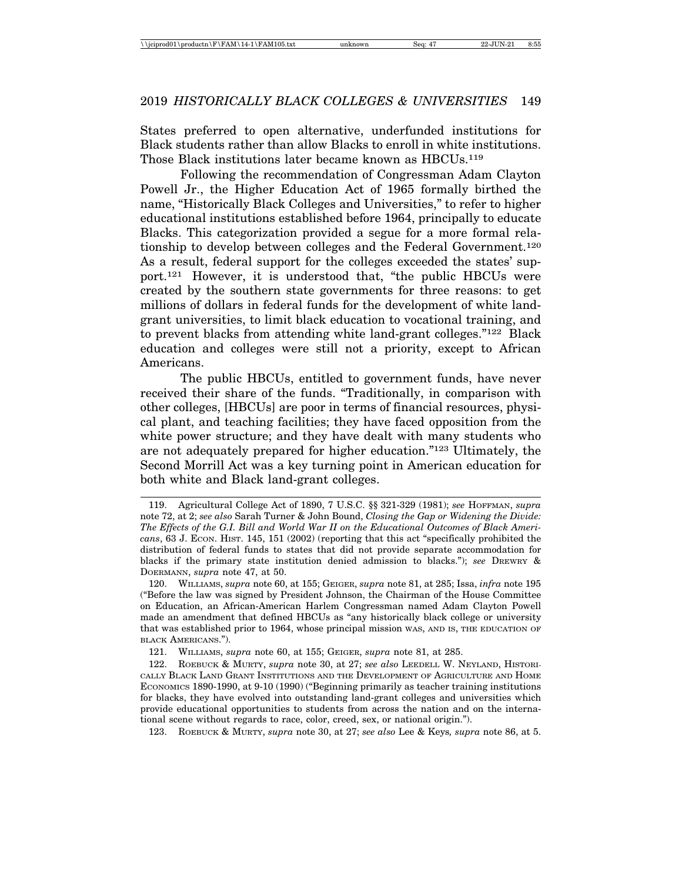States preferred to open alternative, underfunded institutions for Black students rather than allow Blacks to enroll in white institutions. Those Black institutions later became known as HBCUs.[119]

Following the recommendation of Congressman Adam Clayton Powell Jr., the Higher Education Act of 1965 formally birthed the name, "Historically Black Colleges and Universities," to refer to higher educational institutions established before 1964, principally to educate Blacks. This categorization provided a segue for a more formal relationship to develop between colleges and the Federal Government.[120] As a result, federal support for the colleges exceeded the states' support.[121] However, it is understood that, "the public HBCUs were created by the southern state governments for three reasons: to get millions of dollars in federal funds for the development of white land-grant universities, to limit black education to vocational training, and to prevent blacks from attending white land-grant colleges."[122] Black education and colleges were still not a priority, except to African Americans.

The public HBCUs, entitled to government funds, have never received their share of the funds. "Traditionally, in comparison with other colleges, [HBCUs] are poor in terms of financial resources, physical plant, and teaching facilities; they have faced opposition from the white power structure; and they have dealt with many students who are not adequately prepared for higher education."[123] Ultimately, the Second Morrill Act was a key turning point in American education for both white and Black land-grant colleges.

---

119. Agricultural College Act of 1890, 7 U.S.C. §§ 321-329 (1981); *see* HOFFMAN, *supra* note 72, at 2; *see also* Sarah Turner & John Bound, *Closing the Gap or Widening the Divide: The Effects of the G.I. Bill and World War II on the Educational Outcomes of Black Americans*, 63 J. ECON. HIST. 145, 151 (2002) (reporting that this act "specifically prohibited the distribution of federal funds to states that did not provide separate accommodation for blacks if the primary state institution denied admission to blacks."); *see* DREWRY & DOERMANN, *supra* note 47, at 50.

120. WILLIAMS, *supra* note 60, at 155; GEIGER, *supra* note 81, at 285; Issa, *infra* note 195 ("Before the law was signed by President Johnson, the Chairman of the House Committee on Education, an African-American Harlem Congressman named Adam Clayton Powell made an amendment that defined HBCUs as "any historically black college or university that was established prior to 1964, whose principal mission WAS, AND IS, THE EDUCATION OF BLACK AMERICANS.").

121. WILLIAMS, *supra* note 60, at 155; GEIGER, *supra* note 81, at 285.

122. ROEBUCK & MURTY, *supra* note 30, at 27; *see also* LEEDELL W. NEYLAND, HISTORICALLY BLACK LAND GRANT INSTITUTIONS AND THE DEVELOPMENT OF AGRICULTURE AND HOME ECONOMICS 1890-1990, at 9-10 (1990) ("Beginning primarily as teacher training institutions for blacks, they have evolved into outstanding land-grant colleges and universities which provide educational opportunities to students from across the nation and on the international scene without regards to race, color, creed, sex, or national origin.").

123. ROEBUCK & MURTY, *supra* note 30, at 27; *see also* Lee & Keys*, supra* note 86, at 5.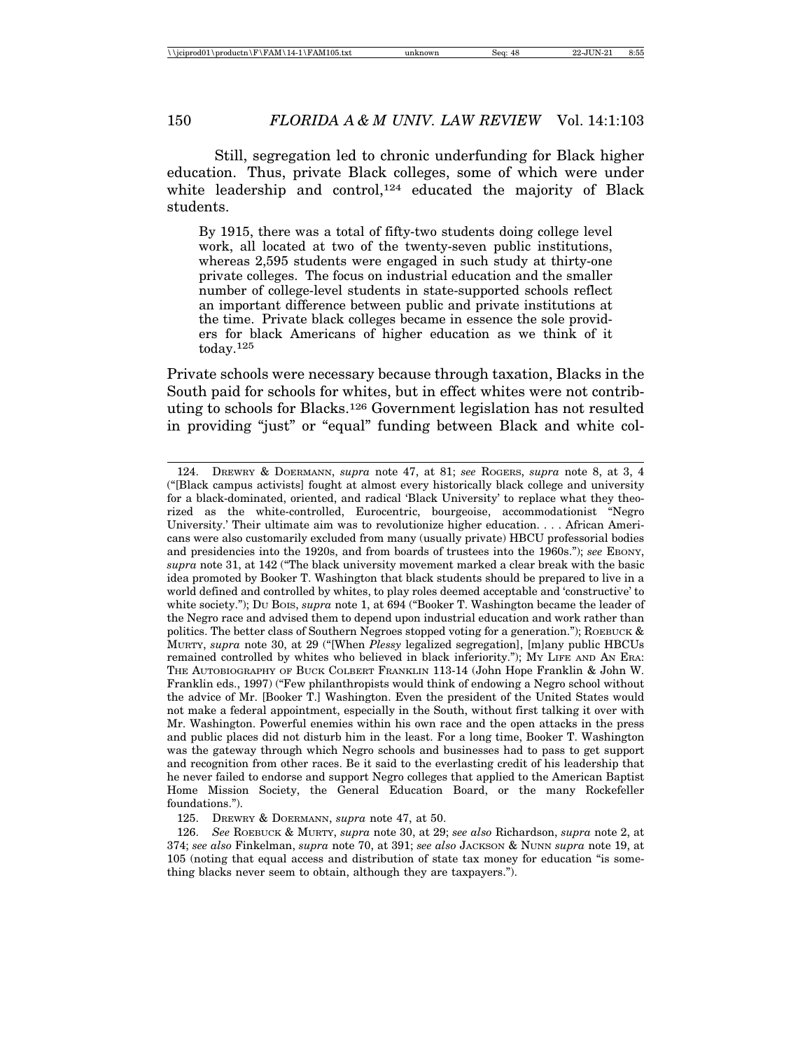Still, segregation led to chronic underfunding for Black higher education. Thus, private Black colleges, some of which were under white leadership and control,[124] educated the majority of Black students.

> By 1915, there was a total of fifty-two students doing college level work, all located at two of the twenty-seven public institutions, whereas 2,595 students were engaged in such study at thirty-one private colleges. The focus on industrial education and the smaller number of college-level students in state-supported schools reflect an important difference between public and private institutions at the time. Private black colleges became in essence the sole providers for black Americans of higher education as we think of it today.[125]

Private schools were necessary because through taxation, Blacks in the South paid for schools for whites, but in effect whites were not contributing to schools for Blacks.[126] Government legislation has not resulted in providing "just" or "equal" funding between Black and white col-

---

124. DREWRY & DOERMANN, *supra* note 47, at 81; *see* ROGERS, *supra* note 8, at 3, 4 ("[Black campus activists] fought at almost every historically black college and university for a black-dominated, oriented, and radical 'Black University' to replace what they theorized as the white-controlled, Eurocentric, bourgeoise, accommodationist "Negro University.' Their ultimate aim was to revolutionize higher education. . . . African Americans were also customarily excluded from many (usually private) HBCU professorial bodies and presidencies into the 1920s, and from boards of trustees into the 1960s."); *see* EBONY, *supra* note 31, at 142 ("The black university movement marked a clear break with the basic idea promoted by Booker T. Washington that black students should be prepared to live in a world defined and controlled by whites, to play roles deemed acceptable and 'constructive' to white society."); DU BOIS, *supra* note 1, at 694 ("Booker T. Washington became the leader of the Negro race and advised them to depend upon industrial education and work rather than politics. The better class of Southern Negroes stopped voting for a generation."); ROEBUCK & MURTY, *supra* note 30, at 29 ("[When *Plessy* legalized segregation], [m]any public HBCUs remained controlled by whites who believed in black inferiority."); MY LIFE AND AN ERA: THE AUTOBIOGRAPHY OF BUCK COLBERT FRANKLIN 113-14 (John Hope Franklin & John W. Franklin eds., 1997) ("Few philanthropists would think of endowing a Negro school without the advice of Mr. [Booker T.] Washington. Even the president of the United States would not make a federal appointment, especially in the South, without first talking it over with Mr. Washington. Powerful enemies within his own race and the open attacks in the press and public places did not disturb him in the least. For a long time, Booker T. Washington was the gateway through which Negro schools and businesses had to pass to get support and recognition from other races. Be it said to the everlasting credit of his leadership that he never failed to endorse and support Negro colleges that applied to the American Baptist Home Mission Society, the General Education Board, or the many Rockefeller foundations.").

125. DREWRY & DOERMANN, *supra* note 47, at 50.

126. *See* ROEBUCK & MURTY, *supra* note 30, at 29; *see also* Richardson, *supra* note 2, at 374; *see also* Finkelman, *supra* note 70, at 391; *see also* JACKSON & NUNN *supra* note 19, at 105 (noting that equal access and distribution of state tax money for education "is something blacks never seem to obtain, although they are taxpayers.").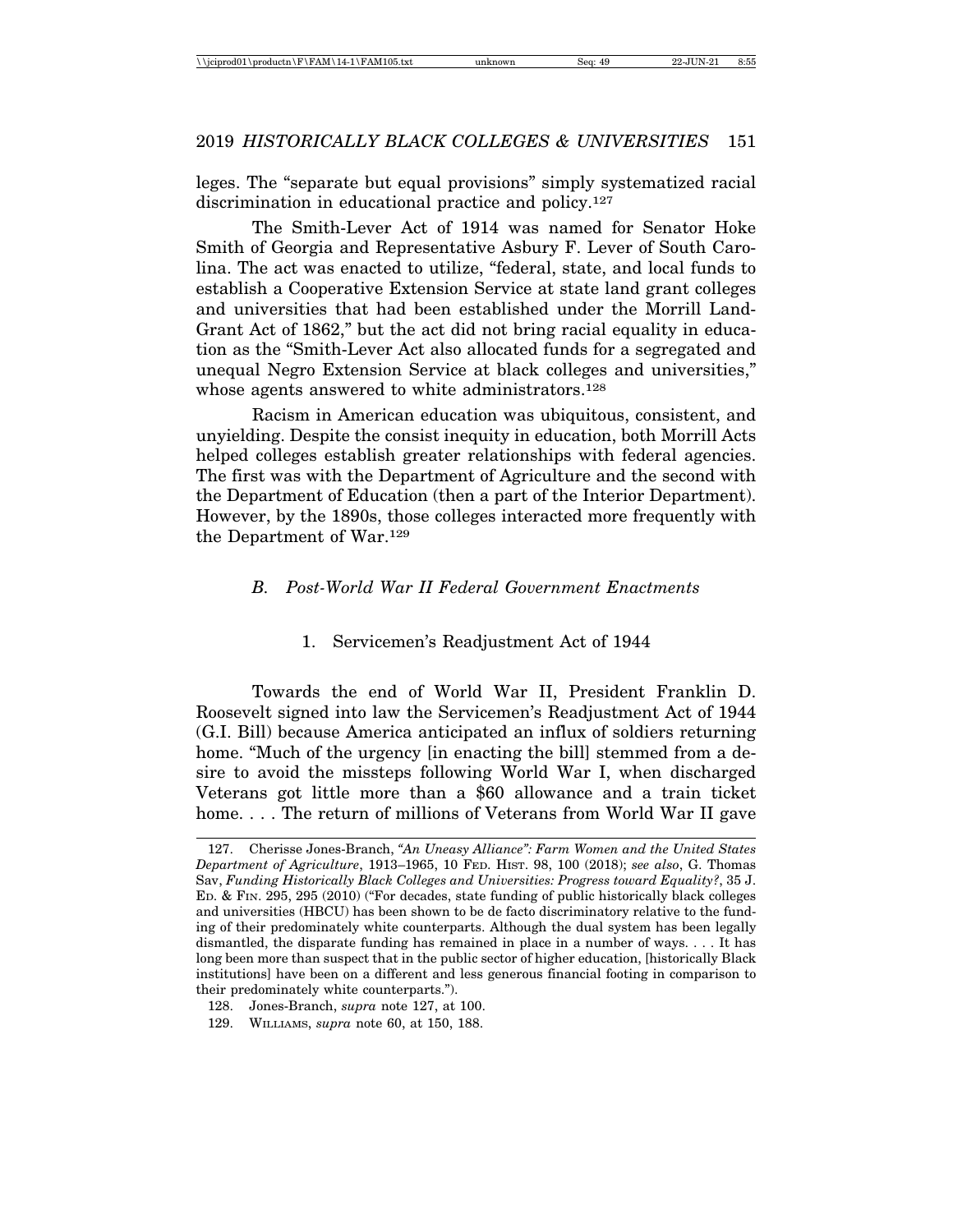leges. The "separate but equal provisions" simply systematized racial discrimination in educational practice and policy.[127]

The Smith-Lever Act of 1914 was named for Senator Hoke Smith of Georgia and Representative Asbury F. Lever of South Carolina. The act was enacted to utilize, "federal, state, and local funds to establish a Cooperative Extension Service at state land grant colleges and universities that had been established under the Morrill Land-Grant Act of 1862," but the act did not bring racial equality in education as the "Smith-Lever Act also allocated funds for a segregated and unequal Negro Extension Service at black colleges and universities," whose agents answered to white administrators.[128]

Racism in American education was ubiquitous, consistent, and unyielding. Despite the consist inequity in education, both Morrill Acts helped colleges establish greater relationships with federal agencies. The first was with the Department of Agriculture and the second with the Department of Education (then a part of the Interior Department). However, by the 1890s, those colleges interacted more frequently with the Department of War.[129]

### *B. Post-World War II Federal Government Enactments*

#### 1. Servicemen's Readjustment Act of 1944

Towards the end of World War II, President Franklin D. Roosevelt signed into law the Servicemen's Readjustment Act of 1944 (G.I. Bill) because America anticipated an influx of soldiers returning home. "Much of the urgency [in enacting the bill] stemmed from a desire to avoid the missteps following World War I, when discharged Veterans got little more than a $60 allowance and a train ticket home. . . . The return of millions of Veterans from World War II gave

---

127. Cherisse Jones-Branch, *"An Uneasy Alliance": Farm Women and the United States Department of Agriculture*, 1913–1965, 10 FED. HIST. 98, 100 (2018); *see also*, G. Thomas Sav, *Funding Historically Black Colleges and Universities: Progress toward Equality?*, 35 J. ED. & FIN. 295, 295 (2010) ("For decades, state funding of public historically black colleges and universities (HBCU) has been shown to be de facto discriminatory relative to the funding of their predominately white counterparts. Although the dual system has been legally dismantled, the disparate funding has remained in place in a number of ways. . . . It has long been more than suspect that in the public sector of higher education, [historically Black institutions] have been on a different and less generous financial footing in comparison to their predominately white counterparts.").

128. Jones-Branch, *supra* note 127, at 100.

129. WILLIAMS, *supra* note 60, at 150, 188.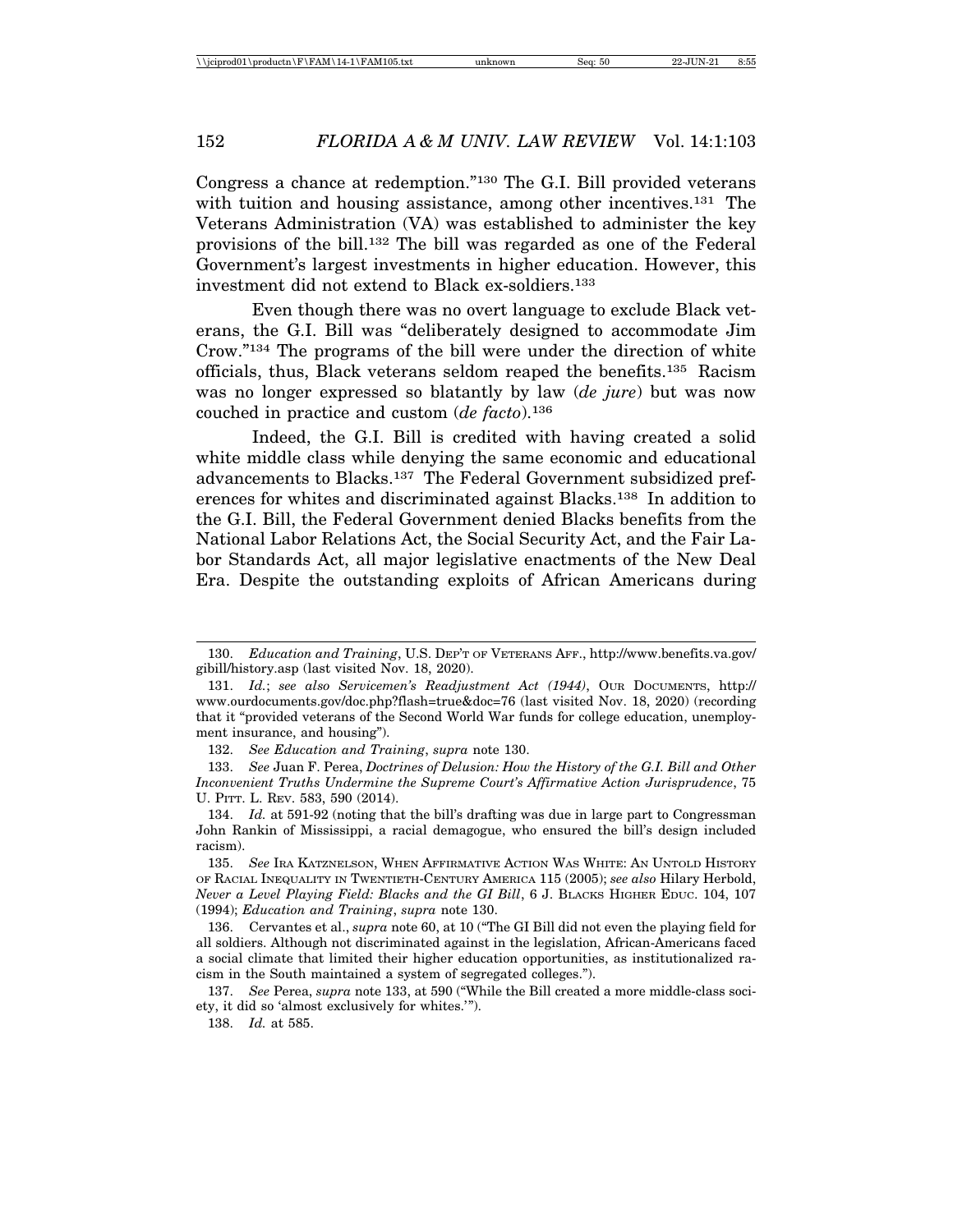Congress a chance at redemption."[130] The G.I. Bill provided veterans with tuition and housing assistance, among other incentives.[131] The Veterans Administration (VA) was established to administer the key provisions of the bill.[132] The bill was regarded as one of the Federal Government's largest investments in higher education. However, this investment did not extend to Black ex-soldiers.[133]

Even though there was no overt language to exclude Black veterans, the G.I. Bill was "deliberately designed to accommodate Jim Crow."[134] The programs of the bill were under the direction of white officials, thus, Black veterans seldom reaped the benefits.[135] Racism was no longer expressed so blatantly by law (*de jure*) but was now couched in practice and custom (*de facto*).[136]

Indeed, the G.I. Bill is credited with having created a solid white middle class while denying the same economic and educational advancements to Blacks.[137] The Federal Government subsidized preferences for whites and discriminated against Blacks.[138] In addition to the G.I. Bill, the Federal Government denied Blacks benefits from the National Labor Relations Act, the Social Security Act, and the Fair Labor Standards Act, all major legislative enactments of the New Deal Era. Despite the outstanding exploits of African Americans during

---

130. *Education and Training*, U.S. DEP'T OF VETERANS AFF., http://www.benefits.va.gov/gibill/history.asp (last visited Nov. 18, 2020).

131. *Id.*; *see also Servicemen's Readjustment Act (1944)*, OUR DOCUMENTS, http://www.ourdocuments.gov/doc.php?flash=true&doc=76 (last visited Nov. 18, 2020) (recording that it "provided veterans of the Second World War funds for college education, unemployment insurance, and housing").

132. *See Education and Training*, *supra* note 130.

133. *See* Juan F. Perea, *Doctrines of Delusion: How the History of the G.I. Bill and Other Inconvenient Truths Undermine the Supreme Court's Affirmative Action Jurisprudence*, 75 U. PITT. L. REV. 583, 590 (2014).

134. *Id.* at 591-92 (noting that the bill's drafting was due in large part to Congressman John Rankin of Mississippi, a racial demagogue, who ensured the bill's design included racism).

135. *See* IRA KATZNELSON, WHEN AFFIRMATIVE ACTION WAS WHITE: AN UNTOLD HISTORY OF RACIAL INEQUALITY IN TWENTIETH-CENTURY AMERICA 115 (2005); *see also* Hilary Herbold, *Never a Level Playing Field: Blacks and the GI Bill*, 6 J. BLACKS HIGHER EDUC. 104, 107 (1994); *Education and Training*, *supra* note 130.

136. Cervantes et al., *supra* note 60, at 10 ("The GI Bill did not even the playing field for all soldiers. Although not discriminated against in the legislation, African-Americans faced a social climate that limited their higher education opportunities, as institutionalized racism in the South maintained a system of segregated colleges.").

137. *See* Perea, *supra* note 133, at 590 ("While the Bill created a more middle-class society, it did so 'almost exclusively for whites.'").

138. *Id.* at 585.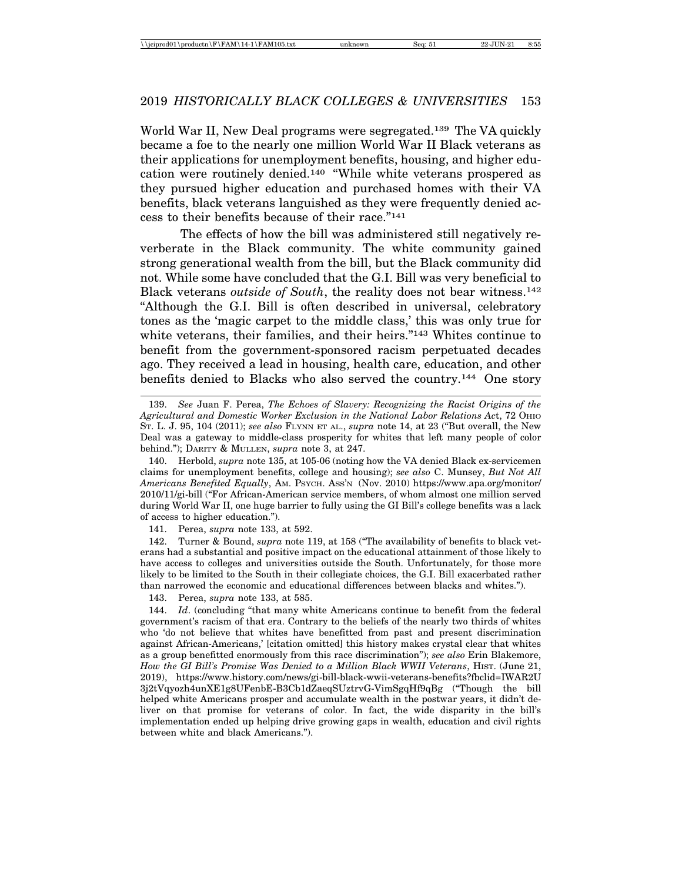World War II, New Deal programs were segregated.[139] The VA quickly became a foe to the nearly one million World War II Black veterans as their applications for unemployment benefits, housing, and higher education were routinely denied.[140] "While white veterans prospered as they pursued higher education and purchased homes with their VA benefits, black veterans languished as they were frequently denied access to their benefits because of their race."[141]

The effects of how the bill was administered still negatively reverberate in the Black community. The white community gained strong generational wealth from the bill, but the Black community did not. While some have concluded that the G.I. Bill was very beneficial to Black veterans *outside of South*, the reality does not bear witness.[142] "Although the G.I. Bill is often described in universal, celebratory tones as the 'magic carpet to the middle class,' this was only true for white veterans, their families, and their heirs."[143] Whites continue to benefit from the government-sponsored racism perpetuated decades ago. They received a lead in housing, health care, education, and other benefits denied to Blacks who also served the country.[144] One story

---

139. *See* Juan F. Perea, *The Echoes of Slavery: Recognizing the Racist Origins of the Agricultural and Domestic Worker Exclusion in the National Labor Relations Act*, 72 OHIO ST. L. J. 95, 104 (2011); *see also* FLYNN ET AL., *supra* note 14, at 23 ("But overall, the New Deal was a gateway to middle-class prosperity for whites that left many people of color behind."); DARITY & MULLEN, *supra* note 3, at 247.

140. Herbold, *supra* note 135, at 105-06 (noting how the VA denied Black ex-servicemen claims for unemployment benefits, college and housing); *see also* C. Munsey, *But Not All Americans Benefited Equally*, AM. PSYCH. ASS'N (Nov. 2010) https://www.apa.org/monitor/2010/11/gi-bill ("For African-American service members, of whom almost one million served during World War II, one huge barrier to fully using the GI Bill's college benefits was a lack of access to higher education.").

141. Perea, *supra* note 133, at 592.

142. Turner & Bound, *supra* note 119, at 158 ("The availability of benefits to black veterans had a substantial and positive impact on the educational attainment of those likely to have access to colleges and universities outside the South. Unfortunately, for those more likely to be limited to the South in their collegiate choices, the G.I. Bill exacerbated rather than narrowed the economic and educational differences between blacks and whites.").

143. Perea, *supra* note 133, at 585.

144. *Id*. (concluding "that many white Americans continue to benefit from the federal government's racism of that era. Contrary to the beliefs of the nearly two thirds of whites who 'do not believe that whites have benefitted from past and present discrimination against African-Americans,' [citation omitted] this history makes crystal clear that whites as a group benefitted enormously from this race discrimination"); *see also* Erin Blakemore, *How the GI Bill's Promise Was Denied to a Million Black WWII Veterans*, HIST. (June 21, 2019), https://www.history.com/news/gi-bill-black-wwii-veterans-benefits?fbclid=IWAR2U3j2tVqyozh4unXE1g8UFenbE-B3Cb1dZaeqSUztrvG-VimSgqHf9qBg ("Though the bill helped white Americans prosper and accumulate wealth in the postwar years, it didn't deliver on that promise for veterans of color. In fact, the wide disparity in the bill's implementation ended up helping drive growing gaps in wealth, education and civil rights between white and black Americans.").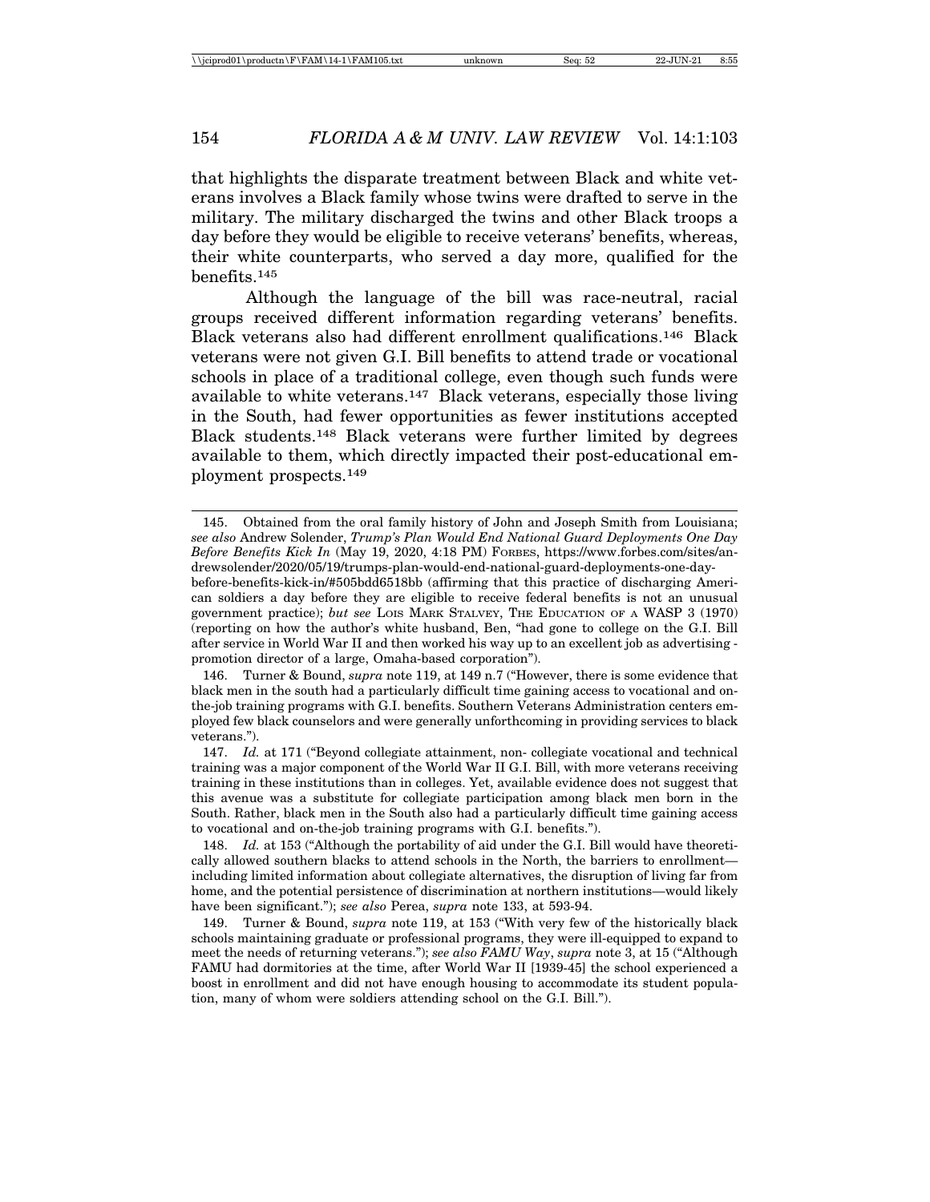that highlights the disparate treatment between Black and white veterans involves a Black family whose twins were drafted to serve in the military. The military discharged the twins and other Black troops a day before they would be eligible to receive veterans' benefits, whereas, their white counterparts, who served a day more, qualified for the benefits.[145]

Although the language of the bill was race-neutral, racial groups received different information regarding veterans' benefits. Black veterans also had different enrollment qualifications.[146] Black veterans were not given G.I. Bill benefits to attend trade or vocational schools in place of a traditional college, even though such funds were available to white veterans.[147] Black veterans, especially those living in the South, had fewer opportunities as fewer institutions accepted Black students.[148] Black veterans were further limited by degrees available to them, which directly impacted their post-educational employment prospects.[149]

---

145. Obtained from the oral family history of John and Joseph Smith from Louisiana; *see also* Andrew Solender, *Trump's Plan Would End National Guard Deployments One Day Before Benefits Kick In* (May 19, 2020, 4:18 PM) FORBES, https://www.forbes.com/sites/andrewsolender/2020/05/19/trumps-plan-would-end-national-guard-deployments-one-day-before-benefits-kick-in/#505bdd6518bb (affirming that this practice of discharging American soldiers a day before they are eligible to receive federal benefits is not an unusual government practice); *but see* LOIS MARK STALVEY, THE EDUCATION OF A WASP 3 (1970) (reporting on how the author's white husband, Ben, "had gone to college on the G.I. Bill after service in World War II and then worked his way up to an excellent job as advertising - promotion director of a large, Omaha-based corporation").

146. Turner & Bound, *supra* note 119, at 149 n.7 ("However, there is some evidence that black men in the south had a particularly difficult time gaining access to vocational and on-the-job training programs with G.I. benefits. Southern Veterans Administration centers employed few black counselors and were generally unforthcoming in providing services to black veterans.").

147. *Id.* at 171 ("Beyond collegiate attainment, non- collegiate vocational and technical training was a major component of the World War II G.I. Bill, with more veterans receiving training in these institutions than in colleges. Yet, available evidence does not suggest that this avenue was a substitute for collegiate participation among black men born in the South. Rather, black men in the South also had a particularly difficult time gaining access to vocational and on-the-job training programs with G.I. benefits.").

148. *Id.* at 153 ("Although the portability of aid under the G.I. Bill would have theoretically allowed southern blacks to attend schools in the North, the barriers to enrollment—including limited information about collegiate alternatives, the disruption of living far from home, and the potential persistence of discrimination at northern institutions—would likely have been significant."); *see also* Perea, *supra* note 133, at 593-94.

149. Turner & Bound, *supra* note 119, at 153 ("With very few of the historically black schools maintaining graduate or professional programs, they were ill-equipped to expand to meet the needs of returning veterans."); *see also FAMU Way*, *supra* note 3, at 15 ("Although FAMU had dormitories at the time, after World War II [1939-45] the school experienced a boost in enrollment and did not have enough housing to accommodate its student population, many of whom were soldiers attending school on the G.I. Bill.").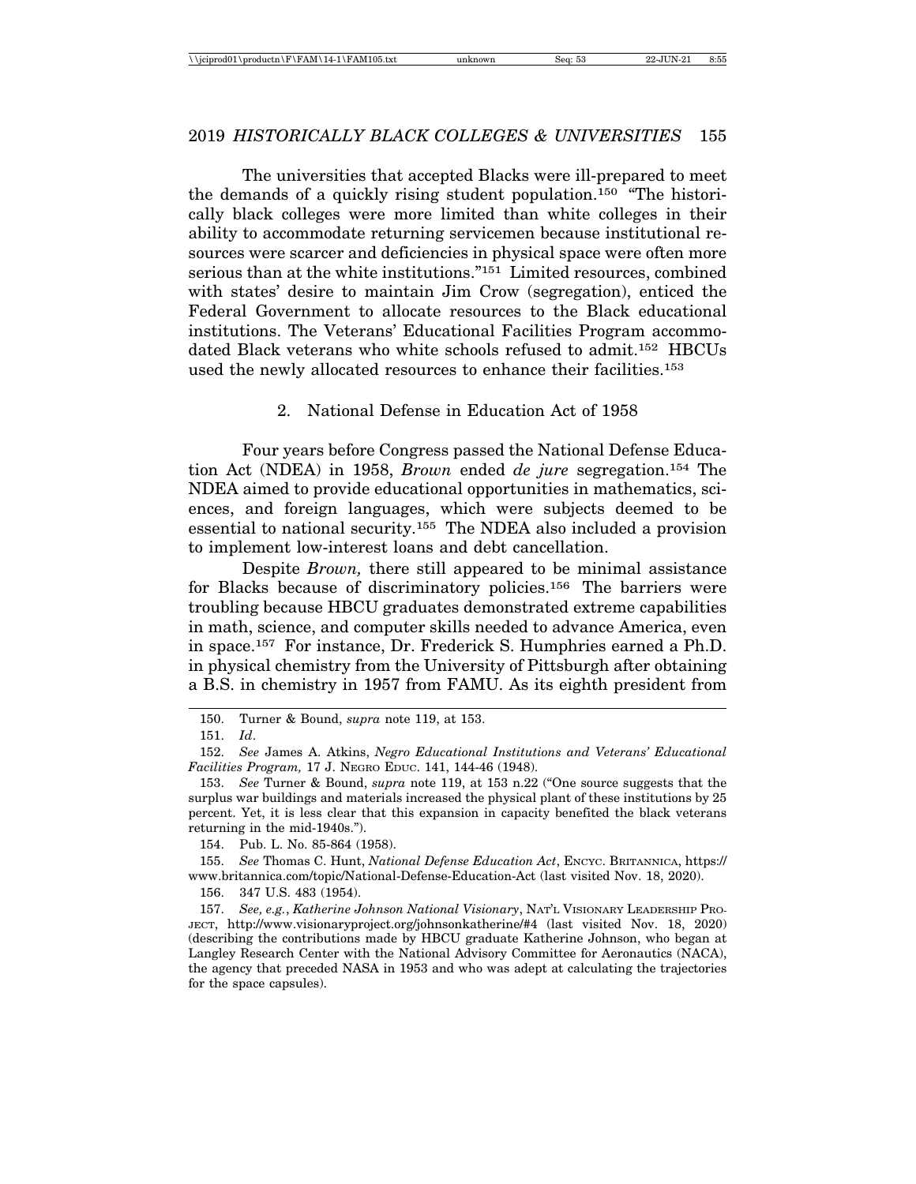The universities that accepted Blacks were ill-prepared to meet the demands of a quickly rising student population.[150] "The historically black colleges were more limited than white colleges in their ability to accommodate returning servicemen because institutional resources were scarcer and deficiencies in physical space were often more serious than at the white institutions."[151] Limited resources, combined with states' desire to maintain Jim Crow (segregation), enticed the Federal Government to allocate resources to the Black educational institutions. The Veterans' Educational Facilities Program accommodated Black veterans who white schools refused to admit.[152] HBCUs used the newly allocated resources to enhance their facilities.[153]

### 2. National Defense in Education Act of 1958

Four years before Congress passed the National Defense Education Act (NDEA) in 1958, *Brown* ended *de jure* segregation.[154] The NDEA aimed to provide educational opportunities in mathematics, sciences, and foreign languages, which were subjects deemed to be essential to national security.[155] The NDEA also included a provision to implement low-interest loans and debt cancellation.

Despite *Brown,* there still appeared to be minimal assistance for Blacks because of discriminatory policies.[156] The barriers were troubling because HBCU graduates demonstrated extreme capabilities in math, science, and computer skills needed to advance America, even in space.[157] For instance, Dr. Frederick S. Humphries earned a Ph.D. in physical chemistry from the University of Pittsburgh after obtaining a B.S. in chemistry in 1957 from FAMU. As its eighth president from

---

150. Turner & Bound, *supra* note 119, at 153.

151. *Id*.

152. *See* James A. Atkins, *Negro Educational Institutions and Veterans' Educational Facilities Program,* 17 J. NEGRO EDUC. 141, 144-46 (1948).

153. *See* Turner & Bound, *supra* note 119, at 153 n.22 ("One source suggests that the surplus war buildings and materials increased the physical plant of these institutions by 25 percent. Yet, it is less clear that this expansion in capacity benefited the black veterans returning in the mid-1940s.").

154. Pub. L. No. 85-864 (1958).

155. *See* Thomas C. Hunt, *National Defense Education Act*, ENCYC. BRITANNICA, https://www.britannica.com/topic/National-Defense-Education-Act (last visited Nov. 18, 2020).

156. 347 U.S. 483 (1954).

157. *See, e.g.*, *Katherine Johnson National Visionary*, NAT'L VISIONARY LEADERSHIP PROJECT, http://www.visionaryproject.org/johnsonkatherine/#4 (last visited Nov. 18, 2020) (describing the contributions made by HBCU graduate Katherine Johnson, who began at Langley Research Center with the National Advisory Committee for Aeronautics (NACA), the agency that preceded NASA in 1953 and who was adept at calculating the trajectories for the space capsules).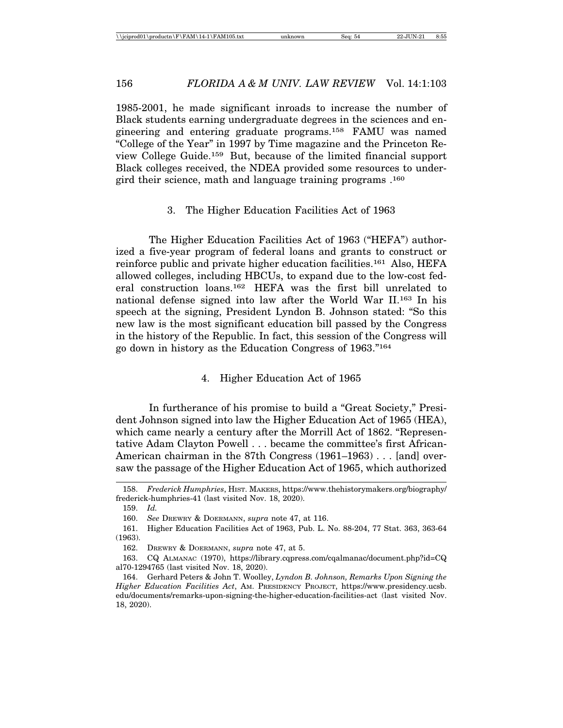1985-2001, he made significant inroads to increase the number of Black students earning undergraduate degrees in the sciences and engineering and entering graduate programs.[158] FAMU was named "College of the Year" in 1997 by Time magazine and the Princeton Review College Guide.[159] But, because of the limited financial support Black colleges received, the NDEA provided some resources to undergird their science, math and language training programs .[160]

### 3. The Higher Education Facilities Act of 1963

The Higher Education Facilities Act of 1963 ("HEFA") authorized a five-year program of federal loans and grants to construct or reinforce public and private higher education facilities.[161] Also, HEFA allowed colleges, including HBCUs, to expand due to the low-cost federal construction loans.[162] HEFA was the first bill unrelated to national defense signed into law after the World War II.[163] In his speech at the signing, President Lyndon B. Johnson stated: "So this new law is the most significant education bill passed by the Congress in the history of the Republic. In fact, this session of the Congress will go down in history as the Education Congress of 1963."[164]

### 4. Higher Education Act of 1965

In furtherance of his promise to build a "Great Society," President Johnson signed into law the Higher Education Act of 1965 (HEA), which came nearly a century after the Morrill Act of 1862. "Representative Adam Clayton Powell . . . became the committee's first African-American chairman in the 87th Congress (1961–1963) . . . [and] oversaw the passage of the Higher Education Act of 1965, which authorized

---

158. *Frederick Humphries*, HIST. MAKERS, https://www.thehistorymakers.org/biography/frederick-humphries-41 (last visited Nov. 18, 2020).

159. *Id.*

160. *See* DREWRY & DOERMANN, *supra* note 47, at 116.

161. Higher Education Facilities Act of 1963, Pub. L. No. 88-204, 77 Stat. 363, 363-64 (1963).

162. DREWRY & DOERMANN, *supra* note 47, at 5.

163. CQ ALMANAC (1970), https://library.cqpress.com/cqalmanac/document.php?id=CQal70-1294765 (last visited Nov. 18, 2020).

164. Gerhard Peters & John T. Woolley, *Lyndon B. Johnson, Remarks Upon Signing the Higher Education Facilities Act*, AM. PRESIDENCY PROJECT, https://www.presidency.ucsb.edu/documents/remarks-upon-signing-the-higher-education-facilities-act (last visited Nov. 18, 2020).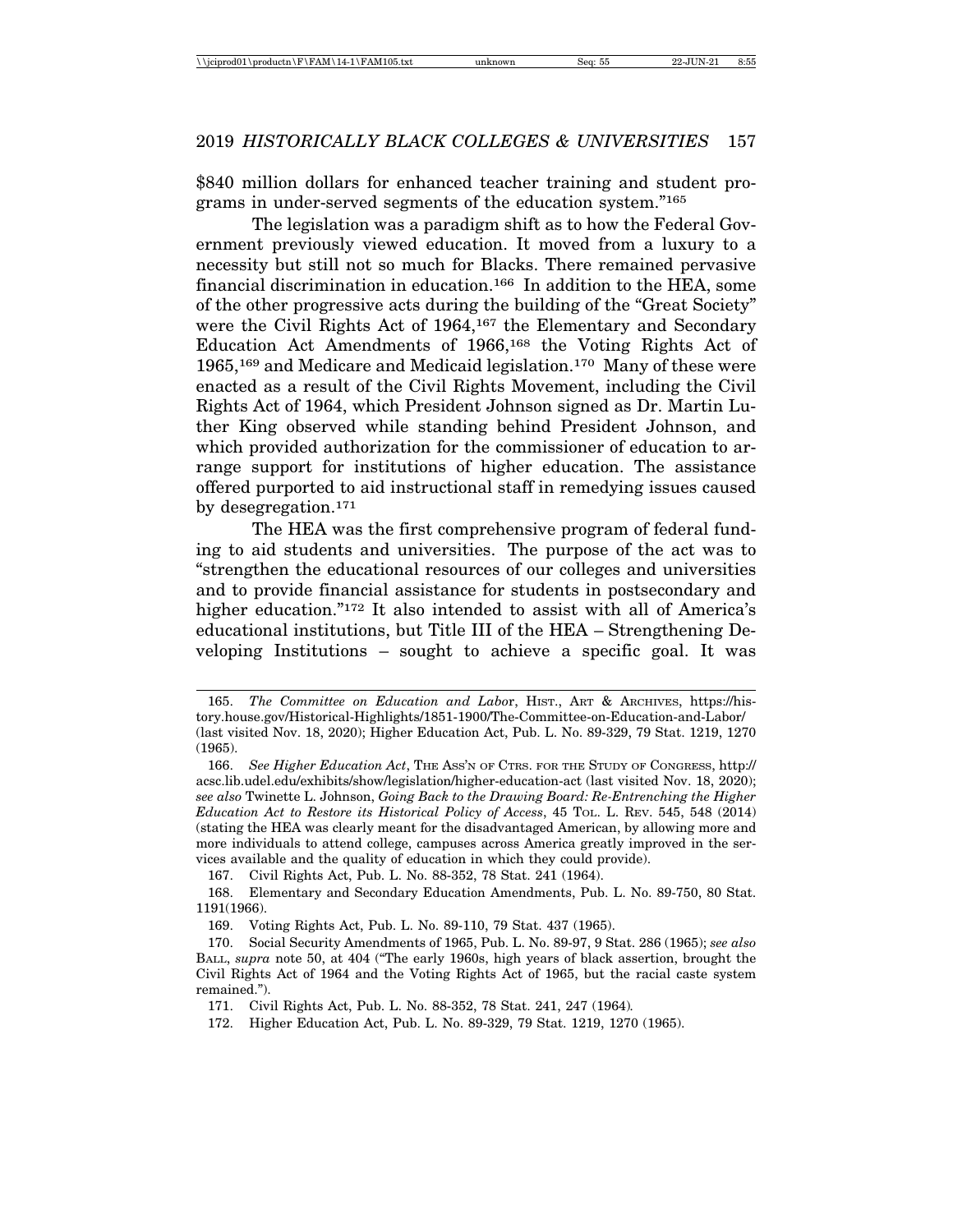$840 million dollars for enhanced teacher training and student programs in under-served segments of the education system."[165]

The legislation was a paradigm shift as to how the Federal Government previously viewed education. It moved from a luxury to a necessity but still not so much for Blacks. There remained pervasive financial discrimination in education.[166] In addition to the HEA, some of the other progressive acts during the building of the "Great Society" were the Civil Rights Act of 1964,[167] the Elementary and Secondary Education Act Amendments of 1966,[168] the Voting Rights Act of 1965,[169] and Medicare and Medicaid legislation.[170] Many of these were enacted as a result of the Civil Rights Movement, including the Civil Rights Act of 1964, which President Johnson signed as Dr. Martin Luther King observed while standing behind President Johnson, and which provided authorization for the commissioner of education to arrange support for institutions of higher education. The assistance offered purported to aid instructional staff in remedying issues caused by desegregation.[171]

The HEA was the first comprehensive program of federal funding to aid students and universities. The purpose of the act was to "strengthen the educational resources of our colleges and universities and to provide financial assistance for students in postsecondary and higher education."[172] It also intended to assist with all of America's educational institutions, but Title III of the HEA – Strengthening Developing Institutions – sought to achieve a specific goal. It was

---

165. *The Committee on Education and Labor*, HIST., ART & ARCHIVES, https://history.house.gov/Historical-Highlights/1851-1900/The-Committee-on-Education-and-Labor/ (last visited Nov. 18, 2020); Higher Education Act, Pub. L. No. 89-329, 79 Stat. 1219, 1270 (1965).

166. *See Higher Education Act*, THE ASS'N OF CTRS. FOR THE STUDY OF CONGRESS, http://acsc.lib.udel.edu/exhibits/show/legislation/higher-education-act (last visited Nov. 18, 2020); *see also* Twinette L. Johnson, *Going Back to the Drawing Board: Re-Entrenching the Higher Education Act to Restore its Historical Policy of Access*, 45 TOL. L. REV. 545, 548 (2014) (stating the HEA was clearly meant for the disadvantaged American, by allowing more and more individuals to attend college, campuses across America greatly improved in the services available and the quality of education in which they could provide).

167. Civil Rights Act, Pub. L. No. 88-352, 78 Stat. 241 (1964).

168. Elementary and Secondary Education Amendments, Pub. L. No. 89-750, 80 Stat. 1191(1966).

169. Voting Rights Act, Pub. L. No. 89-110, 79 Stat. 437 (1965).

170. Social Security Amendments of 1965, Pub. L. No. 89-97, 9 Stat. 286 (1965); *see also* BALL, *supra* note 50, at 404 ("The early 1960s, high years of black assertion, brought the Civil Rights Act of 1964 and the Voting Rights Act of 1965, but the racial caste system remained.").

171. Civil Rights Act, Pub. L. No. 88-352, 78 Stat. 241, 247 (1964).

172. Higher Education Act, Pub. L. No. 89-329, 79 Stat. 1219, 1270 (1965).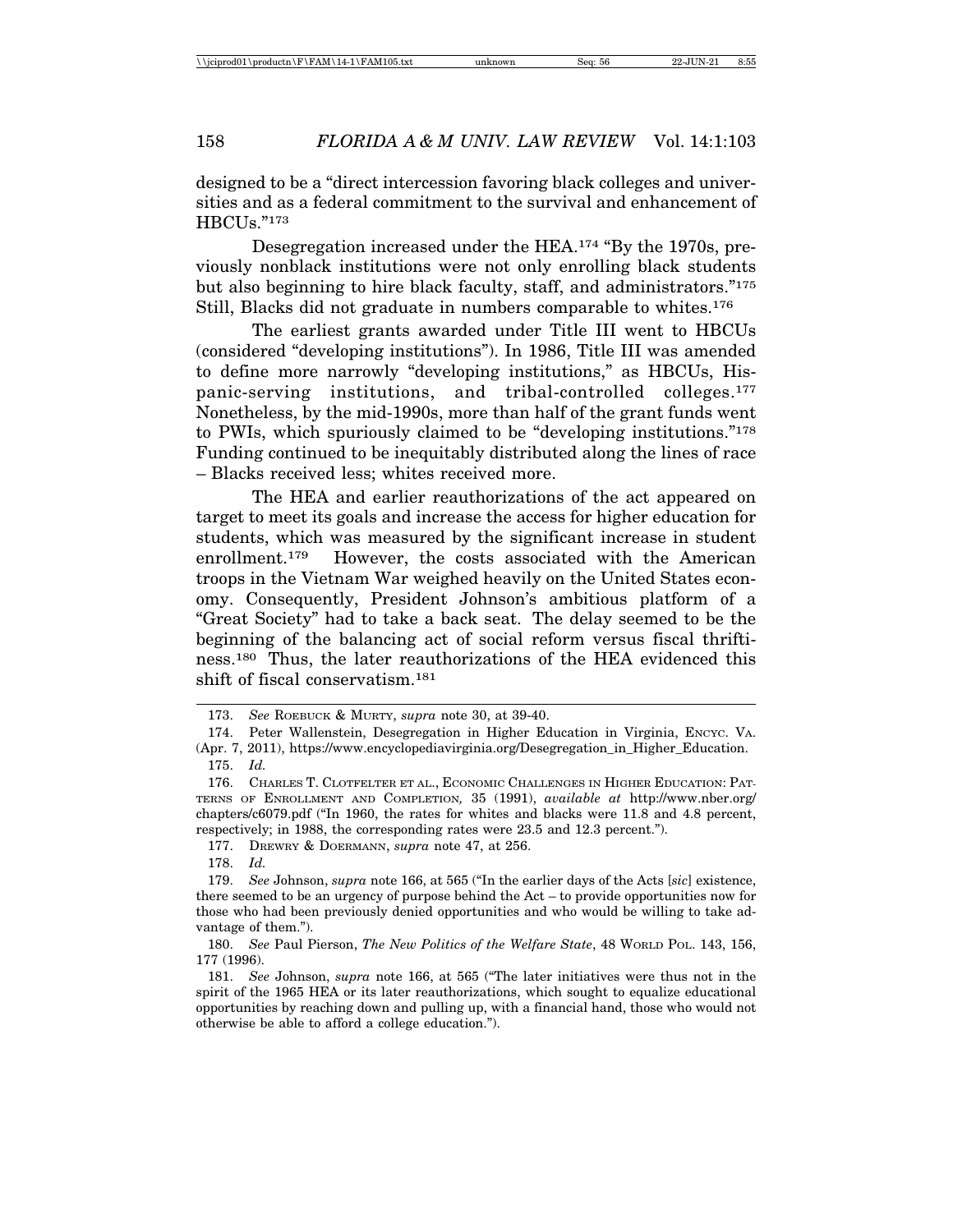designed to be a "direct intercession favoring black colleges and universities and as a federal commitment to the survival and enhancement of HBCUs."[173]

Desegregation increased under the HEA.[174] "By the 1970s, previously nonblack institutions were not only enrolling black students but also beginning to hire black faculty, staff, and administrators."[175] Still, Blacks did not graduate in numbers comparable to whites.[176]

The earliest grants awarded under Title III went to HBCUs (considered "developing institutions"). In 1986, Title III was amended to define more narrowly "developing institutions," as HBCUs, Hispanic-serving institutions, and tribal-controlled colleges.[177] Nonetheless, by the mid-1990s, more than half of the grant funds went to PWIs, which spuriously claimed to be "developing institutions."[178] Funding continued to be inequitably distributed along the lines of race – Blacks received less; whites received more.

The HEA and earlier reauthorizations of the act appeared on target to meet its goals and increase the access for higher education for students, which was measured by the significant increase in student enrollment.[179] However, the costs associated with the American troops in the Vietnam War weighed heavily on the United States economy. Consequently, President Johnson's ambitious platform of a "Great Society" had to take a back seat. The delay seemed to be the beginning of the balancing act of social reform versus fiscal thriftiness.[180] Thus, the later reauthorizations of the HEA evidenced this shift of fiscal conservatism.[181]

---

173. *See* ROEBUCK & MURTY, *supra* note 30, at 39-40.

174. Peter Wallenstein, Desegregation in Higher Education in Virginia, ENCYC. VA. (Apr. 7, 2011), https://www.encyclopediavirginia.org/Desegregation_in_Higher_Education.

175. *Id.*

176. CHARLES T. CLOTFELTER ET AL., ECONOMIC CHALLENGES IN HIGHER EDUCATION: PATTERNS OF ENROLLMENT AND COMPLETION, 35 (1991), *available at* http://www.nber.org/chapters/c6079.pdf ("In 1960, the rates for whites and blacks were 11.8 and 4.8 percent, respectively; in 1988, the corresponding rates were 23.5 and 12.3 percent.").

177. DREWRY & DOERMANN, *supra* note 47, at 256.

178. *Id.*

179. *See* Johnson, *supra* note 166, at 565 ("In the earlier days of the Acts [*sic*] existence, there seemed to be an urgency of purpose behind the Act – to provide opportunities now for those who had been previously denied opportunities and who would be willing to take advantage of them.").

180. *See* Paul Pierson, *The New Politics of the Welfare State*, 48 WORLD POL. 143, 156, 177 (1996).

181. *See* Johnson, *supra* note 166, at 565 ("The later initiatives were thus not in the spirit of the 1965 HEA or its later reauthorizations, which sought to equalize educational opportunities by reaching down and pulling up, with a financial hand, those who would not otherwise be able to afford a college education.").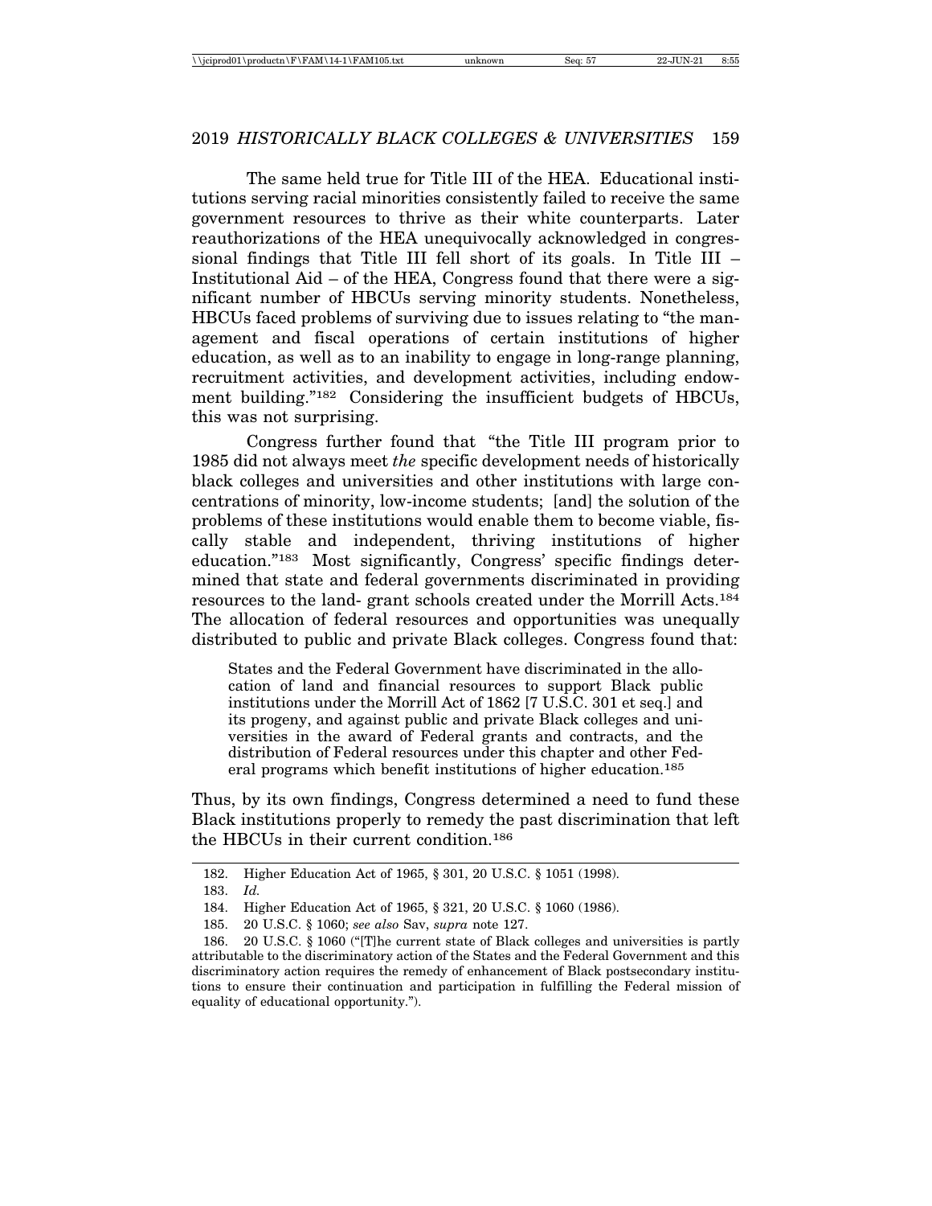The same held true for Title III of the HEA. Educational institutions serving racial minorities consistently failed to receive the same government resources to thrive as their white counterparts. Later reauthorizations of the HEA unequivocally acknowledged in congressional findings that Title III fell short of its goals. In Title III – Institutional Aid – of the HEA, Congress found that there were a significant number of HBCUs serving minority students. Nonetheless, HBCUs faced problems of surviving due to issues relating to "the management and fiscal operations of certain institutions of higher education, as well as to an inability to engage in long-range planning, recruitment activities, and development activities, including endowment building."[182] Considering the insufficient budgets of HBCUs, this was not surprising.

Congress further found that "the Title III program prior to 1985 did not always meet *the* specific development needs of historically black colleges and universities and other institutions with large concentrations of minority, low-income students; [and] the solution of the problems of these institutions would enable them to become viable, fiscally stable and independent, thriving institutions of higher education."[183] Most significantly, Congress' specific findings determined that state and federal governments discriminated in providing resources to the land- grant schools created under the Morrill Acts.[184] The allocation of federal resources and opportunities was unequally distributed to public and private Black colleges. Congress found that:

> States and the Federal Government have discriminated in the allocation of land and financial resources to support Black public institutions under the Morrill Act of 1862 [7 U.S.C. 301 et seq.] and its progeny, and against public and private Black colleges and universities in the award of Federal grants and contracts, and the distribution of Federal resources under this chapter and other Federal programs which benefit institutions of higher education.[185]

Thus, by its own findings, Congress determined a need to fund these Black institutions properly to remedy the past discrimination that left the HBCUs in their current condition.[186]

---

182. Higher Education Act of 1965, § 301, 20 U.S.C. § 1051 (1998).

183. *Id.*

184. Higher Education Act of 1965, § 321, 20 U.S.C. § 1060 (1986).

185. 20 U.S.C. § 1060; *see also* Sav, *supra* note 127.

186. 20 U.S.C. § 1060 ("[T]he current state of Black colleges and universities is partly attributable to the discriminatory action of the States and the Federal Government and this discriminatory action requires the remedy of enhancement of Black postsecondary institutions to ensure their continuation and participation in fulfilling the Federal mission of equality of educational opportunity.").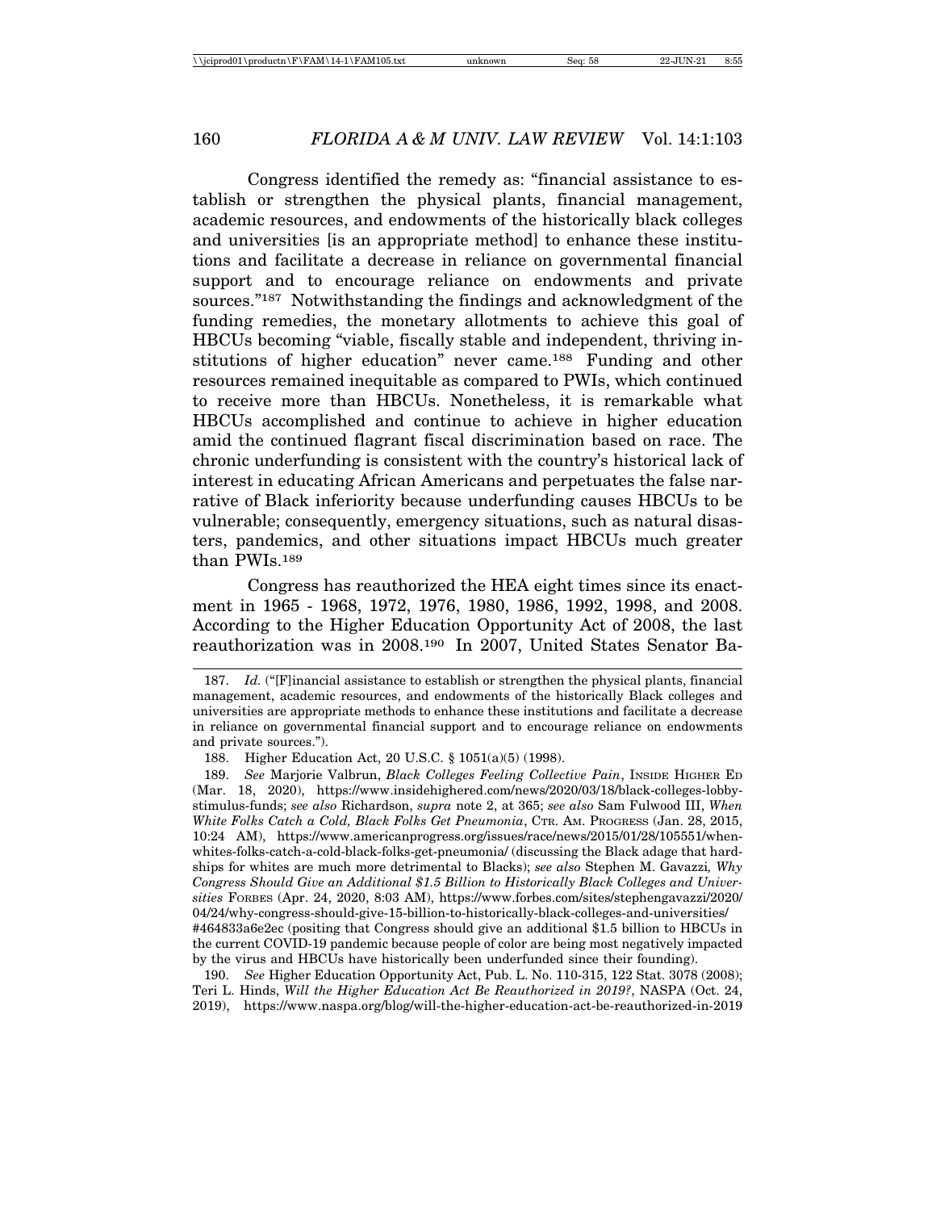Congress identified the remedy as: "financial assistance to establish or strengthen the physical plants, financial management, academic resources, and endowments of the historically black colleges and universities [is an appropriate method] to enhance these institutions and facilitate a decrease in reliance on governmental financial support and to encourage reliance on endowments and private sources."[187] Notwithstanding the findings and acknowledgment of the funding remedies, the monetary allotments to achieve this goal of HBCUs becoming "viable, fiscally stable and independent, thriving institutions of higher education" never came.[188] Funding and other resources remained inequitable as compared to PWIs, which continued to receive more than HBCUs. Nonetheless, it is remarkable what HBCUs accomplished and continue to achieve in higher education amid the continued flagrant fiscal discrimination based on race. The chronic underfunding is consistent with the country's historical lack of interest in educating African Americans and perpetuates the false narrative of Black inferiority because underfunding causes HBCUs to be vulnerable; consequently, emergency situations, such as natural disasters, pandemics, and other situations impact HBCUs much greater than PWIs.[189]

Congress has reauthorized the HEA eight times since its enactment in 1965 - 1968, 1972, 1976, 1980, 1986, 1992, 1998, and 2008. According to the Higher Education Opportunity Act of 2008, the last reauthorization was in 2008.[190] In 2007, United States Senator Ba-

---

187. *Id.* ("[F]inancial assistance to establish or strengthen the physical plants, financial management, academic resources, and endowments of the historically Black colleges and universities are appropriate methods to enhance these institutions and facilitate a decrease in reliance on governmental financial support and to encourage reliance on endowments and private sources.").

188. Higher Education Act, 20 U.S.C. § 1051(a)(5) (1998).

189. *See* Marjorie Valbrun, *Black Colleges Feeling Collective Pain*, INSIDE HIGHER ED (Mar. 18, 2020), https://www.insidehighered.com/news/2020/03/18/black-colleges-lobby-stimulus-funds; *see also* Richardson, *supra* note 2, at 365; *see also* Sam Fulwood III, *When White Folks Catch a Cold, Black Folks Get Pneumonia*, CTR. AM. PROGRESS (Jan. 28, 2015, 10:24 AM), https://www.americanprogress.org/issues/race/news/2015/01/28/105551/when-whites-folks-catch-a-cold-black-folks-get-pneumonia/ (discussing the Black adage that hardships for whites are much more detrimental to Blacks); *see also* Stephen M. Gavazzi, *Why Congress Should Give an Additional $1.5 Billion to Historically Black Colleges and Universities* FORBES (Apr. 24, 2020, 8:03 AM), https://www.forbes.com/sites/stephengavazzi/2020/04/24/why-congress-should-give-15-billion-to-historically-black-colleges-and-universities/#464833a6e2ec (positing that Congress should give an additional $1.5 billion to HBCUs in the current COVID-19 pandemic because people of color are being most negatively impacted by the virus and HBCUs have historically been underfunded since their founding).

190. *See* Higher Education Opportunity Act, Pub. L. No. 110-315, 122 Stat. 3078 (2008); Teri L. Hinds, *Will the Higher Education Act Be Reauthorized in 2019?*, NASPA (Oct. 24, 2019), https://www.naspa.org/blog/will-the-higher-education-act-be-reauthorized-in-2019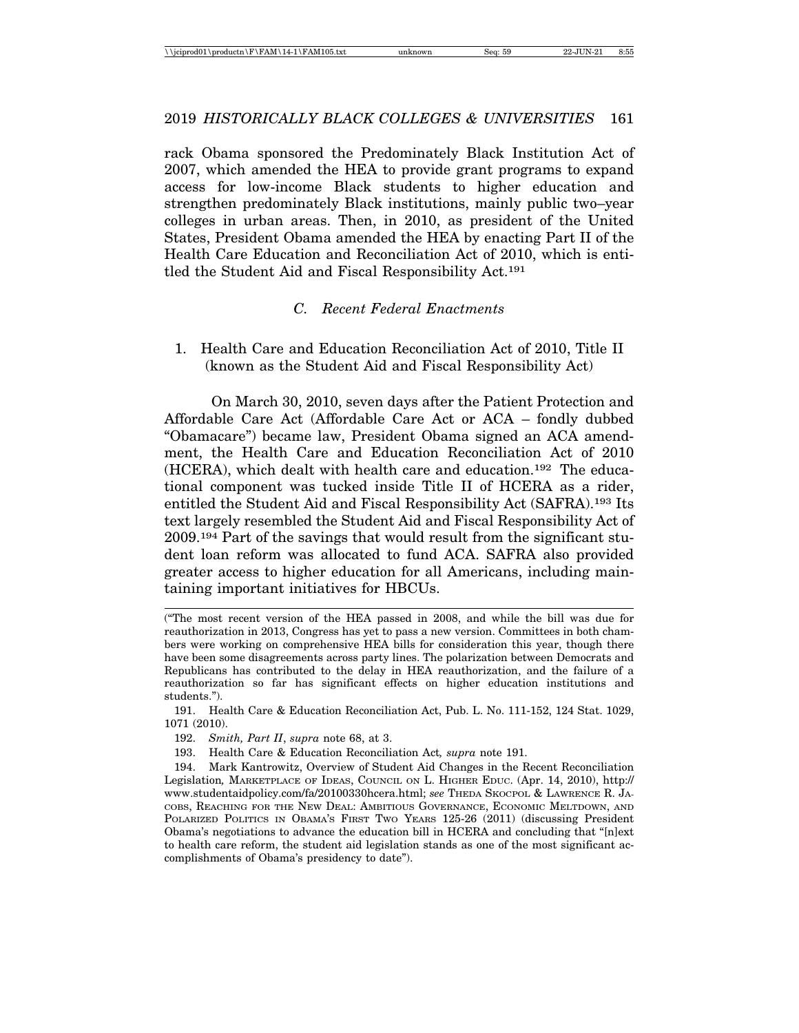rack Obama sponsored the Predominately Black Institution Act of 2007, which amended the HEA to provide grant programs to expand access for low-income Black students to higher education and strengthen predominately Black institutions, mainly public two–year colleges in urban areas. Then, in 2010, as president of the United States, President Obama amended the HEA by enacting Part II of the Health Care Education and Reconciliation Act of 2010, which is entitled the Student Aid and Fiscal Responsibility Act.[191]

### *C. Recent Federal Enactments*

#### 1. Health Care and Education Reconciliation Act of 2010, Title II (known as the Student Aid and Fiscal Responsibility Act)

On March 30, 2010, seven days after the Patient Protection and Affordable Care Act (Affordable Care Act or ACA – fondly dubbed "Obamacare") became law, President Obama signed an ACA amendment, the Health Care and Education Reconciliation Act of 2010 (HCERA), which dealt with health care and education.[192] The educational component was tucked inside Title II of HCERA as a rider, entitled the Student Aid and Fiscal Responsibility Act (SAFRA).[193] Its text largely resembled the Student Aid and Fiscal Responsibility Act of 2009.[194] Part of the savings that would result from the significant student loan reform was allocated to fund ACA. SAFRA also provided greater access to higher education for all Americans, including maintaining important initiatives for HBCUs.

---

("The most recent version of the HEA passed in 2008, and while the bill was due for reauthorization in 2013, Congress has yet to pass a new version. Committees in both chambers were working on comprehensive HEA bills for consideration this year, though there have been some disagreements across party lines. The polarization between Democrats and Republicans has contributed to the delay in HEA reauthorization, and the failure of a reauthorization so far has significant effects on higher education institutions and students.").

191. Health Care & Education Reconciliation Act, Pub. L. No. 111-152, 124 Stat. 1029, 1071 (2010).

192. *Smith, Part II*, *supra* note 68, at 3.

193. Health Care & Education Reconciliation Act*, supra* note 191.

194. Mark Kantrowitz, Overview of Student Aid Changes in the Recent Reconciliation Legislation*,* MARKETPLACE OF IDEAS, COUNCIL ON L. HIGHER EDUC. (Apr. 14, 2010), http://www.studentaidpolicy.com/fa/20100330hcera.html; *see* THEDA SKOCPOL & LAWRENCE R. JACOBS, REACHING FOR THE NEW DEAL: AMBITIOUS GOVERNANCE, ECONOMIC MELTDOWN, AND POLARIZED POLITICS IN OBAMA'S FIRST TWO YEARS 125-26 (2011) (discussing President Obama's negotiations to advance the education bill in HCERA and concluding that "[n]ext to health care reform, the student aid legislation stands as one of the most significant accomplishments of Obama's presidency to date").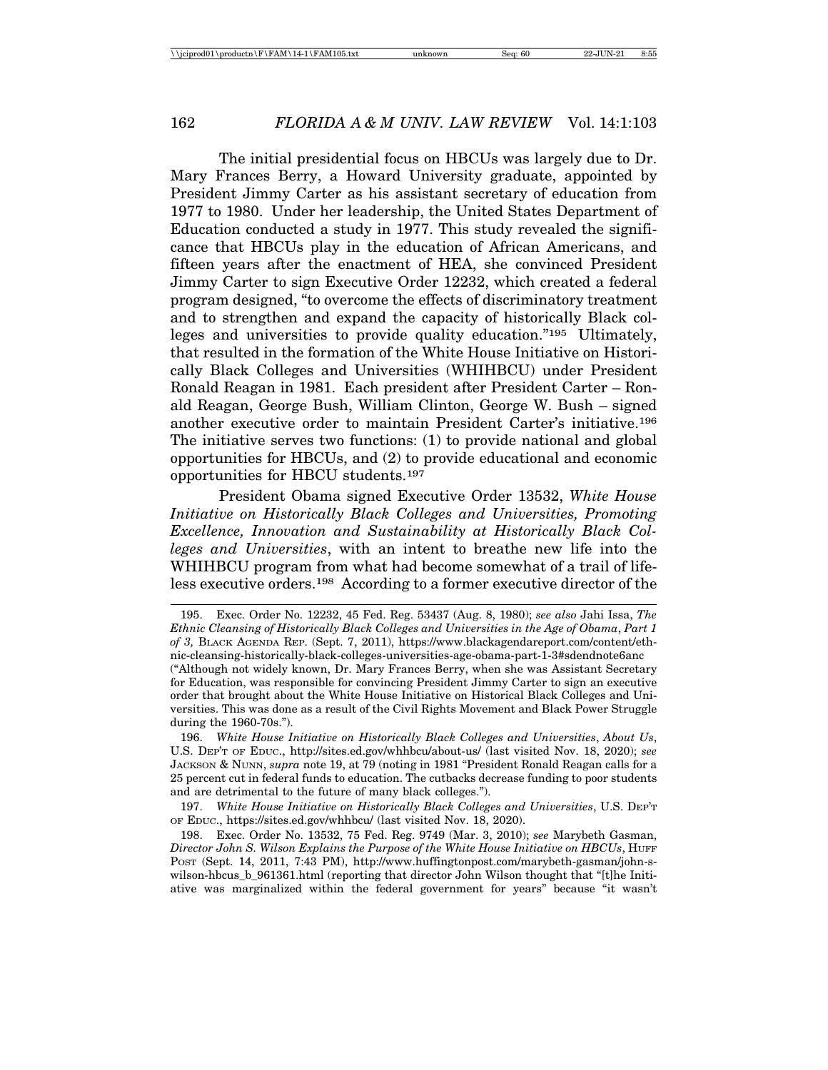The initial presidential focus on HBCUs was largely due to Dr. Mary Frances Berry, a Howard University graduate, appointed by President Jimmy Carter as his assistant secretary of education from 1977 to 1980. Under her leadership, the United States Department of Education conducted a study in 1977. This study revealed the significance that HBCUs play in the education of African Americans, and fifteen years after the enactment of HEA, she convinced President Jimmy Carter to sign Executive Order 12232, which created a federal program designed, "to overcome the effects of discriminatory treatment and to strengthen and expand the capacity of historically Black colleges and universities to provide quality education."[195] Ultimately, that resulted in the formation of the White House Initiative on Historically Black Colleges and Universities (WHIHBCU) under President Ronald Reagan in 1981. Each president after President Carter – Ronald Reagan, George Bush, William Clinton, George W. Bush – signed another executive order to maintain President Carter's initiative.[196] The initiative serves two functions: (1) to provide national and global opportunities for HBCUs, and (2) to provide educational and economic opportunities for HBCU students.[197]

President Obama signed Executive Order 13532, *White House Initiative on Historically Black Colleges and Universities, Promoting Excellence, Innovation and Sustainability at Historically Black Colleges and Universities*, with an intent to breathe new life into the WHIHBCU program from what had become somewhat of a trail of lifeless executive orders.[198] According to a former executive director of the

---

195. Exec. Order No. 12232, 45 Fed. Reg. 53437 (Aug. 8, 1980); *see also* Jahi Issa, *The Ethnic Cleansing of Historically Black Colleges and Universities in the Age of Obama*, *Part 1 of 3,* BLACK AGENDA REP. (Sept. 7, 2011), https://www.blackagendareport.com/content/ethnic-cleansing-historically-black-colleges-universities-age-obama-part-1-3#sdendnote6anc ("Although not widely known, Dr. Mary Frances Berry, when she was Assistant Secretary for Education, was responsible for convincing President Jimmy Carter to sign an executive order that brought about the White House Initiative on Historical Black Colleges and Universities. This was done as a result of the Civil Rights Movement and Black Power Struggle during the 1960-70s.").

196. *White House Initiative on Historically Black Colleges and Universities*, *About Us*, U.S. DEP'T OF EDUC., http://sites.ed.gov/whhbcu/about-us/ (last visited Nov. 18, 2020); *see* JACKSON & NUNN, *supra* note 19, at 79 (noting in 1981 "President Ronald Reagan calls for a 25 percent cut in federal funds to education. The cutbacks decrease funding to poor students and are detrimental to the future of many black colleges.").

197. *White House Initiative on Historically Black Colleges and Universities*, U.S. DEP'T OF EDUC., https://sites.ed.gov/whhbcu/ (last visited Nov. 18, 2020).

198. Exec. Order No. 13532, 75 Fed. Reg. 9749 (Mar. 3, 2010); *see* Marybeth Gasman, *Director John S. Wilson Explains the Purpose of the White House Initiative on HBCUs*, HUFF POST (Sept. 14, 2011, 7:43 PM), http://www.huffingtonpost.com/marybeth-gasman/john-s-wilson-hbcus_b_961361.html (reporting that director John Wilson thought that "[t]he Initiative was marginalized within the federal government for years" because "it wasn't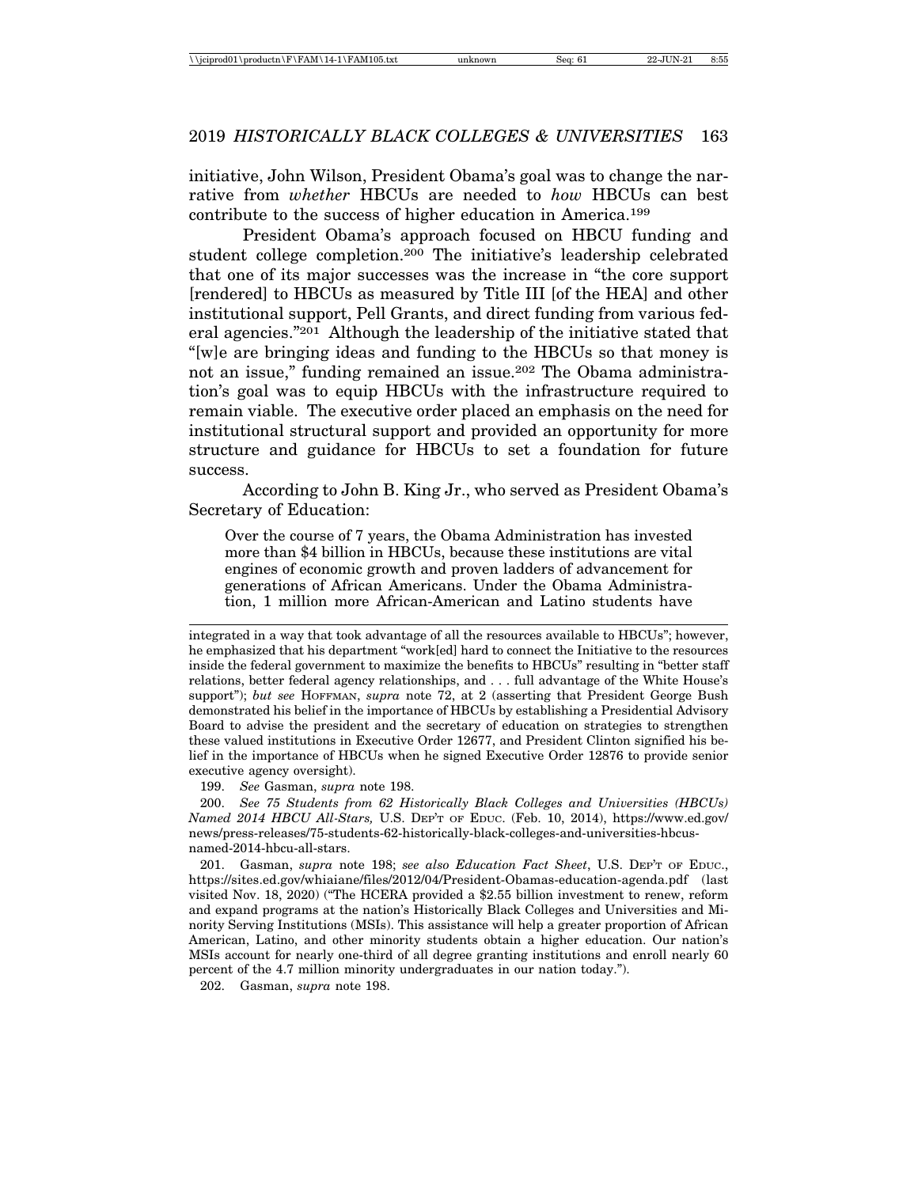initiative, John Wilson, President Obama's goal was to change the narrative from *whether* HBCUs are needed to *how* HBCUs can best contribute to the success of higher education in America.[199]

President Obama's approach focused on HBCU funding and student college completion.[200] The initiative's leadership celebrated that one of its major successes was the increase in "the core support [rendered] to HBCUs as measured by Title III [of the HEA] and other institutional support, Pell Grants, and direct funding from various federal agencies."[201] Although the leadership of the initiative stated that "[w]e are bringing ideas and funding to the HBCUs so that money is not an issue," funding remained an issue.[202] The Obama administration's goal was to equip HBCUs with the infrastructure required to remain viable. The executive order placed an emphasis on the need for institutional structural support and provided an opportunity for more structure and guidance for HBCUs to set a foundation for future success.

According to John B. King Jr., who served as President Obama's Secretary of Education:

> Over the course of 7 years, the Obama Administration has invested more than $4 billion in HBCUs, because these institutions are vital engines of economic growth and proven ladders of advancement for generations of African Americans. Under the Obama Administration, 1 million more African-American and Latino students have

---

integrated in a way that took advantage of all the resources available to HBCUs"; however, he emphasized that his department "work[ed] hard to connect the Initiative to the resources inside the federal government to maximize the benefits to HBCUs" resulting in "better staff relations, better federal agency relationships, and . . . full advantage of the White House's support"); *but see* HOFFMAN, *supra* note 72, at 2 (asserting that President George Bush demonstrated his belief in the importance of HBCUs by establishing a Presidential Advisory Board to advise the president and the secretary of education on strategies to strengthen these valued institutions in Executive Order 12677, and President Clinton signified his belief in the importance of HBCUs when he signed Executive Order 12876 to provide senior executive agency oversight).

199. *See* Gasman, *supra* note 198.

200. *See 75 Students from 62 Historically Black Colleges and Universities (HBCUs) Named 2014 HBCU All-Stars,* U.S. DEP'T OF EDUC. (Feb. 10, 2014), https://www.ed.gov/news/press-releases/75-students-62-historically-black-colleges-and-universities-hbcus-named-2014-hbcu-all-stars.

201. Gasman, *supra* note 198; *see also Education Fact Sheet*, U.S. DEP'T OF EDUC., https://sites.ed.gov/whiaiane/files/2012/04/President-Obamas-education-agenda.pdf (last visited Nov. 18, 2020) ("The HCERA provided a $2.55 billion investment to renew, reform and expand programs at the nation's Historically Black Colleges and Universities and Minority Serving Institutions (MSIs). This assistance will help a greater proportion of African American, Latino, and other minority students obtain a higher education. Our nation's MSIs account for nearly one-third of all degree granting institutions and enroll nearly 60 percent of the 4.7 million minority undergraduates in our nation today.").

202. Gasman, *supra* note 198.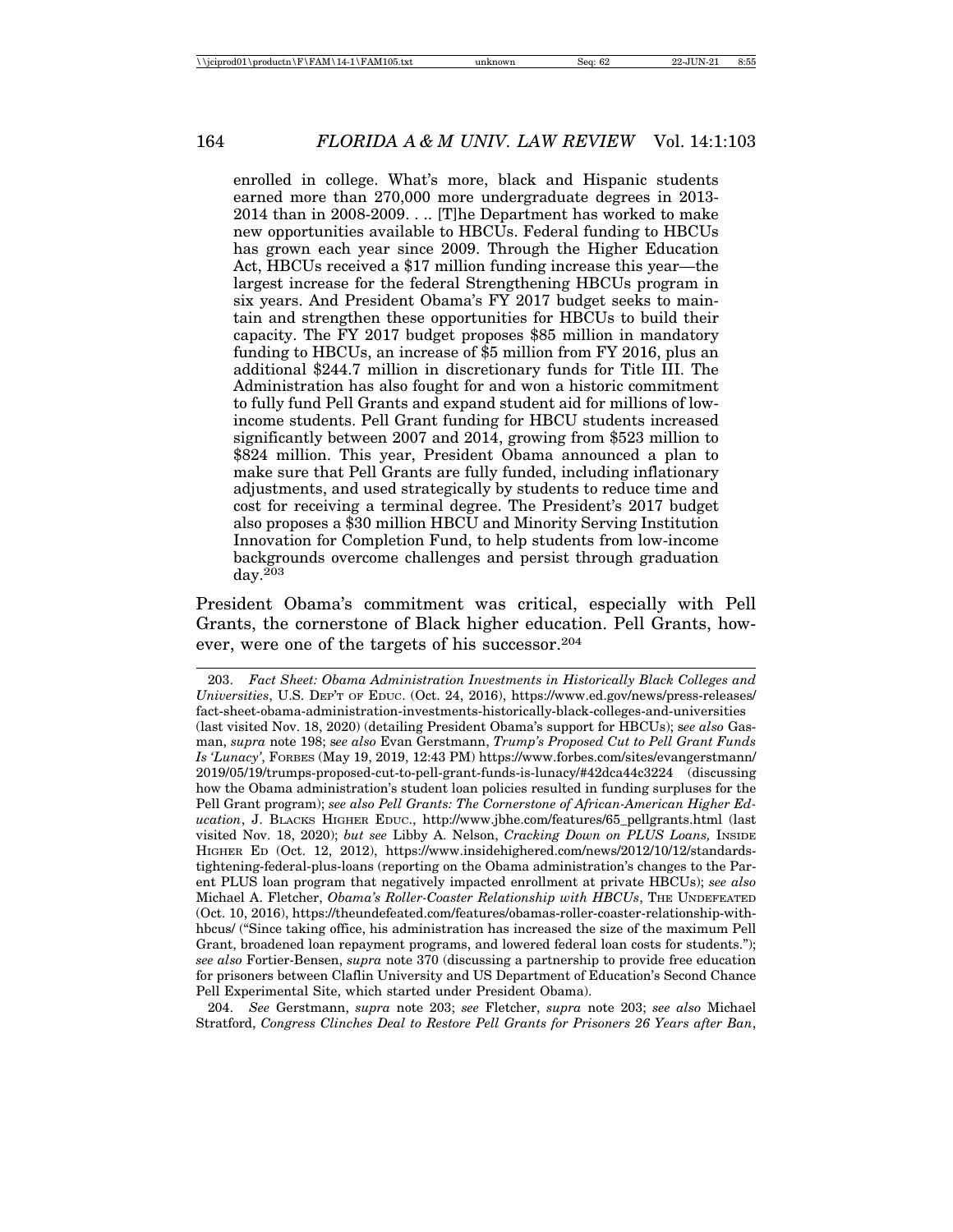> enrolled in college. What's more, black and Hispanic students earned more than 270,000 more undergraduate degrees in 2013-2014 than in 2008-2009. . .. [T]he Department has worked to make new opportunities available to HBCUs. Federal funding to HBCUs has grown each year since 2009. Through the Higher Education Act, HBCUs received a $17 million funding increase this year—the largest increase for the federal Strengthening HBCUs program in six years. And President Obama's FY 2017 budget seeks to maintain and strengthen these opportunities for HBCUs to build their capacity. The FY 2017 budget proposes $85 million in mandatory funding to HBCUs, an increase of $5 million from FY 2016, plus an additional $244.7 million in discretionary funds for Title III. The Administration has also fought for and won a historic commitment to fully fund Pell Grants and expand student aid for millions of low-income students. Pell Grant funding for HBCU students increased significantly between 2007 and 2014, growing from $523 million to $824 million. This year, President Obama announced a plan to make sure that Pell Grants are fully funded, including inflationary adjustments, and used strategically by students to reduce time and cost for receiving a terminal degree. The President's 2017 budget also proposes a $30 million HBCU and Minority Serving Institution Innovation for Completion Fund, to help students from low-income backgrounds overcome challenges and persist through graduation day.[203]

President Obama's commitment was critical, especially with Pell Grants, the cornerstone of Black higher education. Pell Grants, however, were one of the targets of his successor.[204]

---

203. *Fact Sheet: Obama Administration Investments in Historically Black Colleges and Universities*, U.S. DEP'T OF EDUC. (Oct. 24, 2016), https://www.ed.gov/news/press-releases/fact-sheet-obama-administration-investments-historically-black-colleges-and-universities (last visited Nov. 18, 2020) (detailing President Obama's support for HBCUs); *see also* Gasman, *supra* note 198; *see also* Evan Gerstmann, *Trump's Proposed Cut to Pell Grant Funds Is 'Lunacy'*, FORBES (May 19, 2019, 12:43 PM) https://www.forbes.com/sites/evangerstmann/2019/05/19/trumps-proposed-cut-to-pell-grant-funds-is-lunacy/#42dca44c3224 (discussing how the Obama administration's student loan policies resulted in funding surpluses for the Pell Grant program); *see also Pell Grants: The Cornerstone of African-American Higher Education*, J. BLACKS HIGHER EDUC., http://www.jbhe.com/features/65_pellgrants.html (last visited Nov. 18, 2020); *but see* Libby A. Nelson, *Cracking Down on PLUS Loans,* INSIDE HIGHER ED (Oct. 12, 2012), https://www.insidehighered.com/news/2012/10/12/standards-tightening-federal-plus-loans (reporting on the Obama administration's changes to the Parent PLUS loan program that negatively impacted enrollment at private HBCUs); *see also* Michael A. Fletcher, *Obama's Roller-Coaster Relationship with HBCUs*, THE UNDEFEATED (Oct. 10, 2016), https://theundefeated.com/features/obamas-roller-coaster-relationship-with-hbcus/ ("Since taking office, his administration has increased the size of the maximum Pell Grant, broadened loan repayment programs, and lowered federal loan costs for students."); *see also* Fortier-Bensen, *supra* note 370 (discussing a partnership to provide free education for prisoners between Claflin University and US Department of Education's Second Chance Pell Experimental Site, which started under President Obama).

204. *See* Gerstmann, *supra* note 203; *see* Fletcher, *supra* note 203; *see also* Michael Stratford, *Congress Clinches Deal to Restore Pell Grants for Prisoners 26 Years after Ban*,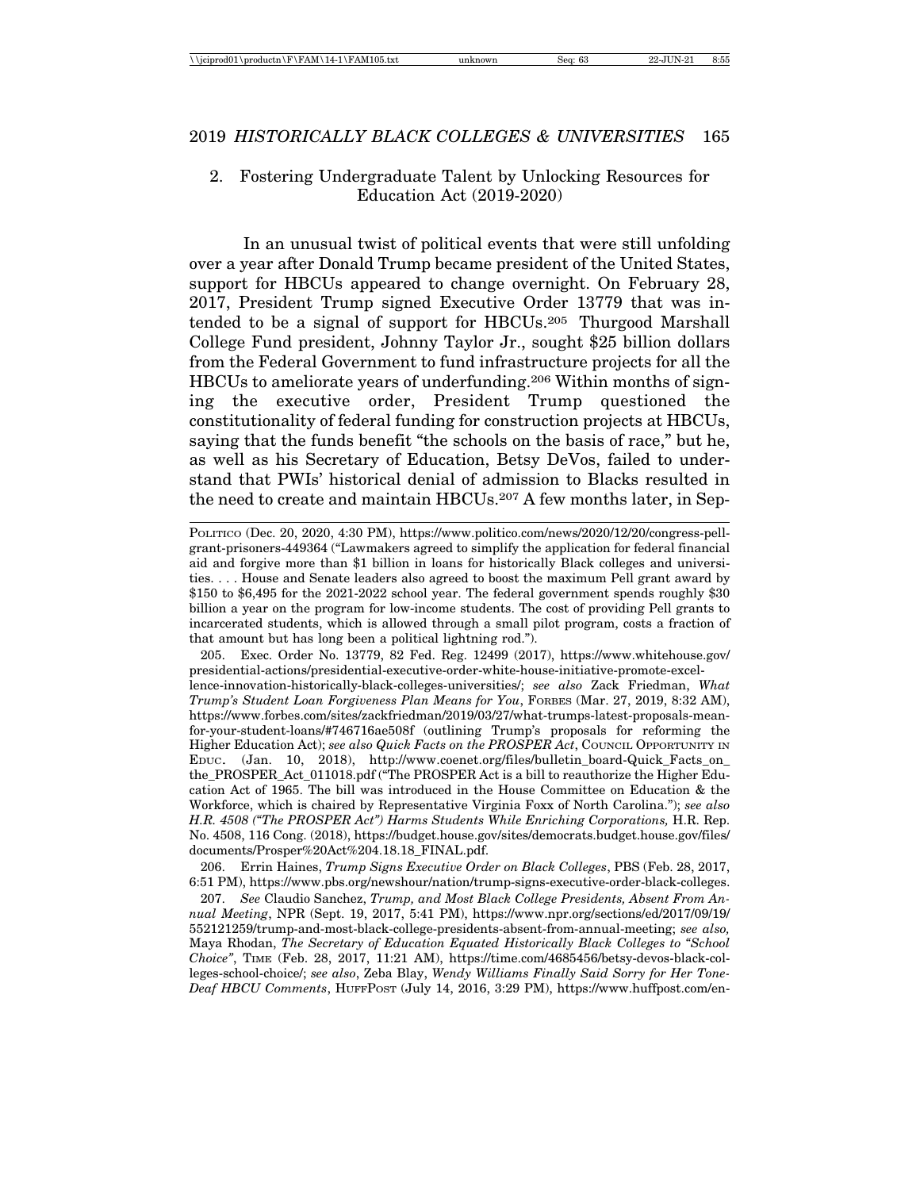### 2. Fostering Undergraduate Talent by Unlocking Resources for Education Act (2019-2020)

In an unusual twist of political events that were still unfolding over a year after Donald Trump became president of the United States, support for HBCUs appeared to change overnight. On February 28, 2017, President Trump signed Executive Order 13779 that was intended to be a signal of support for HBCUs.[205] Thurgood Marshall College Fund president, Johnny Taylor Jr., sought $25 billion dollars from the Federal Government to fund infrastructure projects for all the HBCUs to ameliorate years of underfunding.[206] Within months of signing the executive order, President Trump questioned the constitutionality of federal funding for construction projects at HBCUs, saying that the funds benefit "the schools on the basis of race," but he, as well as his Secretary of Education, Betsy DeVos, failed to understand that PWIs' historical denial of admission to Blacks resulted in the need to create and maintain HBCUs.[207] A few months later, in Sep-

---

POLITICO (Dec. 20, 2020, 4:30 PM), https://www.politico.com/news/2020/12/20/congress-pell-grant-prisoners-449364 ("Lawmakers agreed to simplify the application for federal financial aid and forgive more than $1 billion in loans for historically Black colleges and universities. . . . House and Senate leaders also agreed to boost the maximum Pell grant award by $150 to $6,495 for the 2021-2022 school year. The federal government spends roughly $30 billion a year on the program for low-income students. The cost of providing Pell grants to incarcerated students, which is allowed through a small pilot program, costs a fraction of that amount but has long been a political lightning rod.").

205. Exec. Order No. 13779, 82 Fed. Reg. 12499 (2017), https://www.whitehouse.gov/presidential-actions/presidential-executive-order-white-house-initiative-promote-excellence-innovation-historically-black-colleges-universities/; *see also* Zack Friedman, *What Trump's Student Loan Forgiveness Plan Means for You*, FORBES (Mar. 27, 2019, 8:32 AM), https://www.forbes.com/sites/zackfriedman/2019/03/27/what-trumps-latest-proposals-mean-for-your-student-loans/#746716ae508f (outlining Trump's proposals for reforming the Higher Education Act); *see also Quick Facts on the PROSPER Act*, COUNCIL OPPORTUNITY IN EDUC. (Jan. 10, 2018), http://www.coenet.org/files/bulletin_board-Quick_Facts_on_the_PROSPER_Act_011018.pdf ("The PROSPER Act is a bill to reauthorize the Higher Education Act of 1965. The bill was introduced in the House Committee on Education & the Workforce, which is chaired by Representative Virginia Foxx of North Carolina."); *see also H.R. 4508 ("The PROSPER Act") Harms Students While Enriching Corporations,* H.R. Rep. No. 4508, 116 Cong. (2018), https://budget.house.gov/sites/democrats.budget.house.gov/files/documents/Prosper%20Act%204.18.18_FINAL.pdf.

206. Errin Haines, *Trump Signs Executive Order on Black Colleges*, PBS (Feb. 28, 2017, 6:51 PM), https://www.pbs.org/newshour/nation/trump-signs-executive-order-black-colleges.

207. *See* Claudio Sanchez, *Trump, and Most Black College Presidents, Absent From Annual Meeting*, NPR (Sept. 19, 2017, 5:41 PM), https://www.npr.org/sections/ed/2017/09/19/552121259/trump-and-most-black-college-presidents-absent-from-annual-meeting; *see also,* Maya Rhodan, *The Secretary of Education Equated Historically Black Colleges to "School Choice"*, TIME (Feb. 28, 2017, 11:21 AM), https://time.com/4685456/betsy-devos-black-colleges-school-choice/; *see also*, Zeba Blay, *Wendy Williams Finally Said Sorry for Her Tone-Deaf HBCU Comments*, HUFFPOST (July 14, 2016, 3:29 PM), https://www.huffpost.com/en-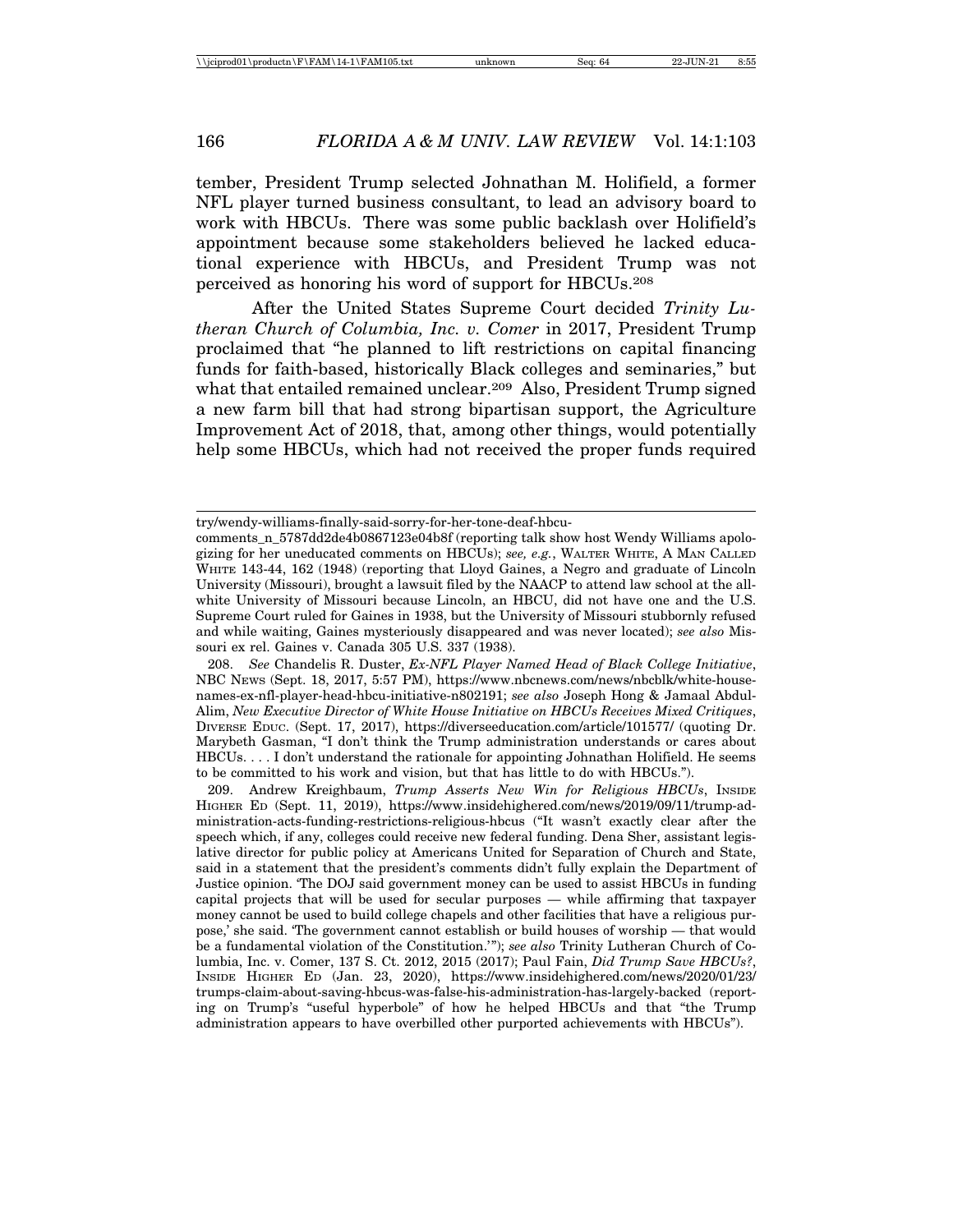tember, President Trump selected Johnathan M. Holifield, a former NFL player turned business consultant, to lead an advisory board to work with HBCUs. There was some public backlash over Holifield's appointment because some stakeholders believed he lacked educational experience with HBCUs, and President Trump was not perceived as honoring his word of support for HBCUs.[208]

After the United States Supreme Court decided *Trinity Lutheran Church of Columbia, Inc. v. Comer* in 2017, President Trump proclaimed that "he planned to lift restrictions on capital financing funds for faith-based, historically Black colleges and seminaries," but what that entailed remained unclear.[209] Also, President Trump signed a new farm bill that had strong bipartisan support, the Agriculture Improvement Act of 2018, that, among other things, would potentially help some HBCUs, which had not received the proper funds required

---

try/wendy-williams-finally-said-sorry-for-her-tone-deaf-hbcu-comments_n_5787dd2de4b0867123e04b8f (reporting talk show host Wendy Williams apologizing for her uneducated comments on HBCUs); *see, e.g.*, WALTER WHITE, A MAN CALLED WHITE 143-44, 162 (1948) (reporting that Lloyd Gaines, a Negro and graduate of Lincoln University (Missouri), brought a lawsuit filed by the NAACP to attend law school at the all-white University of Missouri because Lincoln, an HBCU, did not have one and the U.S. Supreme Court ruled for Gaines in 1938, but the University of Missouri stubbornly refused and while waiting, Gaines mysteriously disappeared and was never located); *see also* Missouri ex rel. Gaines v. Canada 305 U.S. 337 (1938).

208. *See* Chandelis R. Duster, *Ex-NFL Player Named Head of Black College Initiative*, NBC NEWS (Sept. 18, 2017, 5:57 PM), https://www.nbcnews.com/news/nbcblk/white-house-names-ex-nfl-player-head-hbcu-initiative-n802191; *see also* Joseph Hong & Jamaal Abdul-Alim, *New Executive Director of White House Initiative on HBCUs Receives Mixed Critiques*, DIVERSE EDUC. (Sept. 17, 2017), https://diverseeducation.com/article/101577/ (quoting Dr. Marybeth Gasman, "I don't think the Trump administration understands or cares about HBCUs. . . . I don't understand the rationale for appointing Johnathan Holifield. He seems to be committed to his work and vision, but that has little to do with HBCUs.").

209. Andrew Kreighbaum, *Trump Asserts New Win for Religious HBCUs*, INSIDE HIGHER ED (Sept. 11, 2019), https://www.insidehighered.com/news/2019/09/11/trump-administration-acts-funding-restrictions-religious-hbcus ("It wasn't exactly clear after the speech which, if any, colleges could receive new federal funding. Dena Sher, assistant legislative director for public policy at Americans United for Separation of Church and State, said in a statement that the president's comments didn't fully explain the Department of Justice opinion. 'The DOJ said government money can be used to assist HBCUs in funding capital projects that will be used for secular purposes — while affirming that taxpayer money cannot be used to build college chapels and other facilities that have a religious purpose,' she said. 'The government cannot establish or build houses of worship — that would be a fundamental violation of the Constitution.'"); *see also* Trinity Lutheran Church of Columbia, Inc. v. Comer, 137 S. Ct. 2012, 2015 (2017); Paul Fain, *Did Trump Save HBCUs?*, INSIDE HIGHER ED (Jan. 23, 2020), https://www.insidehighered.com/news/2020/01/23/trumps-claim-about-saving-hbcus-was-false-his-administration-has-largely-backed (reporting on Trump's "useful hyperbole" of how he helped HBCUs and that "the Trump administration appears to have overbilled other purported achievements with HBCUs").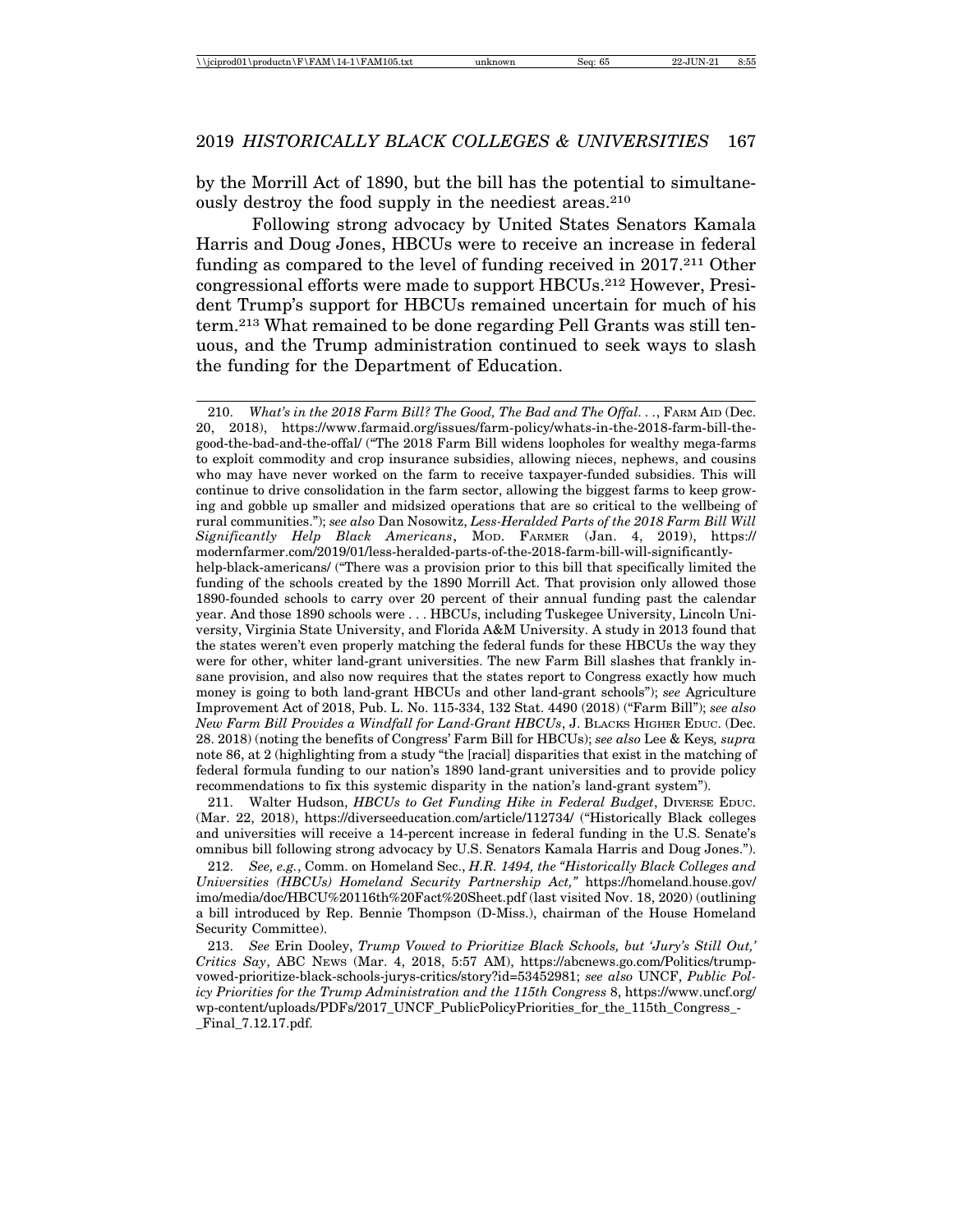by the Morrill Act of 1890, but the bill has the potential to simultaneously destroy the food supply in the neediest areas.[210]

Following strong advocacy by United States Senators Kamala Harris and Doug Jones, HBCUs were to receive an increase in federal funding as compared to the level of funding received in 2017.[211] Other congressional efforts were made to support HBCUs.[212] However, President Trump's support for HBCUs remained uncertain for much of his term.[213] What remained to be done regarding Pell Grants was still tenuous, and the Trump administration continued to seek ways to slash the funding for the Department of Education.

---

210. *What's in the 2018 Farm Bill? The Good, The Bad and The Offal. . .*, FARM AID (Dec. 20, 2018), https://www.farmaid.org/issues/farm-policy/whats-in-the-2018-farm-bill-the-good-the-bad-and-the-offal/ ("The 2018 Farm Bill widens loopholes for wealthy mega-farms to exploit commodity and crop insurance subsidies, allowing nieces, nephews, and cousins who may have never worked on the farm to receive taxpayer-funded subsidies. This will continue to drive consolidation in the farm sector, allowing the biggest farms to keep growing and gobble up smaller and midsized operations that are so critical to the wellbeing of rural communities."); *see also* Dan Nosowitz, *Less-Heralded Parts of the 2018 Farm Bill Will Significantly Help Black Americans*, MOD. FARMER (Jan. 4, 2019), https://modernfarmer.com/2019/01/less-heralded-parts-of-the-2018-farm-bill-will-significantly-help-black-americans/ ("There was a provision prior to this bill that specifically limited the funding of the schools created by the 1890 Morrill Act. That provision only allowed those 1890-founded schools to carry over 20 percent of their annual funding past the calendar year. And those 1890 schools were . . . HBCUs, including Tuskegee University, Lincoln University, Virginia State University, and Florida A&M University. A study in 2013 found that the states weren't even properly matching the federal funds for these HBCUs the way they were for other, whiter land-grant universities. The new Farm Bill slashes that frankly insane provision, and also now requires that the states report to Congress exactly how much money is going to both land-grant HBCUs and other land-grant schools"); *see* Agriculture Improvement Act of 2018, Pub. L. No. 115-334, 132 Stat. 4490 (2018) ("Farm Bill"); *see also New Farm Bill Provides a Windfall for Land-Grant HBCUs*, J. BLACKS HIGHER EDUC. (Dec. 28. 2018) (noting the benefits of Congress' Farm Bill for HBCUs); *see also* Lee & Keys*, supra* note 86, at 2 (highlighting from a study "the [racial] disparities that exist in the matching of federal formula funding to our nation's 1890 land-grant universities and to provide policy recommendations to fix this systemic disparity in the nation's land-grant system").

211. Walter Hudson, *HBCUs to Get Funding Hike in Federal Budget*, DIVERSE EDUC. (Mar. 22, 2018), https://diverseeducation.com/article/112734/ ("Historically Black colleges and universities will receive a 14-percent increase in federal funding in the U.S. Senate's omnibus bill following strong advocacy by U.S. Senators Kamala Harris and Doug Jones.").

212. *See, e.g.*, Comm. on Homeland Sec., *H.R. 1494, the "Historically Black Colleges and Universities (HBCUs) Homeland Security Partnership Act,"* https://homeland.house.gov/imo/media/doc/HBCU%20116th%20Fact%20Sheet.pdf (last visited Nov. 18, 2020) (outlining a bill introduced by Rep. Bennie Thompson (D-Miss.), chairman of the House Homeland Security Committee).

213. *See* Erin Dooley, *Trump Vowed to Prioritize Black Schools, but 'Jury's Still Out,' Critics Say*, ABC NEWS (Mar. 4, 2018, 5:57 AM), https://abcnews.go.com/Politics/trump-vowed-prioritize-black-schools-jurys-critics/story?id=53452981; *see also* UNCF, *Public Policy Priorities for the Trump Administration and the 115th Congress* 8, https://www.uncf.org/wp-content/uploads/PDFs/2017_UNCF_PublicPolicyPriorities_for_the_115th_Congress_-_Final_7.12.17.pdf.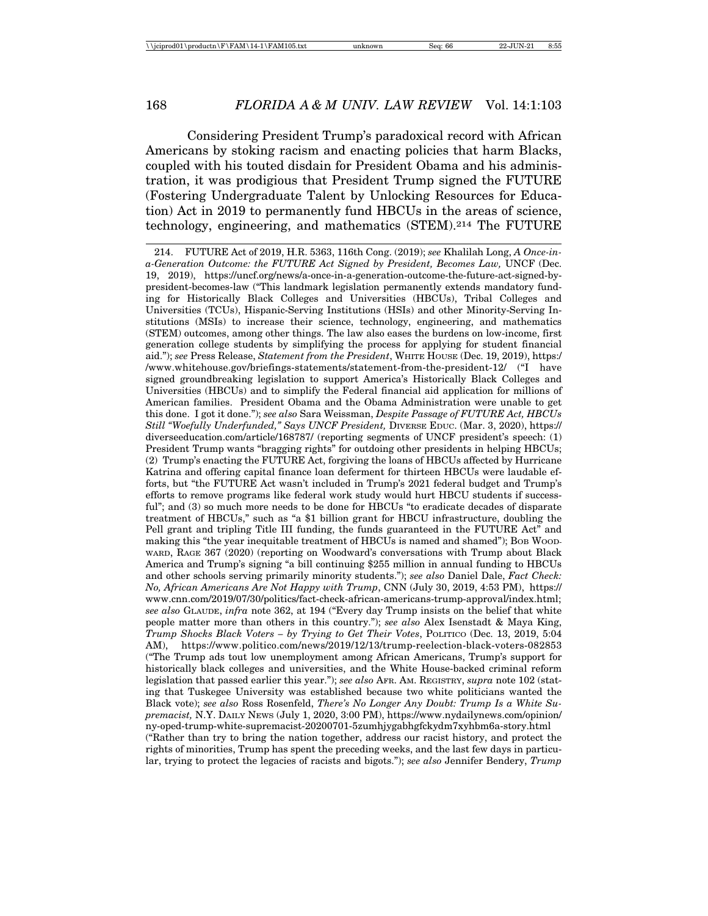Considering President Trump's paradoxical record with African Americans by stoking racism and enacting policies that harm Blacks, coupled with his touted disdain for President Obama and his administration, it was prodigious that President Trump signed the FUTURE (Fostering Undergraduate Talent by Unlocking Resources for Education) Act in 2019 to permanently fund HBCUs in the areas of science, technology, engineering, and mathematics (STEM).[214] The FUTURE

---

214. FUTURE Act of 2019, H.R. 5363, 116th Cong. (2019); *see* Khalilah Long, *A Once-in-a-Generation Outcome: the FUTURE Act Signed by President, Becomes Law,* UNCF (Dec. 19, 2019), https://uncf.org/news/a-once-in-a-generation-outcome-the-future-act-signed-by-president-becomes-law ("This landmark legislation permanently extends mandatory funding for Historically Black Colleges and Universities (HBCUs), Tribal Colleges and Universities (TCUs), Hispanic-Serving Institutions (HSIs) and other Minority-Serving Institutions (MSIs) to increase their science, technology, engineering, and mathematics (STEM) outcomes, among other things. The law also eases the burdens on low-income, first generation college students by simplifying the process for applying for student financial aid."); *see* Press Release, *Statement from the President*, WHITE HOUSE (Dec. 19, 2019), https://www.whitehouse.gov/briefings-statements/statement-from-the-president-12/ ("I have signed groundbreaking legislation to support America's Historically Black Colleges and Universities (HBCUs) and to simplify the Federal financial aid application for millions of American families. President Obama and the Obama Administration were unable to get this done. I got it done."); *see also* Sara Weissman, *Despite Passage of FUTURE Act, HBCUs Still "Woefully Underfunded," Says UNCF President,* DIVERSE EDUC. (Mar. 3, 2020), https://diverseeducation.com/article/168787/ (reporting segments of UNCF president's speech: (1) President Trump wants "bragging rights" for outdoing other presidents in helping HBCUs; (2) Trump's enacting the FUTURE Act, forgiving the loans of HBCUs affected by Hurricane Katrina and offering capital finance loan deferment for thirteen HBCUs were laudable efforts, but "the FUTURE Act wasn't included in Trump's 2021 federal budget and Trump's efforts to remove programs like federal work study would hurt HBCU students if successful"; and (3) so much more needs to be done for HBCUs "to eradicate decades of disparate treatment of HBCUs," such as "a $1 billion grant for HBCU infrastructure, doubling the Pell grant and tripling Title III funding, the funds guaranteed in the FUTURE Act" and making this "the year inequitable treatment of HBCUs is named and shamed"); BOB WOODWARD, RAGE 367 (2020) (reporting on Woodward's conversations with Trump about Black America and Trump's signing "a bill continuing $255 million in annual funding to HBCUs and other schools serving primarily minority students."); *see also* Daniel Dale, *Fact Check: No, African Americans Are Not Happy with Trump*, CNN (July 30, 2019, 4:53 PM), https://www.cnn.com/2019/07/30/politics/fact-check-african-americans-trump-approval/index.html; *see also* GLAUDE, *infra* note 362, at 194 ("Every day Trump insists on the belief that white people matter more than others in this country."); *see also* Alex Isenstadt & Maya King, *Trump Shocks Black Voters – by Trying to Get Their Votes*, POLITICO (Dec. 13, 2019, 5:04 AM), https://www.politico.com/news/2019/12/13/trump-reelection-black-voters-082853 ("The Trump ads tout low unemployment among African Americans, Trump's support for historically black colleges and universities, and the White House-backed criminal reform legislation that passed earlier this year."); *see also* AFR. AM. REGISTRY, *supra* note 102 (stating that Tuskegee University was established because two white politicians wanted the Black vote); *see also* Ross Rosenfeld, *There's No Longer Any Doubt: Trump Is a White Supremacist,* N.Y. DAILY NEWS (July 1, 2020, 3:00 PM), https://www.nydailynews.com/opinion/ny-oped-trump-white-supremacist-20200701-5zumhjygabhgfckydm7xyhbm6a-story.html ("Rather than try to bring the nation together, address our racist history, and protect the rights of minorities, Trump has spent the preceding weeks, and the last few days in particular, trying to protect the legacies of racists and bigots."); *see also* Jennifer Bendery, *Trump*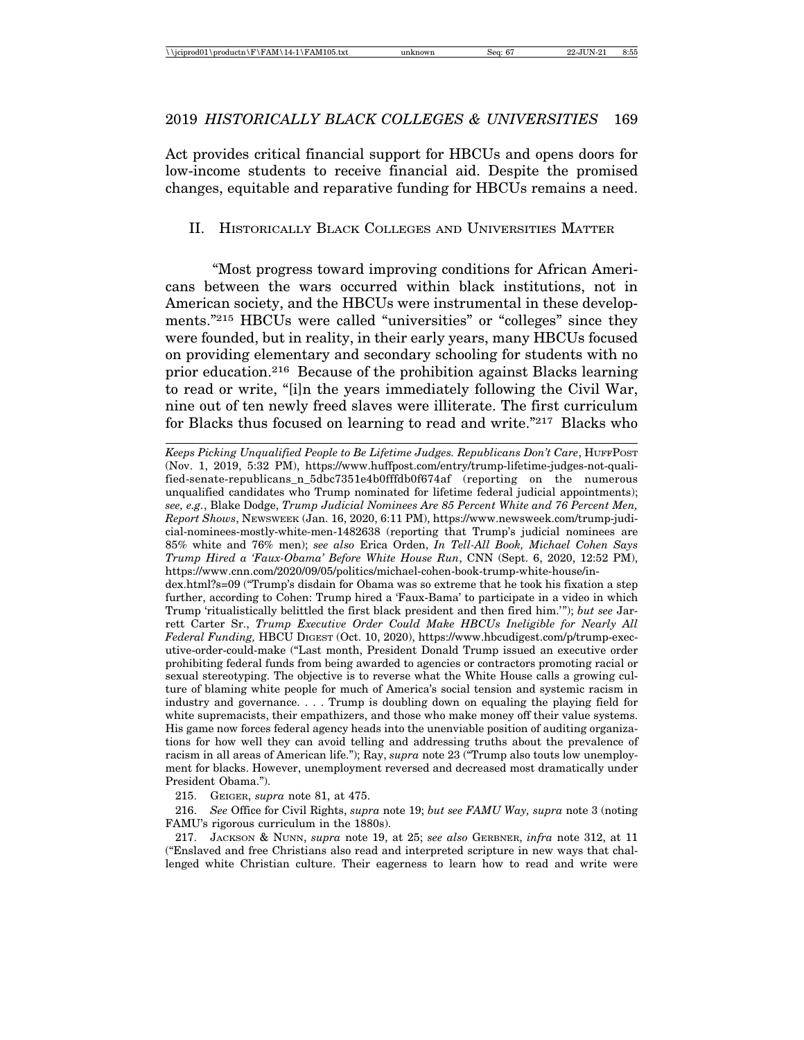Act provides critical financial support for HBCUs and opens doors for low-income students to receive financial aid. Despite the promised changes, equitable and reparative funding for HBCUs remains a need.

## II. Historically Black Colleges and Universities Matter

"Most progress toward improving conditions for African Americans between the wars occurred within black institutions, not in American society, and the HBCUs were instrumental in these developments."[215] HBCUs were called "universities" or "colleges" since they were founded, but in reality, in their early years, many HBCUs focused on providing elementary and secondary schooling for students with no prior education.[216] Because of the prohibition against Blacks learning to read or write, "[i]n the years immediately following the Civil War, nine out of ten newly freed slaves were illiterate. The first curriculum for Blacks thus focused on learning to read and write."[217] Blacks who

---

*Keeps Picking Unqualified People to Be Lifetime Judges. Republicans Don't Care*, HuffPost (Nov. 1, 2019, 5:32 PM), https://www.huffpost.com/entry/trump-lifetime-judges-not-qualified-senate-republicans_n_5dbc7351e4b0fffdb0f674af (reporting on the numerous unqualified candidates who Trump nominated for lifetime federal judicial appointments); *see, e.g.*, Blake Dodge, *Trump Judicial Nominees Are 85 Percent White and 76 Percent Men, Report Shows*, Newsweek (Jan. 16, 2020, 6:11 PM), https://www.newsweek.com/trump-judicial-nominees-mostly-white-men-1482638 (reporting that Trump's judicial nominees are 85% white and 76% men); *see also* Erica Orden, *In Tell-All Book, Michael Cohen Says Trump Hired a 'Faux-Obama' Before White House Run*, CNN (Sept. 6, 2020, 12:52 PM), https://www.cnn.com/2020/09/05/politics/michael-cohen-book-trump-white-house/index.html?s=09 ("Trump's disdain for Obama was so extreme that he took his fixation a step further, according to Cohen: Trump hired a 'Faux-Bama' to participate in a video in which Trump 'ritualistically belittled the first black president and then fired him.'"); *but see* Jarrett Carter Sr., *Trump Executive Order Could Make HBCUs Ineligible for Nearly All Federal Funding,* HBCU Digest (Oct. 10, 2020), https://www.hbcudigest.com/p/trump-executive-order-could-make ("Last month, President Donald Trump issued an executive order prohibiting federal funds from being awarded to agencies or contractors promoting racial or sexual stereotyping. The objective is to reverse what the White House calls a growing culture of blaming white people for much of America's social tension and systemic racism in industry and governance. . . . Trump is doubling down on equaling the playing field for white supremacists, their empathizers, and those who make money off their value systems. His game now forces federal agency heads into the unenviable position of auditing organizations for how well they can avoid telling and addressing truths about the prevalence of racism in all areas of American life."); Ray, *supra* note 23 ("Trump also touts low unemployment for blacks. However, unemployment reversed and decreased most dramatically under President Obama.").

215. Geiger, *supra* note 81, at 475.

216. *See* Office for Civil Rights, *supra* note 19; *but see FAMU Way, supra* note 3 (noting FAMU's rigorous curriculum in the 1880s).

217. Jackson & Nunn, *supra* note 19, at 25; *see also* Gerbner, *infra* note 312, at 11 ("Enslaved and free Christians also read and interpreted scripture in new ways that challenged white Christian culture. Their eagerness to learn how to read and write were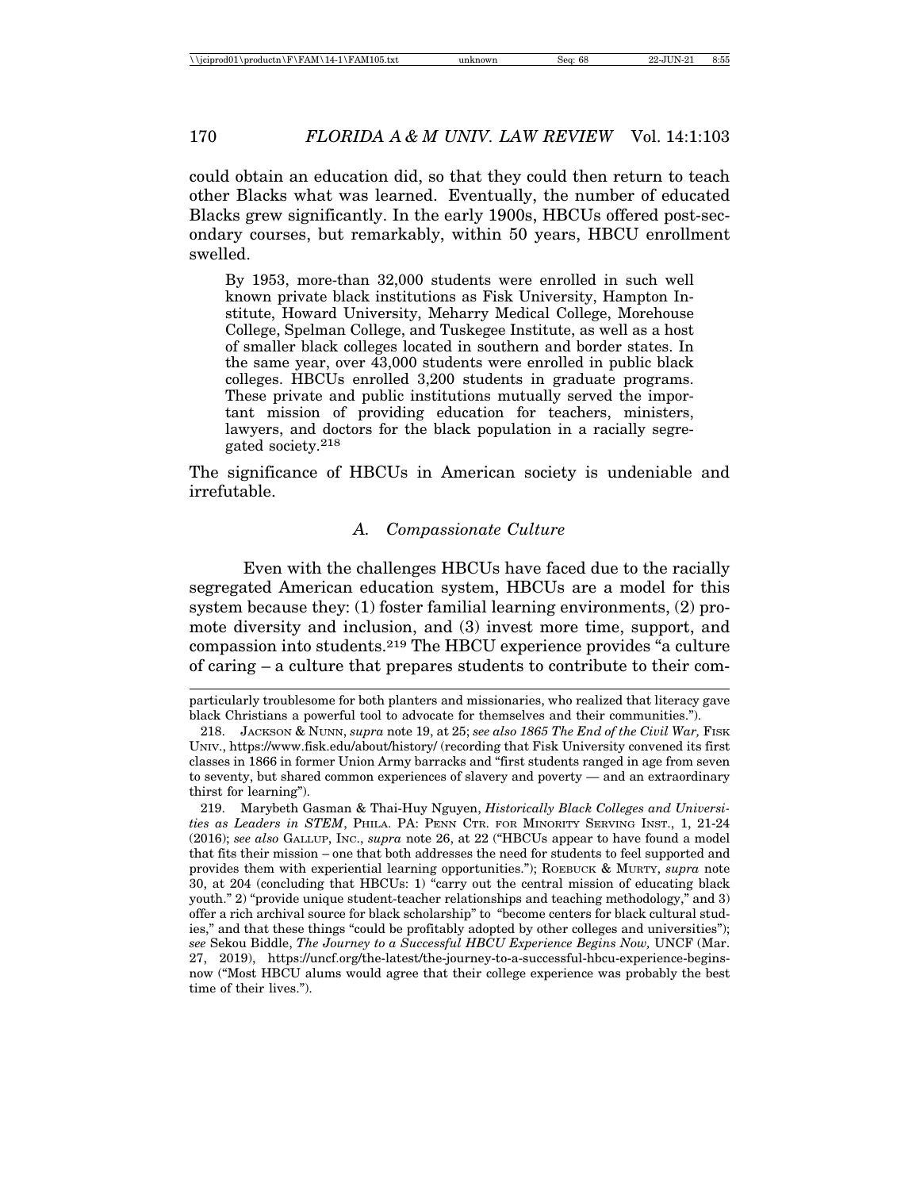could obtain an education did, so that they could then return to teach other Blacks what was learned. Eventually, the number of educated Blacks grew significantly. In the early 1900s, HBCUs offered post-secondary courses, but remarkably, within 50 years, HBCU enrollment swelled.

> By 1953, more-than 32,000 students were enrolled in such well known private black institutions as Fisk University, Hampton Institute, Howard University, Meharry Medical College, Morehouse College, Spelman College, and Tuskegee Institute, as well as a host of smaller black colleges located in southern and border states. In the same year, over 43,000 students were enrolled in public black colleges. HBCUs enrolled 3,200 students in graduate programs. These private and public institutions mutually served the important mission of providing education for teachers, ministers, lawyers, and doctors for the black population in a racially segregated society.[218]

The significance of HBCUs in American society is undeniable and irrefutable.

### *A. Compassionate Culture*

Even with the challenges HBCUs have faced due to the racially segregated American education system, HBCUs are a model for this system because they: (1) foster familial learning environments, (2) promote diversity and inclusion, and (3) invest more time, support, and compassion into students.[219] The HBCU experience provides "a culture of caring – a culture that prepares students to contribute to their com-

---

particularly troublesome for both planters and missionaries, who realized that literacy gave black Christians a powerful tool to advocate for themselves and their communities.").

218. JACKSON & NUNN, *supra* note 19, at 25; *see also 1865 The End of the Civil War,* FISK UNIV., https://www.fisk.edu/about/history/ (recording that Fisk University convened its first classes in 1866 in former Union Army barracks and "first students ranged in age from seven to seventy, but shared common experiences of slavery and poverty — and an extraordinary thirst for learning").

219. Marybeth Gasman & Thai-Huy Nguyen, *Historically Black Colleges and Universities as Leaders in STEM*, PHILA. PA: PENN CTR. FOR MINORITY SERVING INST., 1, 21-24 (2016); *see also* GALLUP, INC., *supra* note 26, at 22 ("HBCUs appear to have found a model that fits their mission – one that both addresses the need for students to feel supported and provides them with experiential learning opportunities."); ROEBUCK & MURTY, *supra* note 30, at 204 (concluding that HBCUs: 1) "carry out the central mission of educating black youth." 2) "provide unique student-teacher relationships and teaching methodology," and 3) offer a rich archival source for black scholarship" to "become centers for black cultural studies," and that these things "could be profitably adopted by other colleges and universities"); *see* Sekou Biddle, *The Journey to a Successful HBCU Experience Begins Now,* UNCF (Mar. 27, 2019), https://uncf.org/the-latest/the-journey-to-a-successful-hbcu-experience-begins-now ("Most HBCU alums would agree that their college experience was probably the best time of their lives.").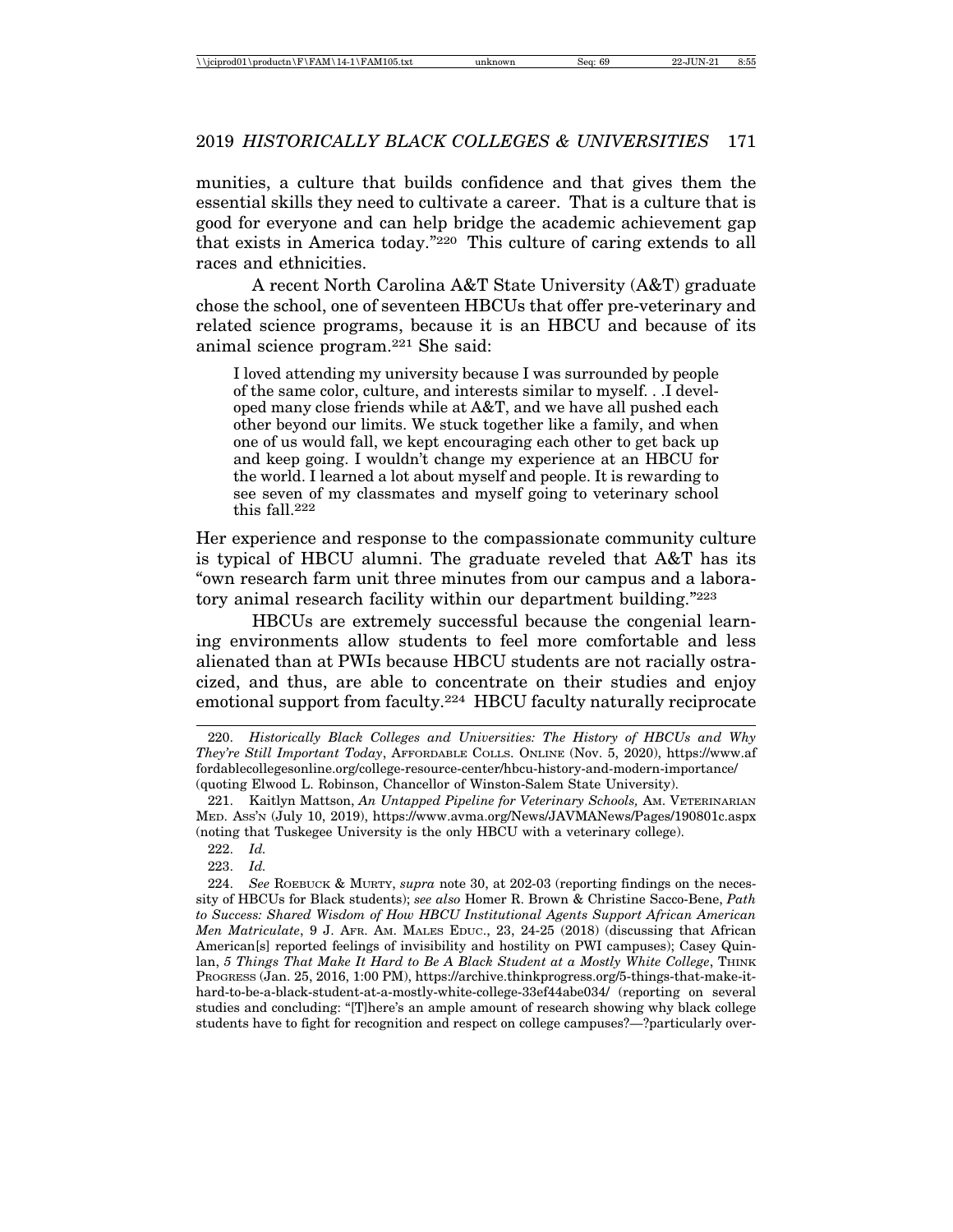munities, a culture that builds confidence and that gives them the essential skills they need to cultivate a career. That is a culture that is good for everyone and can help bridge the academic achievement gap that exists in America today."[220] This culture of caring extends to all races and ethnicities.

A recent North Carolina A&T State University (A&T) graduate chose the school, one of seventeen HBCUs that offer pre-veterinary and related science programs, because it is an HBCU and because of its animal science program.[221] She said:

> I loved attending my university because I was surrounded by people of the same color, culture, and interests similar to myself. . .I developed many close friends while at A&T, and we have all pushed each other beyond our limits. We stuck together like a family, and when one of us would fall, we kept encouraging each other to get back up and keep going. I wouldn't change my experience at an HBCU for the world. I learned a lot about myself and people. It is rewarding to see seven of my classmates and myself going to veterinary school this fall.[222]

Her experience and response to the compassionate community culture is typical of HBCU alumni. The graduate reveled that A&T has its "own research farm unit three minutes from our campus and a laboratory animal research facility within our department building."[223]

HBCUs are extremely successful because the congenial learning environments allow students to feel more comfortable and less alienated than at PWIs because HBCU students are not racially ostracized, and thus, are able to concentrate on their studies and enjoy emotional support from faculty.[224] HBCU faculty naturally reciprocate

---

220. *Historically Black Colleges and Universities: The History of HBCUs and Why They're Still Important Today*, AFFORDABLE COLLS. ONLINE (Nov. 5, 2020), https://www.affordablecollegesonline.org/college-resource-center/hbcu-history-and-modern-importance/ (quoting Elwood L. Robinson, Chancellor of Winston-Salem State University).

221. Kaitlyn Mattson, *An Untapped Pipeline for Veterinary Schools,* AM. VETERINARIAN MED. ASS'N (July 10, 2019), https://www.avma.org/News/JAVMANews/Pages/190801c.aspx (noting that Tuskegee University is the only HBCU with a veterinary college).

222. *Id.*

223. *Id.*

224. *See* ROEBUCK & MURTY, *supra* note 30, at 202-03 (reporting findings on the necessity of HBCUs for Black students); *see also* Homer R. Brown & Christine Sacco-Bene, *Path to Success: Shared Wisdom of How HBCU Institutional Agents Support African American Men Matriculate*, 9 J. AFR. AM. MALES EDUC., 23, 24-25 (2018) (discussing that African American[s] reported feelings of invisibility and hostility on PWI campuses); Casey Quinlan, *5 Things That Make It Hard to Be A Black Student at a Mostly White College*, THINK PROGRESS (Jan. 25, 2016, 1:00 PM), https://archive.thinkprogress.org/5-things-that-make-it-hard-to-be-a-black-student-at-a-mostly-white-college-33ef44abe034/ (reporting on several studies and concluding: "[T]here's an ample amount of research showing why black college students have to fight for recognition and respect on college campuses?—?particularly over-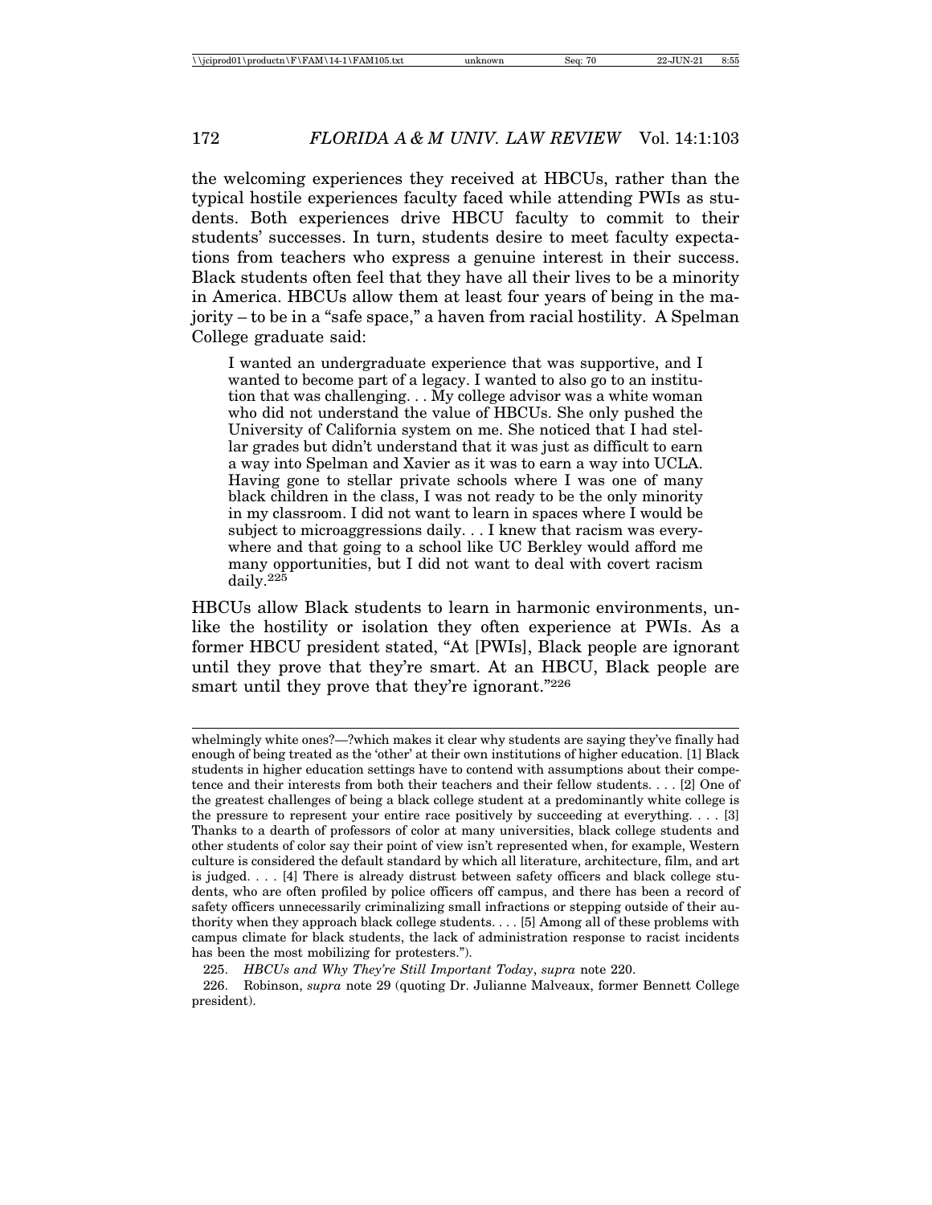the welcoming experiences they received at HBCUs, rather than the typical hostile experiences faculty faced while attending PWIs as students. Both experiences drive HBCU faculty to commit to their students' successes. In turn, students desire to meet faculty expectations from teachers who express a genuine interest in their success. Black students often feel that they have all their lives to be a minority in America. HBCUs allow them at least four years of being in the majority – to be in a "safe space," a haven from racial hostility. A Spelman College graduate said:

> I wanted an undergraduate experience that was supportive, and I wanted to become part of a legacy. I wanted to also go to an institution that was challenging. . . My college advisor was a white woman who did not understand the value of HBCUs. She only pushed the University of California system on me. She noticed that I had stellar grades but didn't understand that it was just as difficult to earn a way into Spelman and Xavier as it was to earn a way into UCLA. Having gone to stellar private schools where I was one of many black children in the class, I was not ready to be the only minority in my classroom. I did not want to learn in spaces where I would be subject to microaggressions daily. . . I knew that racism was everywhere and that going to a school like UC Berkley would afford me many opportunities, but I did not want to deal with covert racism daily.[225]

HBCUs allow Black students to learn in harmonic environments, unlike the hostility or isolation they often experience at PWIs. As a former HBCU president stated, "At [PWIs], Black people are ignorant until they prove that they're smart. At an HBCU, Black people are smart until they prove that they're ignorant."[226]

---

whelmingly white ones?—?which makes it clear why students are saying they've finally had enough of being treated as the 'other' at their own institutions of higher education. [1] Black students in higher education settings have to contend with assumptions about their competence and their interests from both their teachers and their fellow students. . . . [2] One of the greatest challenges of being a black college student at a predominantly white college is the pressure to represent your entire race positively by succeeding at everything. . . . [3] Thanks to a dearth of professors of color at many universities, black college students and other students of color say their point of view isn't represented when, for example, Western culture is considered the default standard by which all literature, architecture, film, and art is judged. . . . [4] There is already distrust between safety officers and black college students, who are often profiled by police officers off campus, and there has been a record of safety officers unnecessarily criminalizing small infractions or stepping outside of their authority when they approach black college students. . . . [5] Among all of these problems with campus climate for black students, the lack of administration response to racist incidents has been the most mobilizing for protesters.").

225. *HBCUs and Why They're Still Important Today*, *supra* note 220.

226. Robinson, *supra* note 29 (quoting Dr. Julianne Malveaux, former Bennett College president).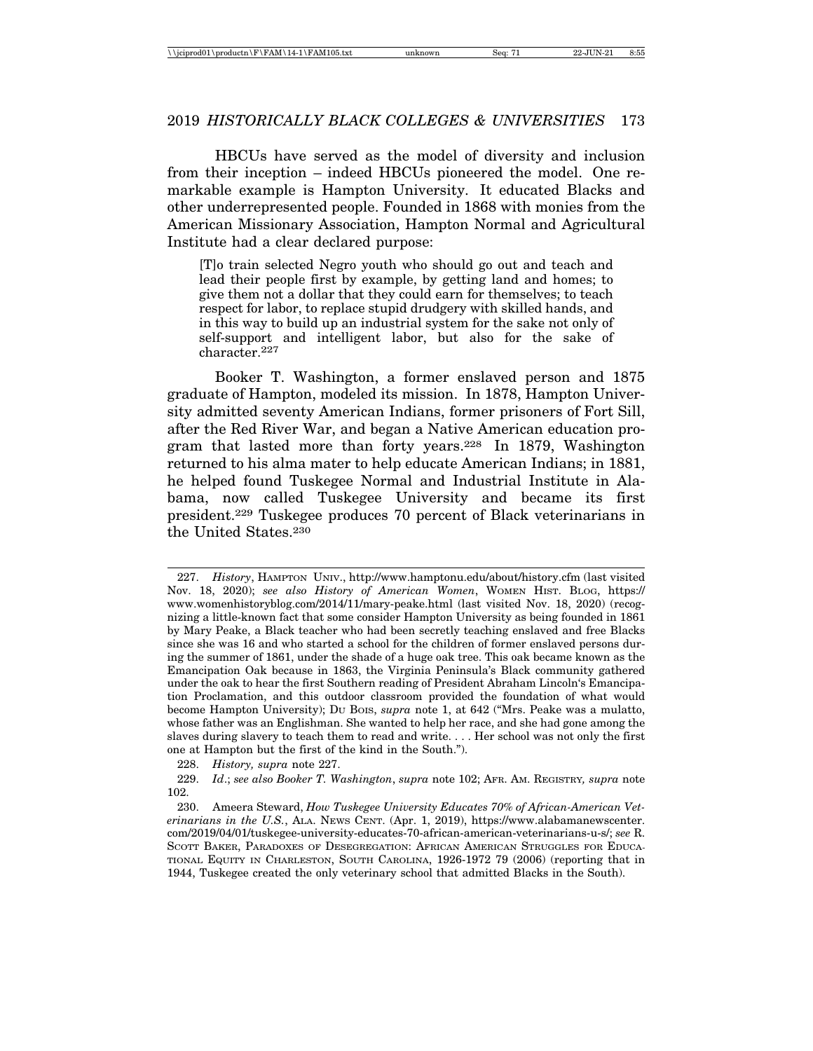HBCUs have served as the model of diversity and inclusion from their inception – indeed HBCUs pioneered the model. One remarkable example is Hampton University. It educated Blacks and other underrepresented people. Founded in 1868 with monies from the American Missionary Association, Hampton Normal and Agricultural Institute had a clear declared purpose:

> [T]o train selected Negro youth who should go out and teach and lead their people first by example, by getting land and homes; to give them not a dollar that they could earn for themselves; to teach respect for labor, to replace stupid drudgery with skilled hands, and in this way to build up an industrial system for the sake not only of self-support and intelligent labor, but also for the sake of character.[227]

Booker T. Washington, a former enslaved person and 1875 graduate of Hampton, modeled its mission. In 1878, Hampton University admitted seventy American Indians, former prisoners of Fort Sill, after the Red River War, and began a Native American education program that lasted more than forty years.[228] In 1879, Washington returned to his alma mater to help educate American Indians; in 1881, he helped found Tuskegee Normal and Industrial Institute in Alabama, now called Tuskegee University and became its first president.[229] Tuskegee produces 70 percent of Black veterinarians in the United States.[230]

---

227. *History*, HAMPTON UNIV., http://www.hamptonu.edu/about/history.cfm (last visited Nov. 18, 2020); *see also History of American Women*, WOMEN HIST. BLOG, https://www.womenhistoryblog.com/2014/11/mary-peake.html (last visited Nov. 18, 2020) (recognizing a little-known fact that some consider Hampton University as being founded in 1861 by Mary Peake, a Black teacher who had been secretly teaching enslaved and free Blacks since she was 16 and who started a school for the children of former enslaved persons during the summer of 1861, under the shade of a huge oak tree. This oak became known as the Emancipation Oak because in 1863, the Virginia Peninsula's Black community gathered under the oak to hear the first Southern reading of President Abraham Lincoln's Emancipation Proclamation, and this outdoor classroom provided the foundation of what would become Hampton University); DU BOIS, *supra* note 1, at 642 ("Mrs. Peake was a mulatto, whose father was an Englishman. She wanted to help her race, and she had gone among the slaves during slavery to teach them to read and write. . . . Her school was not only the first one at Hampton but the first of the kind in the South.").

228. *History, supra* note 227.

229. *Id*.; *see also Booker T. Washington*, *supra* note 102; AFR. AM. REGISTRY*, supra* note 102.

230. Ameera Steward, *How Tuskegee University Educates 70% of African-American Veterinarians in the U.S.*, ALA. NEWS CENT. (Apr. 1, 2019), https://www.alabamanewscenter.com/2019/04/01/tuskegee-university-educates-70-african-american-veterinarians-u-s/; *see* R. SCOTT BAKER, PARADOXES OF DESEGREGATION: AFRICAN AMERICAN STRUGGLES FOR EDUCATIONAL EQUITY IN CHARLESTON, SOUTH CAROLINA, 1926-1972 79 (2006) (reporting that in 1944, Tuskegee created the only veterinary school that admitted Blacks in the South).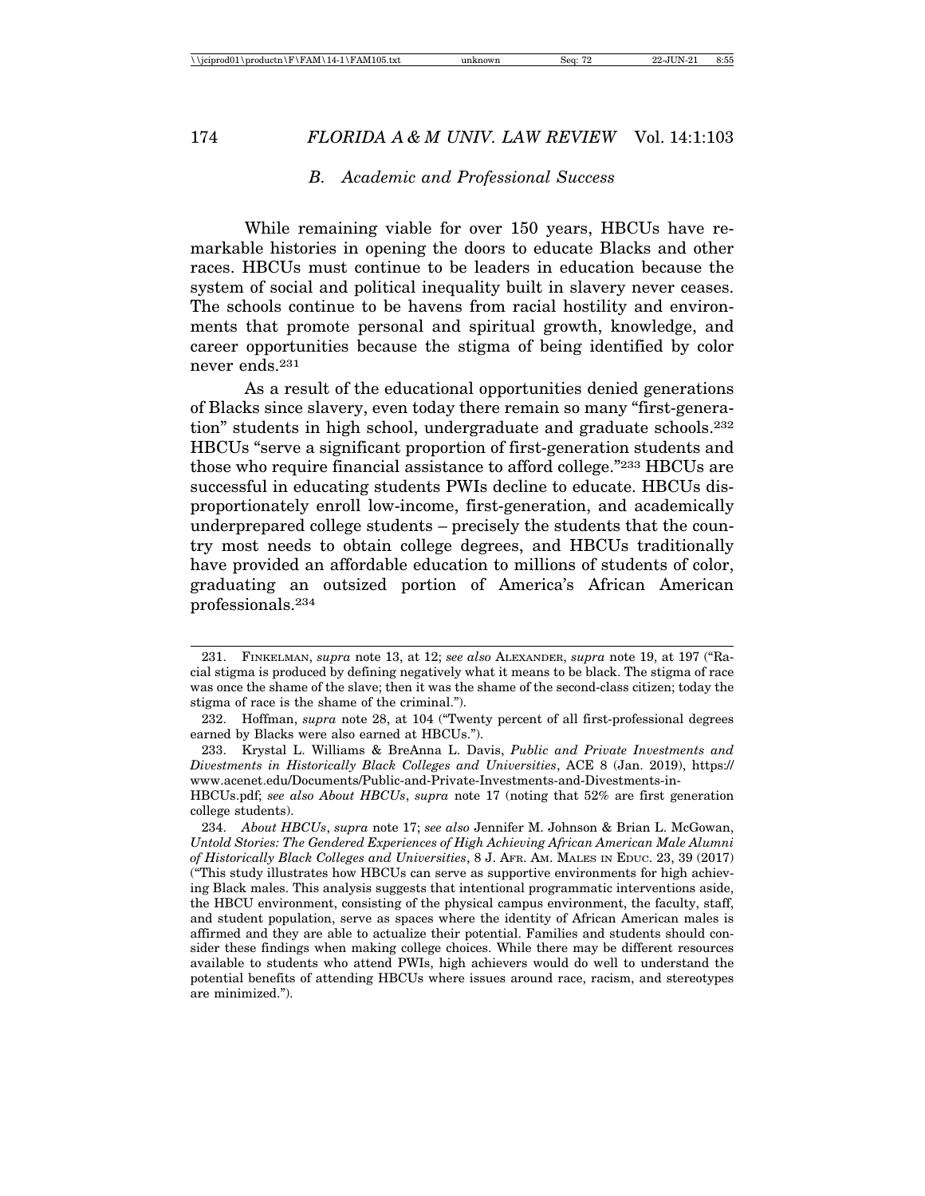### *B. Academic and Professional Success*

While remaining viable for over 150 years, HBCUs have remarkable histories in opening the doors to educate Blacks and other races. HBCUs must continue to be leaders in education because the system of social and political inequality built in slavery never ceases. The schools continue to be havens from racial hostility and environments that promote personal and spiritual growth, knowledge, and career opportunities because the stigma of being identified by color never ends.[231]

As a result of the educational opportunities denied generations of Blacks since slavery, even today there remain so many "first-generation" students in high school, undergraduate and graduate schools.[232] HBCUs "serve a significant proportion of first-generation students and those who require financial assistance to afford college."[233] HBCUs are successful in educating students PWIs decline to educate. HBCUs disproportionately enroll low-income, first-generation, and academically underprepared college students – precisely the students that the country most needs to obtain college degrees, and HBCUs traditionally have provided an affordable education to millions of students of color, graduating an outsized portion of America's African American professionals.[234]

---

231. FINKELMAN, *supra* note 13, at 12; *see also* ALEXANDER, *supra* note 19, at 197 ("Racial stigma is produced by defining negatively what it means to be black. The stigma of race was once the shame of the slave; then it was the shame of the second-class citizen; today the stigma of race is the shame of the criminal.").

232. Hoffman, *supra* note 28, at 104 ("Twenty percent of all first-professional degrees earned by Blacks were also earned at HBCUs.").

233. Krystal L. Williams & BreAnna L. Davis, *Public and Private Investments and Divestments in Historically Black Colleges and Universities*, ACE 8 (Jan. 2019), https://www.acenet.edu/Documents/Public-and-Private-Investments-and-Divestments-in-HBCUs.pdf; *see also About HBCUs*, *supra* note 17 (noting that 52% are first generation college students).

234. *About HBCUs*, *supra* note 17; *see also* Jennifer M. Johnson & Brian L. McGowan, *Untold Stories: The Gendered Experiences of High Achieving African American Male Alumni of Historically Black Colleges and Universities*, 8 J. AFR. AM. MALES IN EDUC. 23, 39 (2017) ("This study illustrates how HBCUs can serve as supportive environments for high achieving Black males. This analysis suggests that intentional programmatic interventions aside, the HBCU environment, consisting of the physical campus environment, the faculty, staff, and student population, serve as spaces where the identity of African American males is affirmed and they are able to actualize their potential. Families and students should consider these findings when making college choices. While there may be different resources available to students who attend PWIs, high achievers would do well to understand the potential benefits of attending HBCUs where issues around race, racism, and stereotypes are minimized.").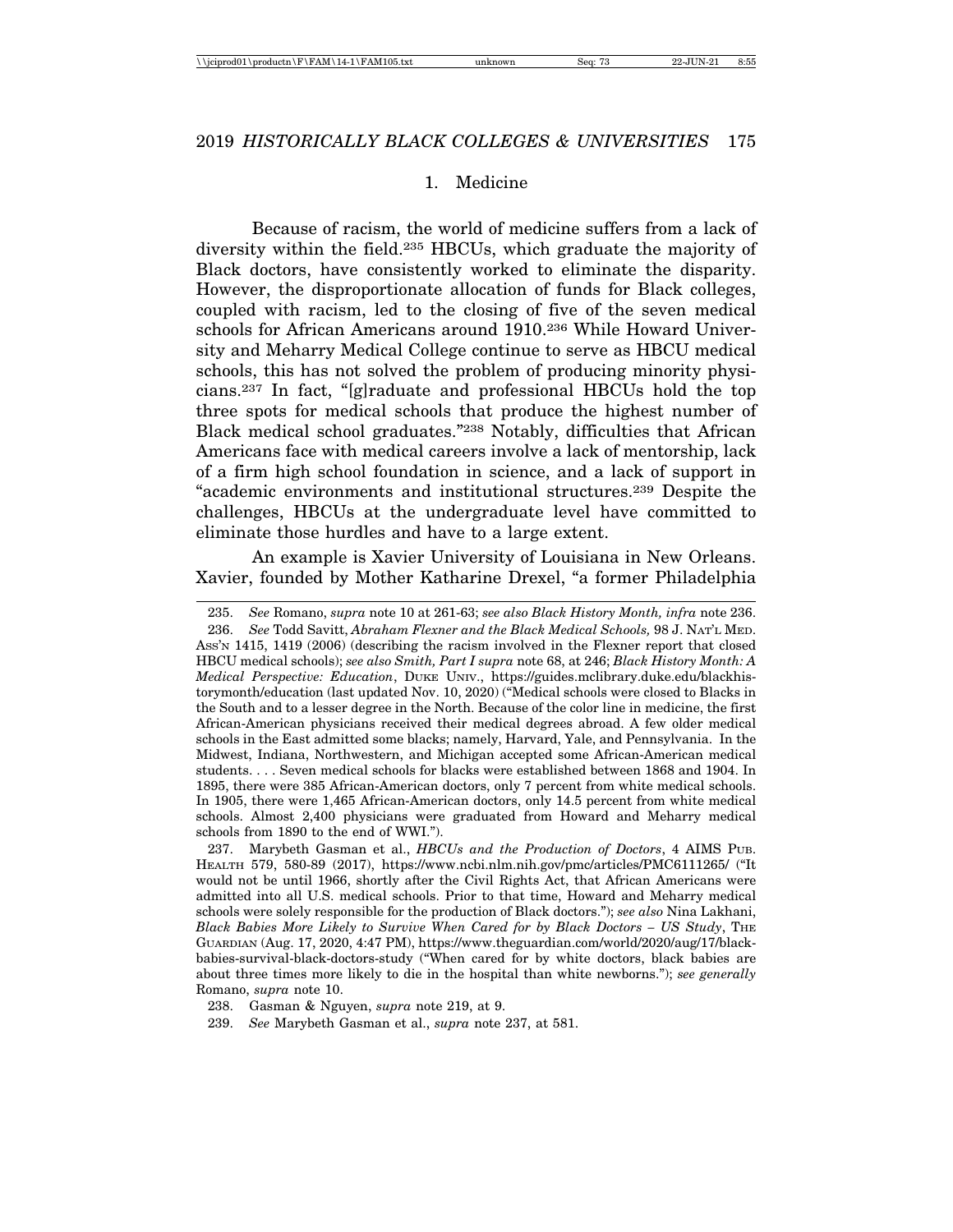### 1. Medicine

Because of racism, the world of medicine suffers from a lack of diversity within the field.[235] HBCUs, which graduate the majority of Black doctors, have consistently worked to eliminate the disparity. However, the disproportionate allocation of funds for Black colleges, coupled with racism, led to the closing of five of the seven medical schools for African Americans around 1910.[236] While Howard University and Meharry Medical College continue to serve as HBCU medical schools, this has not solved the problem of producing minority physicians.[237] In fact, "[g]raduate and professional HBCUs hold the top three spots for medical schools that produce the highest number of Black medical school graduates."[238] Notably, difficulties that African Americans face with medical careers involve a lack of mentorship, lack of a firm high school foundation in science, and a lack of support in "academic environments and institutional structures.[239] Despite the challenges, HBCUs at the undergraduate level have committed to eliminate those hurdles and have to a large extent.

An example is Xavier University of Louisiana in New Orleans. Xavier, founded by Mother Katharine Drexel, "a former Philadelphia

---

235. *See* Romano, *supra* note 10 at 261-63; *see also Black History Month, infra* note 236.

236. *See* Todd Savitt, *Abraham Flexner and the Black Medical Schools,* 98 J. NAT'L MED. ASS'N 1415, 1419 (2006) (describing the racism involved in the Flexner report that closed HBCU medical schools); *see also Smith, Part I supra* note 68, at 246; *Black History Month: A Medical Perspective: Education*, DUKE UNIV., https://guides.mclibrary.duke.edu/blackhistorymonth/education (last updated Nov. 10, 2020) ("Medical schools were closed to Blacks in the South and to a lesser degree in the North. Because of the color line in medicine, the first African-American physicians received their medical degrees abroad. A few older medical schools in the East admitted some blacks; namely, Harvard, Yale, and Pennsylvania. In the Midwest, Indiana, Northwestern, and Michigan accepted some African-American medical students. . . . Seven medical schools for blacks were established between 1868 and 1904. In 1895, there were 385 African-American doctors, only 7 percent from white medical schools. In 1905, there were 1,465 African-American doctors, only 14.5 percent from white medical schools. Almost 2,400 physicians were graduated from Howard and Meharry medical schools from 1890 to the end of WWI.").

237. Marybeth Gasman et al., *HBCUs and the Production of Doctors*, 4 AIMS PUB. HEALTH 579, 580-89 (2017), https://www.ncbi.nlm.nih.gov/pmc/articles/PMC6111265/ ("It would not be until 1966, shortly after the Civil Rights Act, that African Americans were admitted into all U.S. medical schools. Prior to that time, Howard and Meharry medical schools were solely responsible for the production of Black doctors."); *see also* Nina Lakhani, *Black Babies More Likely to Survive When Cared for by Black Doctors – US Study*, THE GUARDIAN (Aug. 17, 2020, 4:47 PM), https://www.theguardian.com/world/2020/aug/17/black-babies-survival-black-doctors-study ("When cared for by white doctors, black babies are about three times more likely to die in the hospital than white newborns."); *see generally* Romano, *supra* note 10.

238. Gasman & Nguyen, *supra* note 219, at 9.

239. *See* Marybeth Gasman et al., *supra* note 237, at 581.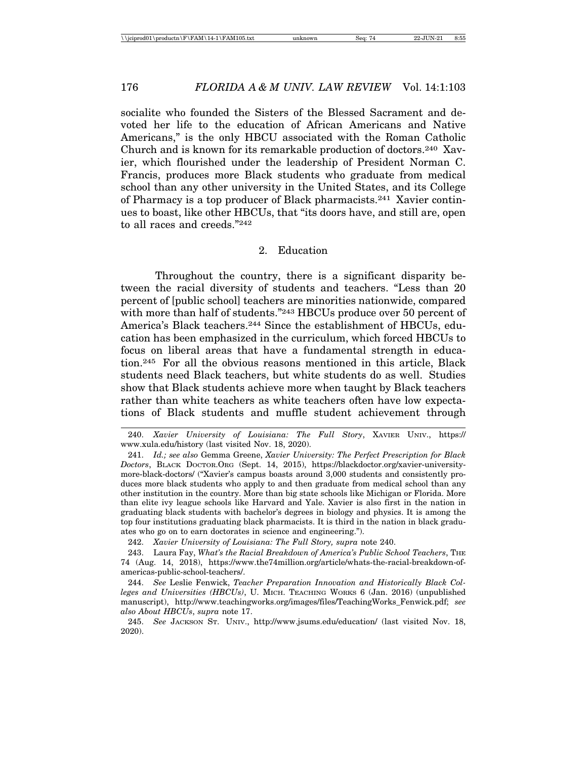socialite who founded the Sisters of the Blessed Sacrament and devoted her life to the education of African Americans and Native Americans," is the only HBCU associated with the Roman Catholic Church and is known for its remarkable production of doctors.[240] Xavier, which flourished under the leadership of President Norman C. Francis, produces more Black students who graduate from medical school than any other university in the United States, and its College of Pharmacy is a top producer of Black pharmacists.[241] Xavier continues to boast, like other HBCUs, that "its doors have, and still are, open to all races and creeds."[242]

### 2. Education

Throughout the country, there is a significant disparity between the racial diversity of students and teachers. "Less than 20 percent of [public school] teachers are minorities nationwide, compared with more than half of students."[243] HBCUs produce over 50 percent of America's Black teachers.[244] Since the establishment of HBCUs, education has been emphasized in the curriculum, which forced HBCUs to focus on liberal areas that have a fundamental strength in education.[245] For all the obvious reasons mentioned in this article, Black students need Black teachers, but white students do as well. Studies show that Black students achieve more when taught by Black teachers rather than white teachers as white teachers often have low expectations of Black students and muffle student achievement through

---

240. *Xavier University of Louisiana: The Full Story*, XAVIER UNIV., https://www.xula.edu/history (last visited Nov. 18, 2020).

241. *Id.; see also* Gemma Greene, *Xavier University: The Perfect Prescription for Black Doctors*, BLACK DOCTOR.ORG (Sept. 14, 2015), https://blackdoctor.org/xavier-university-more-black-doctors/ ("Xavier's campus boasts around 3,000 students and consistently produces more black students who apply to and then graduate from medical school than any other institution in the country. More than big state schools like Michigan or Florida. More than elite ivy league schools like Harvard and Yale. Xavier is also first in the nation in graduating black students with bachelor's degrees in biology and physics. It is among the top four institutions graduating black pharmacists. It is third in the nation in black graduates who go on to earn doctorates in science and engineering.").

242. *Xavier University of Louisiana: The Full Story, supra* note 240.

243. Laura Fay, *What's the Racial Breakdown of America's Public School Teachers*, THE 74 (Aug. 14, 2018), https://www.the74million.org/article/whats-the-racial-breakdown-of-americas-public-school-teachers/.

244. *See* Leslie Fenwick, *Teacher Preparation Innovation and Historically Black Colleges and Universities (HBCUs)*, U. MICH. TEACHING WORKS 6 (Jan. 2016) (unpublished manuscript), http://www.teachingworks.org/images/files/TeachingWorks_Fenwick.pdf; *see also About HBCUs*, *supra* note 17.

245. *See* JACKSON ST. UNIV., http://www.jsums.edu/education/ (last visited Nov. 18, 2020).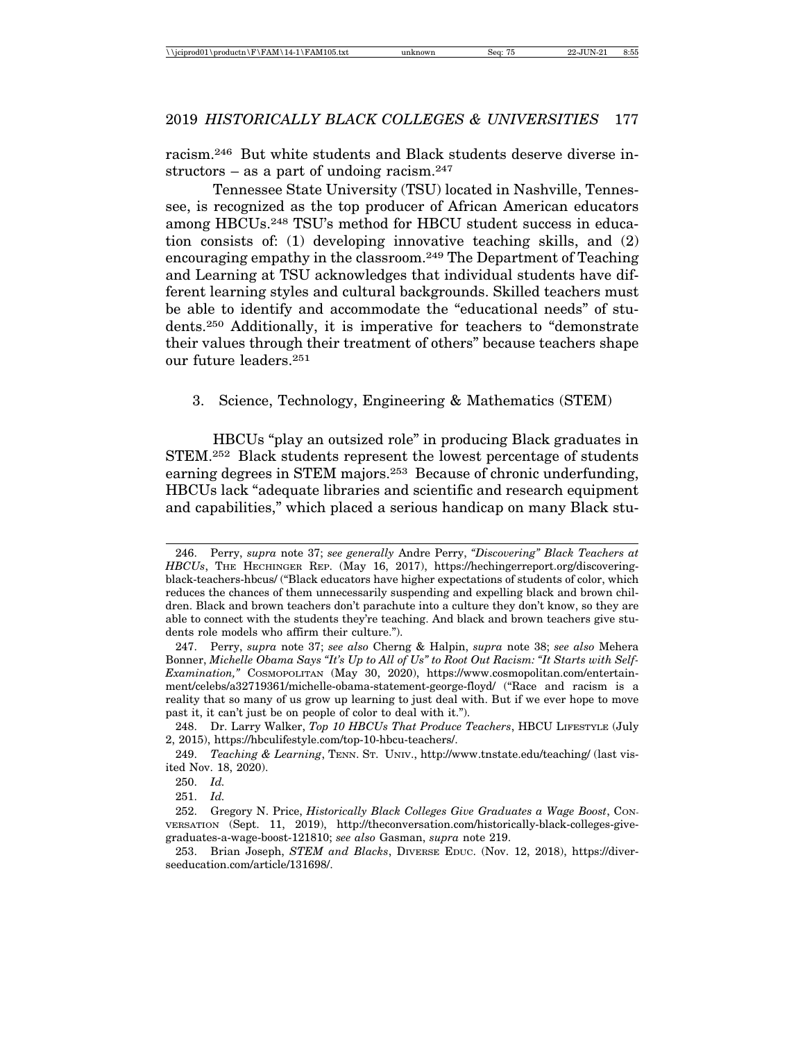racism.[246] But white students and Black students deserve diverse instructors – as a part of undoing racism.[247]

Tennessee State University (TSU) located in Nashville, Tennessee, is recognized as the top producer of African American educators among HBCUs.[248] TSU's method for HBCU student success in education consists of: (1) developing innovative teaching skills, and (2) encouraging empathy in the classroom.[249] The Department of Teaching and Learning at TSU acknowledges that individual students have different learning styles and cultural backgrounds. Skilled teachers must be able to identify and accommodate the "educational needs" of students.[250] Additionally, it is imperative for teachers to "demonstrate their values through their treatment of others" because teachers shape our future leaders.[251]

### 3. Science, Technology, Engineering & Mathematics (STEM)

HBCUs "play an outsized role" in producing Black graduates in STEM.[252] Black students represent the lowest percentage of students earning degrees in STEM majors.[253] Because of chronic underfunding, HBCUs lack "adequate libraries and scientific and research equipment and capabilities," which placed a serious handicap on many Black stu-

---

246. Perry, *supra* note 37; *see generally* Andre Perry, *"Discovering" Black Teachers at HBCUs*, THE HECHINGER REP. (May 16, 2017), https://hechingerreport.org/discovering-black-teachers-hbcus/ ("Black educators have higher expectations of students of color, which reduces the chances of them unnecessarily suspending and expelling black and brown children. Black and brown teachers don't parachute into a culture they don't know, so they are able to connect with the students they're teaching. And black and brown teachers give students role models who affirm their culture.").

247. Perry, *supra* note 37; *see also* Cherng & Halpin, *supra* note 38; *see also* Mehera Bonner, *Michelle Obama Says "It's Up to All of Us" to Root Out Racism: "It Starts with Self-Examination,"* COSMOPOLITAN (May 30, 2020), https://www.cosmopolitan.com/entertainment/celebs/a32719361/michelle-obama-statement-george-floyd/ ("Race and racism is a reality that so many of us grow up learning to just deal with. But if we ever hope to move past it, it can't just be on people of color to deal with it.").

248. Dr. Larry Walker, *Top 10 HBCUs That Produce Teachers*, HBCU LIFESTYLE (July 2, 2015), https://hbculifestyle.com/top-10-hbcu-teachers/.

249. *Teaching & Learning*, TENN. ST. UNIV., http://www.tnstate.edu/teaching/ (last visited Nov. 18, 2020).

250. *Id.*

251. *Id.*

252. Gregory N. Price, *Historically Black Colleges Give Graduates a Wage Boost*, CONVERSATION (Sept. 11, 2019), http://theconversation.com/historically-black-colleges-give-graduates-a-wage-boost-121810; *see also* Gasman, *supra* note 219.

253. Brian Joseph, *STEM and Blacks*, DIVERSE EDUC. (Nov. 12, 2018), https://diverseeducation.com/article/131698/.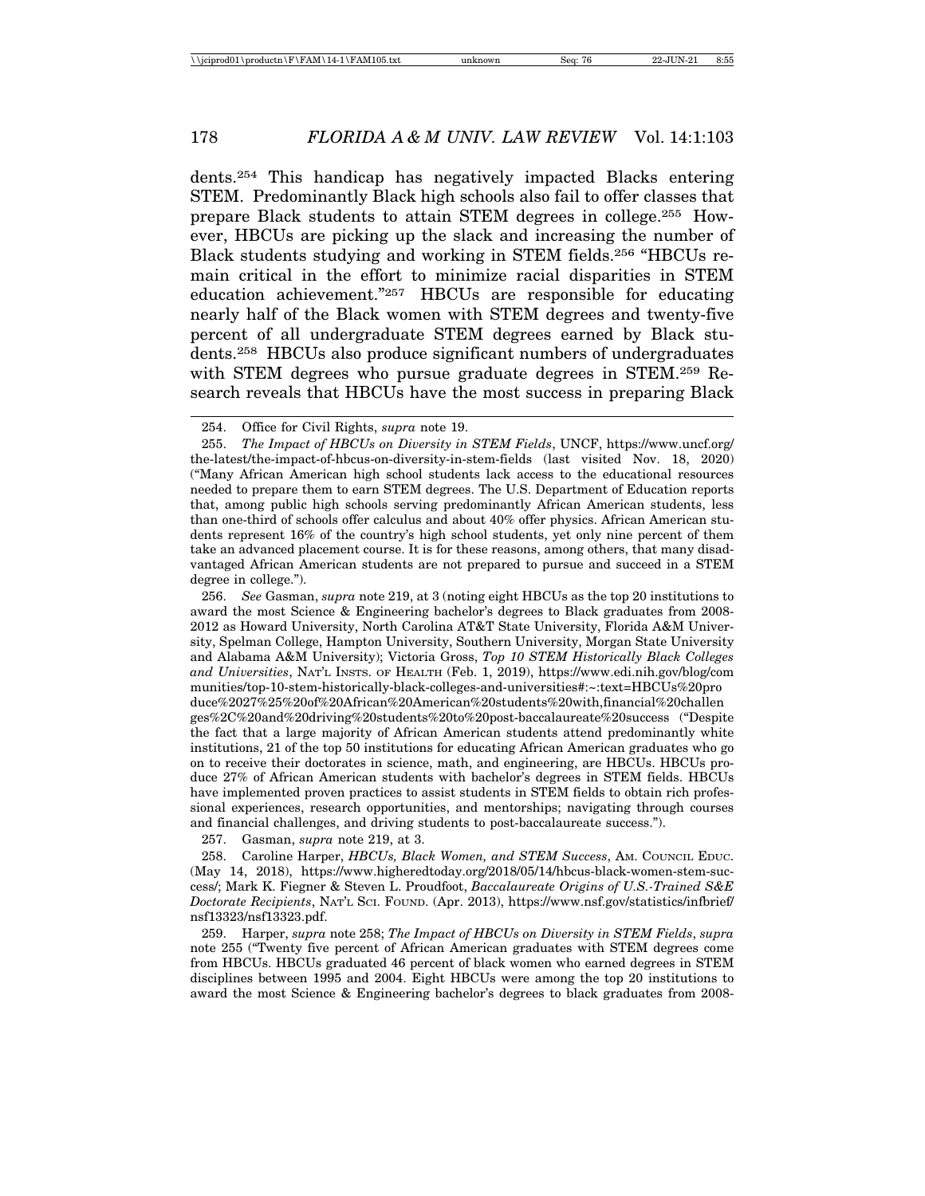dents.[254] This handicap has negatively impacted Blacks entering STEM. Predominantly Black high schools also fail to offer classes that prepare Black students to attain STEM degrees in college.[255] However, HBCUs are picking up the slack and increasing the number of Black students studying and working in STEM fields.[256] "HBCUs remain critical in the effort to minimize racial disparities in STEM education achievement."[257] HBCUs are responsible for educating nearly half of the Black women with STEM degrees and twenty-five percent of all undergraduate STEM degrees earned by Black students.[258] HBCUs also produce significant numbers of undergraduates with STEM degrees who pursue graduate degrees in STEM.[259] Research reveals that HBCUs have the most success in preparing Black

---

254. Office for Civil Rights, *supra* note 19.

255. *The Impact of HBCUs on Diversity in STEM Fields*, UNCF, https://www.uncf.org/the-latest/the-impact-of-hbcus-on-diversity-in-stem-fields (last visited Nov. 18, 2020) ("Many African American high school students lack access to the educational resources needed to prepare them to earn STEM degrees. The U.S. Department of Education reports that, among public high schools serving predominantly African American students, less than one-third of schools offer calculus and about 40% offer physics. African American students represent 16% of the country's high school students, yet only nine percent of them take an advanced placement course. It is for these reasons, among others, that many disadvantaged African American students are not prepared to pursue and succeed in a STEM degree in college.").

256. *See* Gasman, *supra* note 219, at 3 (noting eight HBCUs as the top 20 institutions to award the most Science & Engineering bachelor's degrees to Black graduates from 2008-2012 as Howard University, North Carolina AT&T State University, Florida A&M University, Spelman College, Hampton University, Southern University, Morgan State University and Alabama A&M University); Victoria Gross, *Top 10 STEM Historically Black Colleges and Universities*, NAT'L INSTS. OF HEALTH (Feb. 1, 2019), https://www.edi.nih.gov/blog/communities/top-10-stem-historically-black-colleges-and-universities#:~:text=HBCUs%20produce%2027%25%20of%20African%20American%20students%20with,financial%20challenges%2C%20and%20driving%20students%20to%20post-baccalaureate%20success ("Despite the fact that a large majority of African American students attend predominantly white institutions, 21 of the top 50 institutions for educating African American graduates who go on to receive their doctorates in science, math, and engineering, are HBCUs. HBCUs produce 27% of African American students with bachelor's degrees in STEM fields. HBCUs have implemented proven practices to assist students in STEM fields to obtain rich professional experiences, research opportunities, and mentorships; navigating through courses and financial challenges, and driving students to post-baccalaureate success.").

257. Gasman, *supra* note 219, at 3.

258. Caroline Harper, *HBCUs, Black Women, and STEM Success*, AM. COUNCIL EDUC. (May 14, 2018), https://www.higheredtoday.org/2018/05/14/hbcus-black-women-stem-success/; Mark K. Fiegner & Steven L. Proudfoot, *Baccalaureate Origins of U.S.-Trained S&E Doctorate Recipients*, NAT'L SCI. FOUND. (Apr. 2013), https://www.nsf.gov/statistics/infbrief/nsf13323/nsf13323.pdf.

259. Harper, *supra* note 258; *The Impact of HBCUs on Diversity in STEM Fields*, *supra* note 255 ("Twenty five percent of African American graduates with STEM degrees come from HBCUs. HBCUs graduated 46 percent of black women who earned degrees in STEM disciplines between 1995 and 2004. Eight HBCUs were among the top 20 institutions to award the most Science & Engineering bachelor's degrees to black graduates from 2008-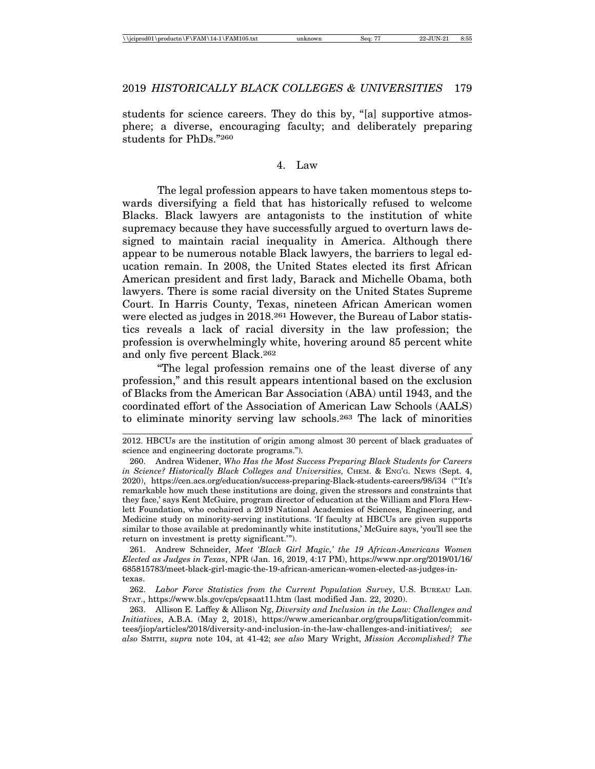students for science careers. They do this by, "[a] supportive atmosphere; a diverse, encouraging faculty; and deliberately preparing students for PhDs."[260]

### 4. Law

The legal profession appears to have taken momentous steps towards diversifying a field that has historically refused to welcome Blacks. Black lawyers are antagonists to the institution of white supremacy because they have successfully argued to overturn laws designed to maintain racial inequality in America. Although there appear to be numerous notable Black lawyers, the barriers to legal education remain. In 2008, the United States elected its first African American president and first lady, Barack and Michelle Obama, both lawyers. There is some racial diversity on the United States Supreme Court. In Harris County, Texas, nineteen African American women were elected as judges in 2018.[261] However, the Bureau of Labor statistics reveals a lack of racial diversity in the law profession; the profession is overwhelmingly white, hovering around 85 percent white and only five percent Black.[262]

"The legal profession remains one of the least diverse of any profession," and this result appears intentional based on the exclusion of Blacks from the American Bar Association (ABA) until 1943, and the coordinated effort of the Association of American Law Schools (AALS) to eliminate minority serving law schools.[263] The lack of minorities

---

2012. HBCUs are the institution of origin among almost 30 percent of black graduates of science and engineering doctorate programs.").

260. Andrea Widener, *Who Has the Most Success Preparing Black Students for Careers in Science? Historically Black Colleges and Universities,* CHEM. & ENG'G. NEWS (Sept. 4, 2020), https://cen.acs.org/education/success-preparing-Black-students-careers/98/i34 ("'It's remarkable how much these institutions are doing, given the stressors and constraints that they face,' says Kent McGuire, program director of education at the William and Flora Hewlett Foundation, who cochaired a 2019 National Academies of Sciences, Engineering, and Medicine study on minority-serving institutions. 'If faculty at HBCUs are given supports similar to those available at predominantly white institutions,' McGuire says, 'you'll see the return on investment is pretty significant.'").

261. Andrew Schneider, *Meet 'Black Girl Magic,' the 19 African-Americans Women Elected as Judges in Texas*, NPR (Jan. 16, 2019, 4:17 PM), https://www.npr.org/2019/01/16/685815783/meet-black-girl-magic-the-19-african-american-women-elected-as-judges-in-texas.

262. *Labor Force Statistics from the Current Population Survey*, U.S. BUREAU LAB. STAT., https://www.bls.gov/cps/cpsaat11.htm (last modified Jan. 22, 2020).

263. Allison E. Laffey & Allison Ng, *Diversity and Inclusion in the Law: Challenges and Initiatives*, A.B.A. (May 2, 2018), https://www.americanbar.org/groups/litigation/committees/jiop/articles/2018/diversity-and-inclusion-in-the-law-challenges-and-initiatives/; *see also* SMITH, *supra* note 104, at 41-42; *see also* Mary Wright, *Mission Accomplished? The*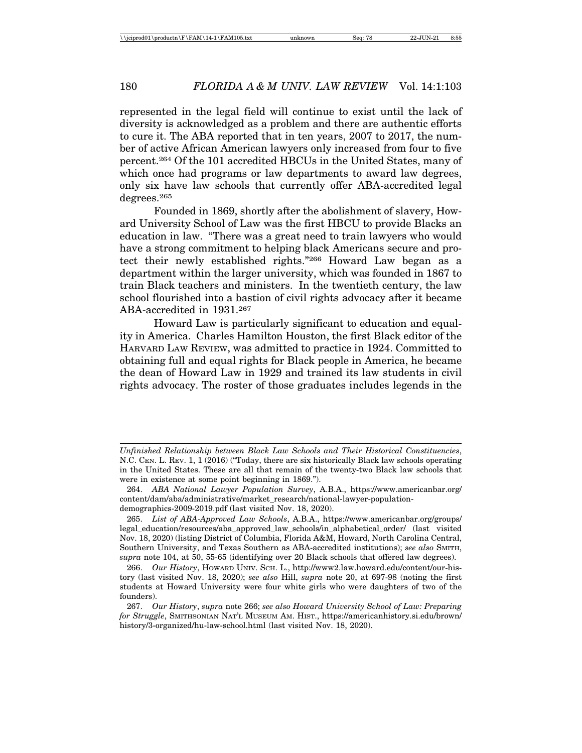represented in the legal field will continue to exist until the lack of diversity is acknowledged as a problem and there are authentic efforts to cure it. The ABA reported that in ten years, 2007 to 2017, the number of active African American lawyers only increased from four to five percent.[264] Of the 101 accredited HBCUs in the United States, many of which once had programs or law departments to award law degrees, only six have law schools that currently offer ABA-accredited legal degrees.[265]

Founded in 1869, shortly after the abolishment of slavery, Howard University School of Law was the first HBCU to provide Blacks an education in law. "There was a great need to train lawyers who would have a strong commitment to helping black Americans secure and protect their newly established rights."[266] Howard Law began as a department within the larger university, which was founded in 1867 to train Black teachers and ministers. In the twentieth century, the law school flourished into a bastion of civil rights advocacy after it became ABA-accredited in 1931.[267]

Howard Law is particularly significant to education and equality in America. Charles Hamilton Houston, the first Black editor of the HARVARD LAW REVIEW, was admitted to practice in 1924. Committed to obtaining full and equal rights for Black people in America, he became the dean of Howard Law in 1929 and trained its law students in civil rights advocacy. The roster of those graduates includes legends in the

---

*Unfinished Relationship between Black Law Schools and Their Historical Constituencies*, N.C. CEN. L. REV. 1, 1 (2016) ("Today, there are six historically Black law schools operating in the United States. These are all that remain of the twenty-two Black law schools that were in existence at some point beginning in 1869.").

264. *ABA National Lawyer Population Survey*, A.B.A., https://www.americanbar.org/content/dam/aba/administrative/market_research/national-lawyer-population-demographics-2009-2019.pdf (last visited Nov. 18, 2020).

265. *List of ABA-Approved Law Schools*, A.B.A., https://www.americanbar.org/groups/legal_education/resources/aba_approved_law_schools/in_alphabetical_order/ (last visited Nov. 18, 2020) (listing District of Columbia, Florida A&M, Howard, North Carolina Central, Southern University, and Texas Southern as ABA-accredited institutions); *see also* SMITH, *supra* note 104, at 50, 55-65 (identifying over 20 Black schools that offered law degrees).

266. *Our History*, HOWARD UNIV. SCH. L., http://www2.law.howard.edu/content/our-history (last visited Nov. 18, 2020); *see also* Hill, *supra* note 20, at 697-98 (noting the first students at Howard University were four white girls who were daughters of two of the founders).

267. *Our History*, *supra* note 266; *see also Howard University School of Law: Preparing for Struggle*, SMITHSONIAN NAT'L MUSEUM AM. HIST., https://americanhistory.si.edu/brown/history/3-organized/hu-law-school.html (last visited Nov. 18, 2020).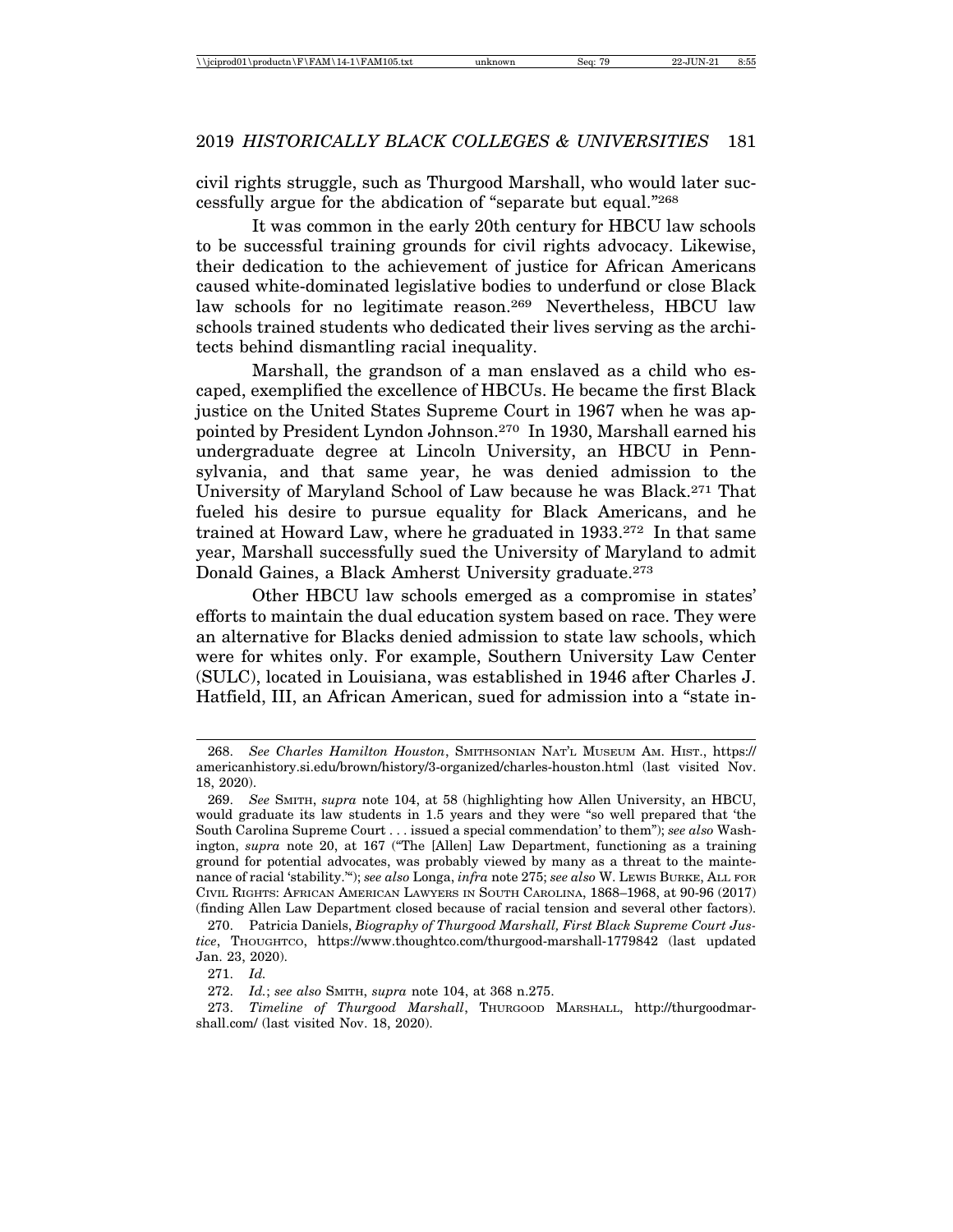civil rights struggle, such as Thurgood Marshall, who would later successfully argue for the abdication of "separate but equal."[268]

It was common in the early 20th century for HBCU law schools to be successful training grounds for civil rights advocacy. Likewise, their dedication to the achievement of justice for African Americans caused white-dominated legislative bodies to underfund or close Black law schools for no legitimate reason.[269] Nevertheless, HBCU law schools trained students who dedicated their lives serving as the architects behind dismantling racial inequality.

Marshall, the grandson of a man enslaved as a child who escaped, exemplified the excellence of HBCUs. He became the first Black justice on the United States Supreme Court in 1967 when he was appointed by President Lyndon Johnson.[270] In 1930, Marshall earned his undergraduate degree at Lincoln University, an HBCU in Pennsylvania, and that same year, he was denied admission to the University of Maryland School of Law because he was Black.[271] That fueled his desire to pursue equality for Black Americans, and he trained at Howard Law, where he graduated in 1933.[272] In that same year, Marshall successfully sued the University of Maryland to admit Donald Gaines, a Black Amherst University graduate.[273]

Other HBCU law schools emerged as a compromise in states' efforts to maintain the dual education system based on race. They were an alternative for Blacks denied admission to state law schools, which were for whites only. For example, Southern University Law Center (SULC), located in Louisiana, was established in 1946 after Charles J. Hatfield, III, an African American, sued for admission into a "state in-

---

268. *See Charles Hamilton Houston*, SMITHSONIAN NAT'L MUSEUM AM. HIST., https://americanhistory.si.edu/brown/history/3-organized/charles-houston.html (last visited Nov. 18, 2020).

269. *See* SMITH, *supra* note 104, at 58 (highlighting how Allen University, an HBCU, would graduate its law students in 1.5 years and they were "so well prepared that 'the South Carolina Supreme Court . . . issued a special commendation' to them"); *see also* Washington, *supra* note 20, at 167 ("The [Allen] Law Department, functioning as a training ground for potential advocates, was probably viewed by many as a threat to the maintenance of racial 'stability.'"); *see also* Longa, *infra* note 275; *see also* W. LEWIS BURKE, ALL FOR CIVIL RIGHTS: AFRICAN AMERICAN LAWYERS IN SOUTH CAROLINA, 1868–1968, at 90-96 (2017) (finding Allen Law Department closed because of racial tension and several other factors).

270. Patricia Daniels, *Biography of Thurgood Marshall, First Black Supreme Court Justice*, THOUGHTCO, https://www.thoughtco.com/thurgood-marshall-1779842 (last updated Jan. 23, 2020).

271. *Id.*

272. *Id.*; *see also* SMITH, *supra* note 104, at 368 n.275.

273. *Timeline of Thurgood Marshall*, THURGOOD MARSHALL, http://thurgoodmarshall.com/ (last visited Nov. 18, 2020).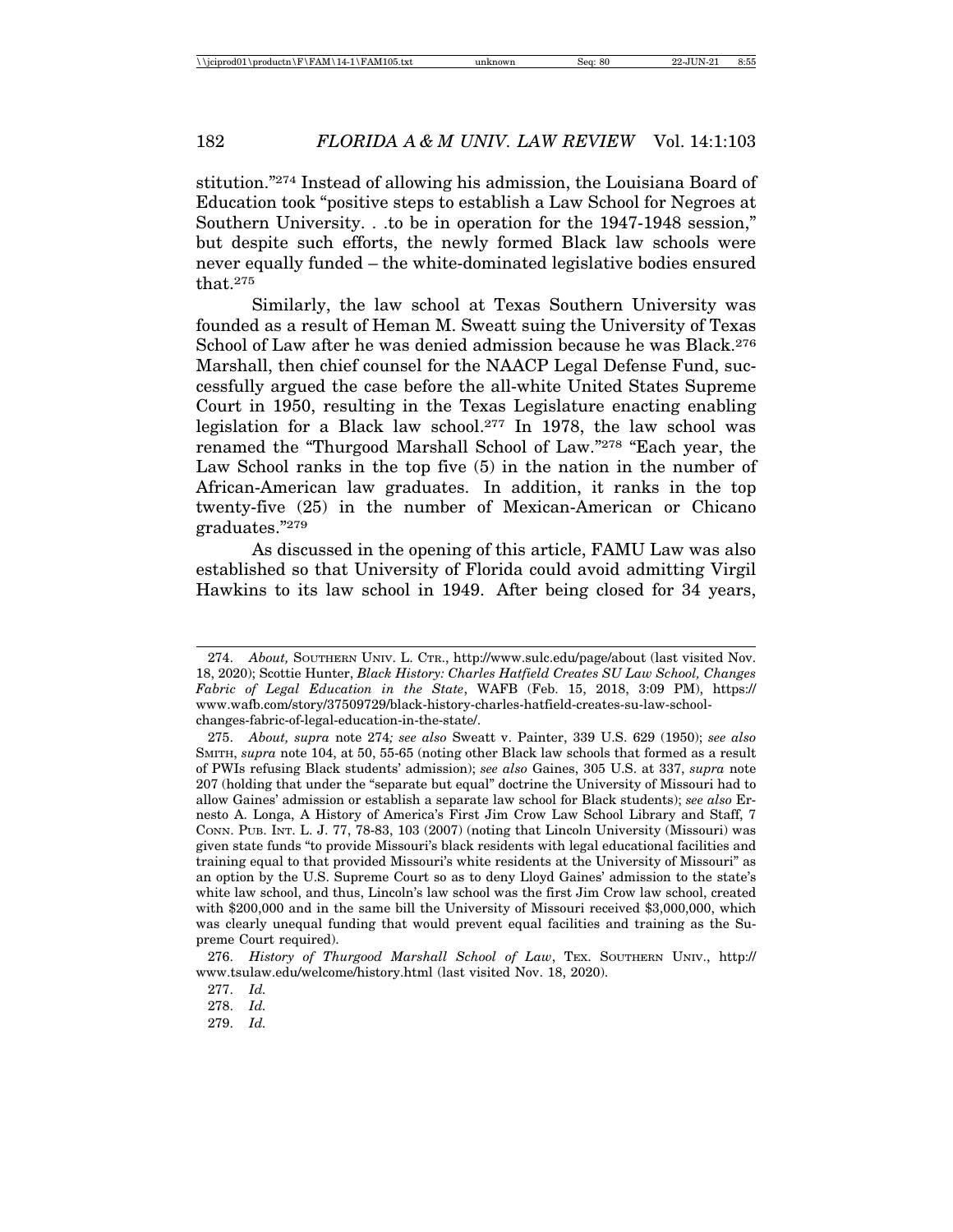stitution."[274] Instead of allowing his admission, the Louisiana Board of Education took "positive steps to establish a Law School for Negroes at Southern University. . .to be in operation for the 1947-1948 session," but despite such efforts, the newly formed Black law schools were never equally funded – the white-dominated legislative bodies ensured that.[275]

Similarly, the law school at Texas Southern University was founded as a result of Heman M. Sweatt suing the University of Texas School of Law after he was denied admission because he was Black.[276] Marshall, then chief counsel for the NAACP Legal Defense Fund, successfully argued the case before the all-white United States Supreme Court in 1950, resulting in the Texas Legislature enacting enabling legislation for a Black law school.[277] In 1978, the law school was renamed the "Thurgood Marshall School of Law."[278] "Each year, the Law School ranks in the top five (5) in the nation in the number of African-American law graduates. In addition, it ranks in the top twenty-five (25) in the number of Mexican-American or Chicano graduates."[279]

As discussed in the opening of this article, FAMU Law was also established so that University of Florida could avoid admitting Virgil Hawkins to its law school in 1949. After being closed for 34 years,

---

274. *About,* SOUTHERN UNIV. L. CTR., http://www.sulc.edu/page/about (last visited Nov. 18, 2020); Scottie Hunter, *Black History: Charles Hatfield Creates SU Law School, Changes Fabric of Legal Education in the State*, WAFB (Feb. 15, 2018, 3:09 PM), https://www.wafb.com/story/37509729/black-history-charles-hatfield-creates-su-law-school-changes-fabric-of-legal-education-in-the-state/.

275. *About, supra* note 274*; see also* Sweatt v. Painter, 339 U.S. 629 (1950); *see also* SMITH, *supra* note 104, at 50, 55-65 (noting other Black law schools that formed as a result of PWIs refusing Black students' admission); *see also* Gaines, 305 U.S. at 337, *supra* note 207 (holding that under the "separate but equal" doctrine the University of Missouri had to allow Gaines' admission or establish a separate law school for Black students); *see also* Ernesto A. Longa, A History of America's First Jim Crow Law School Library and Staff, 7 CONN. PUB. INT. L. J. 77, 78-83, 103 (2007) (noting that Lincoln University (Missouri) was given state funds "to provide Missouri's black residents with legal educational facilities and training equal to that provided Missouri's white residents at the University of Missouri" as an option by the U.S. Supreme Court so as to deny Lloyd Gaines' admission to the state's white law school, and thus, Lincoln's law school was the first Jim Crow law school, created with $200,000 and in the same bill the University of Missouri received $3,000,000, which was clearly unequal funding that would prevent equal facilities and training as the Supreme Court required).

276. *History of Thurgood Marshall School of Law*, TEX. SOUTHERN UNIV., http://www.tsulaw.edu/welcome/history.html (last visited Nov. 18, 2020).

277. *Id.*

278. *Id.*

279. *Id.*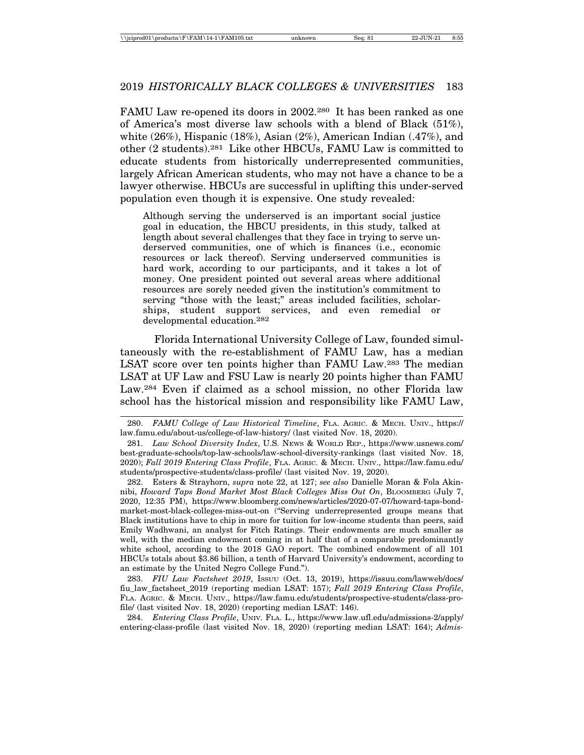FAMU Law re-opened its doors in 2002.[280] It has been ranked as one of America's most diverse law schools with a blend of Black (51%), white (26%), Hispanic (18%), Asian (2%), American Indian (.47%), and other (2 students).[281] Like other HBCUs, FAMU Law is committed to educate students from historically underrepresented communities, largely African American students, who may not have a chance to be a lawyer otherwise. HBCUs are successful in uplifting this under-served population even though it is expensive. One study revealed:

> Although serving the underserved is an important social justice goal in education, the HBCU presidents, in this study, talked at length about several challenges that they face in trying to serve underserved communities, one of which is finances (i.e., economic resources or lack thereof). Serving underserved communities is hard work, according to our participants, and it takes a lot of money. One president pointed out several areas where additional resources are sorely needed given the institution's commitment to serving "those with the least;" areas included facilities, scholarships, student support services, and even remedial or developmental education.[282]

Florida International University College of Law, founded simultaneously with the re-establishment of FAMU Law, has a median LSAT score over ten points higher than FAMU Law.[283] The median LSAT at UF Law and FSU Law is nearly 20 points higher than FAMU Law.[284] Even if claimed as a school mission, no other Florida law school has the historical mission and responsibility like FAMU Law,

---

280. *FAMU College of Law Historical Timeline*, FLA. AGRIC. & MECH. UNIV., https://law.famu.edu/about-us/college-of-law-history/ (last visited Nov. 18, 2020).

281. *Law School Diversity Index*, U.S. NEWS & WORLD REP., https://www.usnews.com/best-graduate-schools/top-law-schools/law-school-diversity-rankings (last visited Nov. 18, 2020); *Fall 2019 Entering Class Profile*, FLA. AGRIC. & MECH. UNIV., https://law.famu.edu/students/prospective-students/class-profile/ (last visited Nov. 19, 2020).

282. Esters & Strayhorn, *supra* note 22, at 127; *see also* Danielle Moran & Fola Akinnibi, *Howard Taps Bond Market Most Black Colleges Miss Out On*, BLOOMBERG (July 7, 2020, 12:35 PM), https://www.bloomberg.com/news/articles/2020-07-07/howard-taps-bond-market-most-black-colleges-miss-out-on ("Serving underrepresented groups means that Black institutions have to chip in more for tuition for low-income students than peers, said Emily Wadhwani, an analyst for Fitch Ratings. Their endowments are much smaller as well, with the median endowment coming in at half that of a comparable predominantly white school, according to the 2018 GAO report. The combined endowment of all 101 HBCUs totals about $3.86 billion, a tenth of Harvard University's endowment, according to an estimate by the United Negro College Fund.").

283. *FIU Law Factsheet 2019*, ISSUU (Oct. 13, 2019), https://issuu.com/lawweb/docs/fiu_law_factsheet_2019 (reporting median LSAT: 157); *Fall 2019 Entering Class Profile*, FLA. AGRIC. & MECH. UNIV., https://law.famu.edu/students/prospective-students/class-profile/ (last visited Nov. 18, 2020) (reporting median LSAT: 146).

284. *Entering Class Profile*, UNIV. FLA. L., https://www.law.ufl.edu/admissions-2/apply/entering-class-profile (last visited Nov. 18, 2020) (reporting median LSAT: 164); *Admis-*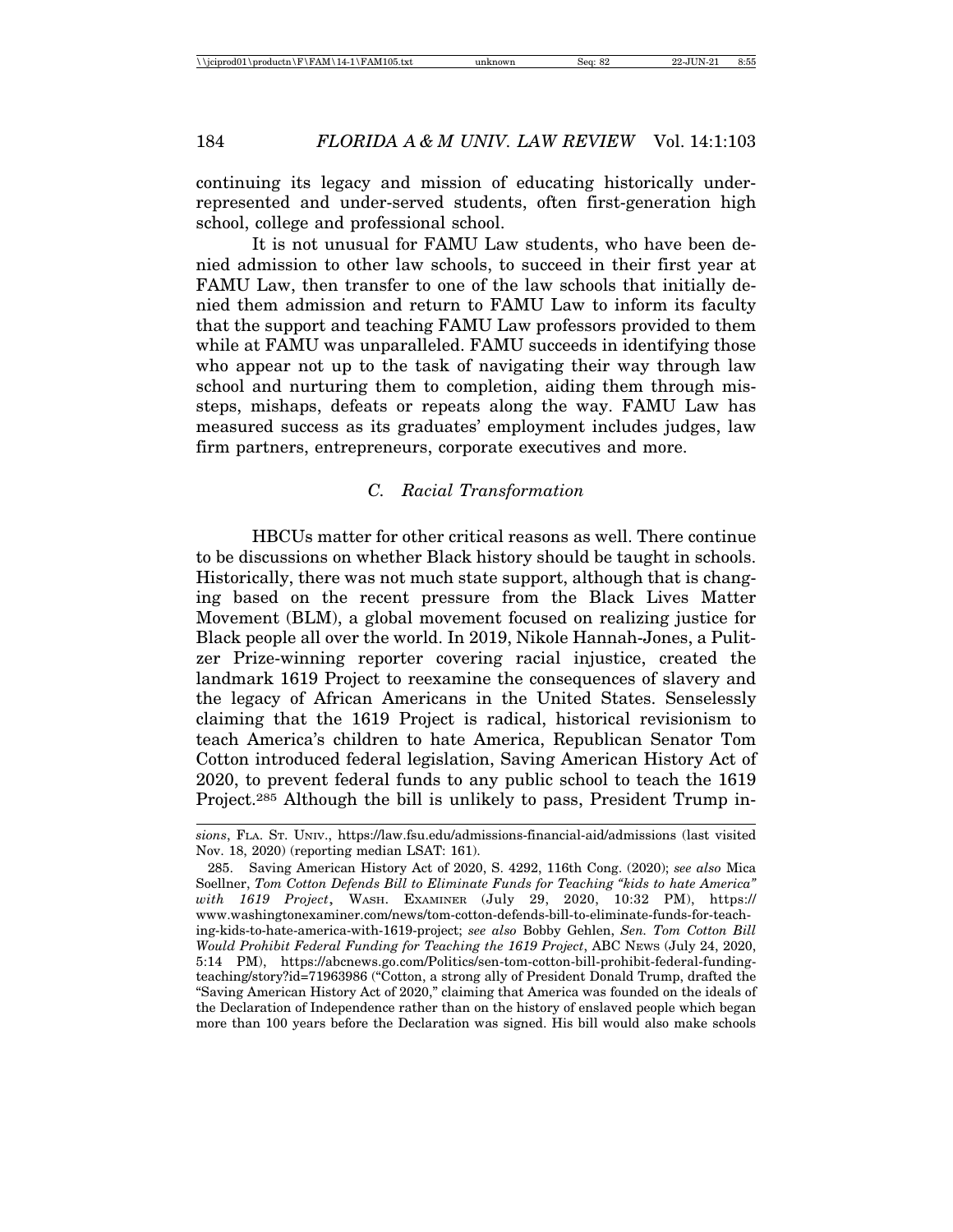continuing its legacy and mission of educating historically under-represented and under-served students, often first-generation high school, college and professional school.

It is not unusual for FAMU Law students, who have been denied admission to other law schools, to succeed in their first year at FAMU Law, then transfer to one of the law schools that initially denied them admission and return to FAMU Law to inform its faculty that the support and teaching FAMU Law professors provided to them while at FAMU was unparalleled. FAMU succeeds in identifying those who appear not up to the task of navigating their way through law school and nurturing them to completion, aiding them through missteps, mishaps, defeats or repeats along the way. FAMU Law has measured success as its graduates' employment includes judges, law firm partners, entrepreneurs, corporate executives and more.

### *C. Racial Transformation*

HBCUs matter for other critical reasons as well. There continue to be discussions on whether Black history should be taught in schools. Historically, there was not much state support, although that is changing based on the recent pressure from the Black Lives Matter Movement (BLM), a global movement focused on realizing justice for Black people all over the world. In 2019, Nikole Hannah-Jones, a Pulitzer Prize-winning reporter covering racial injustice, created the landmark 1619 Project to reexamine the consequences of slavery and the legacy of African Americans in the United States. Senselessly claiming that the 1619 Project is radical, historical revisionism to teach America's children to hate America, Republican Senator Tom Cotton introduced federal legislation, Saving American History Act of 2020, to prevent federal funds to any public school to teach the 1619 Project.[285] Although the bill is unlikely to pass, President Trump in-

---

*sions*, FLA. ST. UNIV., https://law.fsu.edu/admissions-financial-aid/admissions (last visited Nov. 18, 2020) (reporting median LSAT: 161).

285. Saving American History Act of 2020, S. 4292, 116th Cong. (2020); *see also* Mica Soellner, *Tom Cotton Defends Bill to Eliminate Funds for Teaching "kids to hate America" with 1619 Project*, WASH. EXAMINER (July 29, 2020, 10:32 PM), https://www.washingtonexaminer.com/news/tom-cotton-defends-bill-to-eliminate-funds-for-teaching-kids-to-hate-america-with-1619-project; *see also* Bobby Gehlen, *Sen. Tom Cotton Bill Would Prohibit Federal Funding for Teaching the 1619 Project*, ABC NEWS (July 24, 2020, 5:14 PM), https://abcnews.go.com/Politics/sen-tom-cotton-bill-prohibit-federal-funding-teaching/story?id=71963986 ("Cotton, a strong ally of President Donald Trump, drafted the "Saving American History Act of 2020," claiming that America was founded on the ideals of the Declaration of Independence rather than on the history of enslaved people which began more than 100 years before the Declaration was signed. His bill would also make schools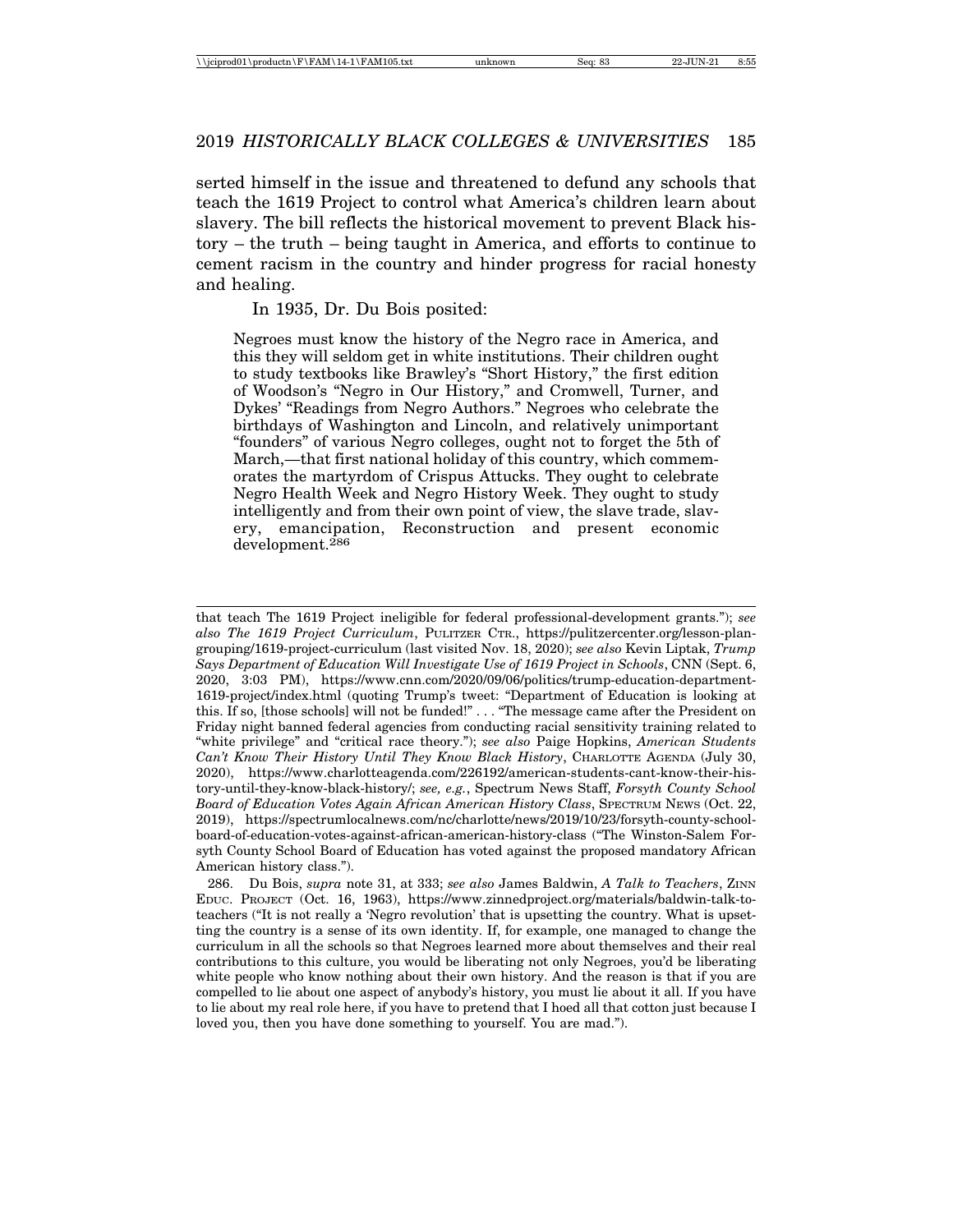serted himself in the issue and threatened to defund any schools that teach the 1619 Project to control what America's children learn about slavery. The bill reflects the historical movement to prevent Black history – the truth – being taught in America, and efforts to continue to cement racism in the country and hinder progress for racial honesty and healing.

In 1935, Dr. Du Bois posited:

> Negroes must know the history of the Negro race in America, and this they will seldom get in white institutions. Their children ought to study textbooks like Brawley's "Short History," the first edition of Woodson's "Negro in Our History," and Cromwell, Turner, and Dykes' "Readings from Negro Authors." Negroes who celebrate the birthdays of Washington and Lincoln, and relatively unimportant "founders" of various Negro colleges, ought not to forget the 5th of March,—that first national holiday of this country, which commemorates the martyrdom of Crispus Attucks. They ought to celebrate Negro Health Week and Negro History Week. They ought to study intelligently and from their own point of view, the slave trade, slavery, emancipation, Reconstruction and present economic development.[286]

---

that teach The 1619 Project ineligible for federal professional-development grants."); *see also The 1619 Project Curriculum*, PULITZER CTR., https://pulitzercenter.org/lesson-plan-grouping/1619-project-curriculum (last visited Nov. 18, 2020); *see also* Kevin Liptak, *Trump Says Department of Education Will Investigate Use of 1619 Project in Schools*, CNN (Sept. 6, 2020, 3:03 PM), https://www.cnn.com/2020/09/06/politics/trump-education-department-1619-project/index.html (quoting Trump's tweet: "Department of Education is looking at this. If so, [those schools] will not be funded!" . . . "The message came after the President on Friday night banned federal agencies from conducting racial sensitivity training related to "white privilege" and "critical race theory."); *see also* Paige Hopkins, *American Students Can't Know Their History Until They Know Black History*, CHARLOTTE AGENDA (July 30, 2020), https://www.charlotteagenda.com/226192/american-students-cant-know-their-history-until-they-know-black-history/; *see, e.g.*, Spectrum News Staff, *Forsyth County School Board of Education Votes Again African American History Class*, SPECTRUM NEWS (Oct. 22, 2019), https://spectrumlocalnews.com/nc/charlotte/news/2019/10/23/forsyth-county-school-board-of-education-votes-against-african-american-history-class ("The Winston-Salem Forsyth County School Board of Education has voted against the proposed mandatory African American history class.").

286. Du Bois, *supra* note 31, at 333; *see also* James Baldwin, *A Talk to Teachers*, ZINN EDUC. PROJECT (Oct. 16, 1963), https://www.zinnedproject.org/materials/baldwin-talk-to-teachers ("It is not really a 'Negro revolution' that is upsetting the country. What is upsetting the country is a sense of its own identity. If, for example, one managed to change the curriculum in all the schools so that Negroes learned more about themselves and their real contributions to this culture, you would be liberating not only Negroes, you'd be liberating white people who know nothing about their own history. And the reason is that if you are compelled to lie about one aspect of anybody's history, you must lie about it all. If you have to lie about my real role here, if you have to pretend that I hoed all that cotton just because I loved you, then you have done something to yourself. You are mad.").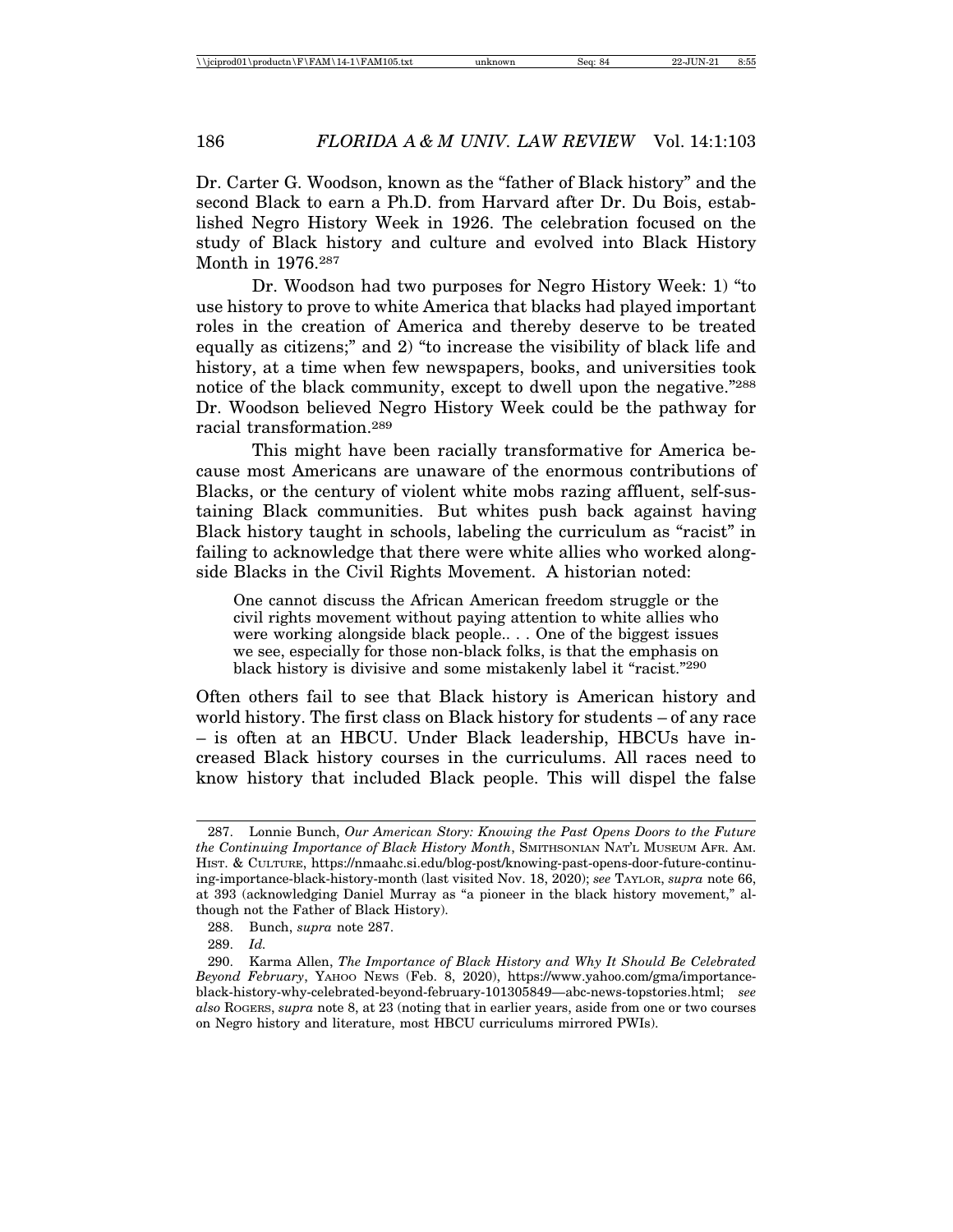Dr. Carter G. Woodson, known as the "father of Black history" and the second Black to earn a Ph.D. from Harvard after Dr. Du Bois, established Negro History Week in 1926. The celebration focused on the study of Black history and culture and evolved into Black History Month in 1976.[287]

Dr. Woodson had two purposes for Negro History Week: 1) "to use history to prove to white America that blacks had played important roles in the creation of America and thereby deserve to be treated equally as citizens;" and 2) "to increase the visibility of black life and history, at a time when few newspapers, books, and universities took notice of the black community, except to dwell upon the negative."[288] Dr. Woodson believed Negro History Week could be the pathway for racial transformation.[289]

This might have been racially transformative for America because most Americans are unaware of the enormous contributions of Blacks, or the century of violent white mobs razing affluent, self-sustaining Black communities. But whites push back against having Black history taught in schools, labeling the curriculum as "racist" in failing to acknowledge that there were white allies who worked alongside Blacks in the Civil Rights Movement. A historian noted:

> One cannot discuss the African American freedom struggle or the civil rights movement without paying attention to white allies who were working alongside black people.. . . One of the biggest issues we see, especially for those non-black folks, is that the emphasis on black history is divisive and some mistakenly label it "racist."[290]

Often others fail to see that Black history is American history and world history. The first class on Black history for students – of any race – is often at an HBCU. Under Black leadership, HBCUs have increased Black history courses in the curriculums. All races need to know history that included Black people. This will dispel the false

---

287. Lonnie Bunch, *Our American Story: Knowing the Past Opens Doors to the Future the Continuing Importance of Black History Month*, SMITHSONIAN NAT'L MUSEUM AFR. AM. HIST. & CULTURE, https://nmaahc.si.edu/blog-post/knowing-past-opens-door-future-continuing-importance-black-history-month (last visited Nov. 18, 2020); *see* TAYLOR, *supra* note 66, at 393 (acknowledging Daniel Murray as "a pioneer in the black history movement," although not the Father of Black History).

288. Bunch, *supra* note 287.

289. *Id.*

290. Karma Allen, *The Importance of Black History and Why It Should Be Celebrated Beyond February*, YAHOO NEWS (Feb. 8, 2020), https://www.yahoo.com/gma/importance-black-history-why-celebrated-beyond-february-101305849—abc-news-topstories.html; *see also* ROGERS, *supra* note 8, at 23 (noting that in earlier years, aside from one or two courses on Negro history and literature, most HBCU curriculums mirrored PWIs).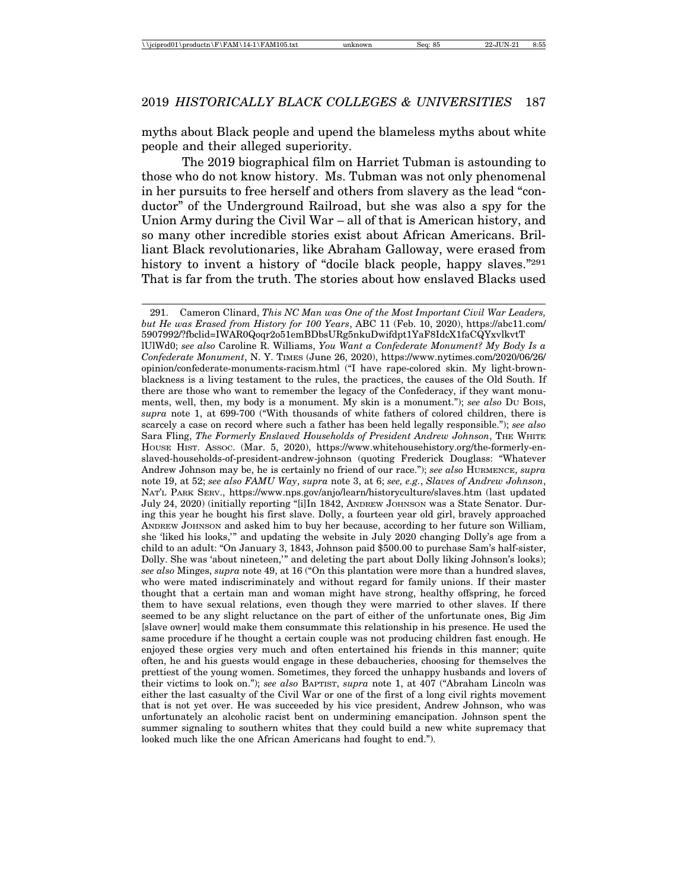myths about Black people and upend the blameless myths about white people and their alleged superiority.

The 2019 biographical film on Harriet Tubman is astounding to those who do not know history. Ms. Tubman was not only phenomenal in her pursuits to free herself and others from slavery as the lead "conductor" of the Underground Railroad, but she was also a spy for the Union Army during the Civil War – all of that is American history, and so many other incredible stories exist about African Americans. Brilliant Black revolutionaries, like Abraham Galloway, were erased from history to invent a history of "docile black people, happy slaves."[291] That is far from the truth. The stories about how enslaved Blacks used

---

291. Cameron Clinard, *This NC Man was One of the Most Important Civil War Leaders, but He was Erased from History for 100 Years*, ABC 11 (Feb. 10, 2020), https://abc11.com/5907992/?fbclid=IWAR0Qoqr2o51emBDbsURg5nkuDwifdpt1YaF8IdcX1faCQYxvlkvtTlUlWd0; *see also* Caroline R. Williams, *You Want a Confederate Monument? My Body Is a Confederate Monument*, N. Y. TIMES (June 26, 2020), https://www.nytimes.com/2020/06/26/opinion/confederate-monuments-racism.html ("I have rape-colored skin. My light-brown-blackness is a living testament to the rules, the practices, the causes of the Old South. If there are those who want to remember the legacy of the Confederacy, if they want monuments, well, then, my body is a monument. My skin is a monument."); *see also* DU BOIS, *supra* note 1, at 699-700 ("With thousands of white fathers of colored children, there is scarcely a case on record where such a father has been held legally responsible."); *see also* Sara Fling, *The Formerly Enslaved Households of President Andrew Johnson*, THE WHITE HOUSE HIST. ASSOC. (Mar. 5, 2020), https://www.whitehousehistory.org/the-formerly-enslaved-households-of-president-andrew-johnson (quoting Frederick Douglass: "Whatever Andrew Johnson may be, he is certainly no friend of our race."); *see also* HURMENCE, *supra* note 19, at 52; *see also FAMU Way*, *supra* note 3, at 6; *see, e.g.*, *Slaves of Andrew Johnson*, NAT'L PARK SERV., https://www.nps.gov/anjo/learn/historyculture/slaves.htm (last updated July 24, 2020) (initially reporting "[i]In 1842, ANDREW JOHNSON was a State Senator. During this year he bought his first slave. Dolly, a fourteen year old girl, bravely approached ANDREW JOHNSON and asked him to buy her because, according to her future son William, she 'liked his looks,'" and updating the website in July 2020 changing Dolly's age from a child to an adult: "On January 3, 1843, Johnson paid $500.00 to purchase Sam's half-sister, Dolly. She was 'about nineteen,'" and deleting the part about Dolly liking Johnson's looks); *see also* Minges, *supra* note 49, at 16 ("On this plantation were more than a hundred slaves, who were mated indiscriminately and without regard for family unions. If their master thought that a certain man and woman might have strong, healthy offspring, he forced them to have sexual relations, even though they were married to other slaves. If there seemed to be any slight reluctance on the part of either of the unfortunate ones, Big Jim [slave owner] would make them consummate this relationship in his presence. He used the same procedure if he thought a certain couple was not producing children fast enough. He enjoyed these orgies very much and often entertained his friends in this manner; quite often, he and his guests would engage in these debaucheries, choosing for themselves the prettiest of the young women. Sometimes, they forced the unhappy husbands and lovers of their victims to look on."); *see also* BAPTIST, *supra* note 1, at 407 ("Abraham Lincoln was either the last casualty of the Civil War or one of the first of a long civil rights movement that is not yet over. He was succeeded by his vice president, Andrew Johnson, who was unfortunately an alcoholic racist bent on undermining emancipation. Johnson spent the summer signaling to southern whites that they could build a new white supremacy that looked much like the one African Americans had fought to end.").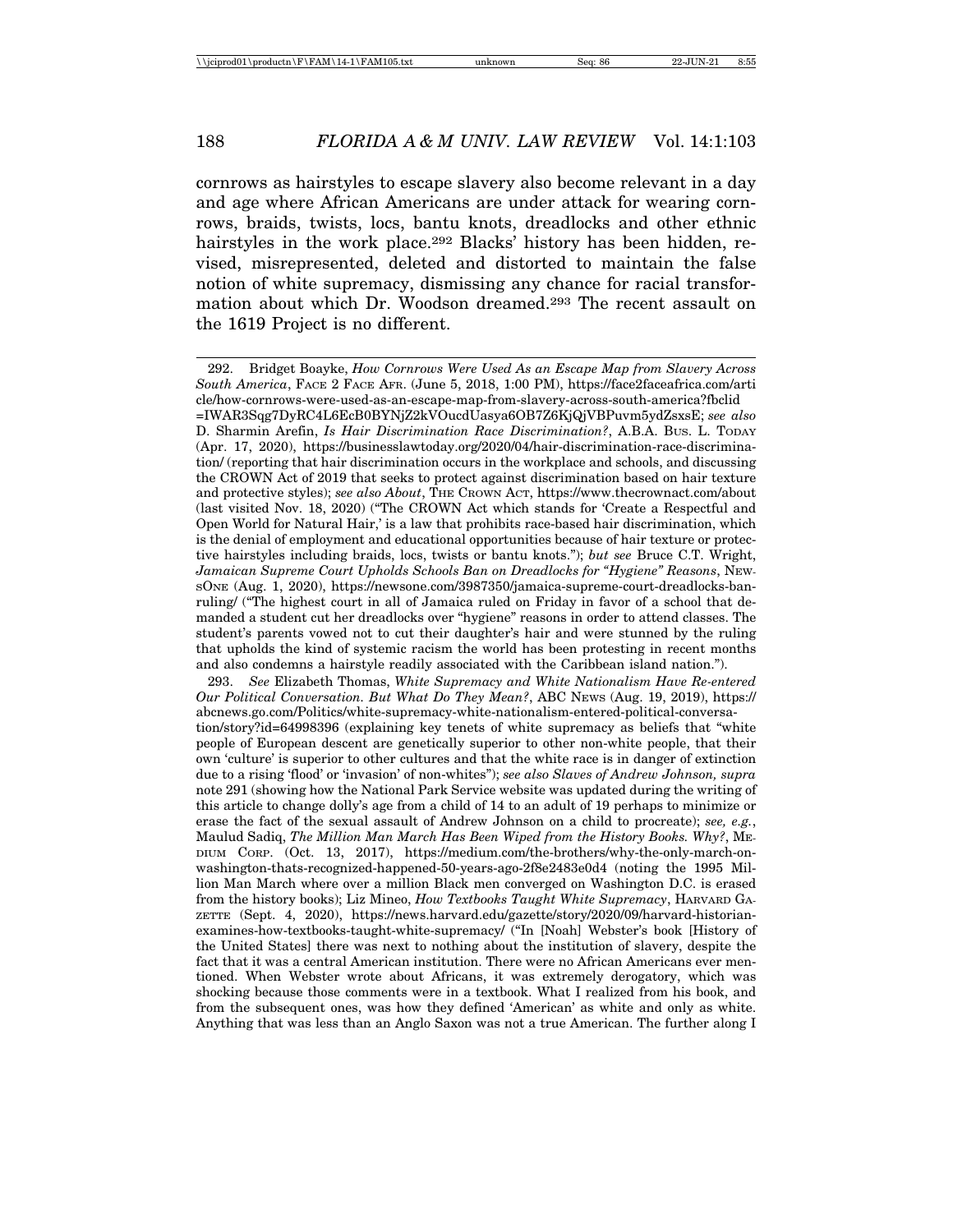cornrows as hairstyles to escape slavery also become relevant in a day and age where African Americans are under attack for wearing cornrows, braids, twists, locs, bantu knots, dreadlocks and other ethnic hairstyles in the work place.[292] Blacks' history has been hidden, revised, misrepresented, deleted and distorted to maintain the false notion of white supremacy, dismissing any chance for racial transformation about which Dr. Woodson dreamed.[293] The recent assault on the 1619 Project is no different.

---

292. Bridget Boayke, *How Cornrows Were Used As an Escape Map from Slavery Across South America*, FACE 2 FACE AFR. (June 5, 2018, 1:00 PM), https://face2faceafrica.com/article/how-cornrows-were-used-as-an-escape-map-from-slavery-across-south-america?fbclid=IWAR3Sqg7DyRC4L6EcB0BYNjZ2kVOucdUasya6OB7Z6KjQjVBPuvm5ydZsxsE; *see also* D. Sharmin Arefin, *Is Hair Discrimination Race Discrimination?*, A.B.A. BUS. L. TODAY (Apr. 17, 2020), https://businesslawtoday.org/2020/04/hair-discrimination-race-discrimination/ (reporting that hair discrimination occurs in the workplace and schools, and discussing the CROWN Act of 2019 that seeks to protect against discrimination based on hair texture and protective styles); *see also About*, THE CROWN ACT, https://www.thecrownact.com/about (last visited Nov. 18, 2020) ("The CROWN Act which stands for 'Create a Respectful and Open World for Natural Hair,' is a law that prohibits race-based hair discrimination, which is the denial of employment and educational opportunities because of hair texture or protective hairstyles including braids, locs, twists or bantu knots."); *but see* Bruce C.T. Wright, *Jamaican Supreme Court Upholds Schools Ban on Dreadlocks for "Hygiene" Reasons*, NEWSONE (Aug. 1, 2020), https://newsone.com/3987350/jamaica-supreme-court-dreadlocks-ban-ruling/ ("The highest court in all of Jamaica ruled on Friday in favor of a school that demanded a student cut her dreadlocks over "hygiene" reasons in order to attend classes. The student's parents vowed not to cut their daughter's hair and were stunned by the ruling that upholds the kind of systemic racism the world has been protesting in recent months and also condemns a hairstyle readily associated with the Caribbean island nation.").

293. *See* Elizabeth Thomas, *White Supremacy and White Nationalism Have Re-entered Our Political Conversation. But What Do They Mean?*, ABC NEWS (Aug. 19, 2019), https://abcnews.go.com/Politics/white-supremacy-white-nationalism-entered-political-conversation/story?id=64998396 (explaining key tenets of white supremacy as beliefs that "white people of European descent are genetically superior to other non-white people, that their own 'culture' is superior to other cultures and that the white race is in danger of extinction due to a rising 'flood' or 'invasion' of non-whites"); *see also Slaves of Andrew Johnson, supra* note 291 (showing how the National Park Service website was updated during the writing of this article to change dolly's age from a child of 14 to an adult of 19 perhaps to minimize or erase the fact of the sexual assault of Andrew Johnson on a child to procreate); *see, e.g.*, Maulud Sadiq, *The Million Man March Has Been Wiped from the History Books. Why?*, MEDIUM CORP. (Oct. 13, 2017), https://medium.com/the-brothers/why-the-only-march-on-washington-thats-recognized-happened-50-years-ago-2f8e2483e0d4 (noting the 1995 Million Man March where over a million Black men converged on Washington D.C. is erased from the history books); Liz Mineo, *How Textbooks Taught White Supremacy*, HARVARD GAZETTE (Sept. 4, 2020), https://news.harvard.edu/gazette/story/2020/09/harvard-historian-examines-how-textbooks-taught-white-supremacy/ ("In [Noah] Webster's book [History of the United States] there was next to nothing about the institution of slavery, despite the fact that it was a central American institution. There were no African Americans ever mentioned. When Webster wrote about Africans, it was extremely derogatory, which was shocking because those comments were in a textbook. What I realized from his book, and from the subsequent ones, was how they defined 'American' as white and only as white. Anything that was less than an Anglo Saxon was not a true American. The further along I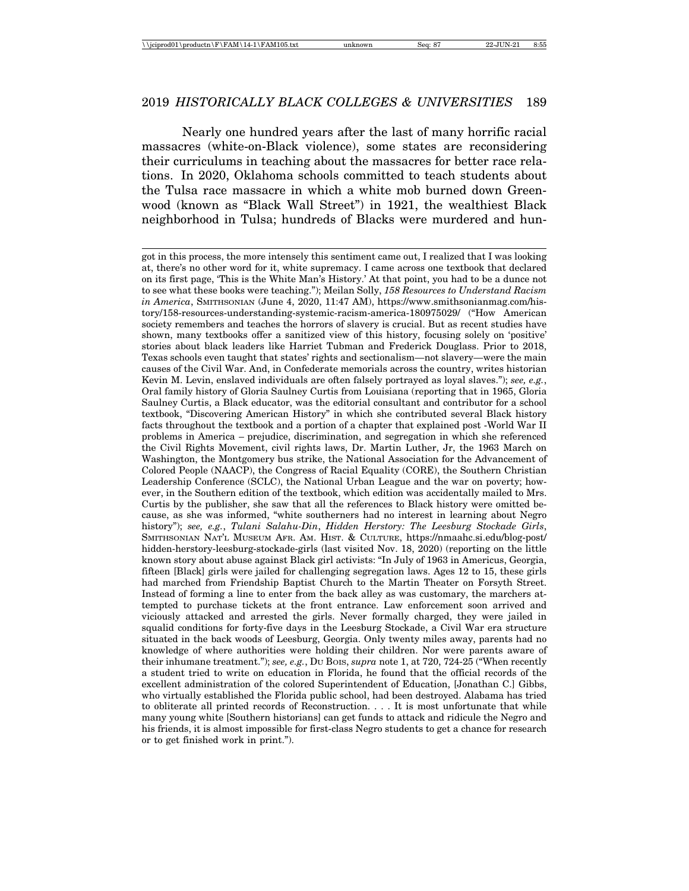Nearly one hundred years after the last of many horrific racial massacres (white-on-Black violence), some states are reconsidering their curriculums in teaching about the massacres for better race relations. In 2020, Oklahoma schools committed to teach students about the Tulsa race massacre in which a white mob burned down Greenwood (known as "Black Wall Street") in 1921, the wealthiest Black neighborhood in Tulsa; hundreds of Blacks were murdered and hun-

---

got in this process, the more intensely this sentiment came out, I realized that I was looking at, there's no other word for it, white supremacy. I came across one textbook that declared on its first page, 'This is the White Man's History.' At that point, you had to be a dunce not to see what these books were teaching."); Meilan Solly, *158 Resources to Understand Racism in America*, SMITHSONIAN (June 4, 2020, 11:47 AM), https://www.smithsonianmag.com/history/158-resources-understanding-systemic-racism-america-180975029/ ("How American society remembers and teaches the horrors of slavery is crucial. But as recent studies have shown, many textbooks offer a sanitized view of this history, focusing solely on 'positive' stories about black leaders like Harriet Tubman and Frederick Douglass. Prior to 2018, Texas schools even taught that states' rights and sectionalism—not slavery—were the main causes of the Civil War. And, in Confederate memorials across the country, writes historian Kevin M. Levin, enslaved individuals are often falsely portrayed as loyal slaves."); *see, e.g.*, Oral family history of Gloria Saulney Curtis from Louisiana (reporting that in 1965, Gloria Saulney Curtis, a Black educator, was the editorial consultant and contributor for a school textbook, "Discovering American History" in which she contributed several Black history facts throughout the textbook and a portion of a chapter that explained post -World War II problems in America – prejudice, discrimination, and segregation in which she referenced the Civil Rights Movement, civil rights laws, Dr. Martin Luther, Jr, the 1963 March on Washington, the Montgomery bus strike, the National Association for the Advancement of Colored People (NAACP), the Congress of Racial Equality (CORE), the Southern Christian Leadership Conference (SCLC), the National Urban League and the war on poverty; however, in the Southern edition of the textbook, which edition was accidentally mailed to Mrs. Curtis by the publisher, she saw that all the references to Black history were omitted because, as she was informed, "white southerners had no interest in learning about Negro history"); *see, e.g.*, *Tulani Salahu-Din*, *Hidden Herstory: The Leesburg Stockade Girls*, SMITHSONIAN NAT'L MUSEUM AFR. AM. HIST. & CULTURE, https://nmaahc.si.edu/blog-post/hidden-herstory-leesburg-stockade-girls (last visited Nov. 18, 2020) (reporting on the little known story about abuse against Black girl activists: "In July of 1963 in Americus, Georgia, fifteen [Black] girls were jailed for challenging segregation laws. Ages 12 to 15, these girls had marched from Friendship Baptist Church to the Martin Theater on Forsyth Street. Instead of forming a line to enter from the back alley as was customary, the marchers attempted to purchase tickets at the front entrance. Law enforcement soon arrived and viciously attacked and arrested the girls. Never formally charged, they were jailed in squalid conditions for forty-five days in the Leesburg Stockade, a Civil War era structure situated in the back woods of Leesburg, Georgia. Only twenty miles away, parents had no knowledge of where authorities were holding their children. Nor were parents aware of their inhumane treatment."); *see, e.g.*, DU BOIS, *supra* note 1, at 720, 724-25 ("When recently a student tried to write on education in Florida, he found that the official records of the excellent administration of the colored Superintendent of Education, [Jonathan C.] Gibbs, who virtually established the Florida public school, had been destroyed. Alabama has tried to obliterate all printed records of Reconstruction. . . . It is most unfortunate that while many young white [Southern historians] can get funds to attack and ridicule the Negro and his friends, it is almost impossible for first-class Negro students to get a chance for research or to get finished work in print.").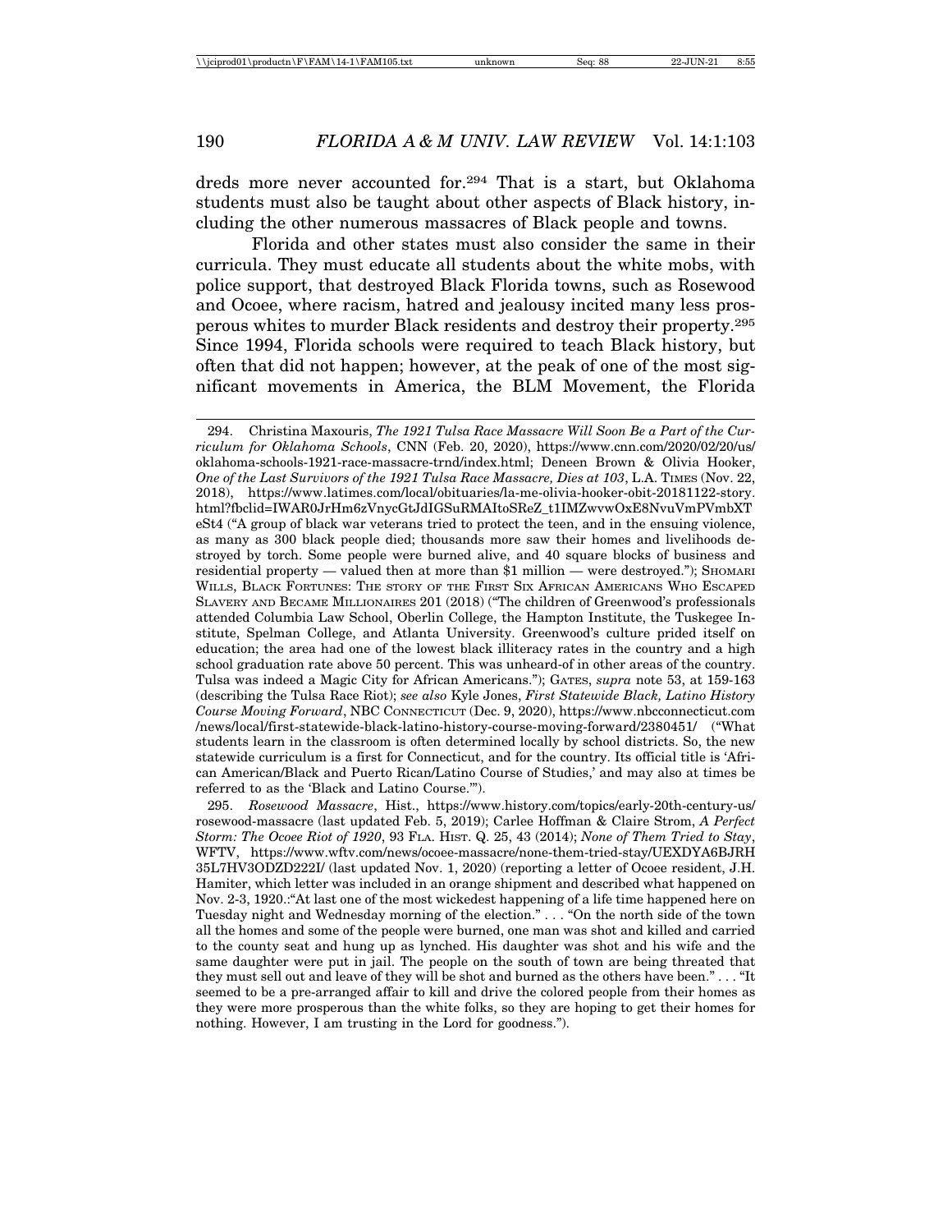dreds more never accounted for.[294] That is a start, but Oklahoma students must also be taught about other aspects of Black history, including the other numerous massacres of Black people and towns.

Florida and other states must also consider the same in their curricula. They must educate all students about the white mobs, with police support, that destroyed Black Florida towns, such as Rosewood and Ocoee, where racism, hatred and jealousy incited many less prosperous whites to murder Black residents and destroy their property.[295] Since 1994, Florida schools were required to teach Black history, but often that did not happen; however, at the peak of one of the most significant movements in America, the BLM Movement, the Florida

---

294. Christina Maxouris, *The 1921 Tulsa Race Massacre Will Soon Be a Part of the Curriculum for Oklahoma Schools*, CNN (Feb. 20, 2020), https://www.cnn.com/2020/02/20/us/oklahoma-schools-1921-race-massacre-trnd/index.html; Deneen Brown & Olivia Hooker, *One of the Last Survivors of the 1921 Tulsa Race Massacre, Dies at 103*, L.A. TIMES (Nov. 22, 2018), https://www.latimes.com/local/obituaries/la-me-olivia-hooker-obit-20181122-story.html?fbclid=IWAR0JrHm6zVnycGtJdIGSuRMAItoSReZ_t1IMZwvwOxE8NvuVmPVmbXTeSt4 ("A group of black war veterans tried to protect the teen, and in the ensuing violence, as many as 300 black people died; thousands more saw their homes and livelihoods destroyed by torch. Some people were burned alive, and 40 square blocks of business and residential property — valued then at more than $1 million — were destroyed."); SHOMARI WILLS, BLACK FORTUNES: THE STORY OF THE FIRST SIX AFRICAN AMERICANS WHO ESCAPED SLAVERY AND BECAME MILLIONAIRES 201 (2018) ("The children of Greenwood's professionals attended Columbia Law School, Oberlin College, the Hampton Institute, the Tuskegee Institute, Spelman College, and Atlanta University. Greenwood's culture prided itself on education; the area had one of the lowest black illiteracy rates in the country and a high school graduation rate above 50 percent. This was unheard-of in other areas of the country. Tulsa was indeed a Magic City for African Americans."); GATES, *supra* note 53, at 159-163 (describing the Tulsa Race Riot); *see also* Kyle Jones, *First Statewide Black, Latino History Course Moving Forward*, NBC CONNECTICUT (Dec. 9, 2020), https://www.nbcconnecticut.com/news/local/first-statewide-black-latino-history-course-moving-forward/2380451/ ("What students learn in the classroom is often determined locally by school districts. So, the new statewide curriculum is a first for Connecticut, and for the country. Its official title is 'African American/Black and Puerto Rican/Latino Course of Studies,' and may also at times be referred to as the 'Black and Latino Course.'").

295. *Rosewood Massacre*, Hist., https://www.history.com/topics/early-20th-century-us/rosewood-massacre (last updated Feb. 5, 2019); Carlee Hoffman & Claire Strom, *A Perfect Storm: The Ocoee Riot of 1920*, 93 FLA. HIST. Q. 25, 43 (2014); *None of Them Tried to Stay*, WFTV, https://www.wftv.com/news/ocoee-massacre/none-them-tried-stay/UEXDYA6BJRH35L7HV3ODZD222I/ (last updated Nov. 1, 2020) (reporting a letter of Ocoee resident, J.H. Hamiter, which letter was included in an orange shipment and described what happened on Nov. 2-3, 1920.:"At last one of the most wickedest happening of a life time happened here on Tuesday night and Wednesday morning of the election." . . . "On the north side of the town all the homes and some of the people were burned, one man was shot and killed and carried to the county seat and hung up as lynched. His daughter was shot and his wife and the same daughter were put in jail. The people on the south of town are being threated that they must sell out and leave of they will be shot and burned as the others have been." . . . "It seemed to be a pre-arranged affair to kill and drive the colored people from their homes as they were more prosperous than the white folks, so they are hoping to get their homes for nothing. However, I am trusting in the Lord for goodness.").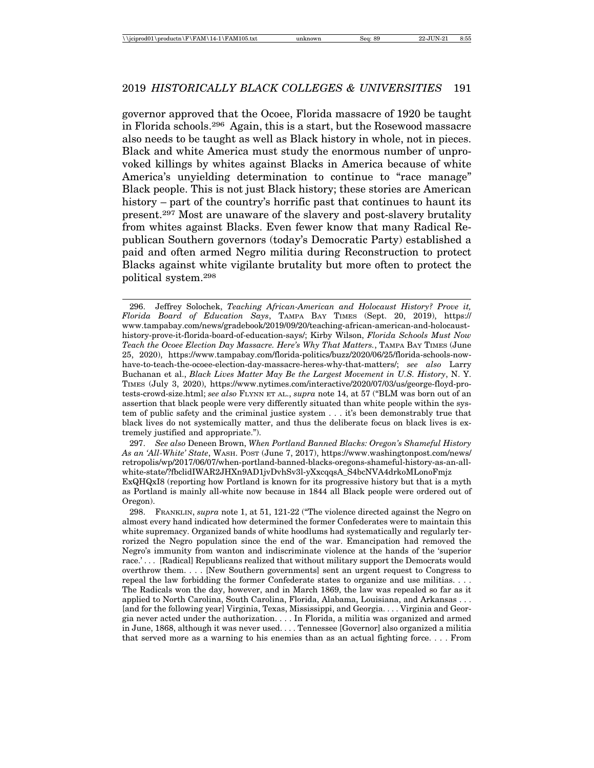governor approved that the Ocoee, Florida massacre of 1920 be taught in Florida schools.[296] Again, this is a start, but the Rosewood massacre also needs to be taught as well as Black history in whole, not in pieces. Black and white America must study the enormous number of unprovoked killings by whites against Blacks in America because of white America's unyielding determination to continue to "race manage" Black people. This is not just Black history; these stories are American history – part of the country's horrific past that continues to haunt its present.[297] Most are unaware of the slavery and post-slavery brutality from whites against Blacks. Even fewer know that many Radical Republican Southern governors (today's Democratic Party) established a paid and often armed Negro militia during Reconstruction to protect Blacks against white vigilante brutality but more often to protect the political system.[298]

---

296. Jeffrey Solochek, *Teaching African-American and Holocaust History? Prove it, Florida Board of Education Says*, TAMPA BAY TIMES (Sept. 20, 2019), https://www.tampabay.com/news/gradebook/2019/09/20/teaching-african-american-and-holocaust-history-prove-it-florida-board-of-education-says/; Kirby Wilson, *Florida Schools Must Now Teach the Ocoee Election Day Massacre. Here's Why That Matters.*, TAMPA BAY TIMES (June 25, 2020), https://www.tampabay.com/florida-politics/buzz/2020/06/25/florida-schools-now-have-to-teach-the-ocoee-election-day-massacre-heres-why-that-matters/; *see also* Larry Buchanan et al., *Black Lives Matter May Be the Largest Movement in U.S. History*, N. Y. TIMES (July 3, 2020), https://www.nytimes.com/interactive/2020/07/03/us/george-floyd-protests-crowd-size.html; *see also* FLYNN ET AL., *supra* note 14, at 57 ("BLM was born out of an assertion that black people were very differently situated than white people within the system of public safety and the criminal justice system . . . it's been demonstrably true that black lives do not systemically matter, and thus the deliberate focus on black lives is extremely justified and appropriate.").

297. *See also* Deneen Brown, *When Portland Banned Blacks: Oregon's Shameful History As an 'All-White' State*, WASH. POST (June 7, 2017), https://www.washingtonpost.com/news/retropolis/wp/2017/06/07/when-portland-banned-blacks-oregons-shameful-history-as-an-all-white-state/?fbclidIWAR2JHXn9AD1jvDvhSv3l-yXxcqqsA_S4bcNVA4drkoMLonoFmjz ExQHQxI8 (reporting how Portland is known for its progressive history but that is a myth as Portland is mainly all-white now because in 1844 all Black people were ordered out of Oregon).

298. FRANKLIN, *supra* note 1, at 51, 121-22 ("The violence directed against the Negro on almost every hand indicated how determined the former Confederates were to maintain this white supremacy. Organized bands of white hoodlums had systematically and regularly terrorized the Negro population since the end of the war. Emancipation had removed the Negro's immunity from wanton and indiscriminate violence at the hands of the 'superior race.' . . . [Radical] Republicans realized that without military support the Democrats would overthrow them. . . . [New Southern governments] sent an urgent request to Congress to repeal the law forbidding the former Confederate states to organize and use militias. . . . The Radicals won the day, however, and in March 1869, the law was repealed so far as it applied to North Carolina, South Carolina, Florida, Alabama, Louisiana, and Arkansas . . . [and for the following year] Virginia, Texas, Mississippi, and Georgia. . . . Virginia and Georgia never acted under the authorization. . . . In Florida, a militia was organized and armed in June, 1868, although it was never used. . . . Tennessee [Governor] also organized a militia that served more as a warning to his enemies than as an actual fighting force. . . . From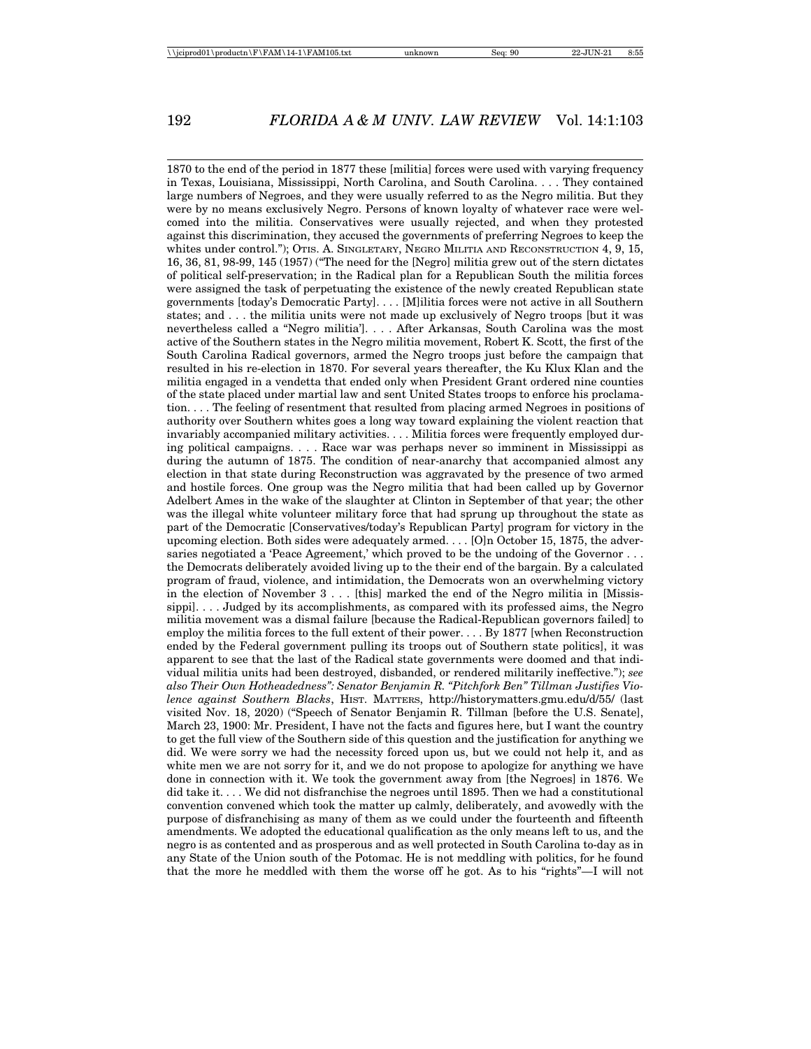1870 to the end of the period in 1877 these [militia] forces were used with varying frequency in Texas, Louisiana, Mississippi, North Carolina, and South Carolina. . . . They contained large numbers of Negroes, and they were usually referred to as the Negro militia. But they were by no means exclusively Negro. Persons of known loyalty of whatever race were welcomed into the militia. Conservatives were usually rejected, and when they protested against this discrimination, they accused the governments of preferring Negroes to keep the whites under control."); OTIS. A. SINGLETARY, NEGRO MILITIA AND RECONSTRUCTION 4, 9, 15, 16, 36, 81, 98-99, 145 (1957) ("The need for the [Negro] militia grew out of the stern dictates of political self-preservation; in the Radical plan for a Republican South the militia forces were assigned the task of perpetuating the existence of the newly created Republican state governments [today's Democratic Party]. . . . [M]ilitia forces were not active in all Southern states; and . . . the militia units were not made up exclusively of Negro troops [but it was nevertheless called a "Negro militia']. . . . After Arkansas, South Carolina was the most active of the Southern states in the Negro militia movement, Robert K. Scott, the first of the South Carolina Radical governors, armed the Negro troops just before the campaign that resulted in his re-election in 1870. For several years thereafter, the Ku Klux Klan and the militia engaged in a vendetta that ended only when President Grant ordered nine counties of the state placed under martial law and sent United States troops to enforce his proclamation. . . . The feeling of resentment that resulted from placing armed Negroes in positions of authority over Southern whites goes a long way toward explaining the violent reaction that invariably accompanied military activities. . . . Militia forces were frequently employed during political campaigns. . . . Race war was perhaps never so imminent in Mississippi as during the autumn of 1875. The condition of near-anarchy that accompanied almost any election in that state during Reconstruction was aggravated by the presence of two armed and hostile forces. One group was the Negro militia that had been called up by Governor Adelbert Ames in the wake of the slaughter at Clinton in September of that year; the other was the illegal white volunteer military force that had sprung up throughout the state as part of the Democratic [Conservatives/today's Republican Party] program for victory in the upcoming election. Both sides were adequately armed. . . . [O]n October 15, 1875, the adversaries negotiated a 'Peace Agreement,' which proved to be the undoing of the Governor . . . the Democrats deliberately avoided living up to the their end of the bargain. By a calculated program of fraud, violence, and intimidation, the Democrats won an overwhelming victory in the election of November 3 . . . [this] marked the end of the Negro militia in [Mississippi]. . . . Judged by its accomplishments, as compared with its professed aims, the Negro militia movement was a dismal failure [because the Radical-Republican governors failed] to employ the militia forces to the full extent of their power. . . . By 1877 [when Reconstruction ended by the Federal government pulling its troops out of Southern state politics], it was apparent to see that the last of the Radical state governments were doomed and that individual militia units had been destroyed, disbanded, or rendered militarily ineffective."); *see also Their Own Hotheadedness": Senator Benjamin R. "Pitchfork Ben" Tillman Justifies Violence against Southern Blacks*, HIST. MATTERS, http://historymatters.gmu.edu/d/55/ (last visited Nov. 18, 2020) ("Speech of Senator Benjamin R. Tillman [before the U.S. Senate], March 23, 1900: Mr. President, I have not the facts and figures here, but I want the country to get the full view of the Southern side of this question and the justification for anything we did. We were sorry we had the necessity forced upon us, but we could not help it, and as white men we are not sorry for it, and we do not propose to apologize for anything we have done in connection with it. We took the government away from [the Negroes] in 1876. We did take it. . . . We did not disfranchise the negroes until 1895. Then we had a constitutional convention convened which took the matter up calmly, deliberately, and avowedly with the purpose of disfranchising as many of them as we could under the fourteenth and fifteenth amendments. We adopted the educational qualification as the only means left to us, and the negro is as contented and as prosperous and as well protected in South Carolina to-day as in any State of the Union south of the Potomac. He is not meddling with politics, for he found that the more he meddled with them the worse off he got. As to his "rights"—I will not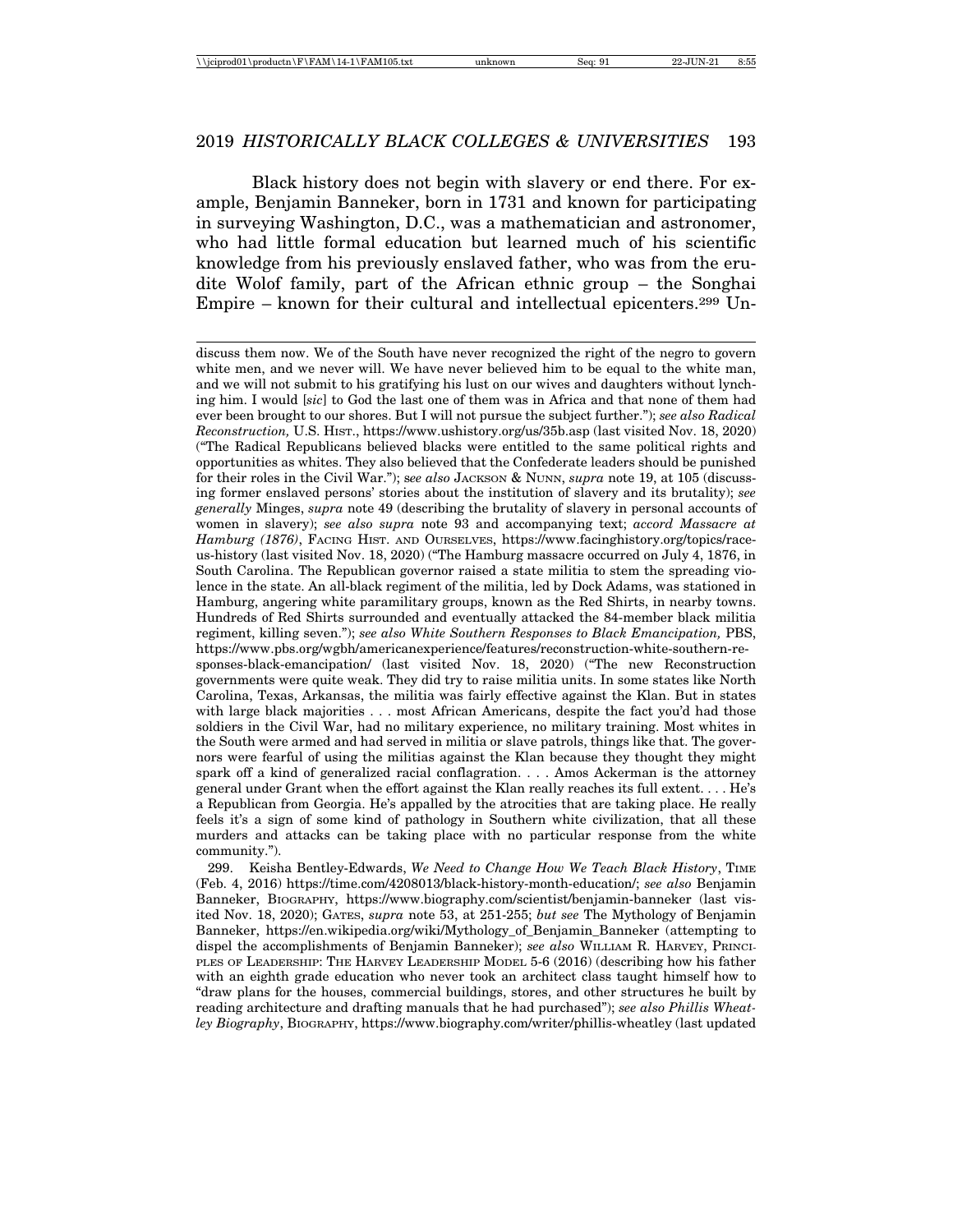Black history does not begin with slavery or end there. For example, Benjamin Banneker, born in 1731 and known for participating in surveying Washington, D.C., was a mathematician and astronomer, who had little formal education but learned much of his scientific knowledge from his previously enslaved father, who was from the erudite Wolof family, part of the African ethnic group – the Songhai Empire – known for their cultural and intellectual epicenters.[299] Un-

---

discuss them now. We of the South have never recognized the right of the negro to govern white men, and we never will. We have never believed him to be equal to the white man, and we will not submit to his gratifying his lust on our wives and daughters without lynching him. I would [*sic*] to God the last one of them was in Africa and that none of them had ever been brought to our shores. But I will not pursue the subject further."); *see also Radical Reconstruction,* U.S. HIST., https://www.ushistory.org/us/35b.asp (last visited Nov. 18, 2020) ("The Radical Republicans believed blacks were entitled to the same political rights and opportunities as whites. They also believed that the Confederate leaders should be punished for their roles in the Civil War."); s*ee also* JACKSON & NUNN, *supra* note 19, at 105 (discussing former enslaved persons' stories about the institution of slavery and its brutality); *see generally* Minges, *supra* note 49 (describing the brutality of slavery in personal accounts of women in slavery); *see also supra* note 93 and accompanying text; *accord Massacre at Hamburg (1876)*, FACING HIST. AND OURSELVES, https://www.facinghistory.org/topics/race-us-history (last visited Nov. 18, 2020) ("The Hamburg massacre occurred on July 4, 1876, in South Carolina. The Republican governor raised a state militia to stem the spreading violence in the state. An all-black regiment of the militia, led by Dock Adams, was stationed in Hamburg, angering white paramilitary groups, known as the Red Shirts, in nearby towns. Hundreds of Red Shirts surrounded and eventually attacked the 84-member black militia regiment, killing seven."); *see also White Southern Responses to Black Emancipation,* PBS, https://www.pbs.org/wgbh/americanexperience/features/reconstruction-white-southern-responses-black-emancipation/ (last visited Nov. 18, 2020) ("The new Reconstruction governments were quite weak. They did try to raise militia units. In some states like North Carolina, Texas, Arkansas, the militia was fairly effective against the Klan. But in states with large black majorities . . . most African Americans, despite the fact you'd had those soldiers in the Civil War, had no military experience, no military training. Most whites in the South were armed and had served in militia or slave patrols, things like that. The governors were fearful of using the militias against the Klan because they thought they might spark off a kind of generalized racial conflagration. . . . Amos Ackerman is the attorney general under Grant when the effort against the Klan really reaches its full extent. . . . He's a Republican from Georgia. He's appalled by the atrocities that are taking place. He really feels it's a sign of some kind of pathology in Southern white civilization, that all these murders and attacks can be taking place with no particular response from the white community.").

299. Keisha Bentley-Edwards, *We Need to Change How We Teach Black History*, TIME (Feb. 4, 2016) https://time.com/4208013/black-history-month-education/; *see also* Benjamin Banneker, BIOGRAPHY, https://www.biography.com/scientist/benjamin-banneker (last visited Nov. 18, 2020); GATES, *supra* note 53, at 251-255; *but see* The Mythology of Benjamin Banneker, https://en.wikipedia.org/wiki/Mythology_of_Benjamin_Banneker (attempting to dispel the accomplishments of Benjamin Banneker); *see also* WILLIAM R. HARVEY, PRINCIPLES OF LEADERSHIP: THE HARVEY LEADERSHIP MODEL 5-6 (2016) (describing how his father with an eighth grade education who never took an architect class taught himself how to "draw plans for the houses, commercial buildings, stores, and other structures he built by reading architecture and drafting manuals that he had purchased"); *see also Phillis Wheatley Biography*, BIOGRAPHY, https://www.biography.com/writer/phillis-wheatley (last updated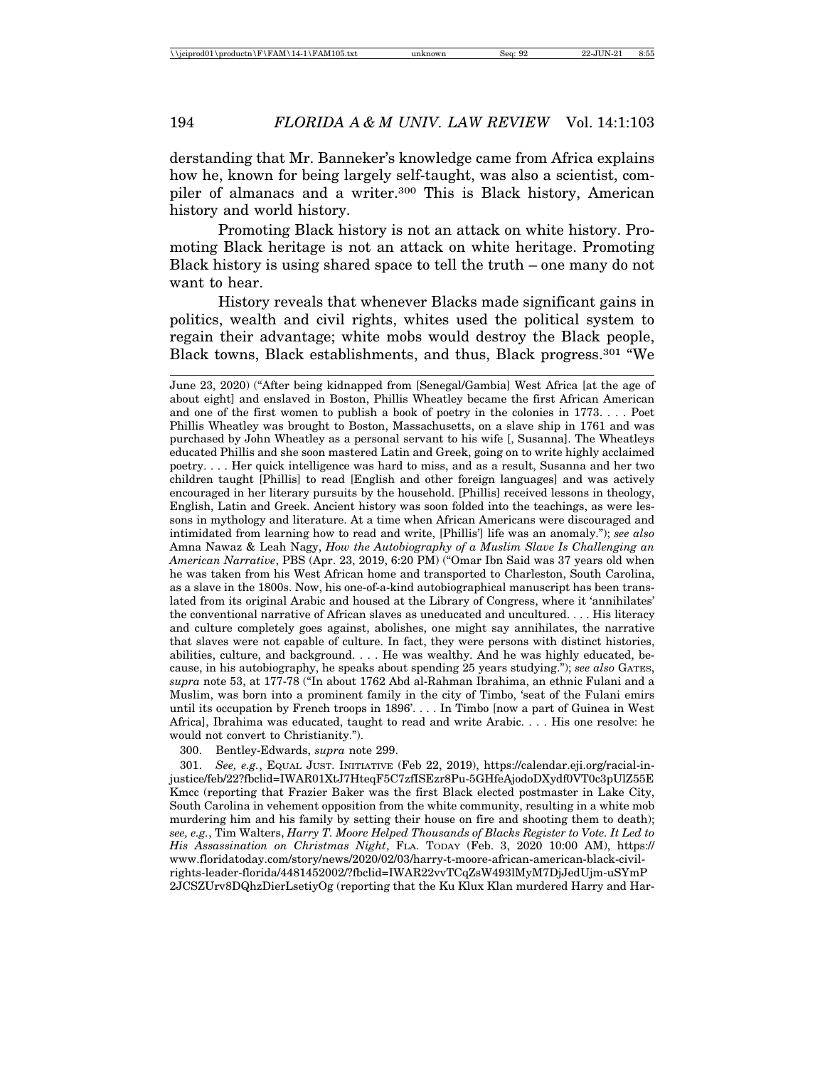derstanding that Mr. Banneker's knowledge came from Africa explains how he, known for being largely self-taught, was also a scientist, compiler of almanacs and a writer.[300] This is Black history, American history and world history.

Promoting Black history is not an attack on white history. Promoting Black heritage is not an attack on white heritage. Promoting Black history is using shared space to tell the truth – one many do not want to hear.

History reveals that whenever Blacks made significant gains in politics, wealth and civil rights, whites used the political system to regain their advantage; white mobs would destroy the Black people, Black towns, Black establishments, and thus, Black progress.[301] "We

---

June 23, 2020) ("After being kidnapped from [Senegal/Gambia] West Africa [at the age of about eight] and enslaved in Boston, Phillis Wheatley became the first African American and one of the first women to publish a book of poetry in the colonies in 1773. . . . Poet Phillis Wheatley was brought to Boston, Massachusetts, on a slave ship in 1761 and was purchased by John Wheatley as a personal servant to his wife [, Susanna]. The Wheatleys educated Phillis and she soon mastered Latin and Greek, going on to write highly acclaimed poetry. . . . Her quick intelligence was hard to miss, and as a result, Susanna and her two children taught [Phillis] to read [English and other foreign languages] and was actively encouraged in her literary pursuits by the household. [Phillis] received lessons in theology, English, Latin and Greek. Ancient history was soon folded into the teachings, as were lessons in mythology and literature. At a time when African Americans were discouraged and intimidated from learning how to read and write, [Phillis'] life was an anomaly."); *see also* Amna Nawaz & Leah Nagy, *How the Autobiography of a Muslim Slave Is Challenging an American Narrative*, PBS (Apr. 23, 2019, 6:20 PM) ("Omar Ibn Said was 37 years old when he was taken from his West African home and transported to Charleston, South Carolina, as a slave in the 1800s. Now, his one-of-a-kind autobiographical manuscript has been translated from its original Arabic and housed at the Library of Congress, where it 'annihilates' the conventional narrative of African slaves as uneducated and uncultured. . . . His literacy and culture completely goes against, abolishes, one might say annihilates, the narrative that slaves were not capable of culture. In fact, they were persons with distinct histories, abilities, culture, and background. . . . He was wealthy. And he was highly educated, because, in his autobiography, he speaks about spending 25 years studying."); *see also* GATES, *supra* note 53, at 177-78 ("In about 1762 Abd al-Rahman Ibrahima, an ethnic Fulani and a Muslim, was born into a prominent family in the city of Timbo, 'seat of the Fulani emirs until its occupation by French troops in 1896'. . . . In Timbo [now a part of Guinea in West Africa], Ibrahima was educated, taught to read and write Arabic. . . . His one resolve: he would not convert to Christianity.").

300. Bentley-Edwards, *supra* note 299.

301. *See, e.g.*, EQUAL JUST. INITIATIVE (Feb 22, 2019), https://calendar.eji.org/racial-injustice/feb/22?fbclid=IWAR01XtJ7HteqF5C7zfISEzr8Pu-5GHfeAjodoDXydf0VT0c3pUlZ55EKmcc (reporting that Frazier Baker was the first Black elected postmaster in Lake City, South Carolina in vehement opposition from the white community, resulting in a white mob murdering him and his family by setting their house on fire and shooting them to death); *see, e.g.*, Tim Walters, *Harry T. Moore Helped Thousands of Blacks Register to Vote. It Led to His Assassination on Christmas Night*, FLA. TODAY (Feb. 3, 2020 10:00 AM), https://www.floridatoday.com/story/news/2020/02/03/harry-t-moore-african-american-black-civil-rights-leader-florida/4481452002/?fbclid=IWAR22vvTCqZsW493lMyM7DjJedUjm-uSYmP2JCSZUrv8DQhzDierLsetiyOg (reporting that the Ku Klux Klan murdered Harry and Har-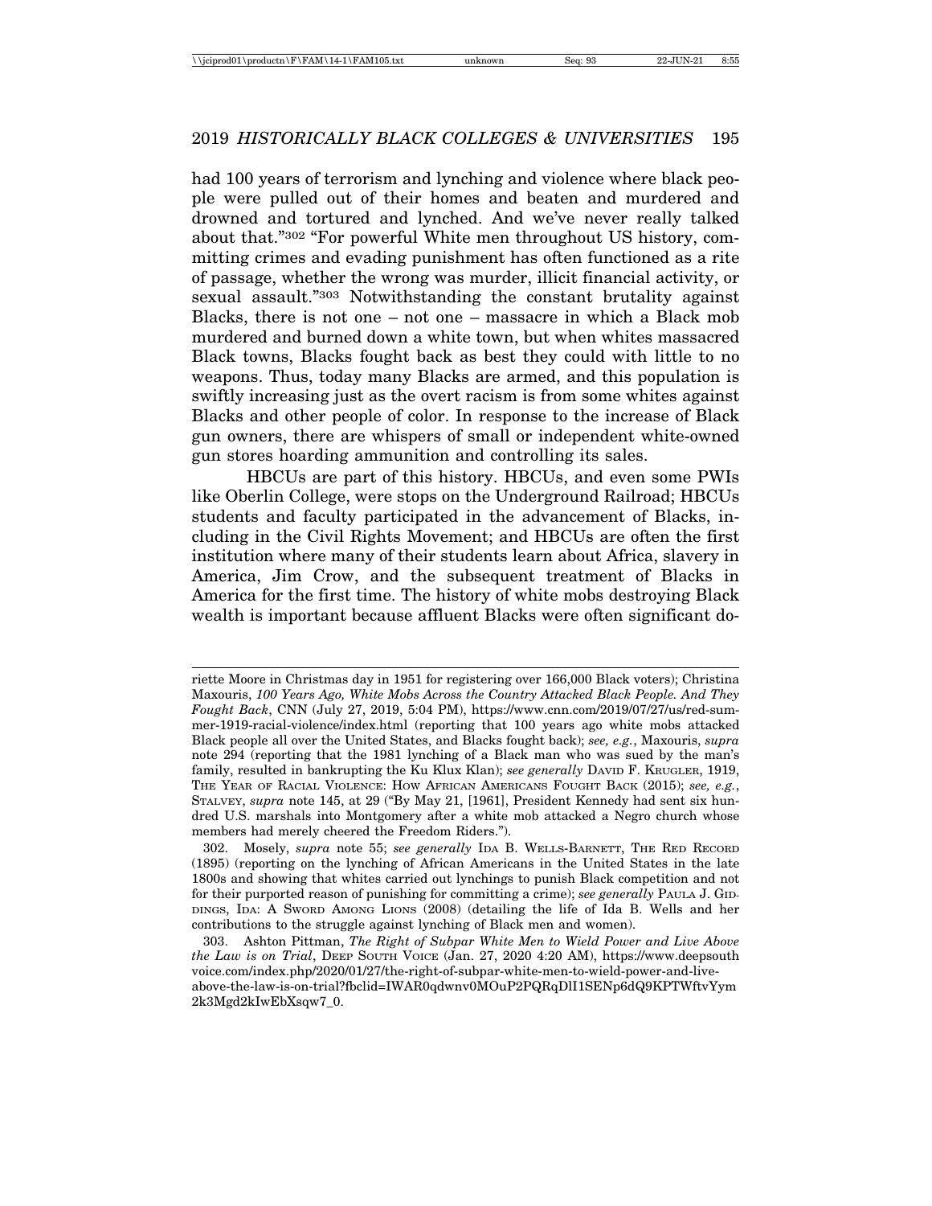had 100 years of terrorism and lynching and violence where black people were pulled out of their homes and beaten and murdered and drowned and tortured and lynched. And we've never really talked about that."[302] "For powerful White men throughout US history, committing crimes and evading punishment has often functioned as a rite of passage, whether the wrong was murder, illicit financial activity, or sexual assault."[303] Notwithstanding the constant brutality against Blacks, there is not one – not one – massacre in which a Black mob murdered and burned down a white town, but when whites massacred Black towns, Blacks fought back as best they could with little to no weapons. Thus, today many Blacks are armed, and this population is swiftly increasing just as the overt racism is from some whites against Blacks and other people of color. In response to the increase of Black gun owners, there are whispers of small or independent white-owned gun stores hoarding ammunition and controlling its sales.

HBCUs are part of this history. HBCUs, and even some PWIs like Oberlin College, were stops on the Underground Railroad; HBCUs students and faculty participated in the advancement of Blacks, including in the Civil Rights Movement; and HBCUs are often the first institution where many of their students learn about Africa, slavery in America, Jim Crow, and the subsequent treatment of Blacks in America for the first time. The history of white mobs destroying Black wealth is important because affluent Blacks were often significant do-

---

riette Moore in Christmas day in 1951 for registering over 166,000 Black voters); Christina Maxouris, *100 Years Ago, White Mobs Across the Country Attacked Black People. And They Fought Back*, CNN (July 27, 2019, 5:04 PM), https://www.cnn.com/2019/07/27/us/red-summer-1919-racial-violence/index.html (reporting that 100 years ago white mobs attacked Black people all over the United States, and Blacks fought back); *see, e.g.*, Maxouris, *supra* note 294 (reporting that the 1981 lynching of a Black man who was sued by the man's family, resulted in bankrupting the Ku Klux Klan); *see generally* DAVID F. KRUGLER, 1919, THE YEAR OF RACIAL VIOLENCE: HOW AFRICAN AMERICANS FOUGHT BACK (2015); *see, e.g.*, STALVEY, *supra* note 145, at 29 ("By May 21, [1961], President Kennedy had sent six hundred U.S. marshals into Montgomery after a white mob attacked a Negro church whose members had merely cheered the Freedom Riders.").

302. Mosely, *supra* note 55; *see generally* IDA B. WELLS-BARNETT, THE RED RECORD (1895) (reporting on the lynching of African Americans in the United States in the late 1800s and showing that whites carried out lynchings to punish Black competition and not for their purported reason of punishing for committing a crime); *see generally* PAULA J. GIDDINGS, IDA: A SWORD AMONG LIONS (2008) (detailing the life of Ida B. Wells and her contributions to the struggle against lynching of Black men and women).

303. Ashton Pittman, *The Right of Subpar White Men to Wield Power and Live Above the Law is on Trial*, DEEP SOUTH VOICE (Jan. 27, 2020 4:20 AM), https://www.deepsouthvoice.com/index.php/2020/01/27/the-right-of-subpar-white-men-to-wield-power-and-live-above-the-law-is-on-trial?fbclid=IWAR0qdwnv0MOuP2PQRqDlI1SENp6dQ9KPTWftvYym2k3Mgd2kIwEbXsqw7_0.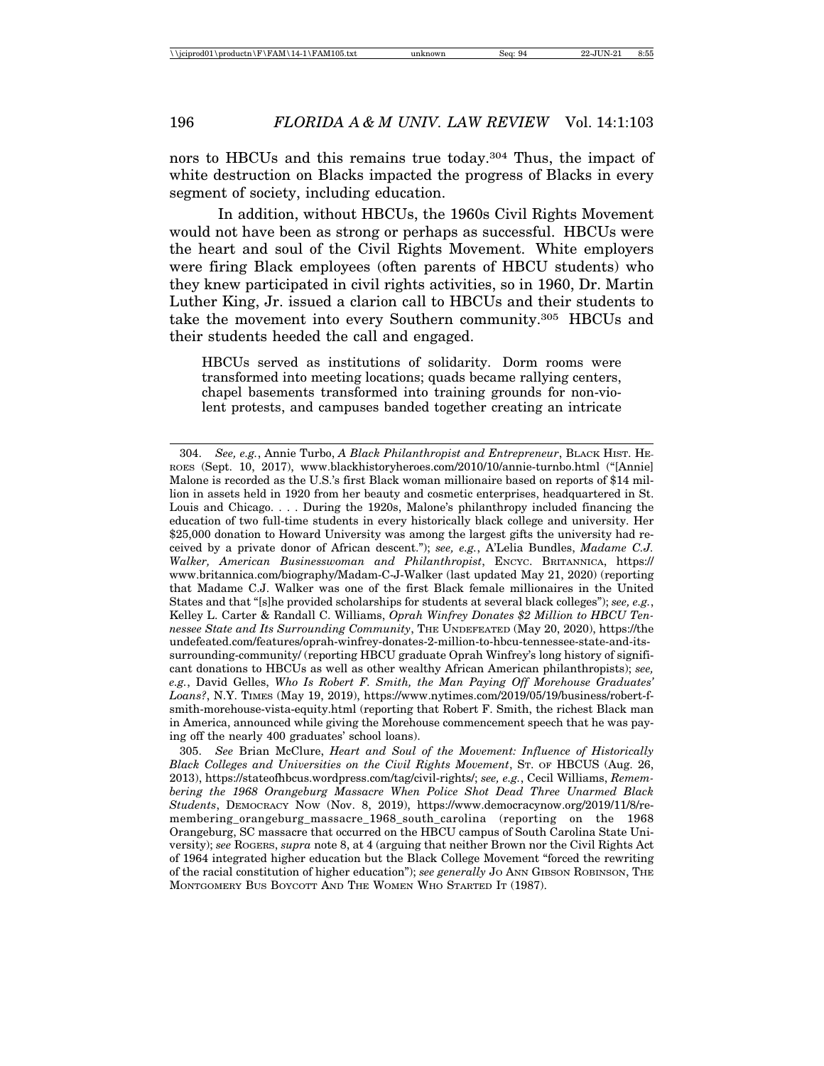nors to HBCUs and this remains true today.[304] Thus, the impact of white destruction on Blacks impacted the progress of Blacks in every segment of society, including education.

In addition, without HBCUs, the 1960s Civil Rights Movement would not have been as strong or perhaps as successful. HBCUs were the heart and soul of the Civil Rights Movement. White employers were firing Black employees (often parents of HBCU students) who they knew participated in civil rights activities, so in 1960, Dr. Martin Luther King, Jr. issued a clarion call to HBCUs and their students to take the movement into every Southern community.[305] HBCUs and their students heeded the call and engaged.

> HBCUs served as institutions of solidarity. Dorm rooms were transformed into meeting locations; quads became rallying centers, chapel basements transformed into training grounds for non-violent protests, and campuses banded together creating an intricate

---

304. *See, e.g.*, Annie Turbo, *A Black Philanthropist and Entrepreneur*, BLACK HIST. HEROES (Sept. 10, 2017), www.blackhistoryheroes.com/2010/10/annie-turnbo.html ("[Annie] Malone is recorded as the U.S.'s first Black woman millionaire based on reports of $14 million in assets held in 1920 from her beauty and cosmetic enterprises, headquartered in St. Louis and Chicago. . . . During the 1920s, Malone's philanthropy included financing the education of two full-time students in every historically black college and university. Her $25,000 donation to Howard University was among the largest gifts the university had received by a private donor of African descent."); *see, e.g.*, A'Lelia Bundles, *Madame C.J. Walker, American Businesswoman and Philanthropist*, ENCYC. BRITANNICA, https://www.britannica.com/biography/Madam-C-J-Walker (last updated May 21, 2020) (reporting that Madame C.J. Walker was one of the first Black female millionaires in the United States and that "[s]he provided scholarships for students at several black colleges"); *see, e.g.*, Kelley L. Carter & Randall C. Williams, *Oprah Winfrey Donates $2 Million to HBCU Tennessee State and Its Surrounding Community*, THE UNDEFEATED (May 20, 2020), https://theundefeated.com/features/oprah-winfrey-donates-2-million-to-hbcu-tennessee-state-and-its-surrounding-community/ (reporting HBCU graduate Oprah Winfrey's long history of significant donations to HBCUs as well as other wealthy African American philanthropists); *see, e.g.*, David Gelles, *Who Is Robert F. Smith, the Man Paying Off Morehouse Graduates' Loans?*, N.Y. TIMES (May 19, 2019), https://www.nytimes.com/2019/05/19/business/robert-f-smith-morehouse-vista-equity.html (reporting that Robert F. Smith, the richest Black man in America, announced while giving the Morehouse commencement speech that he was paying off the nearly 400 graduates' school loans).

305. *See* Brian McClure, *Heart and Soul of the Movement: Influence of Historically Black Colleges and Universities on the Civil Rights Movement*, ST. OF HBCUS (Aug. 26, 2013), https://stateofhbcus.wordpress.com/tag/civil-rights/; *see, e.g.*, Cecil Williams, *Remembering the 1968 Orangeburg Massacre When Police Shot Dead Three Unarmed Black Students*, DEMOCRACY NOW (Nov. 8, 2019), https://www.democracynow.org/2019/11/8/remembering_orangeburg_massacre_1968_south_carolina (reporting on the 1968 Orangeburg, SC massacre that occurred on the HBCU campus of South Carolina State University); *see* ROGERS, *supra* note 8, at 4 (arguing that neither Brown nor the Civil Rights Act of 1964 integrated higher education but the Black College Movement "forced the rewriting of the racial constitution of higher education"); *see generally* JO ANN GIBSON ROBINSON, THE MONTGOMERY BUS BOYCOTT AND THE WOMEN WHO STARTED IT (1987).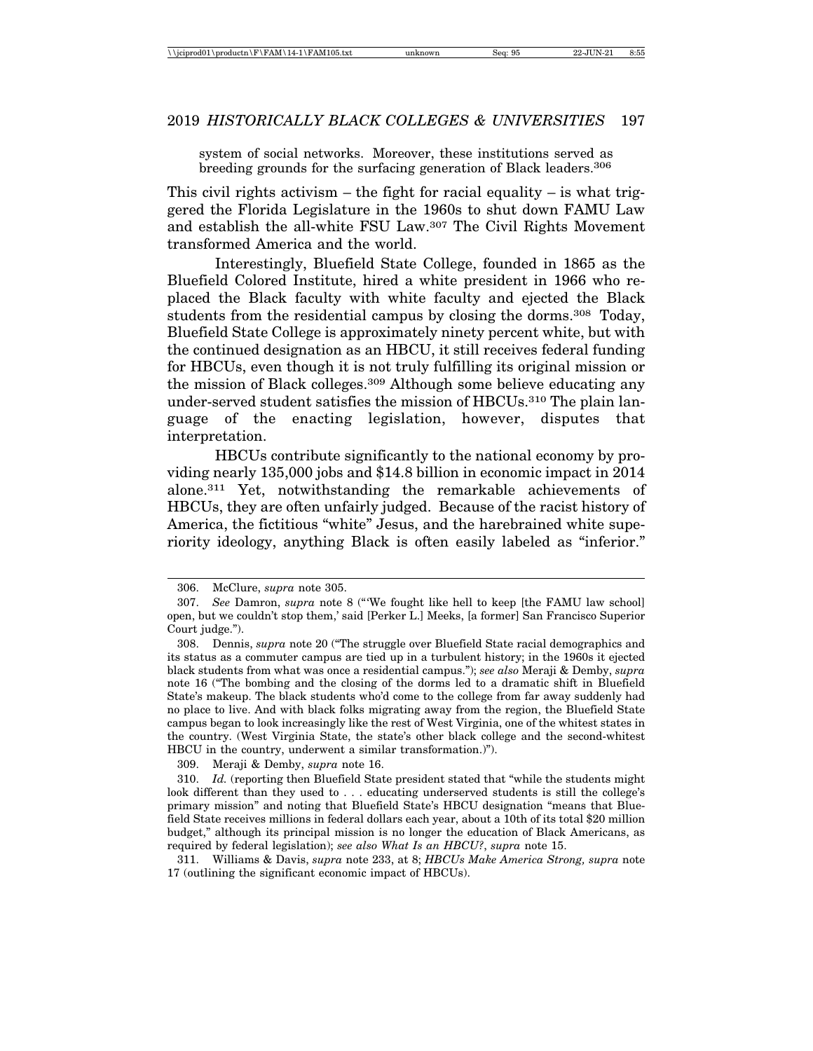system of social networks. Moreover, these institutions served as breeding grounds for the surfacing generation of Black leaders.[306]

This civil rights activism – the fight for racial equality – is what triggered the Florida Legislature in the 1960s to shut down FAMU Law and establish the all-white FSU Law.[307] The Civil Rights Movement transformed America and the world.

Interestingly, Bluefield State College, founded in 1865 as the Bluefield Colored Institute, hired a white president in 1966 who replaced the Black faculty with white faculty and ejected the Black students from the residential campus by closing the dorms.[308] Today, Bluefield State College is approximately ninety percent white, but with the continued designation as an HBCU, it still receives federal funding for HBCUs, even though it is not truly fulfilling its original mission or the mission of Black colleges.[309] Although some believe educating any under-served student satisfies the mission of HBCUs.[310] The plain language of the enacting legislation, however, disputes that interpretation.

HBCUs contribute significantly to the national economy by providing nearly 135,000 jobs and $14.8 billion in economic impact in 2014 alone.[311] Yet, notwithstanding the remarkable achievements of HBCUs, they are often unfairly judged. Because of the racist history of America, the fictitious "white" Jesus, and the harebrained white superiority ideology, anything Black is often easily labeled as "inferior."

---

306. McClure, *supra* note 305.

307. *See* Damron, *supra* note 8 ("'We fought like hell to keep [the FAMU law school] open, but we couldn't stop them,' said [Perker L.] Meeks, [a former] San Francisco Superior Court judge.").

308. Dennis, *supra* note 20 ("The struggle over Bluefield State racial demographics and its status as a commuter campus are tied up in a turbulent history; in the 1960s it ejected black students from what was once a residential campus."); *see also* Meraji & Demby, *supra* note 16 ("The bombing and the closing of the dorms led to a dramatic shift in Bluefield State's makeup. The black students who'd come to the college from far away suddenly had no place to live. And with black folks migrating away from the region, the Bluefield State campus began to look increasingly like the rest of West Virginia, one of the whitest states in the country. (West Virginia State, the state's other black college and the second-whitest HBCU in the country, underwent a similar transformation.)").

309. Meraji & Demby, *supra* note 16.

310. *Id.* (reporting then Bluefield State president stated that "while the students might look different than they used to . . . educating underserved students is still the college's primary mission" and noting that Bluefield State's HBCU designation "means that Bluefield State receives millions in federal dollars each year, about a 10th of its total $20 million budget," although its principal mission is no longer the education of Black Americans, as required by federal legislation); *see also What Is an HBCU?*, *supra* note 15.

311. Williams & Davis, *supra* note 233, at 8; *HBCUs Make America Strong, supra* note 17 (outlining the significant economic impact of HBCUs).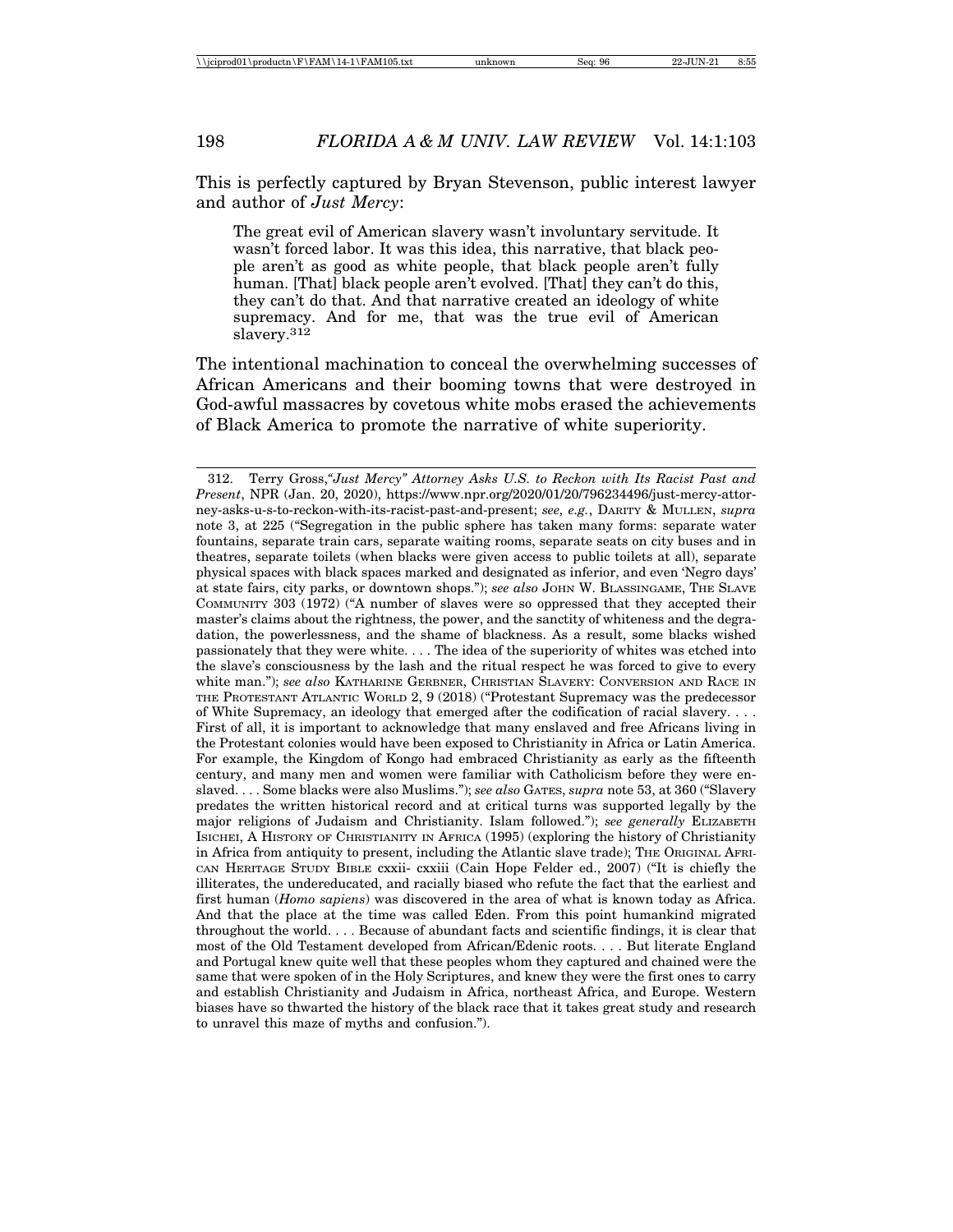This is perfectly captured by Bryan Stevenson, public interest lawyer and author of *Just Mercy*:

> The great evil of American slavery wasn't involuntary servitude. It wasn't forced labor. It was this idea, this narrative, that black people aren't as good as white people, that black people aren't fully human. [That] black people aren't evolved. [That] they can't do this, they can't do that. And that narrative created an ideology of white supremacy. And for me, that was the true evil of American slavery.[312]

The intentional machination to conceal the overwhelming successes of African Americans and their booming towns that were destroyed in God-awful massacres by covetous white mobs erased the achievements of Black America to promote the narrative of white superiority.

---

312. Terry Gross,*"Just Mercy" Attorney Asks U.S. to Reckon with Its Racist Past and Present*, NPR (Jan. 20, 2020), https://www.npr.org/2020/01/20/796234496/just-mercy-attorney-asks-u-s-to-reckon-with-its-racist-past-and-present; *see, e.g.*, DARITY & MULLEN, *supra* note 3, at 225 ("Segregation in the public sphere has taken many forms: separate water fountains, separate train cars, separate waiting rooms, separate seats on city buses and in theatres, separate toilets (when blacks were given access to public toilets at all), separate physical spaces with black spaces marked and designated as inferior, and even 'Negro days' at state fairs, city parks, or downtown shops."); *see also* JOHN W. BLASSINGAME, THE SLAVE COMMUNITY 303 (1972) ("A number of slaves were so oppressed that they accepted their master's claims about the rightness, the power, and the sanctity of whiteness and the degradation, the powerlessness, and the shame of blackness. As a result, some blacks wished passionately that they were white. . . . The idea of the superiority of whites was etched into the slave's consciousness by the lash and the ritual respect he was forced to give to every white man."); *see also* KATHARINE GERBNER, CHRISTIAN SLAVERY: CONVERSION AND RACE IN THE PROTESTANT ATLANTIC WORLD 2, 9 (2018) ("Protestant Supremacy was the predecessor of White Supremacy, an ideology that emerged after the codification of racial slavery. . . . First of all, it is important to acknowledge that many enslaved and free Africans living in the Protestant colonies would have been exposed to Christianity in Africa or Latin America. For example, the Kingdom of Kongo had embraced Christianity as early as the fifteenth century, and many men and women were familiar with Catholicism before they were enslaved. . . . Some blacks were also Muslims."); *see also* GATES, *supra* note 53, at 360 ("Slavery predates the written historical record and at critical turns was supported legally by the major religions of Judaism and Christianity. Islam followed."); *see generally* ELIZABETH ISICHEI, A HISTORY OF CHRISTIANITY IN AFRICA (1995) (exploring the history of Christianity in Africa from antiquity to present, including the Atlantic slave trade); THE ORIGINAL AFRICAN HERITAGE STUDY BIBLE cxxii- cxxiii (Cain Hope Felder ed., 2007) ("It is chiefly the illiterates, the undereducated, and racially biased who refute the fact that the earliest and first human (*Homo sapiens*) was discovered in the area of what is known today as Africa. And that the place at the time was called Eden. From this point humankind migrated throughout the world. . . . Because of abundant facts and scientific findings, it is clear that most of the Old Testament developed from African/Edenic roots. . . . But literate England and Portugal knew quite well that these peoples whom they captured and chained were the same that were spoken of in the Holy Scriptures, and knew they were the first ones to carry and establish Christianity and Judaism in Africa, northeast Africa, and Europe. Western biases have so thwarted the history of the black race that it takes great study and research to unravel this maze of myths and confusion.").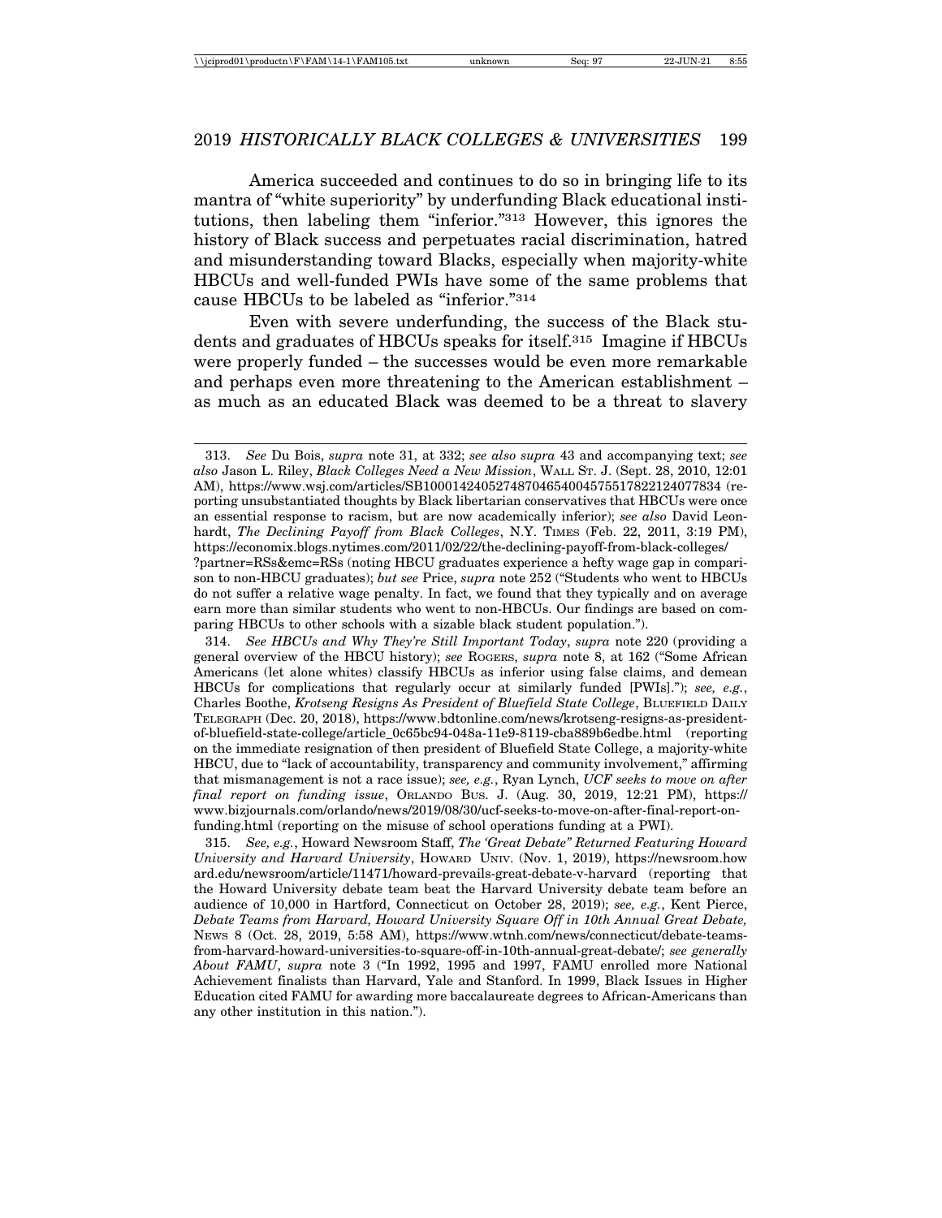America succeeded and continues to do so in bringing life to its mantra of "white superiority" by underfunding Black educational institutions, then labeling them "inferior."[313] However, this ignores the history of Black success and perpetuates racial discrimination, hatred and misunderstanding toward Blacks, especially when majority-white HBCUs and well-funded PWIs have some of the same problems that cause HBCUs to be labeled as "inferior."[314]

Even with severe underfunding, the success of the Black students and graduates of HBCUs speaks for itself.[315] Imagine if HBCUs were properly funded – the successes would be even more remarkable and perhaps even more threatening to the American establishment – as much as an educated Black was deemed to be a threat to slavery

---

313. *See* Du Bois, *supra* note 31, at 332; *see also supra* 43 and accompanying text; *see also* Jason L. Riley, *Black Colleges Need a New Mission*, WALL ST. J. (Sept. 28, 2010, 12:01 AM), https://www.wsj.com/articles/SB10001424052748704654004575517822124077834 (reporting unsubstantiated thoughts by Black libertarian conservatives that HBCUs were once an essential response to racism, but are now academically inferior); *see also* David Leonhardt, *The Declining Payoff from Black Colleges*, N.Y. TIMES (Feb. 22, 2011, 3:19 PM), https://economix.blogs.nytimes.com/2011/02/22/the-declining-payoff-from-black-colleges/?partner=RSs&emc=RSs (noting HBCU graduates experience a hefty wage gap in comparison to non-HBCU graduates); *but see* Price, *supra* note 252 ("Students who went to HBCUs do not suffer a relative wage penalty. In fact, we found that they typically and on average earn more than similar students who went to non-HBCUs. Our findings are based on comparing HBCUs to other schools with a sizable black student population.").

314. *See HBCUs and Why They're Still Important Today*, *supra* note 220 (providing a general overview of the HBCU history); *see* ROGERS, *supra* note 8, at 162 ("Some African Americans (let alone whites) classify HBCUs as inferior using false claims, and demean HBCUs for complications that regularly occur at similarly funded [PWIs]."); *see, e.g.*, Charles Boothe, *Krotseng Resigns As President of Bluefield State College*, BLUEFIELD DAILY TELEGRAPH (Dec. 20, 2018), https://www.bdtonline.com/news/krotseng-resigns-as-president-of-bluefield-state-college/article_0c65bc94-048a-11e9-8119-cba889b6edbe.html (reporting on the immediate resignation of then president of Bluefield State College, a majority-white HBCU, due to "lack of accountability, transparency and community involvement," affirming that mismanagement is not a race issue); *see, e.g.*, Ryan Lynch, *UCF seeks to move on after final report on funding issue*, ORLANDO BUS. J. (Aug. 30, 2019, 12:21 PM), https://www.bizjournals.com/orlando/news/2019/08/30/ucf-seeks-to-move-on-after-final-report-on-funding.html (reporting on the misuse of school operations funding at a PWI).

315. *See, e.g.*, Howard Newsroom Staff, *The 'Great Debate" Returned Featuring Howard University and Harvard University*, HOWARD UNIV. (Nov. 1, 2019), https://newsroom.howard.edu/newsroom/article/11471/howard-prevails-great-debate-v-harvard (reporting that the Howard University debate team beat the Harvard University debate team before an audience of 10,000 in Hartford, Connecticut on October 28, 2019); *see, e.g.*, Kent Pierce, *Debate Teams from Harvard, Howard University Square Off in 10th Annual Great Debate,* NEWS 8 (Oct. 28, 2019, 5:58 AM), https://www.wtnh.com/news/connecticut/debate-teams-from-harvard-howard-universities-to-square-off-in-10th-annual-great-debate/; *see generally About FAMU*, *supra* note 3 ("In 1992, 1995 and 1997, FAMU enrolled more National Achievement finalists than Harvard, Yale and Stanford. In 1999, Black Issues in Higher Education cited FAMU for awarding more baccalaureate degrees to African-Americans than any other institution in this nation.").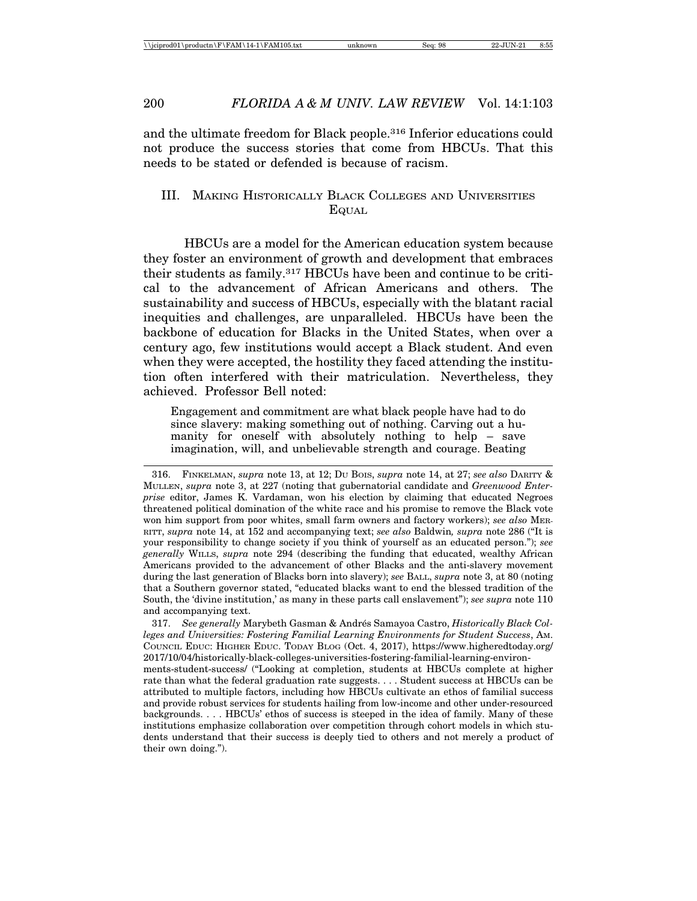and the ultimate freedom for Black people.[316] Inferior educations could not produce the success stories that come from HBCUs. That this needs to be stated or defended is because of racism.

## III. Making Historically Black Colleges and Universities Equal

HBCUs are a model for the American education system because they foster an environment of growth and development that embraces their students as family.[317] HBCUs have been and continue to be critical to the advancement of African Americans and others. The sustainability and success of HBCUs, especially with the blatant racial inequities and challenges, are unparalleled. HBCUs have been the backbone of education for Blacks in the United States, when over a century ago, few institutions would accept a Black student. And even when they were accepted, the hostility they faced attending the institution often interfered with their matriculation. Nevertheless, they achieved. Professor Bell noted:

> Engagement and commitment are what black people have had to do since slavery: making something out of nothing. Carving out a humanity for oneself with absolutely nothing to help – save imagination, will, and unbelievable strength and courage. Beating

---

316. Finkelman, *supra* note 13, at 12; Du Bois, *supra* note 14, at 27; *see also* Darity & Mullen, *supra* note 3, at 227 (noting that gubernatorial candidate and *Greenwood Enterprise* editor, James K. Vardaman, won his election by claiming that educated Negroes threatened political domination of the white race and his promise to remove the Black vote won him support from poor whites, small farm owners and factory workers); *see also* Merritt, *supra* note 14, at 152 and accompanying text; *see also* Baldwin*, supra* note 286 ("It is your responsibility to change society if you think of yourself as an educated person."); *see generally* Wills, *supra* note 294 (describing the funding that educated, wealthy African Americans provided to the advancement of other Blacks and the anti-slavery movement during the last generation of Blacks born into slavery); *see* Ball, *supra* note 3, at 80 (noting that a Southern governor stated, "educated blacks want to end the blessed tradition of the South, the 'divine institution,' as many in these parts call enslavement"); *see supra* note 110 and accompanying text.

317. *See generally* Marybeth Gasman & Andrés Samayoa Castro, *Historically Black Colleges and Universities: Fostering Familial Learning Environments for Student Success*, Am. Council Educ: Higher Educ. Today Blog (Oct. 4, 2017), https://www.higheredtoday.org/2017/10/04/historically-black-colleges-universities-fostering-familial-learning-environments-student-success/ ("Looking at completion, students at HBCUs complete at higher rate than what the federal graduation rate suggests. . . . Student success at HBCUs can be attributed to multiple factors, including how HBCUs cultivate an ethos of familial success and provide robust services for students hailing from low-income and other under-resourced backgrounds. . . . HBCUs' ethos of success is steeped in the idea of family. Many of these institutions emphasize collaboration over competition through cohort models in which students understand that their success is deeply tied to others and not merely a product of their own doing.").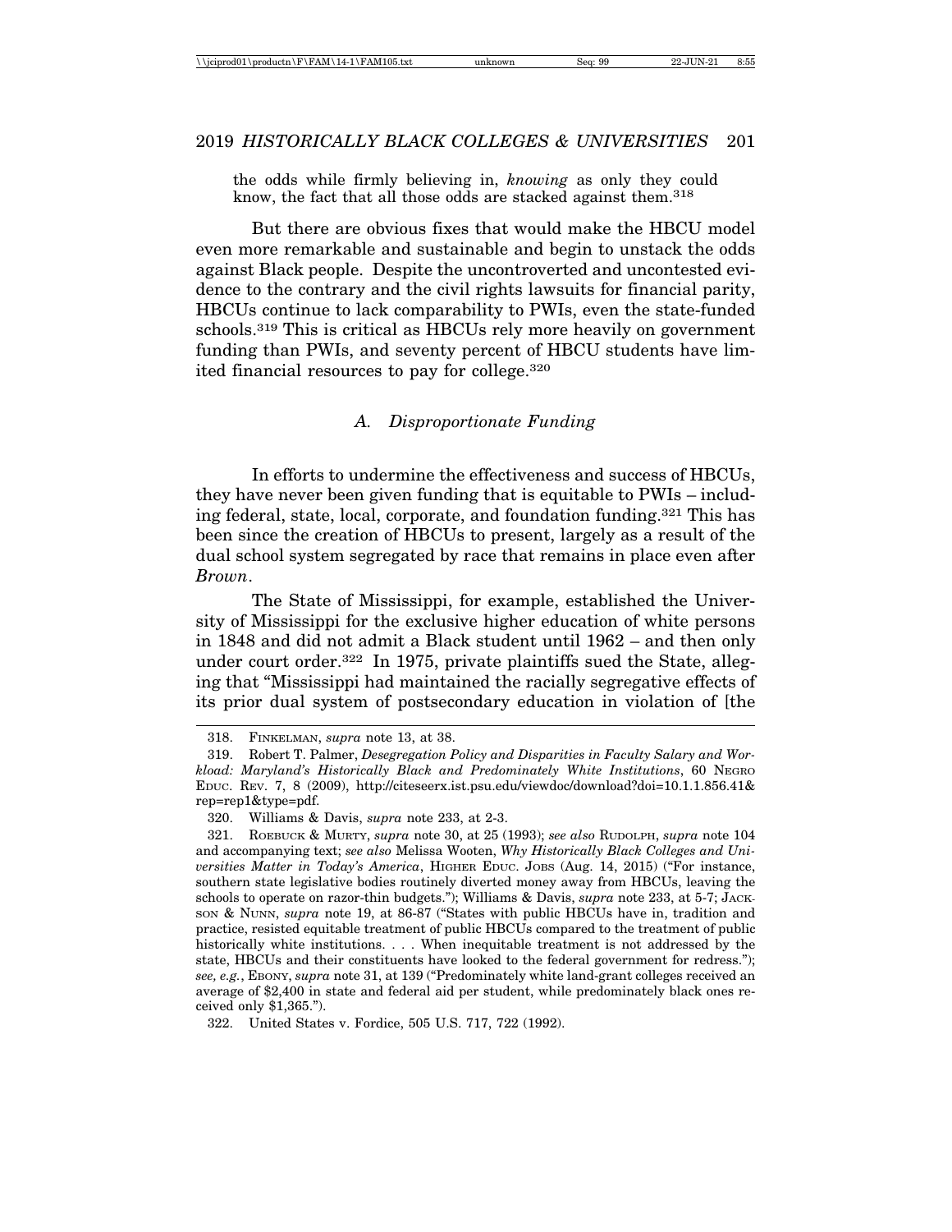the odds while firmly believing in, *knowing* as only they could know, the fact that all those odds are stacked against them.[318]

But there are obvious fixes that would make the HBCU model even more remarkable and sustainable and begin to unstack the odds against Black people. Despite the uncontroverted and uncontested evidence to the contrary and the civil rights lawsuits for financial parity, HBCUs continue to lack comparability to PWIs, even the state-funded schools.[319] This is critical as HBCUs rely more heavily on government funding than PWIs, and seventy percent of HBCU students have limited financial resources to pay for college.[320]

### *A. Disproportionate Funding*

In efforts to undermine the effectiveness and success of HBCUs, they have never been given funding that is equitable to PWIs – including federal, state, local, corporate, and foundation funding.[321] This has been since the creation of HBCUs to present, largely as a result of the dual school system segregated by race that remains in place even after *Brown*.

The State of Mississippi, for example, established the University of Mississippi for the exclusive higher education of white persons in 1848 and did not admit a Black student until 1962 – and then only under court order.[322] In 1975, private plaintiffs sued the State, alleging that "Mississippi had maintained the racially segregative effects of its prior dual system of postsecondary education in violation of [the

---

318. FINKELMAN, *supra* note 13, at 38.

319. Robert T. Palmer, *Desegregation Policy and Disparities in Faculty Salary and Workload: Maryland's Historically Black and Predominately White Institutions*, 60 NEGRO EDUC. REV. 7, 8 (2009), http://citeseerx.ist.psu.edu/viewdoc/download?doi=10.1.1.856.41&rep=rep1&type=pdf.

320. Williams & Davis, *supra* note 233, at 2-3.

321. ROEBUCK & MURTY, *supra* note 30, at 25 (1993); *see also* RUDOLPH, *supra* note 104 and accompanying text; *see also* Melissa Wooten, *Why Historically Black Colleges and Universities Matter in Today's America*, HIGHER EDUC. JOBS (Aug. 14, 2015) ("For instance, southern state legislative bodies routinely diverted money away from HBCUs, leaving the schools to operate on razor-thin budgets."); Williams & Davis, *supra* note 233, at 5-7; JACKSON & NUNN, *supra* note 19, at 86-87 ("States with public HBCUs have in, tradition and practice, resisted equitable treatment of public HBCUs compared to the treatment of public historically white institutions. . . . When inequitable treatment is not addressed by the state, HBCUs and their constituents have looked to the federal government for redress."); *see, e.g.*, EBONY, *supra* note 31, at 139 ("Predominately white land-grant colleges received an average of $2,400 in state and federal aid per student, while predominately black ones received only $1,365.").

322. United States v. Fordice, 505 U.S. 717, 722 (1992).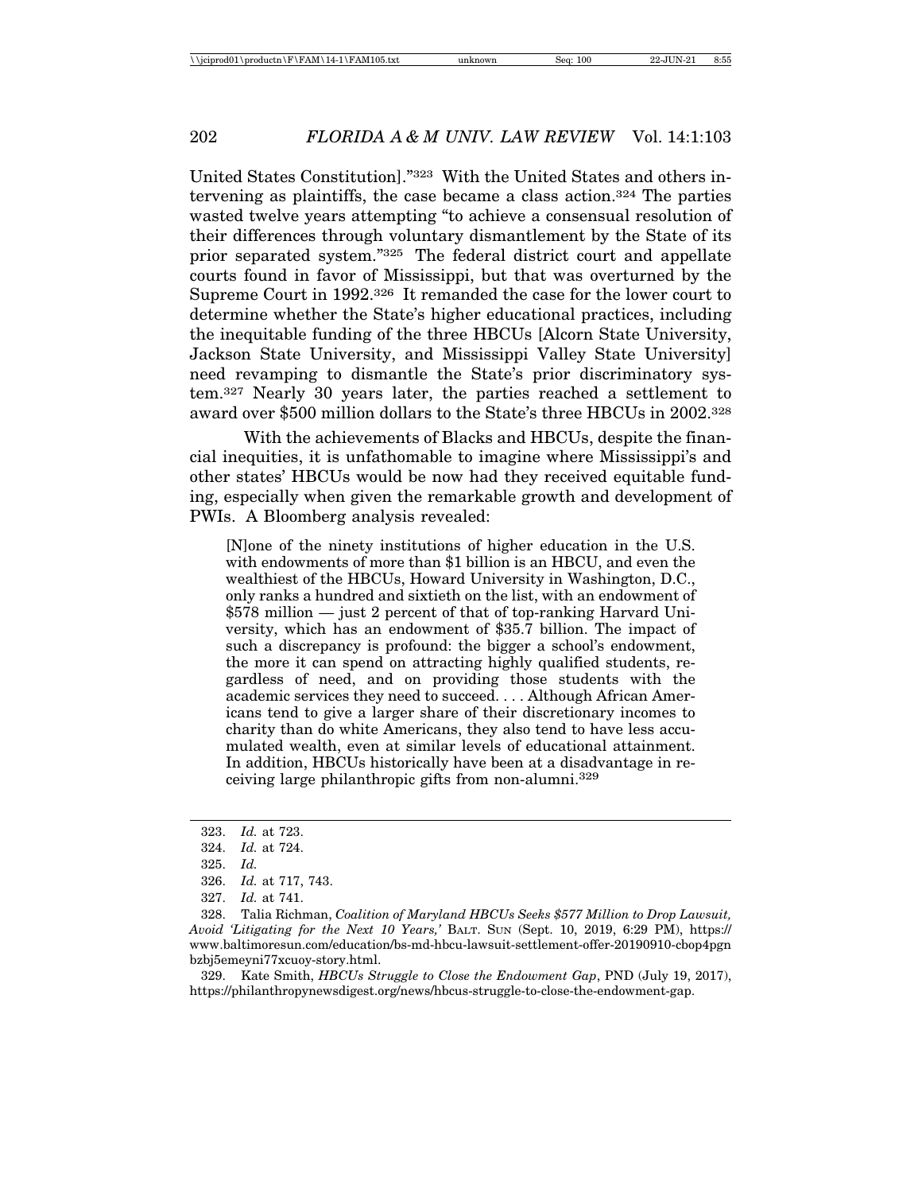United States Constitution]."[323] With the United States and others intervening as plaintiffs, the case became a class action.[324] The parties wasted twelve years attempting "to achieve a consensual resolution of their differences through voluntary dismantlement by the State of its prior separated system."[325] The federal district court and appellate courts found in favor of Mississippi, but that was overturned by the Supreme Court in 1992.[326] It remanded the case for the lower court to determine whether the State's higher educational practices, including the inequitable funding of the three HBCUs [Alcorn State University, Jackson State University, and Mississippi Valley State University] need revamping to dismantle the State's prior discriminatory system.[327] Nearly 30 years later, the parties reached a settlement to award over $500 million dollars to the State's three HBCUs in 2002.[328]

With the achievements of Blacks and HBCUs, despite the financial inequities, it is unfathomable to imagine where Mississippi's and other states' HBCUs would be now had they received equitable funding, especially when given the remarkable growth and development of PWIs. A Bloomberg analysis revealed:

> [N]one of the ninety institutions of higher education in the U.S. with endowments of more than $1 billion is an HBCU, and even the wealthiest of the HBCUs, Howard University in Washington, D.C., only ranks a hundred and sixtieth on the list, with an endowment of $578 million — just 2 percent of that of top-ranking Harvard University, which has an endowment of $35.7 billion. The impact of such a discrepancy is profound: the bigger a school's endowment, the more it can spend on attracting highly qualified students, regardless of need, and on providing those students with the academic services they need to succeed. . . . Although African Americans tend to give a larger share of their discretionary incomes to charity than do white Americans, they also tend to have less accumulated wealth, even at similar levels of educational attainment. In addition, HBCUs historically have been at a disadvantage in receiving large philanthropic gifts from non-alumni.[329]

---

323. *Id.* at 723.

324. *Id.* at 724.

325. *Id.*

326. *Id.* at 717, 743.

327. *Id.* at 741.

328. Talia Richman, *Coalition of Maryland HBCUs Seeks $577 Million to Drop Lawsuit, Avoid 'Litigating for the Next 10 Years,'* BALT. SUN (Sept. 10, 2019, 6:29 PM), https://www.baltimoresun.com/education/bs-md-hbcu-lawsuit-settlement-offer-20190910-cbop4pgnbzbj5emeyni77xcuoy-story.html.

329. Kate Smith, *HBCUs Struggle to Close the Endowment Gap*, PND (July 19, 2017), https://philanthropynewsdigest.org/news/hbcus-struggle-to-close-the-endowment-gap.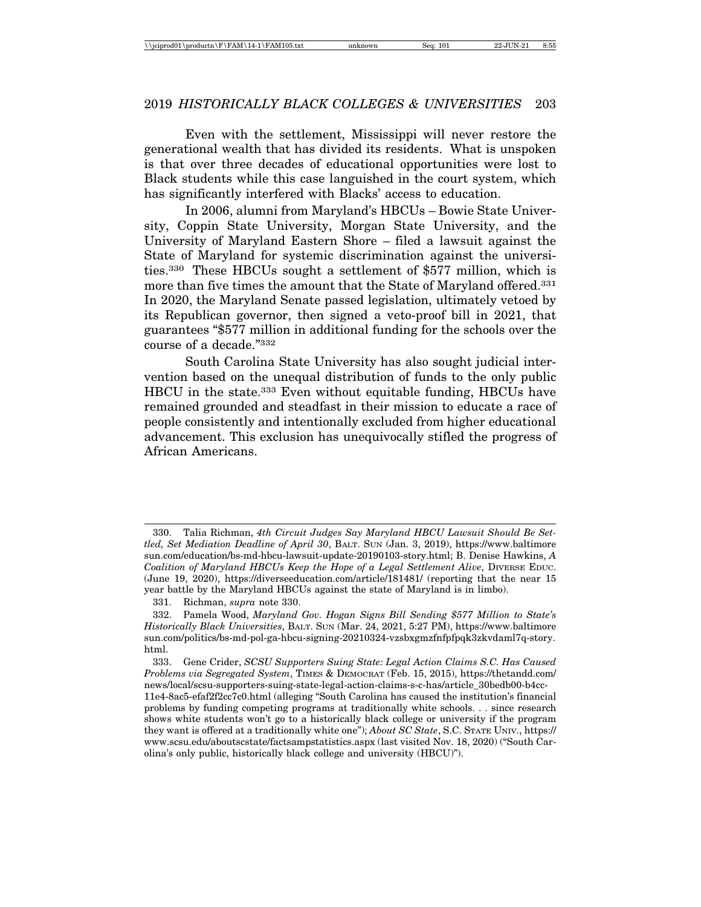Even with the settlement, Mississippi will never restore the generational wealth that has divided its residents. What is unspoken is that over three decades of educational opportunities were lost to Black students while this case languished in the court system, which has significantly interfered with Blacks' access to education.

In 2006, alumni from Maryland's HBCUs – Bowie State University, Coppin State University, Morgan State University, and the University of Maryland Eastern Shore – filed a lawsuit against the State of Maryland for systemic discrimination against the universities.[330] These HBCUs sought a settlement of $577 million, which is more than five times the amount that the State of Maryland offered.[331] In 2020, the Maryland Senate passed legislation, ultimately vetoed by its Republican governor, then signed a veto-proof bill in 2021, that guarantees "$577 million in additional funding for the schools over the course of a decade."[332]

South Carolina State University has also sought judicial intervention based on the unequal distribution of funds to the only public HBCU in the state.[333] Even without equitable funding, HBCUs have remained grounded and steadfast in their mission to educate a race of people consistently and intentionally excluded from higher educational advancement. This exclusion has unequivocally stifled the progress of African Americans.

---

330. Talia Richman, *4th Circuit Judges Say Maryland HBCU Lawsuit Should Be Settled, Set Mediation Deadline of April 30*, BALT. SUN (Jan. 3, 2019), https://www.baltimoresun.com/education/bs-md-hbcu-lawsuit-update-20190103-story.html; B. Denise Hawkins, *A Coalition of Maryland HBCUs Keep the Hope of a Legal Settlement Alive*, DIVERSE EDUC. (June 19, 2020), https://diverseeducation.com/article/181481/ (reporting that the near 15 year battle by the Maryland HBCUs against the state of Maryland is in limbo).

331. Richman, *supra* note 330.

332. Pamela Wood, *Maryland Gov. Hogan Signs Bill Sending $577 Million to State's Historically Black Universities*, BALT. SUN (Mar. 24, 2021, 5:27 PM), https://www.baltimoresun.com/politics/bs-md-pol-ga-hbcu-signing-20210324-vzsbxgmzfnfpfpqk3zkvdaml7q-story.html.

333. Gene Crider, *SCSU Supporters Suing State: Legal Action Claims S.C. Has Caused Problems via Segregated System*, TIMES & DEMOCRAT (Feb. 15, 2015), https://thetandd.com/news/local/scsu-supporters-suing-state-legal-action-claims-s-c-has/article_30bedb00-b4cc-11e4-8ac5-efaf2f2cc7c0.html (alleging "South Carolina has caused the institution's financial problems by funding competing programs at traditionally white schools. . . since research shows white students won't go to a historically black college or university if the program they want is offered at a traditionally white one"); *About SC State*, S.C. STATE UNIV., https://www.scsu.edu/aboutscstate/factsampstatistics.aspx (last visited Nov. 18, 2020) ("South Carolina's only public, historically black college and university (HBCU)").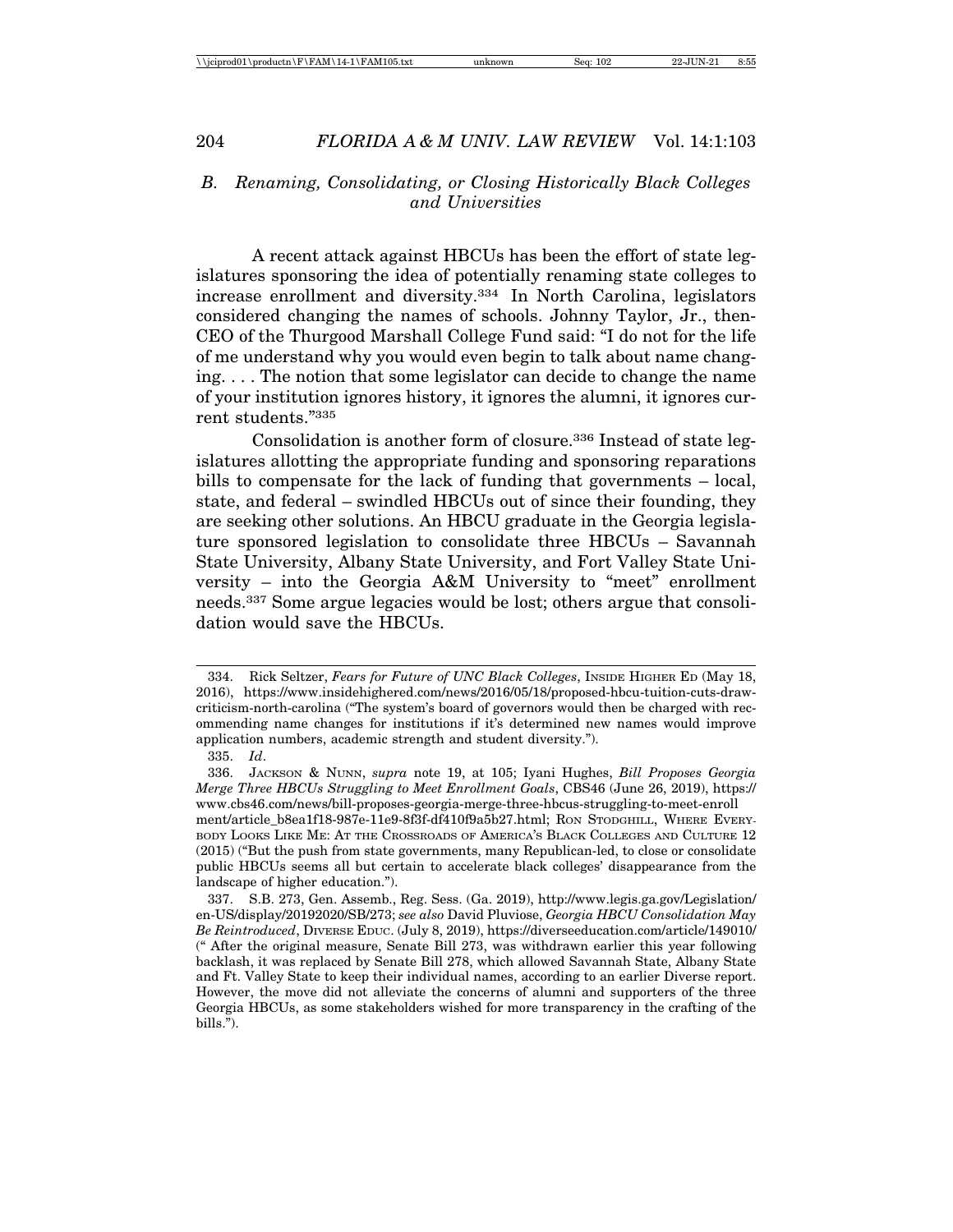### B. Renaming, Consolidating, or Closing Historically Black Colleges and Universities

A recent attack against HBCUs has been the effort of state legislatures sponsoring the idea of potentially renaming state colleges to increase enrollment and diversity.[334] In North Carolina, legislators considered changing the names of schools. Johnny Taylor, Jr., then-CEO of the Thurgood Marshall College Fund said: "I do not for the life of me understand why you would even begin to talk about name changing. . . . The notion that some legislator can decide to change the name of your institution ignores history, it ignores the alumni, it ignores current students."[335]

Consolidation is another form of closure.[336] Instead of state legislatures allotting the appropriate funding and sponsoring reparations bills to compensate for the lack of funding that governments – local, state, and federal – swindled HBCUs out of since their founding, they are seeking other solutions. An HBCU graduate in the Georgia legislature sponsored legislation to consolidate three HBCUs – Savannah State University, Albany State University, and Fort Valley State University – into the Georgia A&M University to "meet" enrollment needs.[337] Some argue legacies would be lost; others argue that consolidation would save the HBCUs.

---

334. Rick Seltzer, *Fears for Future of UNC Black Colleges*, INSIDE HIGHER ED (May 18, 2016), https://www.insidehighered.com/news/2016/05/18/proposed-hbcu-tuition-cuts-draw-criticism-north-carolina ("The system's board of governors would then be charged with recommending name changes for institutions if it's determined new names would improve application numbers, academic strength and student diversity.").

335. *Id*.

336. JACKSON & NUNN, *supra* note 19, at 105; Iyani Hughes, *Bill Proposes Georgia Merge Three HBCUs Struggling to Meet Enrollment Goals*, CBS46 (June 26, 2019), https://www.cbs46.com/news/bill-proposes-georgia-merge-three-hbcus-struggling-to-meet-enrollment/article_b8ea1f18-987e-11e9-8f3f-df410f9a5b27.html; RON STODGHILL, WHERE EVERYBODY LOOKS LIKE ME: AT THE CROSSROADS OF AMERICA'S BLACK COLLEGES AND CULTURE 12 (2015) ("But the push from state governments, many Republican-led, to close or consolidate public HBCUs seems all but certain to accelerate black colleges' disappearance from the landscape of higher education.").

337. S.B. 273, Gen. Assemb., Reg. Sess. (Ga. 2019), http://www.legis.ga.gov/Legislation/en-US/display/20192020/SB/273; *see also* David Pluviose, *Georgia HBCU Consolidation May Be Reintroduced*, DIVERSE EDUC. (July 8, 2019), https://diverseeducation.com/article/149010/ (" After the original measure, Senate Bill 273, was withdrawn earlier this year following backlash, it was replaced by Senate Bill 278, which allowed Savannah State, Albany State and Ft. Valley State to keep their individual names, according to an earlier Diverse report. However, the move did not alleviate the concerns of alumni and supporters of the three Georgia HBCUs, as some stakeholders wished for more transparency in the crafting of the bills.").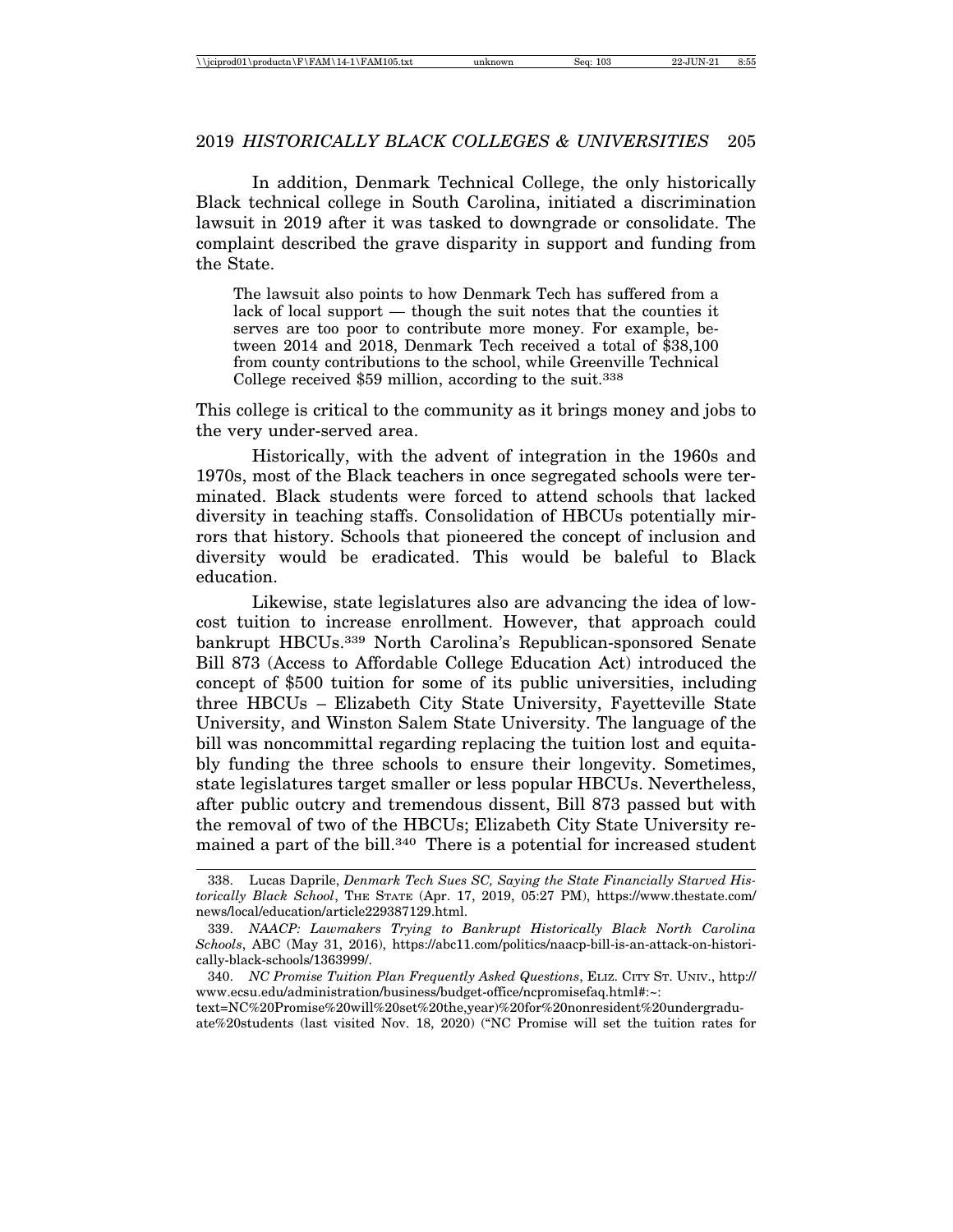In addition, Denmark Technical College, the only historically Black technical college in South Carolina, initiated a discrimination lawsuit in 2019 after it was tasked to downgrade or consolidate. The complaint described the grave disparity in support and funding from the State.

> The lawsuit also points to how Denmark Tech has suffered from a lack of local support — though the suit notes that the counties it serves are too poor to contribute more money. For example, between 2014 and 2018, Denmark Tech received a total of $38,100 from county contributions to the school, while Greenville Technical College received $59 million, according to the suit.[338]

This college is critical to the community as it brings money and jobs to the very under-served area.

Historically, with the advent of integration in the 1960s and 1970s, most of the Black teachers in once segregated schools were terminated. Black students were forced to attend schools that lacked diversity in teaching staffs. Consolidation of HBCUs potentially mirrors that history. Schools that pioneered the concept of inclusion and diversity would be eradicated. This would be baleful to Black education.

Likewise, state legislatures also are advancing the idea of low-cost tuition to increase enrollment. However, that approach could bankrupt HBCUs.[339] North Carolina's Republican-sponsored Senate Bill 873 (Access to Affordable College Education Act) introduced the concept of $500 tuition for some of its public universities, including three HBCUs – Elizabeth City State University, Fayetteville State University, and Winston Salem State University. The language of the bill was noncommittal regarding replacing the tuition lost and equitably funding the three schools to ensure their longevity. Sometimes, state legislatures target smaller or less popular HBCUs. Nevertheless, after public outcry and tremendous dissent, Bill 873 passed but with the removal of two of the HBCUs; Elizabeth City State University remained a part of the bill.[340] There is a potential for increased student

---

338. Lucas Daprile, *Denmark Tech Sues SC, Saying the State Financially Starved Historically Black School*, THE STATE (Apr. 17, 2019, 05:27 PM), https://www.thestate.com/news/local/education/article229387129.html.

339. *NAACP: Lawmakers Trying to Bankrupt Historically Black North Carolina Schools*, ABC (May 31, 2016), https://abc11.com/politics/naacp-bill-is-an-attack-on-historically-black-schools/1363999/.

340. *NC Promise Tuition Plan Frequently Asked Questions*, ELIZ. CITY ST. UNIV., http://www.ecsu.edu/administration/business/budget-office/ncpromisefaq.html#:~:text=NC%20Promise%20will%20set%20the,year)%20for%20nonresident%20undergraduate%20students (last visited Nov. 18, 2020) ("NC Promise will set the tuition rates for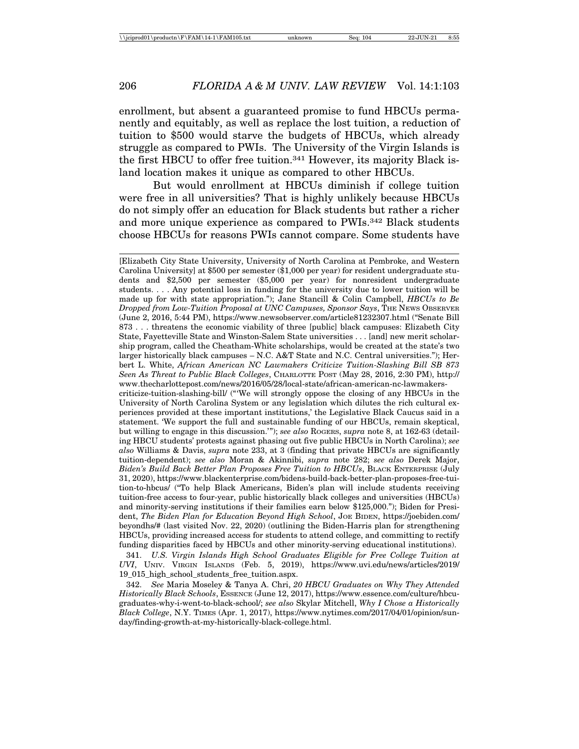enrollment, but absent a guaranteed promise to fund HBCUs permanently and equitably, as well as replace the lost tuition, a reduction of tuition to $500 would starve the budgets of HBCUs, which already struggle as compared to PWIs. The University of the Virgin Islands is the first HBCU to offer free tuition.[341] However, its majority Black island location makes it unique as compared to other HBCUs.

But would enrollment at HBCUs diminish if college tuition were free in all universities? That is highly unlikely because HBCUs do not simply offer an education for Black students but rather a richer and more unique experience as compared to PWIs.[342] Black students choose HBCUs for reasons PWIs cannot compare. Some students have

---

[Elizabeth City State University, University of North Carolina at Pembroke, and Western Carolina University] at $500 per semester ($1,000 per year) for resident undergraduate students and $2,500 per semester ($5,000 per year) for nonresident undergraduate students. . . . Any potential loss in funding for the university due to lower tuition will be made up for with state appropriation."); Jane Stancill & Colin Campbell, *HBCUs to Be Dropped from Low-Tuition Proposal at UNC Campuses, Sponsor Says*, THE NEWS OBSERVER (June 2, 2016, 5:44 PM), https://www.newsobserver.com/article81232307.html ("Senate Bill 873 . . . threatens the economic viability of three [public] black campuses: Elizabeth City State, Fayetteville State and Winston-Salem State universities . . . [and] new merit scholarship program, called the Cheatham-White scholarships, would be created at the state's two larger historically black campuses – N.C. A&T State and N.C. Central universities."); Herbert L. White, *African American NC Lawmakers Criticize Tuition-Slashing Bill SB 873 Seen As Threat to Public Black Colleges*, CHARLOTTE POST (May 28, 2016, 2:30 PM), http://www.thecharlottepost.com/news/2016/05/28/local-state/african-american-nc-lawmakers-criticize-tuition-slashing-bill/ ("'We will strongly oppose the closing of any HBCUs in the University of North Carolina System or any legislation which dilutes the rich cultural experiences provided at these important institutions,' the Legislative Black Caucus said in a statement. 'We support the full and sustainable funding of our HBCUs, remain skeptical, but willing to engage in this discussion.'"); *see also* ROGERS, *supra* note 8, at 162-63 (detailing HBCU students' protests against phasing out five public HBCUs in North Carolina); *see also* Williams & Davis, *supra* note 233, at 3 (finding that private HBCUs are significantly tuition-dependent); *see also* Moran & Akinnibi, *supra* note 282; *see also* Derek Major, *Biden's Build Back Better Plan Proposes Free Tuition to HBCUs*, BLACK ENTERPRISE (July 31, 2020), https://www.blackenterprise.com/bidens-build-back-better-plan-proposes-free-tuition-to-hbcus/ ("To help Black Americans, Biden's plan will include students receiving tuition-free access to four-year, public historically black colleges and universities (HBCUs) and minority-serving institutions if their families earn below $125,000."); Biden for President, *The Biden Plan for Education Beyond High School*, JOE BIDEN, https://joebiden.com/beyondhs/# (last visited Nov. 22, 2020) (outlining the Biden-Harris plan for strengthening HBCUs, providing increased access for students to attend college, and committing to rectify funding disparities faced by HBCUs and other minority-serving educational institutions).

341. *U.S. Virgin Islands High School Graduates Eligible for Free College Tuition at UVI*, UNIV. VIRGIN ISLANDS (Feb. 5, 2019), https://www.uvi.edu/news/articles/2019/19_015_high_school_students_free_tuition.aspx.

342. *See* Maria Moseley & Tanya A. Chri, *20 HBCU Graduates on Why They Attended Historically Black Schools*, ESSENCE (June 12, 2017), https://www.essence.com/culture/hbcu-graduates-why-i-went-to-black-school/; *see also* Skylar Mitchell, *Why I Chose a Historically Black College*, N.Y. TIMES (Apr. 1, 2017), https://www.nytimes.com/2017/04/01/opinion/sunday/finding-growth-at-my-historically-black-college.html.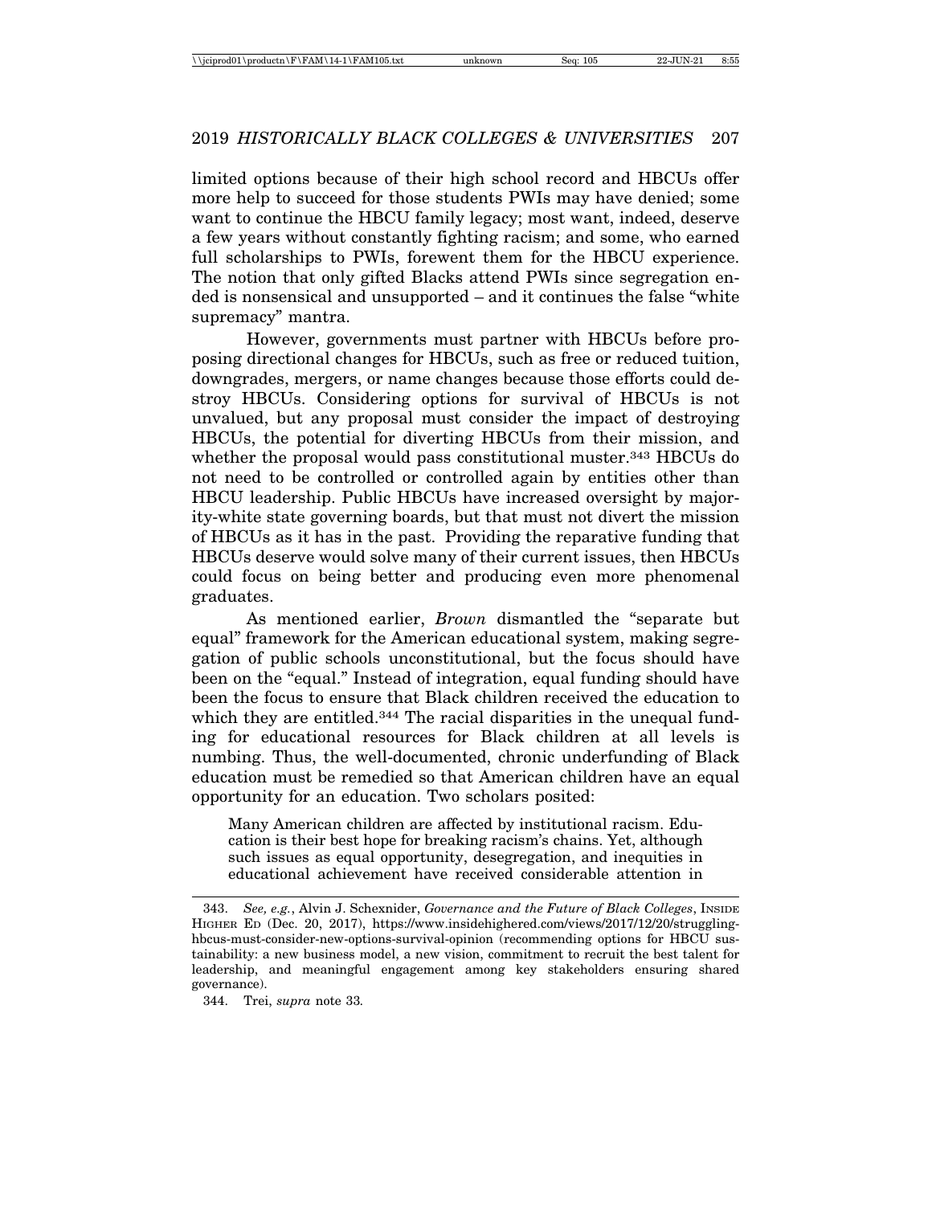limited options because of their high school record and HBCUs offer more help to succeed for those students PWIs may have denied; some want to continue the HBCU family legacy; most want, indeed, deserve a few years without constantly fighting racism; and some, who earned full scholarships to PWIs, forewent them for the HBCU experience. The notion that only gifted Blacks attend PWIs since segregation ended is nonsensical and unsupported – and it continues the false "white supremacy" mantra.

However, governments must partner with HBCUs before proposing directional changes for HBCUs, such as free or reduced tuition, downgrades, mergers, or name changes because those efforts could destroy HBCUs. Considering options for survival of HBCUs is not unvalued, but any proposal must consider the impact of destroying HBCUs, the potential for diverting HBCUs from their mission, and whether the proposal would pass constitutional muster.[343] HBCUs do not need to be controlled or controlled again by entities other than HBCU leadership. Public HBCUs have increased oversight by majority-white state governing boards, but that must not divert the mission of HBCUs as it has in the past. Providing the reparative funding that HBCUs deserve would solve many of their current issues, then HBCUs could focus on being better and producing even more phenomenal graduates.

As mentioned earlier, *Brown* dismantled the "separate but equal" framework for the American educational system, making segregation of public schools unconstitutional, but the focus should have been on the "equal." Instead of integration, equal funding should have been the focus to ensure that Black children received the education to which they are entitled.[344] The racial disparities in the unequal funding for educational resources for Black children at all levels is numbing. Thus, the well-documented, chronic underfunding of Black education must be remedied so that American children have an equal opportunity for an education. Two scholars posited:

> Many American children are affected by institutional racism. Education is their best hope for breaking racism's chains. Yet, although such issues as equal opportunity, desegregation, and inequities in educational achievement have received considerable attention in

---

343. *See, e.g.*, Alvin J. Schexnider, *Governance and the Future of Black Colleges*, INSIDE HIGHER ED (Dec. 20, 2017), https://www.insidehighered.com/views/2017/12/20/struggling-hbcus-must-consider-new-options-survival-opinion (recommending options for HBCU sustainability: a new business model, a new vision, commitment to recruit the best talent for leadership, and meaningful engagement among key stakeholders ensuring shared governance).

344. Trei, *supra* note 33.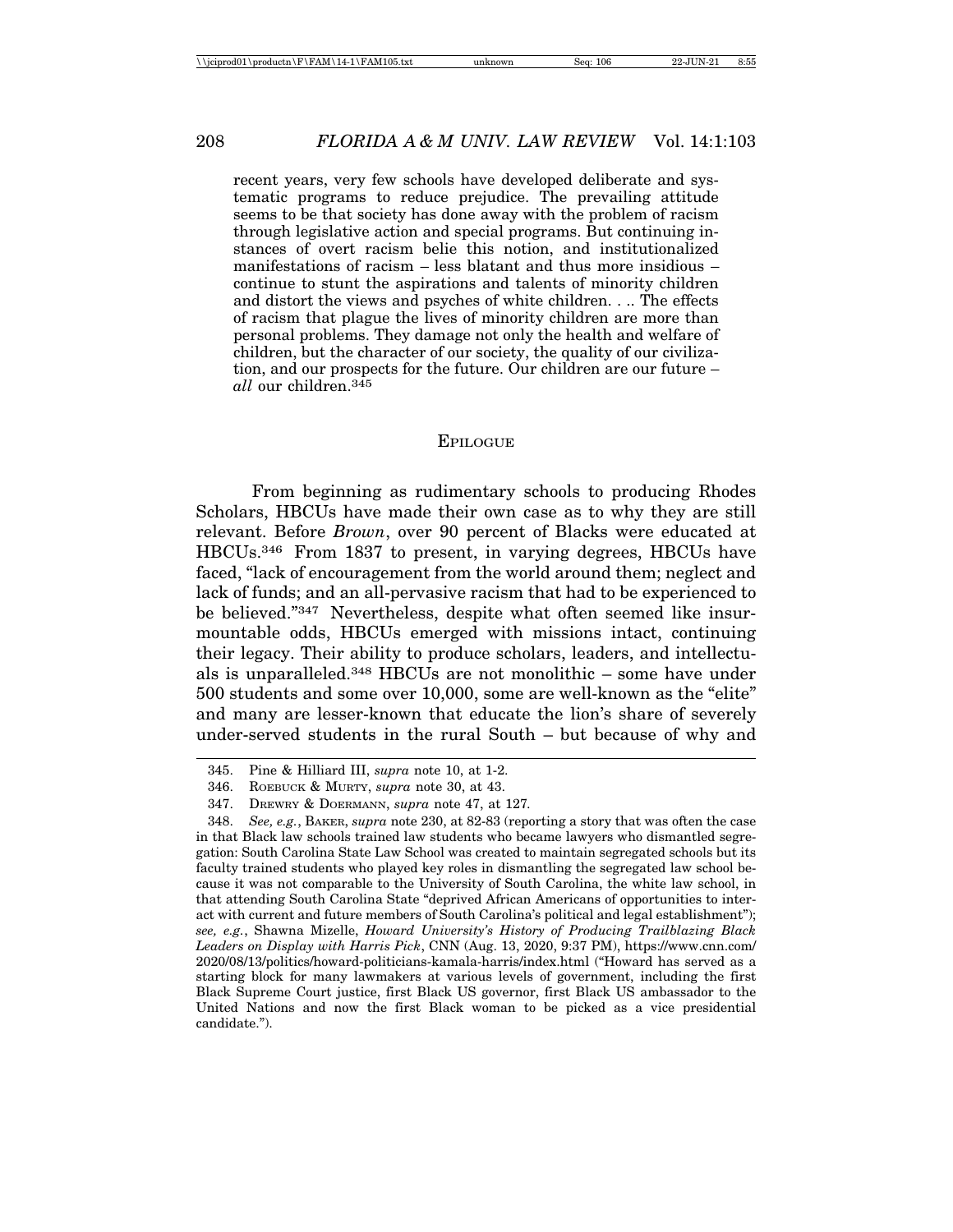recent years, very few schools have developed deliberate and systematic programs to reduce prejudice. The prevailing attitude seems to be that society has done away with the problem of racism through legislative action and special programs. But continuing instances of overt racism belie this notion, and institutionalized manifestations of racism – less blatant and thus more insidious – continue to stunt the aspirations and talents of minority children and distort the views and psyches of white children. . .. The effects of racism that plague the lives of minority children are more than personal problems. They damage not only the health and welfare of children, but the character of our society, the quality of our civilization, and our prospects for the future. Our children are our future – *all* our children.[345]

## EPILOGUE

From beginning as rudimentary schools to producing Rhodes Scholars, HBCUs have made their own case as to why they are still relevant. Before *Brown*, over 90 percent of Blacks were educated at HBCUs.[346] From 1837 to present, in varying degrees, HBCUs have faced, "lack of encouragement from the world around them; neglect and lack of funds; and an all-pervasive racism that had to be experienced to be believed."[347] Nevertheless, despite what often seemed like insurmountable odds, HBCUs emerged with missions intact, continuing their legacy. Their ability to produce scholars, leaders, and intellectuals is unparalleled.[348] HBCUs are not monolithic – some have under 500 students and some over 10,000, some are well-known as the "elite" and many are lesser-known that educate the lion's share of severely under-served students in the rural South – but because of why and

---

345. Pine & Hilliard III, *supra* note 10, at 1-2.

346. ROEBUCK & MURTY, *supra* note 30, at 43.

347. DREWRY & DOERMANN, *supra* note 47, at 127.

348. *See, e.g.*, BAKER, *supra* note 230, at 82-83 (reporting a story that was often the case in that Black law schools trained law students who became lawyers who dismantled segregation: South Carolina State Law School was created to maintain segregated schools but its faculty trained students who played key roles in dismantling the segregated law school because it was not comparable to the University of South Carolina, the white law school, in that attending South Carolina State "deprived African Americans of opportunities to interact with current and future members of South Carolina's political and legal establishment"); *see, e.g.*, Shawna Mizelle, *Howard University's History of Producing Trailblazing Black Leaders on Display with Harris Pick*, CNN (Aug. 13, 2020, 9:37 PM), https://www.cnn.com/2020/08/13/politics/howard-politicians-kamala-harris/index.html ("Howard has served as a starting block for many lawmakers at various levels of government, including the first Black Supreme Court justice, first Black US governor, first Black US ambassador to the United Nations and now the first Black woman to be picked as a vice presidential candidate.").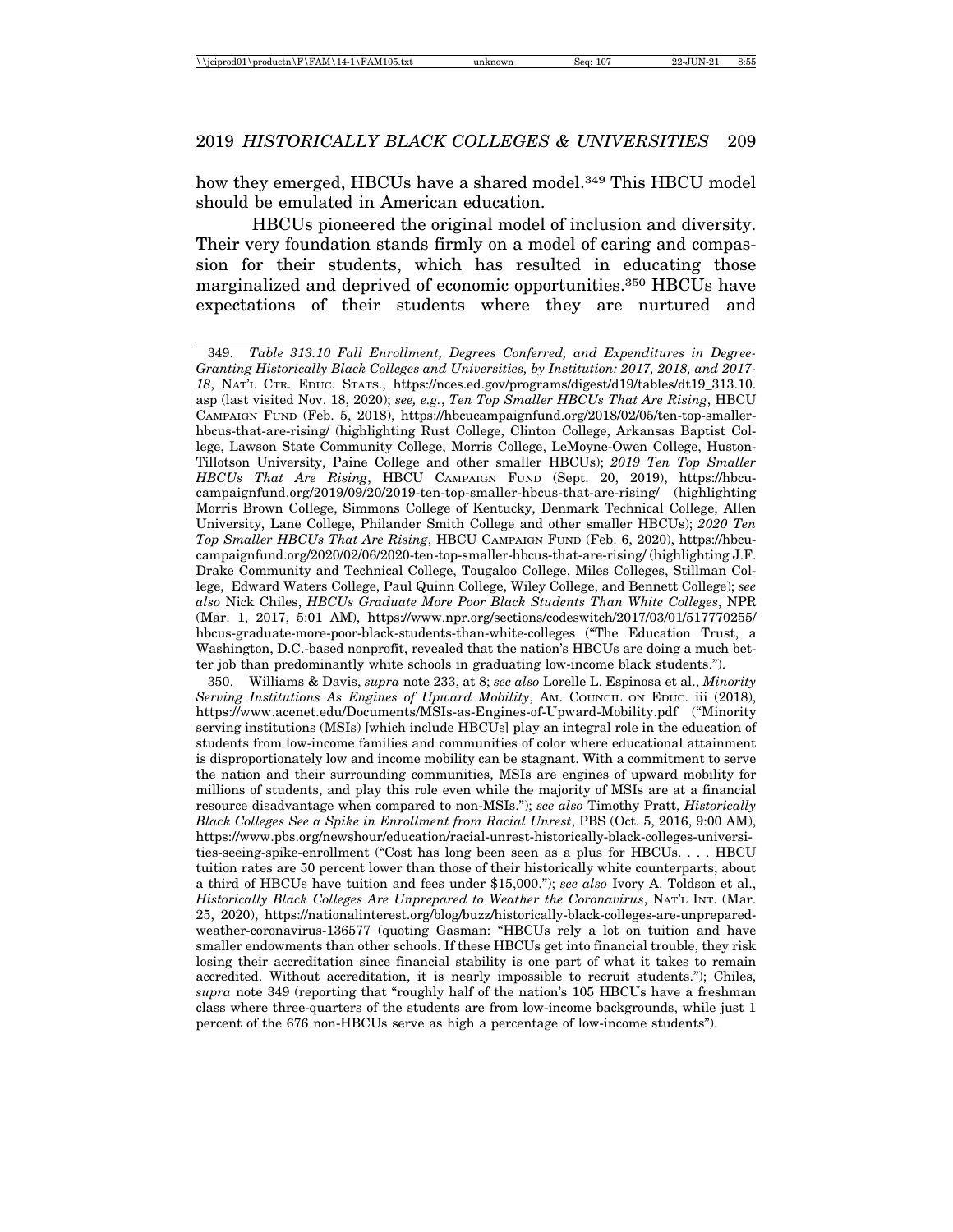how they emerged, HBCUs have a shared model.[349] This HBCU model should be emulated in American education.

HBCUs pioneered the original model of inclusion and diversity. Their very foundation stands firmly on a model of caring and compassion for their students, which has resulted in educating those marginalized and deprived of economic opportunities.[350] HBCUs have expectations of their students where they are nurtured and

---

349. *Table 313.10 Fall Enrollment, Degrees Conferred, and Expenditures in Degree-Granting Historically Black Colleges and Universities, by Institution: 2017, 2018, and 2017-18*, NAT'L CTR. EDUC. STATS., https://nces.ed.gov/programs/digest/d19/tables/dt19_313.10.asp (last visited Nov. 18, 2020); *see, e.g.*, *Ten Top Smaller HBCUs That Are Rising*, HBCU CAMPAIGN FUND (Feb. 5, 2018), https://hbcucampaignfund.org/2018/02/05/ten-top-smaller-hbcus-that-are-rising/ (highlighting Rust College, Clinton College, Arkansas Baptist College, Lawson State Community College, Morris College, LeMoyne-Owen College, Huston-Tillotson University, Paine College and other smaller HBCUs); *2019 Ten Top Smaller HBCUs That Are Rising*, HBCU CAMPAIGN FUND (Sept. 20, 2019), https://hbcu-campaignfund.org/2019/09/20/2019-ten-top-smaller-hbcus-that-are-rising/ (highlighting Morris Brown College, Simmons College of Kentucky, Denmark Technical College, Allen University, Lane College, Philander Smith College and other smaller HBCUs); *2020 Ten Top Smaller HBCUs That Are Rising*, HBCU CAMPAIGN FUND (Feb. 6, 2020), https://hbcu-campaignfund.org/2020/02/06/2020-ten-top-smaller-hbcus-that-are-rising/ (highlighting J.F. Drake Community and Technical College, Tougaloo College, Miles Colleges, Stillman College, Edward Waters College, Paul Quinn College, Wiley College, and Bennett College); *see also* Nick Chiles, *HBCUs Graduate More Poor Black Students Than White Colleges*, NPR (Mar. 1, 2017, 5:01 AM), https://www.npr.org/sections/codeswitch/2017/03/01/517770255/hbcus-graduate-more-poor-black-students-than-white-colleges ("The Education Trust, a Washington, D.C.-based nonprofit, revealed that the nation's HBCUs are doing a much better job than predominantly white schools in graduating low-income black students.").

350. Williams & Davis, *supra* note 233, at 8; *see also* Lorelle L. Espinosa et al., *Minority Serving Institutions As Engines of Upward Mobility*, AM. COUNCIL ON EDUC. iii (2018), https://www.acenet.edu/Documents/MSIs-as-Engines-of-Upward-Mobility.pdf ("Minority serving institutions (MSIs) [which include HBCUs] play an integral role in the education of students from low-income families and communities of color where educational attainment is disproportionately low and income mobility can be stagnant. With a commitment to serve the nation and their surrounding communities, MSIs are engines of upward mobility for millions of students, and play this role even while the majority of MSIs are at a financial resource disadvantage when compared to non-MSIs."); *see also* Timothy Pratt, *Historically Black Colleges See a Spike in Enrollment from Racial Unrest*, PBS (Oct. 5, 2016, 9:00 AM), https://www.pbs.org/newshour/education/racial-unrest-historically-black-colleges-universities-seeing-spike-enrollment ("Cost has long been seen as a plus for HBCUs. . . . HBCU tuition rates are 50 percent lower than those of their historically white counterparts; about a third of HBCUs have tuition and fees under $15,000."); *see also* Ivory A. Toldson et al., *Historically Black Colleges Are Unprepared to Weather the Coronavirus*, NAT'L INT. (Mar. 25, 2020), https://nationalinterest.org/blog/buzz/historically-black-colleges-are-unprepared-weather-coronavirus-136577 (quoting Gasman: "HBCUs rely a lot on tuition and have smaller endowments than other schools. If these HBCUs get into financial trouble, they risk losing their accreditation since financial stability is one part of what it takes to remain accredited. Without accreditation, it is nearly impossible to recruit students."); Chiles, *supra* note 349 (reporting that "roughly half of the nation's 105 HBCUs have a freshman class where three-quarters of the students are from low-income backgrounds, while just 1 percent of the 676 non-HBCUs serve as high a percentage of low-income students").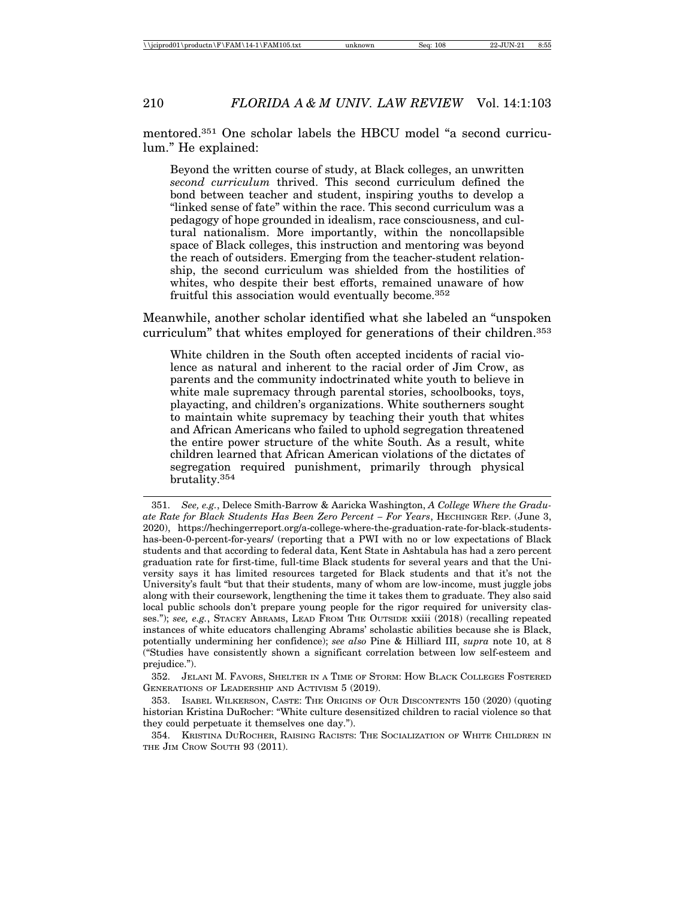mentored.[351] One scholar labels the HBCU model "a second curriculum." He explained:

> Beyond the written course of study, at Black colleges, an unwritten *second curriculum* thrived. This second curriculum defined the bond between teacher and student, inspiring youths to develop a "linked sense of fate" within the race. This second curriculum was a pedagogy of hope grounded in idealism, race consciousness, and cultural nationalism. More importantly, within the noncollapsible space of Black colleges, this instruction and mentoring was beyond the reach of outsiders. Emerging from the teacher-student relationship, the second curriculum was shielded from the hostilities of whites, who despite their best efforts, remained unaware of how fruitful this association would eventually become.[352]

Meanwhile, another scholar identified what she labeled an "unspoken curriculum" that whites employed for generations of their children.[353]

> White children in the South often accepted incidents of racial violence as natural and inherent to the racial order of Jim Crow, as parents and the community indoctrinated white youth to believe in white male supremacy through parental stories, schoolbooks, toys, playacting, and children's organizations. White southerners sought to maintain white supremacy by teaching their youth that whites and African Americans who failed to uphold segregation threatened the entire power structure of the white South. As a result, white children learned that African American violations of the dictates of segregation required punishment, primarily through physical brutality.[354]

---

351. *See, e.g.*, Delece Smith-Barrow & Aaricka Washington, *A College Where the Graduate Rate for Black Students Has Been Zero Percent – For Years*, HECHINGER REP. (June 3, 2020), https://hechingerreport.org/a-college-where-the-graduation-rate-for-black-students-has-been-0-percent-for-years/ (reporting that a PWI with no or low expectations of Black students and that according to federal data, Kent State in Ashtabula has had a zero percent graduation rate for first-time, full-time Black students for several years and that the University says it has limited resources targeted for Black students and that it's not the University's fault "but that their students, many of whom are low-income, must juggle jobs along with their coursework, lengthening the time it takes them to graduate. They also said local public schools don't prepare young people for the rigor required for university classes."); *see, e.g.*, STACEY ABRAMS, LEAD FROM THE OUTSIDE xxiii (2018) (recalling repeated instances of white educators challenging Abrams' scholastic abilities because she is Black, potentially undermining her confidence); *see also* Pine & Hilliard III, *supra* note 10, at 8 ("Studies have consistently shown a significant correlation between low self-esteem and prejudice.").

352. JELANI M. FAVORS, SHELTER IN A TIME OF STORM: HOW BLACK COLLEGES FOSTERED GENERATIONS OF LEADERSHIP AND ACTIVISM 5 (2019).

353. ISABEL WILKERSON, CASTE: THE ORIGINS OF OUR DISCONTENTS 150 (2020) (quoting historian Kristina DuRocher: "White culture desensitized children to racial violence so that they could perpetuate it themselves one day.").

354. KRISTINA DUROCHER, RAISING RACISTS: THE SOCIALIZATION OF WHITE CHILDREN IN THE JIM CROW SOUTH 93 (2011).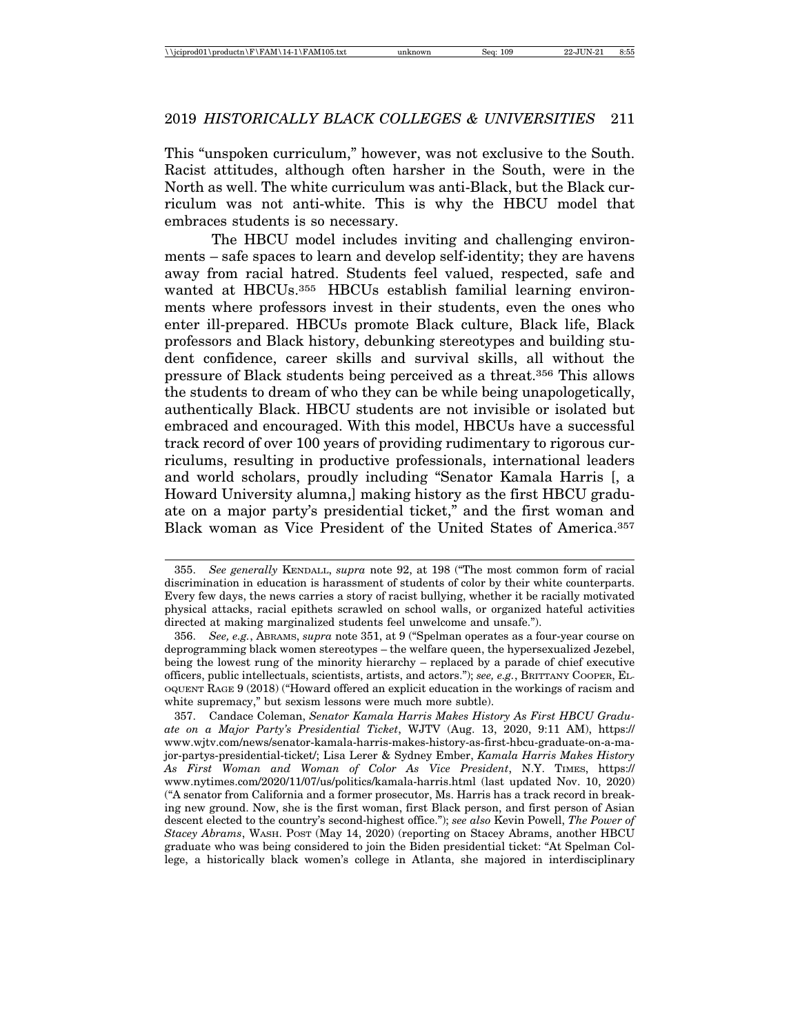This "unspoken curriculum," however, was not exclusive to the South. Racist attitudes, although often harsher in the South, were in the North as well. The white curriculum was anti-Black, but the Black curriculum was not anti-white. This is why the HBCU model that embraces students is so necessary.

The HBCU model includes inviting and challenging environments – safe spaces to learn and develop self-identity; they are havens away from racial hatred. Students feel valued, respected, safe and wanted at HBCUs.[355] HBCUs establish familial learning environments where professors invest in their students, even the ones who enter ill-prepared. HBCUs promote Black culture, Black life, Black professors and Black history, debunking stereotypes and building student confidence, career skills and survival skills, all without the pressure of Black students being perceived as a threat.[356] This allows the students to dream of who they can be while being unapologetically, authentically Black. HBCU students are not invisible or isolated but embraced and encouraged. With this model, HBCUs have a successful track record of over 100 years of providing rudimentary to rigorous curriculums, resulting in productive professionals, international leaders and world scholars, proudly including "Senator Kamala Harris [, a Howard University alumna,] making history as the first HBCU graduate on a major party's presidential ticket," and the first woman and Black woman as Vice President of the United States of America.[357]

---

355. *See generally* KENDALL, *supra* note 92, at 198 ("The most common form of racial discrimination in education is harassment of students of color by their white counterparts. Every few days, the news carries a story of racist bullying, whether it be racially motivated physical attacks, racial epithets scrawled on school walls, or organized hateful activities directed at making marginalized students feel unwelcome and unsafe.").

356. *See, e.g.*, ABRAMS, *supra* note 351, at 9 ("Spelman operates as a four-year course on deprogramming black women stereotypes – the welfare queen, the hypersexualized Jezebel, being the lowest rung of the minority hierarchy – replaced by a parade of chief executive officers, public intellectuals, scientists, artists, and actors."); *see, e.g.*, BRITTANY COOPER, ELOQUENT RAGE 9 (2018) ("Howard offered an explicit education in the workings of racism and white supremacy," but sexism lessons were much more subtle).

357. Candace Coleman, *Senator Kamala Harris Makes History As First HBCU Graduate on a Major Party's Presidential Ticket*, WJTV (Aug. 13, 2020, 9:11 AM), https://www.wjtv.com/news/senator-kamala-harris-makes-history-as-first-hbcu-graduate-on-a-major-partys-presidential-ticket/; Lisa Lerer & Sydney Ember, *Kamala Harris Makes History As First Woman and Woman of Color As Vice President*, N.Y. TIMES, https://www.nytimes.com/2020/11/07/us/politics/kamala-harris.html (last updated Nov. 10, 2020) ("A senator from California and a former prosecutor, Ms. Harris has a track record in breaking new ground. Now, she is the first woman, first Black person, and first person of Asian descent elected to the country's second-highest office."); *see also* Kevin Powell, *The Power of Stacey Abrams*, WASH. POST (May 14, 2020) (reporting on Stacey Abrams, another HBCU graduate who was being considered to join the Biden presidential ticket: "At Spelman College, a historically black women's college in Atlanta, she majored in interdisciplinary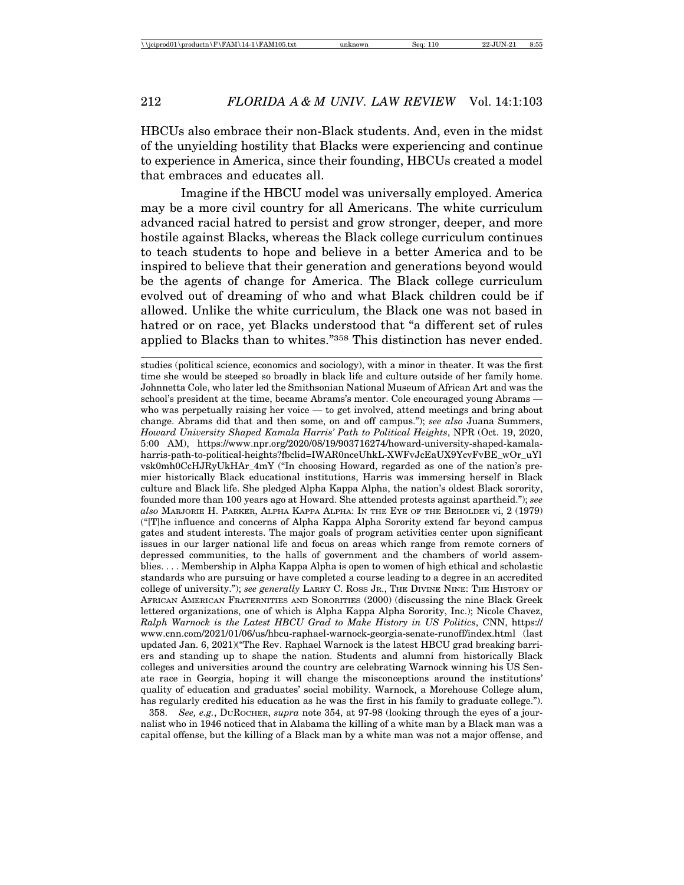HBCUs also embrace their non-Black students. And, even in the midst of the unyielding hostility that Blacks were experiencing and continue to experience in America, since their founding, HBCUs created a model that embraces and educates all.

Imagine if the HBCU model was universally employed. America may be a more civil country for all Americans. The white curriculum advanced racial hatred to persist and grow stronger, deeper, and more hostile against Blacks, whereas the Black college curriculum continues to teach students to hope and believe in a better America and to be inspired to believe that their generation and generations beyond would be the agents of change for America. The Black college curriculum evolved out of dreaming of who and what Black children could be if allowed. Unlike the white curriculum, the Black one was not based in hatred or on race, yet Blacks understood that "a different set of rules applied to Blacks than to whites."[358] This distinction has never ended.

---

studies (political science, economics and sociology), with a minor in theater. It was the first time she would be steeped so broadly in black life and culture outside of her family home. Johnnetta Cole, who later led the Smithsonian National Museum of African Art and was the school's president at the time, became Abrams's mentor. Cole encouraged young Abrams — who was perpetually raising her voice — to get involved, attend meetings and bring about change. Abrams did that and then some, on and off campus."); *see also* Juana Summers, *Howard University Shaped Kamala Harris' Path to Political Heights*, NPR (Oct. 19, 2020, 5:00 AM), https://www.npr.org/2020/08/19/903716274/howard-university-shaped-kamala-harris-path-to-political-heights?fbclid=IWAR0nceUhkL-XWFvJcEaUX9YcvFvBE_wOr_uYlvsk0mh0CcHJRyUkHAr_4mY ("In choosing Howard, regarded as one of the nation's premier historically Black educational institutions, Harris was immersing herself in Black culture and Black life. She pledged Alpha Kappa Alpha, the nation's oldest Black sorority, founded more than 100 years ago at Howard. She attended protests against apartheid."); *see also* MARJORIE H. PARKER, ALPHA KAPPA ALPHA: IN THE EYE OF THE BEHOLDER vi, 2 (1979) ("[T]he influence and concerns of Alpha Kappa Alpha Sorority extend far beyond campus gates and student interests. The major goals of program activities center upon significant issues in our larger national life and focus on areas which range from remote corners of depressed communities, to the halls of government and the chambers of world assemblies. . . . Membership in Alpha Kappa Alpha is open to women of high ethical and scholastic standards who are pursuing or have completed a course leading to a degree in an accredited college of university."); *see generally* LARRY C. ROSS JR., THE DIVINE NINE: THE HISTORY OF AFRICAN AMERICAN FRATERNITIES AND SORORITIES (2000) (discussing the nine Black Greek lettered organizations, one of which is Alpha Kappa Alpha Sorority, Inc.); Nicole Chavez, *Ralph Warnock is the Latest HBCU Grad to Make History in US Politics*, CNN, https://www.cnn.com/2021/01/06/us/hbcu-raphael-warnock-georgia-senate-runoff/index.html (last updated Jan. 6, 2021)("The Rev. Raphael Warnock is the latest HBCU grad breaking barriers and standing up to shape the nation. Students and alumni from historically Black colleges and universities around the country are celebrating Warnock winning his US Senate race in Georgia, hoping it will change the misconceptions around the institutions' quality of education and graduates' social mobility. Warnock, a Morehouse College alum, has regularly credited his education as he was the first in his family to graduate college.").

358. *See, e.g.*, DUROCHER, *supra* note 354, at 97-98 (looking through the eyes of a journalist who in 1946 noticed that in Alabama the killing of a white man by a Black man was a capital offense, but the killing of a Black man by a white man was not a major offense, and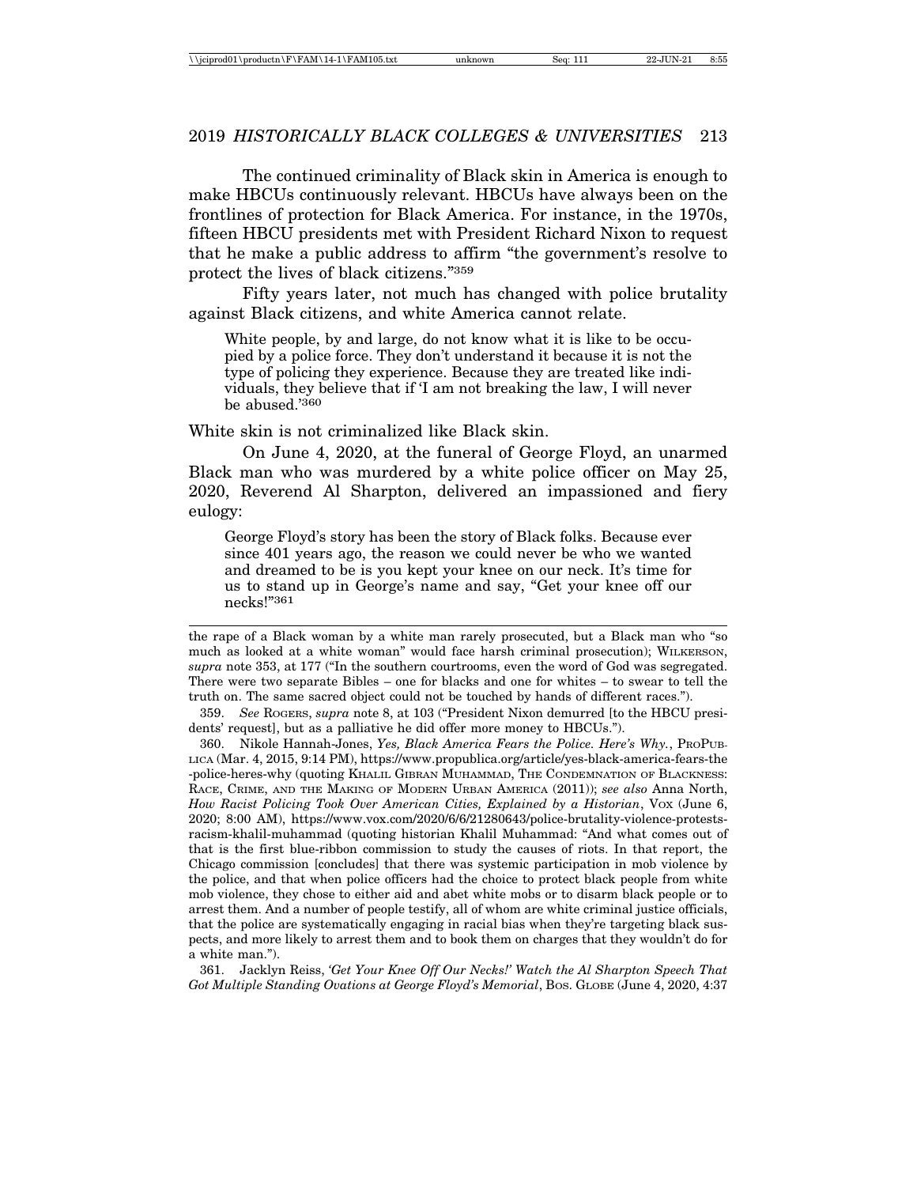The continued criminality of Black skin in America is enough to make HBCUs continuously relevant. HBCUs have always been on the frontlines of protection for Black America. For instance, in the 1970s, fifteen HBCU presidents met with President Richard Nixon to request that he make a public address to affirm "the government's resolve to protect the lives of black citizens."[359]

Fifty years later, not much has changed with police brutality against Black citizens, and white America cannot relate.

> White people, by and large, do not know what it is like to be occupied by a police force. They don't understand it because it is not the type of policing they experience. Because they are treated like individuals, they believe that if 'I am not breaking the law, I will never be abused.'[360]

White skin is not criminalized like Black skin.

On June 4, 2020, at the funeral of George Floyd, an unarmed Black man who was murdered by a white police officer on May 25, 2020, Reverend Al Sharpton, delivered an impassioned and fiery eulogy:

> George Floyd's story has been the story of Black folks. Because ever since 401 years ago, the reason we could never be who we wanted and dreamed to be is you kept your knee on our neck. It's time for us to stand up in George's name and say, "Get your knee off our necks!"[361]

---

the rape of a Black woman by a white man rarely prosecuted, but a Black man who "so much as looked at a white woman" would face harsh criminal prosecution); WILKERSON, *supra* note 353, at 177 ("In the southern courtrooms, even the word of God was segregated. There were two separate Bibles – one for blacks and one for whites – to swear to tell the truth on. The same sacred object could not be touched by hands of different races.").

359. *See* ROGERS, *supra* note 8, at 103 ("President Nixon demurred [to the HBCU presidents' request], but as a palliative he did offer more money to HBCUs.").

360. Nikole Hannah-Jones, *Yes, Black America Fears the Police. Here's Why.*, PROPUBLICA (Mar. 4, 2015, 9:14 PM), https://www.propublica.org/article/yes-black-america-fears-the-police-heres-why (quoting KHALIL GIBRAN MUHAMMAD, THE CONDEMNATION OF BLACKNESS: RACE, CRIME, AND THE MAKING OF MODERN URBAN AMERICA (2011)); *see also* Anna North, *How Racist Policing Took Over American Cities, Explained by a Historian*, VOX (June 6, 2020; 8:00 AM), https://www.vox.com/2020/6/6/21280643/police-brutality-violence-protests-racism-khalil-muhammad (quoting historian Khalil Muhammad: "And what comes out of that is the first blue-ribbon commission to study the causes of riots. In that report, the Chicago commission [concludes] that there was systemic participation in mob violence by the police, and that when police officers had the choice to protect black people from white mob violence, they chose to either aid and abet white mobs or to disarm black people or to arrest them. And a number of people testify, all of whom are white criminal justice officials, that the police are systematically engaging in racial bias when they're targeting black suspects, and more likely to arrest them and to book them on charges that they wouldn't do for a white man.").

361. Jacklyn Reiss, *'Get Your Knee Off Our Necks!' Watch the Al Sharpton Speech That Got Multiple Standing Ovations at George Floyd's Memorial*, BOS. GLOBE (June 4, 2020, 4:37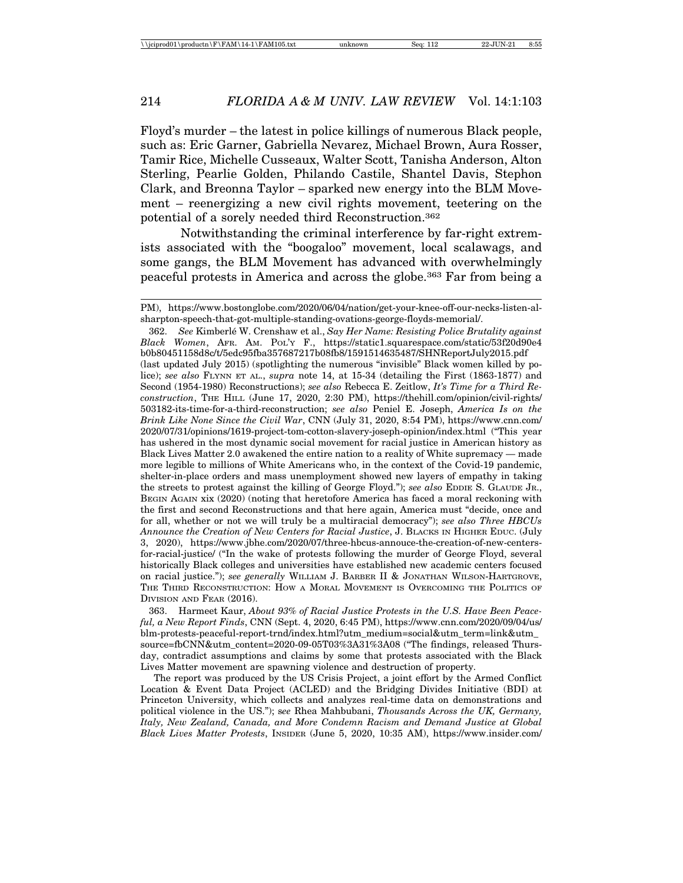Floyd's murder – the latest in police killings of numerous Black people, such as: Eric Garner, Gabriella Nevarez, Michael Brown, Aura Rosser, Tamir Rice, Michelle Cusseaux, Walter Scott, Tanisha Anderson, Alton Sterling, Pearlie Golden, Philando Castile, Shantel Davis, Stephon Clark, and Breonna Taylor – sparked new energy into the BLM Movement – reenergizing a new civil rights movement, teetering on the potential of a sorely needed third Reconstruction.[362]

Notwithstanding the criminal interference by far-right extremists associated with the "boogaloo" movement, local scalawags, and some gangs, the BLM Movement has advanced with overwhelmingly peaceful protests in America and across the globe.[363] Far from being a

---

PM), https://www.bostonglobe.com/2020/06/04/nation/get-your-knee-off-our-necks-listen-al-sharpton-speech-that-got-multiple-standing-ovations-george-floyds-memorial/.

362. *See* Kimberlé W. Crenshaw et al., *Say Her Name: Resisting Police Brutality against Black Women*, AFR. AM. POL'Y F., https://static1.squarespace.com/static/53f20d90e4b0b80451158d8c/t/5edc95fba357687217b08fb8/1591514635487/SHNReportJuly2015.pdf (last updated July 2015) (spotlighting the numerous "invisible" Black women killed by police); *see also* FLYNN ET AL., *supra* note 14, at 15-34 (detailing the First (1863-1877) and Second (1954-1980) Reconstructions); *see also* Rebecca E. Zeitlow, *It's Time for a Third Reconstruction*, THE HILL (June 17, 2020, 2:30 PM), https://thehill.com/opinion/civil-rights/503182-its-time-for-a-third-reconstruction; *see also* Peniel E. Joseph, *America Is on the Brink Like None Since the Civil War*, CNN (July 31, 2020, 8:54 PM), https://www.cnn.com/2020/07/31/opinions/1619-project-tom-cotton-slavery-joseph-opinion/index.html ("This year has ushered in the most dynamic social movement for racial justice in American history as Black Lives Matter 2.0 awakened the entire nation to a reality of White supremacy — made more legible to millions of White Americans who, in the context of the Covid-19 pandemic, shelter-in-place orders and mass unemployment showed new layers of empathy in taking the streets to protest against the killing of George Floyd."); *see also* EDDIE S. GLAUDE JR., BEGIN AGAIN xix (2020) (noting that heretofore America has faced a moral reckoning with the first and second Reconstructions and that here again, America must "decide, once and for all, whether or not we will truly be a multiracial democracy"); *see also Three HBCUs Announce the Creation of New Centers for Racial Justice*, J. BLACKS IN HIGHER EDUC. (July 3, 2020), https://www.jbhe.com/2020/07/three-hbcus-annouce-the-creation-of-new-centers-for-racial-justice/ ("In the wake of protests following the murder of George Floyd, several historically Black colleges and universities have established new academic centers focused on racial justice."); *see generally* WILLIAM J. BARBER II & JONATHAN WILSON-HARTGROVE, THE THIRD RECONSTRUCTION: HOW A MORAL MOVEMENT IS OVERCOMING THE POLITICS OF DIVISION AND FEAR (2016).

363. Harmeet Kaur, *About 93% of Racial Justice Protests in the U.S. Have Been Peaceful, a New Report Finds*, CNN (Sept. 4, 2020, 6:45 PM), https://www.cnn.com/2020/09/04/us/blm-protests-peaceful-report-trnd/index.html?utm_medium=social&utm_term=link&utm_source=fbCNN&utm_content=2020-09-05T03%3A31%3A08 ("The findings, released Thursday, contradict assumptions and claims by some that protests associated with the Black Lives Matter movement are spawning violence and destruction of property.

The report was produced by the US Crisis Project, a joint effort by the Armed Conflict Location & Event Data Project (ACLED) and the Bridging Divides Initiative (BDI) at Princeton University, which collects and analyzes real-time data on demonstrations and political violence in the US."); *see* Rhea Mahbubani, *Thousands Across the UK, Germany, Italy, New Zealand, Canada, and More Condemn Racism and Demand Justice at Global Black Lives Matter Protests*, INSIDER (June 5, 2020, 10:35 AM), https://www.insider.com/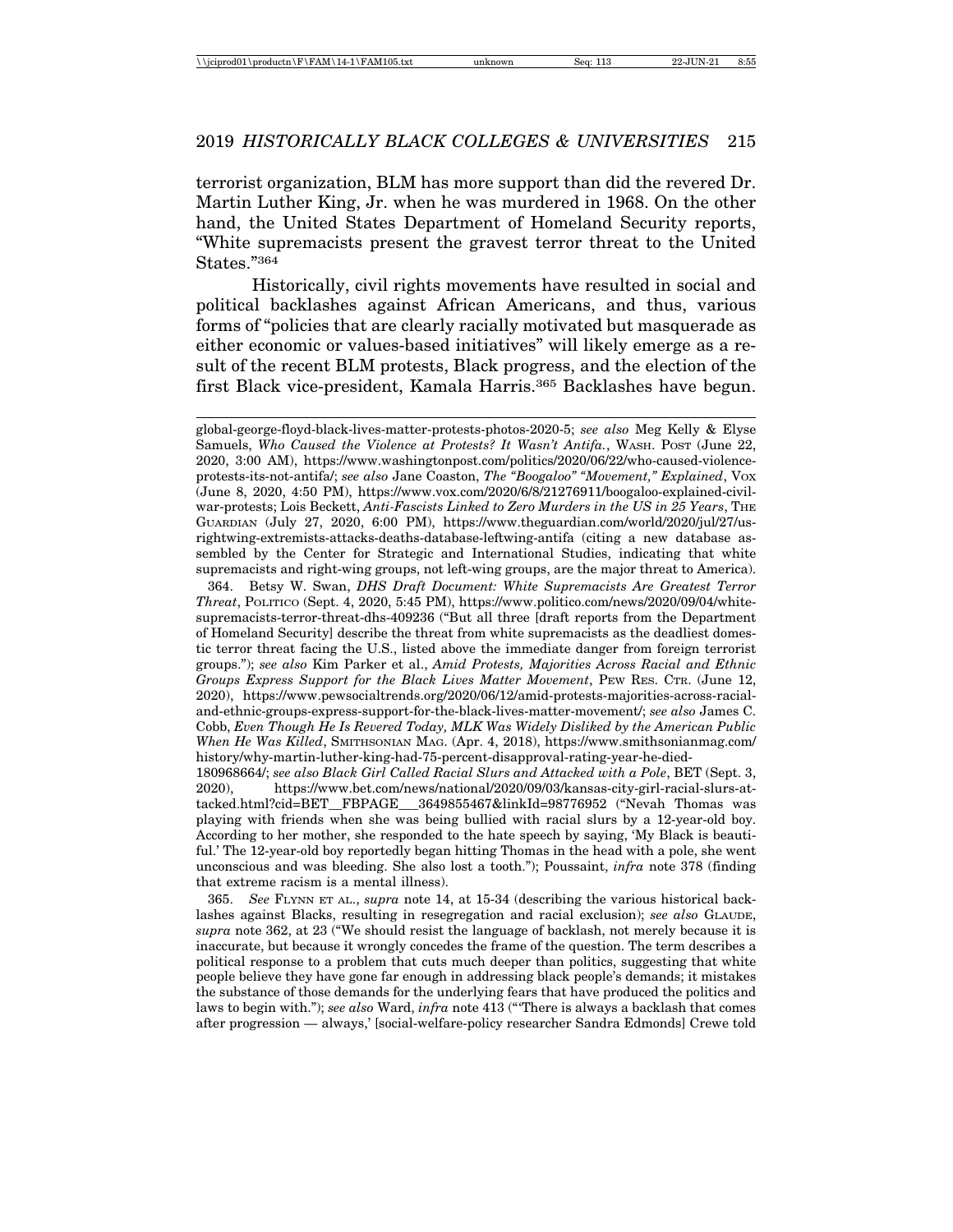terrorist organization, BLM has more support than did the revered Dr. Martin Luther King, Jr. when he was murdered in 1968. On the other hand, the United States Department of Homeland Security reports, "White supremacists present the gravest terror threat to the United States."[364]

Historically, civil rights movements have resulted in social and political backlashes against African Americans, and thus, various forms of "policies that are clearly racially motivated but masquerade as either economic or values-based initiatives" will likely emerge as a result of the recent BLM protests, Black progress, and the election of the first Black vice-president, Kamala Harris.[365] Backlashes have begun.

---

global-george-floyd-black-lives-matter-protests-photos-2020-5; *see also* Meg Kelly & Elyse Samuels, *Who Caused the Violence at Protests? It Wasn't Antifa.*, WASH. POST (June 22, 2020, 3:00 AM), https://www.washingtonpost.com/politics/2020/06/22/who-caused-violence-protests-its-not-antifa/; *see also* Jane Coaston, *The "Boogaloo" "Movement," Explained*, VOX (June 8, 2020, 4:50 PM), https://www.vox.com/2020/6/8/21276911/boogaloo-explained-civil-war-protests; Lois Beckett, *Anti-Fascists Linked to Zero Murders in the US in 25 Years*, THE GUARDIAN (July 27, 2020, 6:00 PM), https://www.theguardian.com/world/2020/jul/27/us-rightwing-extremists-attacks-deaths-database-leftwing-antifa (citing a new database assembled by the Center for Strategic and International Studies, indicating that white supremacists and right-wing groups, not left-wing groups, are the major threat to America).

364. Betsy W. Swan, *DHS Draft Document: White Supremacists Are Greatest Terror Threat*, POLITICO (Sept. 4, 2020, 5:45 PM), https://www.politico.com/news/2020/09/04/white-supremacists-terror-threat-dhs-409236 ("But all three [draft reports from the Department of Homeland Security] describe the threat from white supremacists as the deadliest domestic terror threat facing the U.S., listed above the immediate danger from foreign terrorist groups."); *see also* Kim Parker et al., *Amid Protests, Majorities Across Racial and Ethnic Groups Express Support for the Black Lives Matter Movement*, PEW RES. CTR. (June 12, 2020), https://www.pewsocialtrends.org/2020/06/12/amid-protests-majorities-across-racial-and-ethnic-groups-express-support-for-the-black-lives-matter-movement/; *see also* James C. Cobb, *Even Though He Is Revered Today, MLK Was Widely Disliked by the American Public When He Was Killed*, SMITHSONIAN MAG. (Apr. 4, 2018), https://www.smithsonianmag.com/history/why-martin-luther-king-had-75-percent-disapproval-rating-year-he-died-180968664/; *see also Black Girl Called Racial Slurs and Attacked with a Pole*, BET (Sept. 3, 2020), https://www.bet.com/news/national/2020/09/03/kansas-city-girl-racial-slurs-attacked.html?cid=BET__FBPAGE___3649855467&linkId=98776952 ("Nevah Thomas was playing with friends when she was being bullied with racial slurs by a 12-year-old boy. According to her mother, she responded to the hate speech by saying, 'My Black is beautiful.' The 12-year-old boy reportedly began hitting Thomas in the head with a pole, she went unconscious and was bleeding. She also lost a tooth."); Poussaint, *infra* note 378 (finding that extreme racism is a mental illness).

365. *See* FLYNN ET AL., *supra* note 14, at 15-34 (describing the various historical backlashes against Blacks, resulting in resegregation and racial exclusion); *see also* GLAUDE, *supra* note 362, at 23 ("We should resist the language of backlash, not merely because it is inaccurate, but because it wrongly concedes the frame of the question. The term describes a political response to a problem that cuts much deeper than politics, suggesting that white people believe they have gone far enough in addressing black people's demands; it mistakes the substance of those demands for the underlying fears that have produced the politics and laws to begin with."); *see also* Ward, *infra* note 413 ("'There is always a backlash that comes after progression — always,' [social-welfare-policy researcher Sandra Edmonds] Crewe told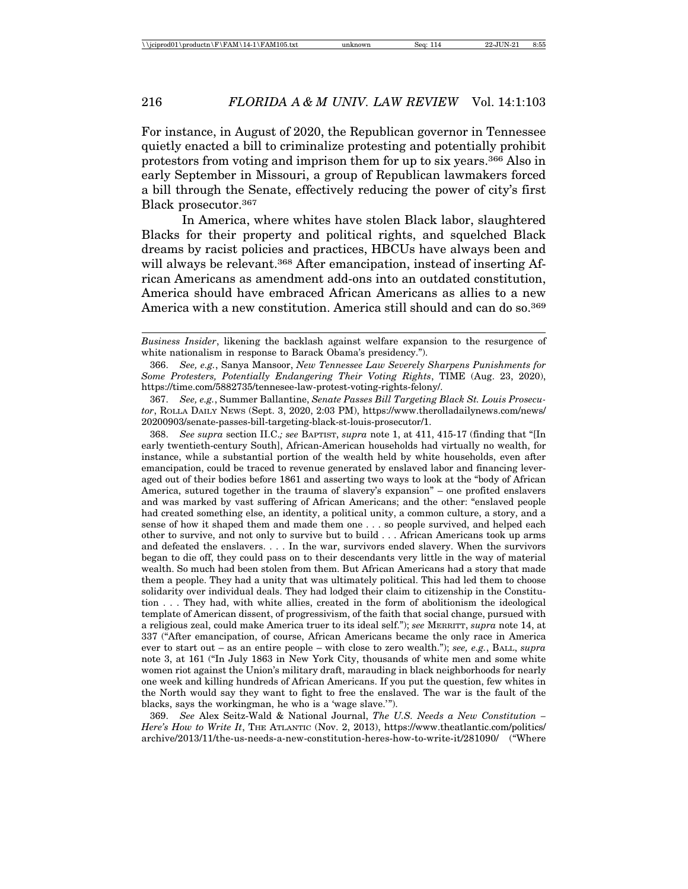For instance, in August of 2020, the Republican governor in Tennessee quietly enacted a bill to criminalize protesting and potentially prohibit protestors from voting and imprison them for up to six years.[366] Also in early September in Missouri, a group of Republican lawmakers forced a bill through the Senate, effectively reducing the power of city's first Black prosecutor.[367]

In America, where whites have stolen Black labor, slaughtered Blacks for their property and political rights, and squelched Black dreams by racist policies and practices, HBCUs have always been and will always be relevant.[368] After emancipation, instead of inserting African Americans as amendment add-ons into an outdated constitution, America should have embraced African Americans as allies to a new America with a new constitution. America still should and can do so.[369]

---

*Business Insider*, likening the backlash against welfare expansion to the resurgence of white nationalism in response to Barack Obama's presidency.").

366. *See, e.g.*, Sanya Mansoor, *New Tennessee Law Severely Sharpens Punishments for Some Protesters, Potentially Endangering Their Voting Rights*, TIME (Aug. 23, 2020), https://time.com/5882735/tennesee-law-protest-voting-rights-felony/.

367. *See, e.g.*, Summer Ballantine, *Senate Passes Bill Targeting Black St. Louis Prosecutor*, ROLLA DAILY NEWS (Sept. 3, 2020, 2:03 PM), https://www.therolladailynews.com/news/20200903/senate-passes-bill-targeting-black-st-louis-prosecutor/1.

368. *See supra* section II.C.*; see* BAPTIST, *supra* note 1, at 411, 415-17 (finding that "[In early twentieth-century South], African-American households had virtually no wealth, for instance, while a substantial portion of the wealth held by white households, even after emancipation, could be traced to revenue generated by enslaved labor and financing leveraged out of their bodies before 1861 and asserting two ways to look at the "body of African America, sutured together in the trauma of slavery's expansion" – one profited enslavers and was marked by vast suffering of African Americans; and the other: "enslaved people had created something else, an identity, a political unity, a common culture, a story, and a sense of how it shaped them and made them one . . . so people survived, and helped each other to survive, and not only to survive but to build . . . African Americans took up arms and defeated the enslavers. . . . In the war, survivors ended slavery. When the survivors began to die off, they could pass on to their descendants very little in the way of material wealth. So much had been stolen from them. But African Americans had a story that made them a people. They had a unity that was ultimately political. This had led them to choose solidarity over individual deals. They had lodged their claim to citizenship in the Constitution . . . They had, with white allies, created in the form of abolitionism the ideological template of American dissent, of progressivism, of the faith that social change, pursued with a religious zeal, could make America truer to its ideal self."); *see* MERRITT, *supra* note 14, at 337 ("After emancipation, of course, African Americans became the only race in America ever to start out – as an entire people – with close to zero wealth."); *see, e.g.*, BALL, *supra* note 3, at 161 ("In July 1863 in New York City, thousands of white men and some white women riot against the Union's military draft, marauding in black neighborhoods for nearly one week and killing hundreds of African Americans. If you put the question, few whites in the North would say they want to fight to free the enslaved. The war is the fault of the blacks, says the workingman, he who is a 'wage slave.'").

369. *See* Alex Seitz-Wald & National Journal, *The U.S. Needs a New Constitution – Here's How to Write It*, THE ATLANTIC (Nov. 2, 2013), https://www.theatlantic.com/politics/archive/2013/11/the-us-needs-a-new-constitution-heres-how-to-write-it/281090/ ("Where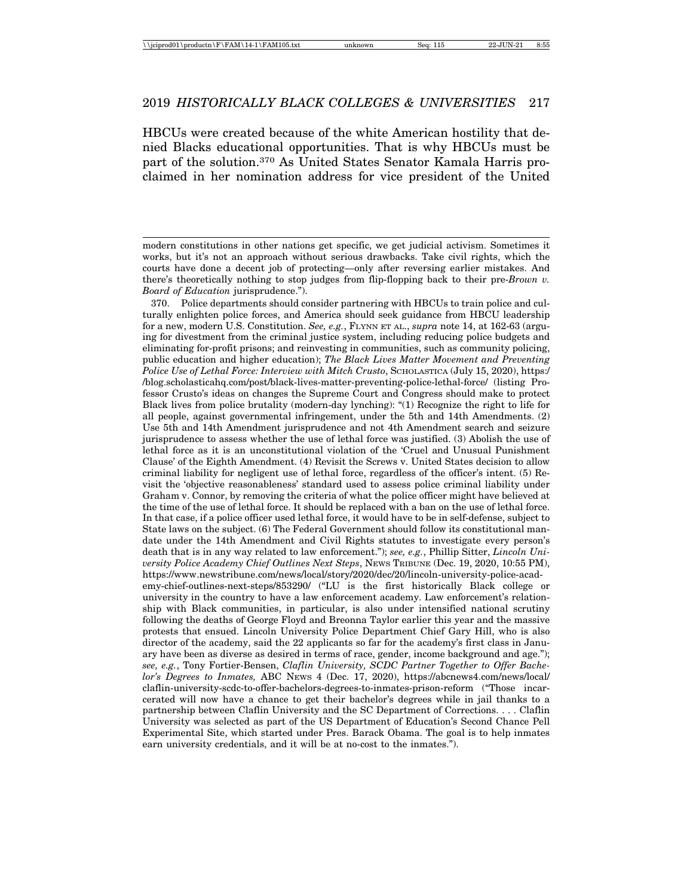HBCUs were created because of the white American hostility that denied Blacks educational opportunities. That is why HBCUs must be part of the solution.[370] As United States Senator Kamala Harris proclaimed in her nomination address for vice president of the United

---

modern constitutions in other nations get specific, we get judicial activism. Sometimes it works, but it's not an approach without serious drawbacks. Take civil rights, which the courts have done a decent job of protecting—only after reversing earlier mistakes. And there's theoretically nothing to stop judges from flip-flopping back to their pre-*Brown v. Board of Education* jurisprudence.").

370. Police departments should consider partnering with HBCUs to train police and culturally enlighten police forces, and America should seek guidance from HBCU leadership for a new, modern U.S. Constitution. *See, e.g.*, FLYNN ET AL., *supra* note 14, at 162-63 (arguing for divestment from the criminal justice system, including reducing police budgets and eliminating for-profit prisons; and reinvesting in communities, such as community policing, public education and higher education); *The Black Lives Matter Movement and Preventing Police Use of Lethal Force: Interview with Mitch Crusto*, SCHOLASTICA (July 15, 2020), https://blog.scholasticahq.com/post/black-lives-matter-preventing-police-lethal-force/ (listing Professor Crusto's ideas on changes the Supreme Court and Congress should make to protect Black lives from police brutality (modern-day lynching): "(1) Recognize the right to life for all people, against governmental infringement, under the 5th and 14th Amendments. (2) Use 5th and 14th Amendment jurisprudence and not 4th Amendment search and seizure jurisprudence to assess whether the use of lethal force was justified. (3) Abolish the use of lethal force as it is an unconstitutional violation of the 'Cruel and Unusual Punishment Clause' of the Eighth Amendment. (4) Revisit the Screws v. United States decision to allow criminal liability for negligent use of lethal force, regardless of the officer's intent. (5) Revisit the 'objective reasonableness' standard used to assess police criminal liability under Graham v. Connor, by removing the criteria of what the police officer might have believed at the time of the use of lethal force. It should be replaced with a ban on the use of lethal force. In that case, if a police officer used lethal force, it would have to be in self-defense, subject to State laws on the subject. (6) The Federal Government should follow its constitutional mandate under the 14th Amendment and Civil Rights statutes to investigate every person's death that is in any way related to law enforcement."); *see, e.g.*, Phillip Sitter, *Lincoln University Police Academy Chief Outlines Next Steps*, NEWS TRIBUNE (Dec. 19, 2020, 10:55 PM), https://www.newstribune.com/news/local/story/2020/dec/20/lincoln-university-police-academy-chief-outlines-next-steps/853290/ ("LU is the first historically Black college or university in the country to have a law enforcement academy. Law enforcement's relationship with Black communities, in particular, is also under intensified national scrutiny following the deaths of George Floyd and Breonna Taylor earlier this year and the massive protests that ensued. Lincoln University Police Department Chief Gary Hill, who is also director of the academy, said the 22 applicants so far for the academy's first class in January have been as diverse as desired in terms of race, gender, income background and age."); *see, e.g.*, Tony Fortier-Bensen, *Claflin University, SCDC Partner Together to Offer Bachelor's Degrees to Inmates,* ABC NEWS 4 (Dec. 17, 2020), https://abcnews4.com/news/local/claflin-university-scdc-to-offer-bachelors-degrees-to-inmates-prison-reform ("Those incarcerated will now have a chance to get their bachelor's degrees while in jail thanks to a partnership between Claflin University and the SC Department of Corrections. . . . Claflin University was selected as part of the US Department of Education's Second Chance Pell Experimental Site, which started under Pres. Barack Obama. The goal is to help inmates earn university credentials, and it will be at no-cost to the inmates.").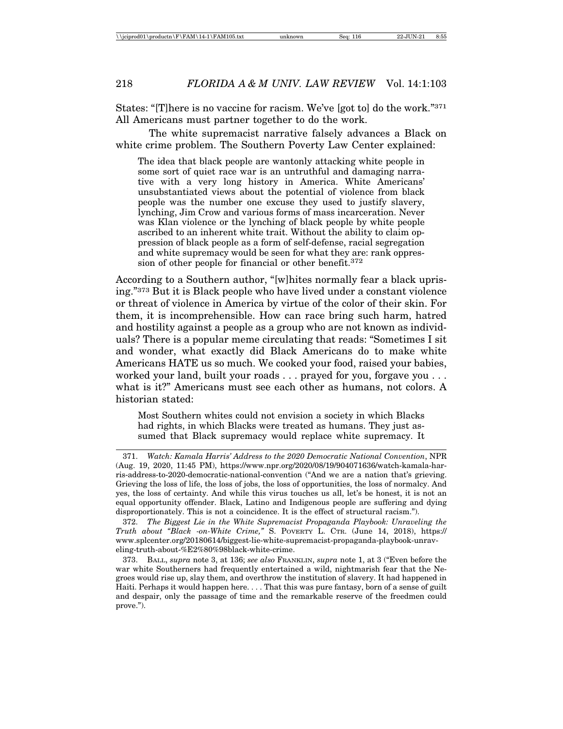States: "[T]here is no vaccine for racism. We've [got to] do the work."[371] All Americans must partner together to do the work.

The white supremacist narrative falsely advances a Black on white crime problem. The Southern Poverty Law Center explained:

> The idea that black people are wantonly attacking white people in some sort of quiet race war is an untruthful and damaging narrative with a very long history in America. White Americans' unsubstantiated views about the potential of violence from black people was the number one excuse they used to justify slavery, lynching, Jim Crow and various forms of mass incarceration. Never was Klan violence or the lynching of black people by white people ascribed to an inherent white trait. Without the ability to claim oppression of black people as a form of self-defense, racial segregation and white supremacy would be seen for what they are: rank oppression of other people for financial or other benefit.[372]

According to a Southern author, "[w]hites normally fear a black uprising."[373] But it is Black people who have lived under a constant violence or threat of violence in America by virtue of the color of their skin. For them, it is incomprehensible. How can race bring such harm, hatred and hostility against a people as a group who are not known as individuals? There is a popular meme circulating that reads: "Sometimes I sit and wonder, what exactly did Black Americans do to make white Americans HATE us so much. We cooked your food, raised your babies, worked your land, built your roads . . . prayed for you, forgave you . . . what is it?" Americans must see each other as humans, not colors. A historian stated:

> Most Southern whites could not envision a society in which Blacks had rights, in which Blacks were treated as humans. They just assumed that Black supremacy would replace white supremacy. It

---

371. *Watch: Kamala Harris' Address to the 2020 Democratic National Convention*, NPR (Aug. 19, 2020, 11:45 PM), https://www.npr.org/2020/08/19/904071636/watch-kamala-harris-address-to-2020-democratic-national-convention ("And we are a nation that's grieving. Grieving the loss of life, the loss of jobs, the loss of opportunities, the loss of normalcy. And yes, the loss of certainty. And while this virus touches us all, let's be honest, it is not an equal opportunity offender. Black, Latino and Indigenous people are suffering and dying disproportionately. This is not a coincidence. It is the effect of structural racism.").

372. *The Biggest Lie in the White Supremacist Propaganda Playbook: Unraveling the Truth about "Black -on-White Crime,"* S. POVERTY L. CTR. (June 14, 2018), https://www.splcenter.org/20180614/biggest-lie-white-supremacist-propaganda-playbook-unraveling-truth-about-%E2%80%98black-white-crime.

373. BALL, *supra* note 3, at 136; *see also* FRANKLIN, *supra* note 1, at 3 ("Even before the war white Southerners had frequently entertained a wild, nightmarish fear that the Negroes would rise up, slay them, and overthrow the institution of slavery. It had happened in Haiti. Perhaps it would happen here. . . . That this was pure fantasy, born of a sense of guilt and despair, only the passage of time and the remarkable reserve of the freedmen could prove.").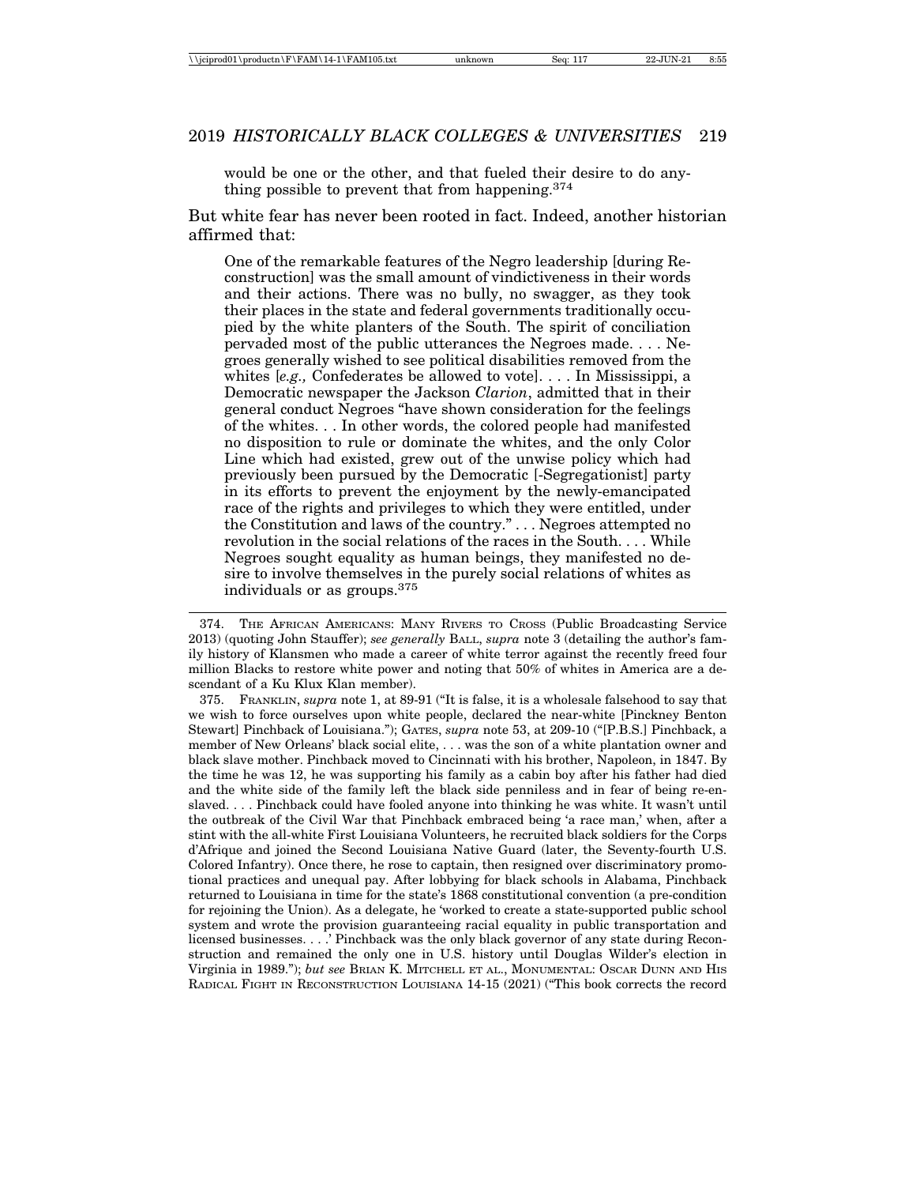would be one or the other, and that fueled their desire to do anything possible to prevent that from happening.[374]

But white fear has never been rooted in fact. Indeed, another historian affirmed that:

> One of the remarkable features of the Negro leadership [during Reconstruction] was the small amount of vindictiveness in their words and their actions. There was no bully, no swagger, as they took their places in the state and federal governments traditionally occupied by the white planters of the South. The spirit of conciliation pervaded most of the public utterances the Negroes made. . . . Negroes generally wished to see political disabilities removed from the whites [*e.g.,* Confederates be allowed to vote]. . . . In Mississippi, a Democratic newspaper the Jackson *Clarion*, admitted that in their general conduct Negroes "have shown consideration for the feelings of the whites. . . In other words, the colored people had manifested no disposition to rule or dominate the whites, and the only Color Line which had existed, grew out of the unwise policy which had previously been pursued by the Democratic [-Segregationist] party in its efforts to prevent the enjoyment by the newly-emancipated race of the rights and privileges to which they were entitled, under the Constitution and laws of the country." . . . Negroes attempted no revolution in the social relations of the races in the South. . . . While Negroes sought equality as human beings, they manifested no desire to involve themselves in the purely social relations of whites as individuals or as groups.[375]

---

374. THE AFRICAN AMERICANS: MANY RIVERS TO CROSS (Public Broadcasting Service 2013) (quoting John Stauffer); *see generally* BALL, *supra* note 3 (detailing the author's family history of Klansmen who made a career of white terror against the recently freed four million Blacks to restore white power and noting that 50% of whites in America are a descendant of a Ku Klux Klan member).

375. FRANKLIN, *supra* note 1, at 89-91 ("It is false, it is a wholesale falsehood to say that we wish to force ourselves upon white people, declared the near-white [Pinckney Benton Stewart] Pinchback of Louisiana."); GATES, *supra* note 53, at 209-10 ("[P.B.S.] Pinchback, a member of New Orleans' black social elite, . . . was the son of a white plantation owner and black slave mother. Pinchback moved to Cincinnati with his brother, Napoleon, in 1847. By the time he was 12, he was supporting his family as a cabin boy after his father had died and the white side of the family left the black side penniless and in fear of being re-enslaved. . . . Pinchback could have fooled anyone into thinking he was white. It wasn't until the outbreak of the Civil War that Pinchback embraced being 'a race man,' when, after a stint with the all-white First Louisiana Volunteers, he recruited black soldiers for the Corps d'Afrique and joined the Second Louisiana Native Guard (later, the Seventy-fourth U.S. Colored Infantry). Once there, he rose to captain, then resigned over discriminatory promotional practices and unequal pay. After lobbying for black schools in Alabama, Pinchback returned to Louisiana in time for the state's 1868 constitutional convention (a pre-condition for rejoining the Union). As a delegate, he 'worked to create a state-supported public school system and wrote the provision guaranteeing racial equality in public transportation and licensed businesses. . . .' Pinchback was the only black governor of any state during Reconstruction and remained the only one in U.S. history until Douglas Wilder's election in Virginia in 1989."); *but see* BRIAN K. MITCHELL ET AL., MONUMENTAL: OSCAR DUNN AND HIS RADICAL FIGHT IN RECONSTRUCTION LOUISIANA 14-15 (2021) ("This book corrects the record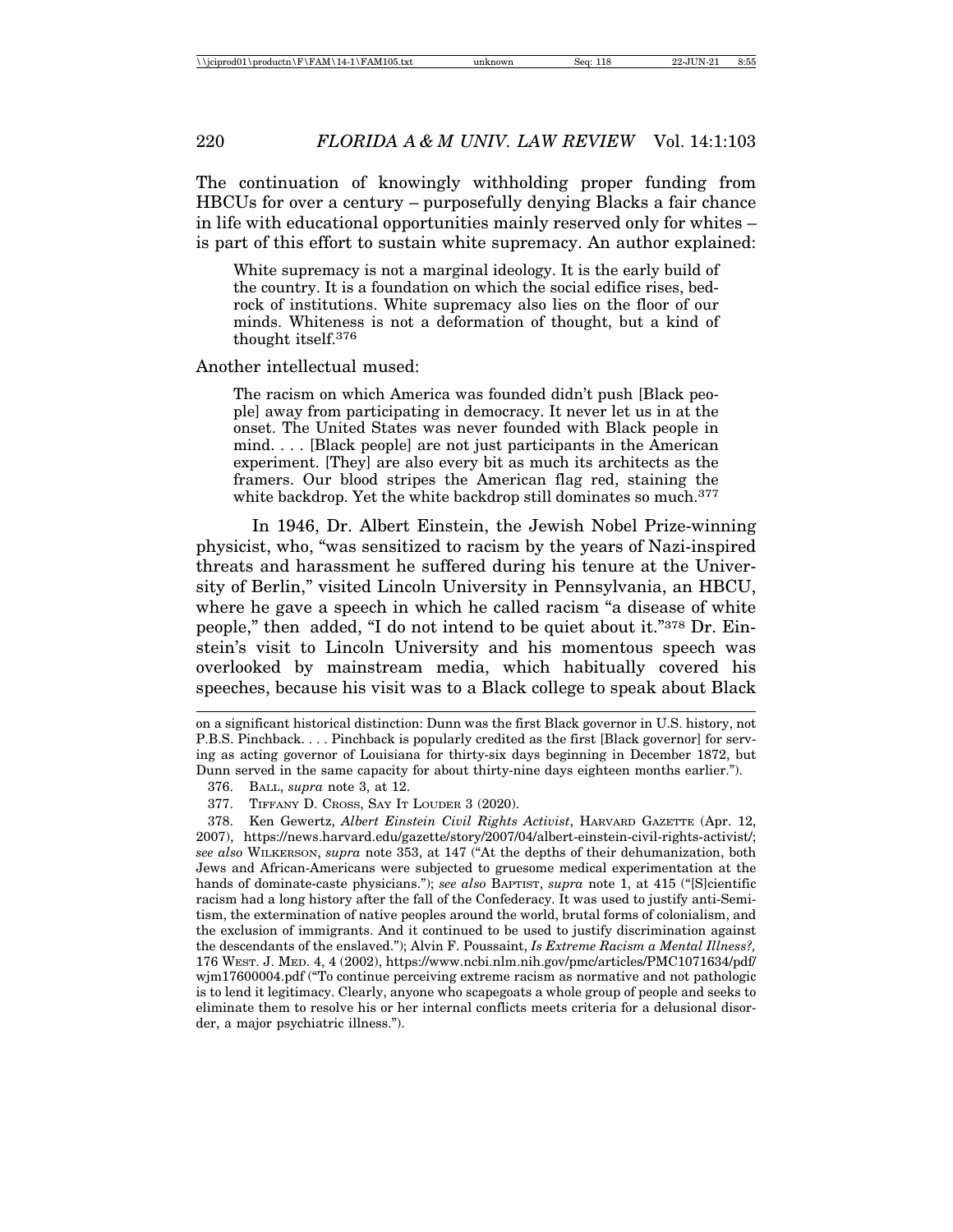The continuation of knowingly withholding proper funding from HBCUs for over a century – purposefully denying Blacks a fair chance in life with educational opportunities mainly reserved only for whites – is part of this effort to sustain white supremacy. An author explained:

> White supremacy is not a marginal ideology. It is the early build of the country. It is a foundation on which the social edifice rises, bedrock of institutions. White supremacy also lies on the floor of our minds. Whiteness is not a deformation of thought, but a kind of thought itself.[376]

Another intellectual mused:

> The racism on which America was founded didn't push [Black people] away from participating in democracy. It never let us in at the onset. The United States was never founded with Black people in mind. . . . [Black people] are not just participants in the American experiment. [They] are also every bit as much its architects as the framers. Our blood stripes the American flag red, staining the white backdrop. Yet the white backdrop still dominates so much.[377]

In 1946, Dr. Albert Einstein, the Jewish Nobel Prize-winning physicist, who, "was sensitized to racism by the years of Nazi-inspired threats and harassment he suffered during his tenure at the University of Berlin," visited Lincoln University in Pennsylvania, an HBCU, where he gave a speech in which he called racism "a disease of white people," then added, "I do not intend to be quiet about it."[378] Dr. Einstein's visit to Lincoln University and his momentous speech was overlooked by mainstream media, which habitually covered his speeches, because his visit was to a Black college to speak about Black

---

on a significant historical distinction: Dunn was the first Black governor in U.S. history, not P.B.S. Pinchback. . . . Pinchback is popularly credited as the first [Black governor] for serving as acting governor of Louisiana for thirty-six days beginning in December 1872, but Dunn served in the same capacity for about thirty-nine days eighteen months earlier.").

376. BALL, *supra* note 3, at 12.

377. TIFFANY D. CROSS, SAY IT LOUDER 3 (2020).

378. Ken Gewertz, *Albert Einstein Civil Rights Activist*, HARVARD GAZETTE (Apr. 12, 2007), https://news.harvard.edu/gazette/story/2007/04/albert-einstein-civil-rights-activist/; *see also* WILKERSON, *supra* note 353, at 147 ("At the depths of their dehumanization, both Jews and African-Americans were subjected to gruesome medical experimentation at the hands of dominate-caste physicians."); *see also* BAPTIST, *supra* note 1, at 415 ("[S]cientific racism had a long history after the fall of the Confederacy. It was used to justify anti-Semitism, the extermination of native peoples around the world, brutal forms of colonialism, and the exclusion of immigrants. And it continued to be used to justify discrimination against the descendants of the enslaved."); Alvin F. Poussaint, *Is Extreme Racism a Mental Illness?,* 176 WEST. J. MED. 4, 4 (2002), https://www.ncbi.nlm.nih.gov/pmc/articles/PMC1071634/pdf/wjm17600004.pdf ("To continue perceiving extreme racism as normative and not pathologic is to lend it legitimacy. Clearly, anyone who scapegoats a whole group of people and seeks to eliminate them to resolve his or her internal conflicts meets criteria for a delusional disorder, a major psychiatric illness.").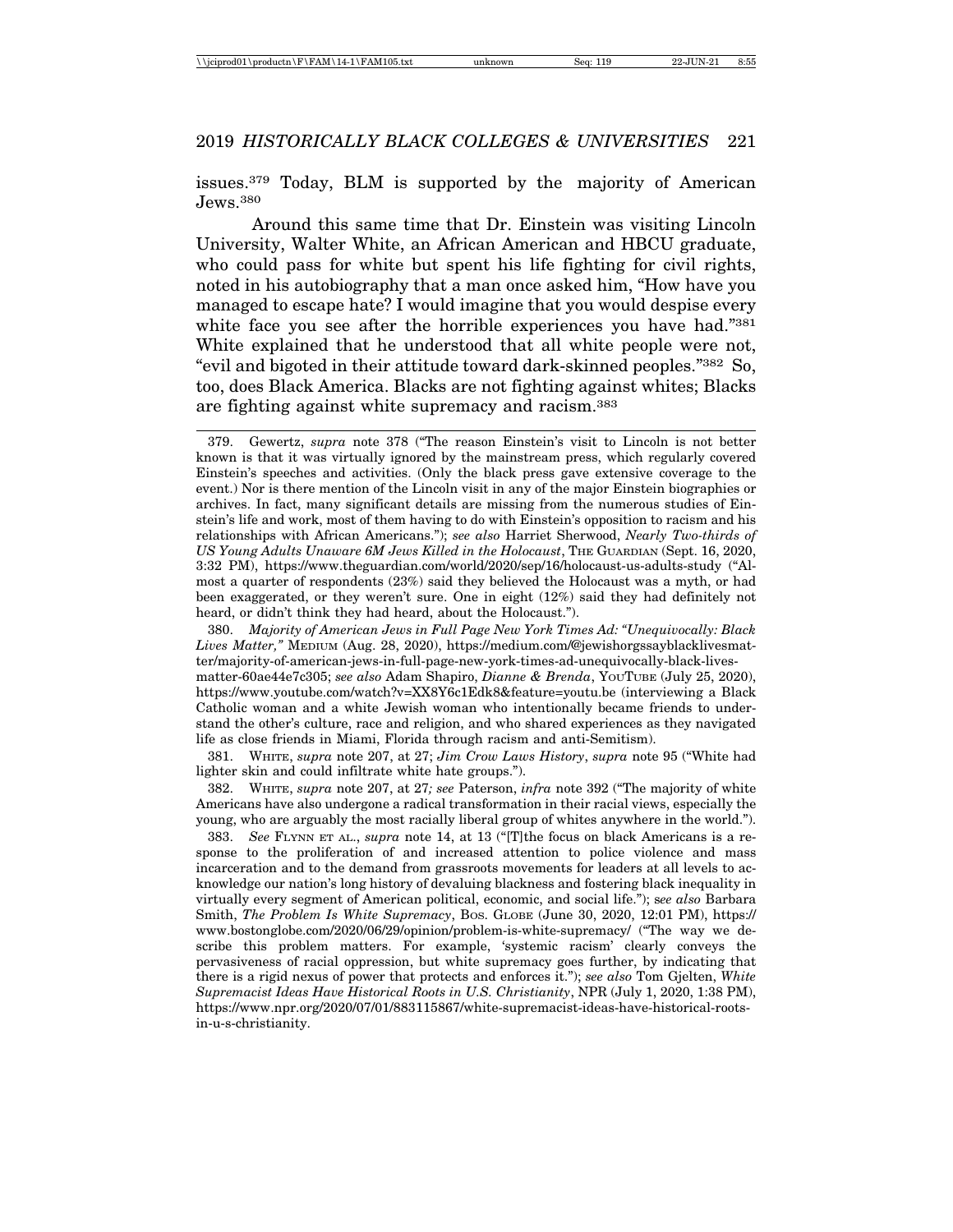issues.[379] Today, BLM is supported by the majority of American Jews.[380]

Around this same time that Dr. Einstein was visiting Lincoln University, Walter White, an African American and HBCU graduate, who could pass for white but spent his life fighting for civil rights, noted in his autobiography that a man once asked him, "How have you managed to escape hate? I would imagine that you would despise every white face you see after the horrible experiences you have had."[381] White explained that he understood that all white people were not, "evil and bigoted in their attitude toward dark-skinned peoples."[382] So, too, does Black America. Blacks are not fighting against whites; Blacks are fighting against white supremacy and racism.[383]

---

379. Gewertz, *supra* note 378 ("The reason Einstein's visit to Lincoln is not better known is that it was virtually ignored by the mainstream press, which regularly covered Einstein's speeches and activities. (Only the black press gave extensive coverage to the event.) Nor is there mention of the Lincoln visit in any of the major Einstein biographies or archives. In fact, many significant details are missing from the numerous studies of Einstein's life and work, most of them having to do with Einstein's opposition to racism and his relationships with African Americans."); *see also* Harriet Sherwood, *Nearly Two-thirds of US Young Adults Unaware 6M Jews Killed in the Holocaust*, THE GUARDIAN (Sept. 16, 2020, 3:32 PM), https://www.theguardian.com/world/2020/sep/16/holocaust-us-adults-study ("Almost a quarter of respondents (23%) said they believed the Holocaust was a myth, or had been exaggerated, or they weren't sure. One in eight (12%) said they had definitely not heard, or didn't think they had heard, about the Holocaust.").

380. *Majority of American Jews in Full Page New York Times Ad: "Unequivocally: Black Lives Matter,"* MEDIUM (Aug. 28, 2020), https://medium.com/@jewishorgssayblacklivesmatter/majority-of-american-jews-in-full-page-new-york-times-ad-unequivocally-black-lives-matter-60ae44e7c305; *see also* Adam Shapiro, *Dianne & Brenda*, YOUTUBE (July 25, 2020), https://www.youtube.com/watch?v=XX8Y6c1Edk8&feature=youtu.be (interviewing a Black Catholic woman and a white Jewish woman who intentionally became friends to understand the other's culture, race and religion, and who shared experiences as they navigated life as close friends in Miami, Florida through racism and anti-Semitism).

381. WHITE, *supra* note 207, at 27; *Jim Crow Laws History*, *supra* note 95 ("White had lighter skin and could infiltrate white hate groups.").

382. WHITE, *supra* note 207, at 27*; see* Paterson, *infra* note 392 ("The majority of white Americans have also undergone a radical transformation in their racial views, especially the young, who are arguably the most racially liberal group of whites anywhere in the world.").

383. *See* FLYNN ET AL., *supra* note 14, at 13 ("[T]the focus on black Americans is a response to the proliferation of and increased attention to police violence and mass incarceration and to the demand from grassroots movements for leaders at all levels to acknowledge our nation's long history of devaluing blackness and fostering black inequality in virtually every segment of American political, economic, and social life."); s*ee also* Barbara Smith, *The Problem Is White Supremacy*, BOS. GLOBE (June 30, 2020, 12:01 PM), https://www.bostonglobe.com/2020/06/29/opinion/problem-is-white-supremacy/ ("The way we describe this problem matters. For example, 'systemic racism' clearly conveys the pervasiveness of racial oppression, but white supremacy goes further, by indicating that there is a rigid nexus of power that protects and enforces it."); *see also* Tom Gjelten, *White Supremacist Ideas Have Historical Roots in U.S. Christianity*, NPR (July 1, 2020, 1:38 PM), https://www.npr.org/2020/07/01/883115867/white-supremacist-ideas-have-historical-roots-in-u-s-christianity.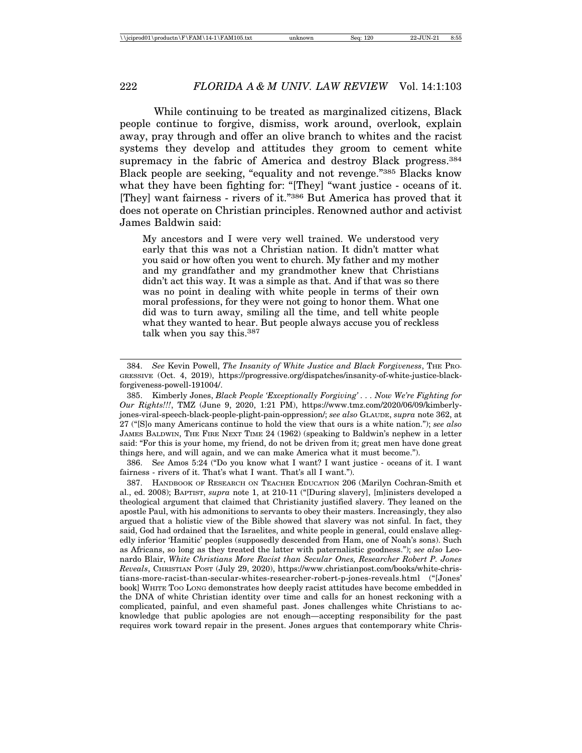While continuing to be treated as marginalized citizens, Black people continue to forgive, dismiss, work around, overlook, explain away, pray through and offer an olive branch to whites and the racist systems they develop and attitudes they groom to cement white supremacy in the fabric of America and destroy Black progress.[384] Black people are seeking, "equality and not revenge."[385] Blacks know what they have been fighting for: "[They] "want justice - oceans of it. [They] want fairness - rivers of it."[386] But America has proved that it does not operate on Christian principles. Renowned author and activist James Baldwin said:

> My ancestors and I were very well trained. We understood very early that this was not a Christian nation. It didn't matter what you said or how often you went to church. My father and my mother and my grandfather and my grandmother knew that Christians didn't act this way. It was a simple as that. And if that was so there was no point in dealing with white people in terms of their own moral professions, for they were not going to honor them. What one did was to turn away, smiling all the time, and tell white people what they wanted to hear. But people always accuse you of reckless talk when you say this.[387]

---

384. *See* Kevin Powell, *The Insanity of White Justice and Black Forgiveness*, THE PROGRESSIVE (Oct. 4, 2019), https://progressive.org/dispatches/insanity-of-white-justice-black-forgiveness-powell-191004/.

385. Kimberly Jones, *Black People 'Exceptionally Forgiving' . . . Now We're Fighting for Our Rights!!!*, TMZ (June 9, 2020, 1:21 PM), https://www.tmz.com/2020/06/09/kimberly-jones-viral-speech-black-people-plight-pain-oppression/; *see also* GLAUDE, *supra* note 362, at 27 ("[S]o many Americans continue to hold the view that ours is a white nation."); *see also* JAMES BALDWIN, THE FIRE NEXT TIME 24 (1962) (speaking to Baldwin's nephew in a letter said: "For this is your home, my friend, do not be driven from it; great men have done great things here, and will again, and we can make America what it must become.").

386. S*ee* Amos 5:24 ("Do you know what I want? I want justice - oceans of it. I want fairness - rivers of it." That's what I want. That's all I want.").

387. HANDBOOK OF RESEARCH ON TEACHER EDUCATION 206 (Marilyn Cochran-Smith et al., ed. 2008); BAPTIST, *supra* note 1, at 210-11 ("[During slavery], [m]inisters developed a theological argument that claimed that Christianity justified slavery. They leaned on the apostle Paul, with his admonitions to servants to obey their masters. Increasingly, they also argued that a holistic view of the Bible showed that slavery was not sinful. In fact, they said, God had ordained that the Israelites, and white people in general, could enslave allegedly inferior 'Hamitic' peoples (supposedly descended from Ham, one of Noah's sons). Such as Africans, so long as they treated the latter with paternalistic goodness."); *see also* Leonardo Blair, *White Christians More Racist than Secular Ones, Researcher Robert P. Jones Reveals*, CHRISTIAN POST (July 29, 2020), https://www.christianpost.com/books/white-christians-more-racist-than-secular-whites-researcher-robert-p-jones-reveals.html ("[Jones' book] WHITE TOO LONG demonstrates how deeply racist attitudes have become embedded in the DNA of white Christian identity over time and calls for an honest reckoning with a complicated, painful, and even shameful past. Jones challenges white Christians to acknowledge that public apologies are not enough—accepting responsibility for the past requires work toward repair in the present. Jones argues that contemporary white Chris-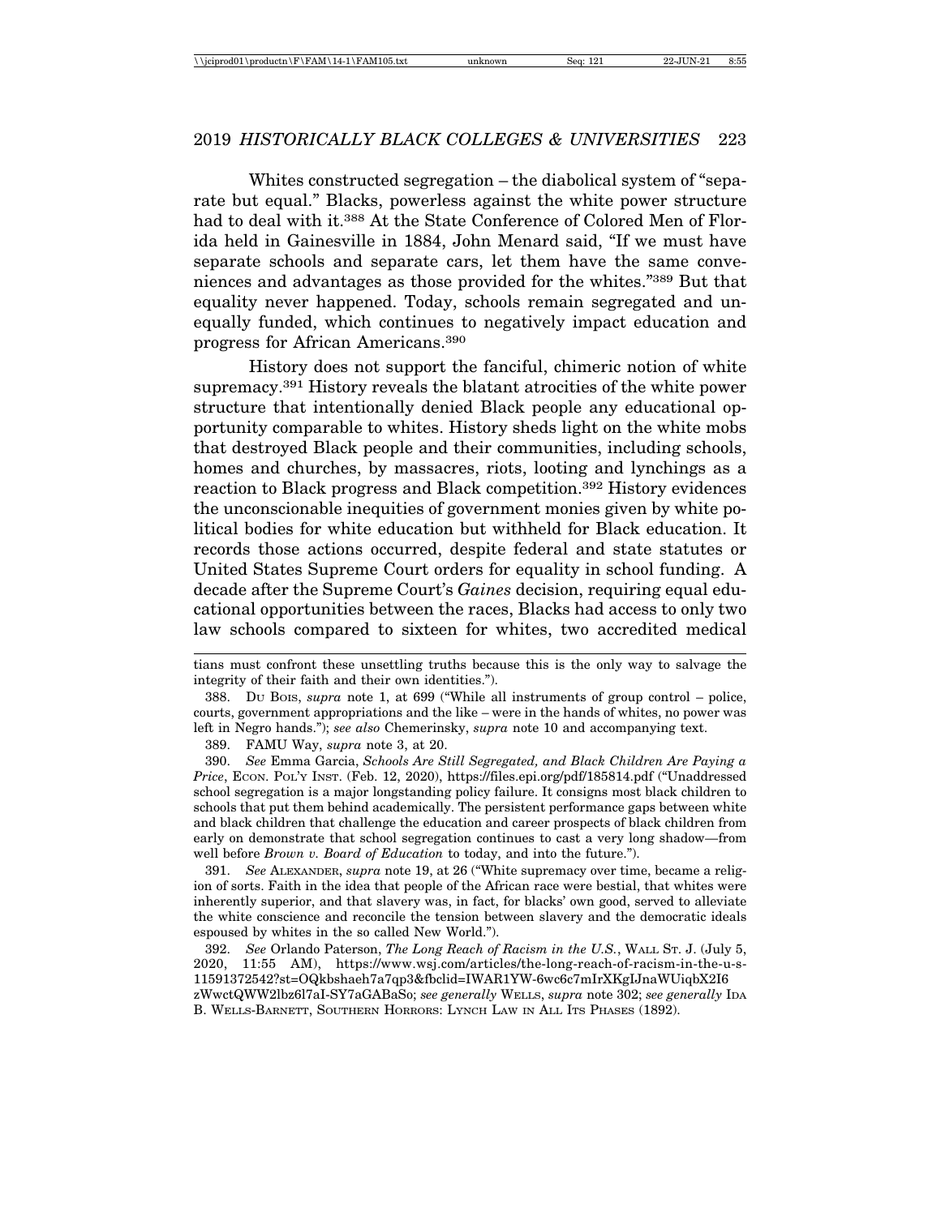Whites constructed segregation – the diabolical system of "separate but equal." Blacks, powerless against the white power structure had to deal with it.[388] At the State Conference of Colored Men of Florida held in Gainesville in 1884, John Menard said, "If we must have separate schools and separate cars, let them have the same conveniences and advantages as those provided for the whites."[389] But that equality never happened. Today, schools remain segregated and unequally funded, which continues to negatively impact education and progress for African Americans.[390]

History does not support the fanciful, chimeric notion of white supremacy.[391] History reveals the blatant atrocities of the white power structure that intentionally denied Black people any educational opportunity comparable to whites. History sheds light on the white mobs that destroyed Black people and their communities, including schools, homes and churches, by massacres, riots, looting and lynchings as a reaction to Black progress and Black competition.[392] History evidences the unconscionable inequities of government monies given by white political bodies for white education but withheld for Black education. It records those actions occurred, despite federal and state statutes or United States Supreme Court orders for equality in school funding. A decade after the Supreme Court's *Gaines* decision, requiring equal educational opportunities between the races, Blacks had access to only two law schools compared to sixteen for whites, two accredited medical

---

tians must confront these unsettling truths because this is the only way to salvage the integrity of their faith and their own identities.").

388. DU BOIS, *supra* note 1, at 699 ("While all instruments of group control – police, courts, government appropriations and the like – were in the hands of whites, no power was left in Negro hands."); *see also* Chemerinsky, *supra* note 10 and accompanying text.

389. FAMU Way, *supra* note 3, at 20.

390. *See* Emma Garcia, *Schools Are Still Segregated, and Black Children Are Paying a Price*, ECON. POL'Y INST. (Feb. 12, 2020), https://files.epi.org/pdf/185814.pdf ("Unaddressed school segregation is a major longstanding policy failure. It consigns most black children to schools that put them behind academically. The persistent performance gaps between white and black children that challenge the education and career prospects of black children from early on demonstrate that school segregation continues to cast a very long shadow—from well before *Brown v. Board of Education* to today, and into the future.").

391. *See* ALEXANDER, *supra* note 19, at 26 ("White supremacy over time, became a religion of sorts. Faith in the idea that people of the African race were bestial, that whites were inherently superior, and that slavery was, in fact, for blacks' own good, served to alleviate the white conscience and reconcile the tension between slavery and the democratic ideals espoused by whites in the so called New World.").

392. *See* Orlando Paterson, *The Long Reach of Racism in the U.S.*, WALL ST. J. (July 5, 2020, 11:55 AM), https://www.wsj.com/articles/the-long-reach-of-racism-in-the-u-s-11591372542?st=OQkbshaeh7a7qp3&fbclid=IWAR1YW-6wc6c7mIrXKgIJnaWUiqbX2I6zWwctQWW2lbz6l7aI-SY7aGABaSo; *see generally* WELLS, *supra* note 302; *see generally* IDA B. WELLS-BARNETT, SOUTHERN HORRORS: LYNCH LAW IN ALL ITS PHASES (1892).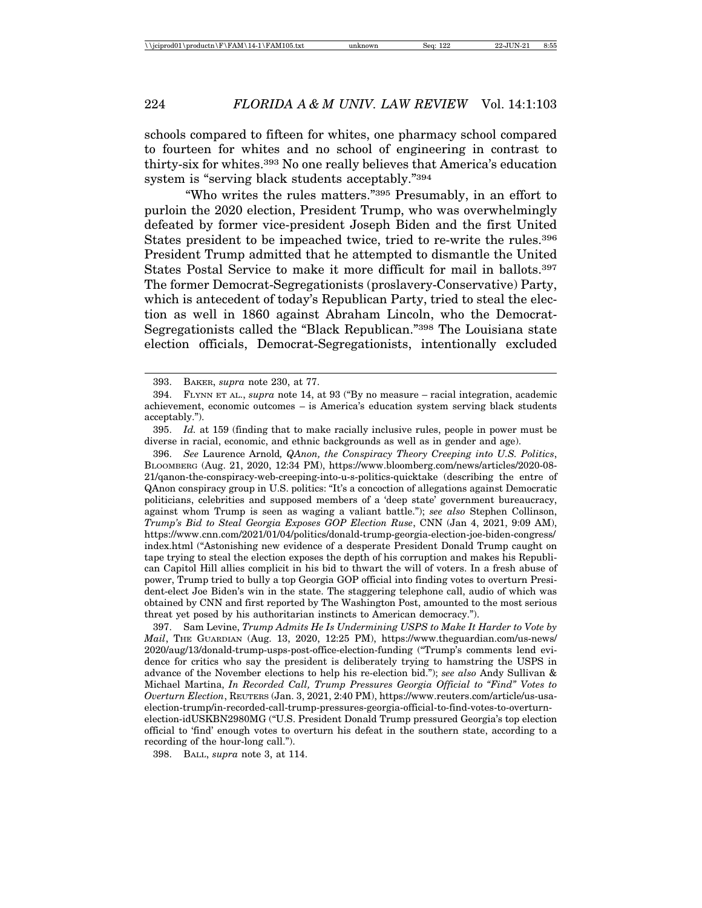schools compared to fifteen for whites, one pharmacy school compared to fourteen for whites and no school of engineering in contrast to thirty-six for whites.[393] No one really believes that America's education system is "serving black students acceptably."[394]

"Who writes the rules matters."[395] Presumably, in an effort to purloin the 2020 election, President Trump, who was overwhelmingly defeated by former vice-president Joseph Biden and the first United States president to be impeached twice, tried to re-write the rules.[396] President Trump admitted that he attempted to dismantle the United States Postal Service to make it more difficult for mail in ballots.[397] The former Democrat-Segregationists (proslavery-Conservative) Party, which is antecedent of today's Republican Party, tried to steal the election as well in 1860 against Abraham Lincoln, who the Democrat-Segregationists called the "Black Republican."[398] The Louisiana state election officials, Democrat-Segregationists, intentionally excluded

---

393. BAKER, *supra* note 230, at 77.

394. FLYNN ET AL., *supra* note 14, at 93 ("By no measure – racial integration, academic achievement, economic outcomes – is America's education system serving black students acceptably.").

395. *Id.* at 159 (finding that to make racially inclusive rules, people in power must be diverse in racial, economic, and ethnic backgrounds as well as in gender and age).

396. *See* Laurence Arnold, *QAnon, the Conspiracy Theory Creeping into U.S. Politics*, BLOOMBERG (Aug. 21, 2020, 12:34 PM), https://www.bloomberg.com/news/articles/2020-08-21/qanon-the-conspiracy-web-creeping-into-u-s-politics-quicktake (describing the entre of QAnon conspiracy group in U.S. politics: "It's a concoction of allegations against Democratic politicians, celebrities and supposed members of a 'deep state' government bureaucracy, against whom Trump is seen as waging a valiant battle."); *see also* Stephen Collinson, *Trump's Bid to Steal Georgia Exposes GOP Election Ruse*, CNN (Jan 4, 2021, 9:09 AM), https://www.cnn.com/2021/01/04/politics/donald-trump-georgia-election-joe-biden-congress/index.html ("Astonishing new evidence of a desperate President Donald Trump caught on tape trying to steal the election exposes the depth of his corruption and makes his Republican Capitol Hill allies complicit in his bid to thwart the will of voters. In a fresh abuse of power, Trump tried to bully a top Georgia GOP official into finding votes to overturn President-elect Joe Biden's win in the state. The staggering telephone call, audio of which was obtained by CNN and first reported by The Washington Post, amounted to the most serious threat yet posed by his authoritarian instincts to American democracy.").

397. Sam Levine, *Trump Admits He Is Undermining USPS to Make It Harder to Vote by Mail*, THE GUARDIAN (Aug. 13, 2020, 12:25 PM), https://www.theguardian.com/us-news/2020/aug/13/donald-trump-usps-post-office-election-funding ("Trump's comments lend evidence for critics who say the president is deliberately trying to hamstring the USPS in advance of the November elections to help his re-election bid."); *see also* Andy Sullivan & Michael Martina, *In Recorded Call, Trump Pressures Georgia Official to "Find" Votes to Overturn Election*, REUTERS (Jan. 3, 2021, 2:40 PM), https://www.reuters.com/article/us-usa-election-trump/in-recorded-call-trump-pressures-georgia-official-to-find-votes-to-overturn-election-idUSKBN2980MG ("U.S. President Donald Trump pressured Georgia's top election official to 'find' enough votes to overturn his defeat in the southern state, according to a recording of the hour-long call.").

398. BALL, *supra* note 3, at 114.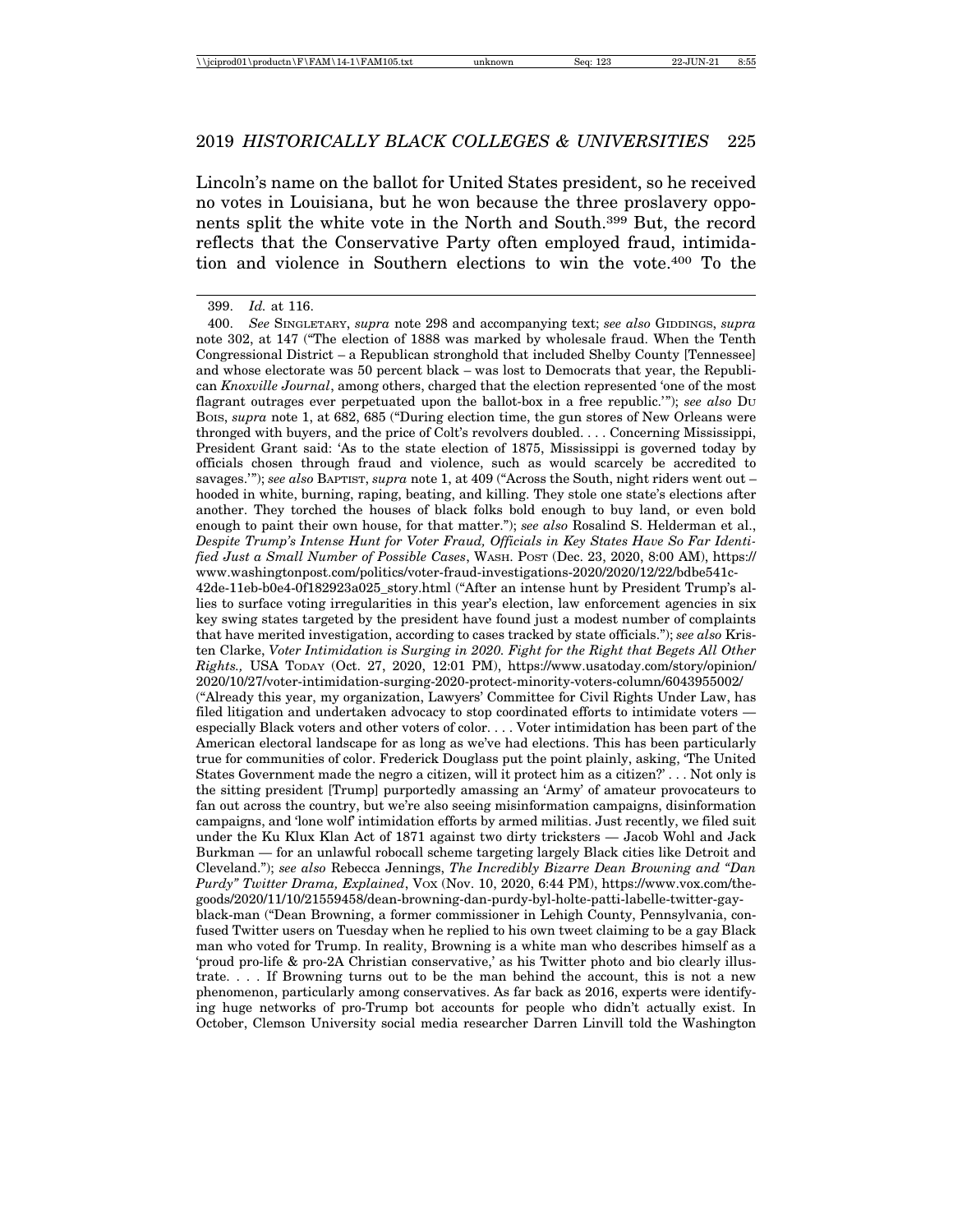Lincoln's name on the ballot for United States president, so he received no votes in Louisiana, but he won because the three proslavery opponents split the white vote in the North and South.[399] But, the record reflects that the Conservative Party often employed fraud, intimidation and violence in Southern elections to win the vote.[400] To the

---

399. *Id.* at 116.

400. *See* SINGLETARY, *supra* note 298 and accompanying text; *see also* GIDDINGS, *supra* note 302, at 147 ("The election of 1888 was marked by wholesale fraud. When the Tenth Congressional District – a Republican stronghold that included Shelby County [Tennessee] and whose electorate was 50 percent black – was lost to Democrats that year, the Republican *Knoxville Journal*, among others, charged that the election represented 'one of the most flagrant outrages ever perpetuated upon the ballot-box in a free republic.'"); *see also* DU BOIS, *supra* note 1, at 682, 685 ("During election time, the gun stores of New Orleans were thronged with buyers, and the price of Colt's revolvers doubled. . . . Concerning Mississippi, President Grant said: 'As to the state election of 1875, Mississippi is governed today by officials chosen through fraud and violence, such as would scarcely be accredited to savages.'"); *see also* BAPTIST, *supra* note 1, at 409 ("Across the South, night riders went out – hooded in white, burning, raping, beating, and killing. They stole one state's elections after another. They torched the houses of black folks bold enough to buy land, or even bold enough to paint their own house, for that matter."); *see also* Rosalind S. Helderman et al., *Despite Trump's Intense Hunt for Voter Fraud, Officials in Key States Have So Far Identified Just a Small Number of Possible Cases*, WASH. POST (Dec. 23, 2020, 8:00 AM), https://www.washingtonpost.com/politics/voter-fraud-investigations-2020/2020/12/22/bdbe541c-42de-11eb-b0e4-0f182923a025_story.html ("After an intense hunt by President Trump's allies to surface voting irregularities in this year's election, law enforcement agencies in six key swing states targeted by the president have found just a modest number of complaints that have merited investigation, according to cases tracked by state officials."); *see also* Kristen Clarke, *Voter Intimidation is Surging in 2020. Fight for the Right that Begets All Other Rights.*, USA TODAY (Oct. 27, 2020, 12:01 PM), https://www.usatoday.com/story/opinion/2020/10/27/voter-intimidation-surging-2020-protect-minority-voters-column/6043955002/ ("Already this year, my organization, Lawyers' Committee for Civil Rights Under Law, has filed litigation and undertaken advocacy to stop coordinated efforts to intimidate voters — especially Black voters and other voters of color. . . . Voter intimidation has been part of the American electoral landscape for as long as we've had elections. This has been particularly true for communities of color. Frederick Douglass put the point plainly, asking, 'The United States Government made the negro a citizen, will it protect him as a citizen?' . . . Not only is the sitting president [Trump] purportedly amassing an 'Army' of amateur provocateurs to fan out across the country, but we're also seeing misinformation campaigns, disinformation campaigns, and 'lone wolf' intimidation efforts by armed militias. Just recently, we filed suit under the Ku Klux Klan Act of 1871 against two dirty tricksters — Jacob Wohl and Jack Burkman — for an unlawful robocall scheme targeting largely Black cities like Detroit and Cleveland."); *see also* Rebecca Jennings, *The Incredibly Bizarre Dean Browning and "Dan Purdy" Twitter Drama, Explained*, VOX (Nov. 10, 2020, 6:44 PM), https://www.vox.com/the-goods/2020/11/10/21559458/dean-browning-dan-purdy-byl-holte-patti-labelle-twitter-gay-black-man ("Dean Browning, a former commissioner in Lehigh County, Pennsylvania, confused Twitter users on Tuesday when he replied to his own tweet claiming to be a gay Black man who voted for Trump. In reality, Browning is a white man who describes himself as a 'proud pro-life & pro-2A Christian conservative,' as his Twitter photo and bio clearly illustrate. . . . If Browning turns out to be the man behind the account, this is not a new phenomenon, particularly among conservatives. As far back as 2016, experts were identifying huge networks of pro-Trump bot accounts for people who didn't actually exist. In October, Clemson University social media researcher Darren Linvill told the Washington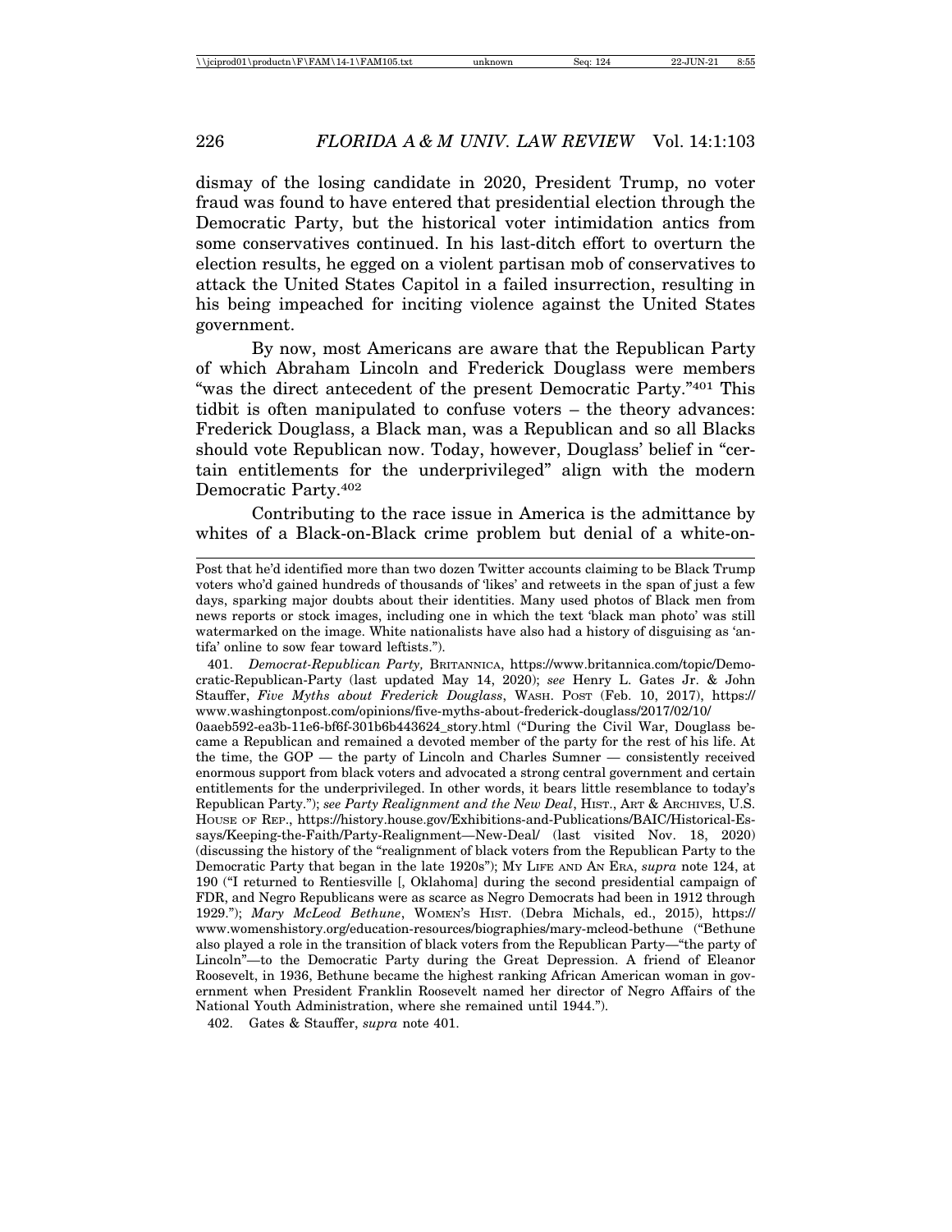dismay of the losing candidate in 2020, President Trump, no voter fraud was found to have entered that presidential election through the Democratic Party, but the historical voter intimidation antics from some conservatives continued. In his last-ditch effort to overturn the election results, he egged on a violent partisan mob of conservatives to attack the United States Capitol in a failed insurrection, resulting in his being impeached for inciting violence against the United States government.

By now, most Americans are aware that the Republican Party of which Abraham Lincoln and Frederick Douglass were members "was the direct antecedent of the present Democratic Party."[401] This tidbit is often manipulated to confuse voters – the theory advances: Frederick Douglass, a Black man, was a Republican and so all Blacks should vote Republican now. Today, however, Douglass' belief in "certain entitlements for the underprivileged" align with the modern Democratic Party.[402]

Contributing to the race issue in America is the admittance by whites of a Black-on-Black crime problem but denial of a white-on-

---

Post that he'd identified more than two dozen Twitter accounts claiming to be Black Trump voters who'd gained hundreds of thousands of 'likes' and retweets in the span of just a few days, sparking major doubts about their identities. Many used photos of Black men from news reports or stock images, including one in which the text 'black man photo' was still watermarked on the image. White nationalists have also had a history of disguising as 'antifa' online to sow fear toward leftists.").

401. *Democrat-Republican Party,* BRITANNICA, https://www.britannica.com/topic/Democratic-Republican-Party (last updated May 14, 2020); *see* Henry L. Gates Jr. & John Stauffer, *Five Myths about Frederick Douglass*, WASH. POST (Feb. 10, 2017), https://www.washingtonpost.com/opinions/five-myths-about-frederick-douglass/2017/02/10/0aaeb592-ea3b-11e6-bf6f-301b6b443624_story.html ("During the Civil War, Douglass became a Republican and remained a devoted member of the party for the rest of his life. At the time, the GOP — the party of Lincoln and Charles Sumner — consistently received enormous support from black voters and advocated a strong central government and certain entitlements for the underprivileged. In other words, it bears little resemblance to today's Republican Party."); *see Party Realignment and the New Deal*, HIST., ART & ARCHIVES, U.S. HOUSE OF REP., https://history.house.gov/Exhibitions-and-Publications/BAIC/Historical-Essays/Keeping-the-Faith/Party-Realignment—New-Deal/ (last visited Nov. 18, 2020) (discussing the history of the "realignment of black voters from the Republican Party to the Democratic Party that began in the late 1920s"); MY LIFE AND AN ERA, *supra* note 124, at 190 ("I returned to Rentiesville [, Oklahoma] during the second presidential campaign of FDR, and Negro Republicans were as scarce as Negro Democrats had been in 1912 through 1929."); *Mary McLeod Bethune*, WOMEN'S HIST. (Debra Michals, ed., 2015), https://www.womenshistory.org/education-resources/biographies/mary-mcleod-bethune ("Bethune also played a role in the transition of black voters from the Republican Party—"the party of Lincoln"—to the Democratic Party during the Great Depression. A friend of Eleanor Roosevelt, in 1936, Bethune became the highest ranking African American woman in government when President Franklin Roosevelt named her director of Negro Affairs of the National Youth Administration, where she remained until 1944.").

402. Gates & Stauffer, *supra* note 401.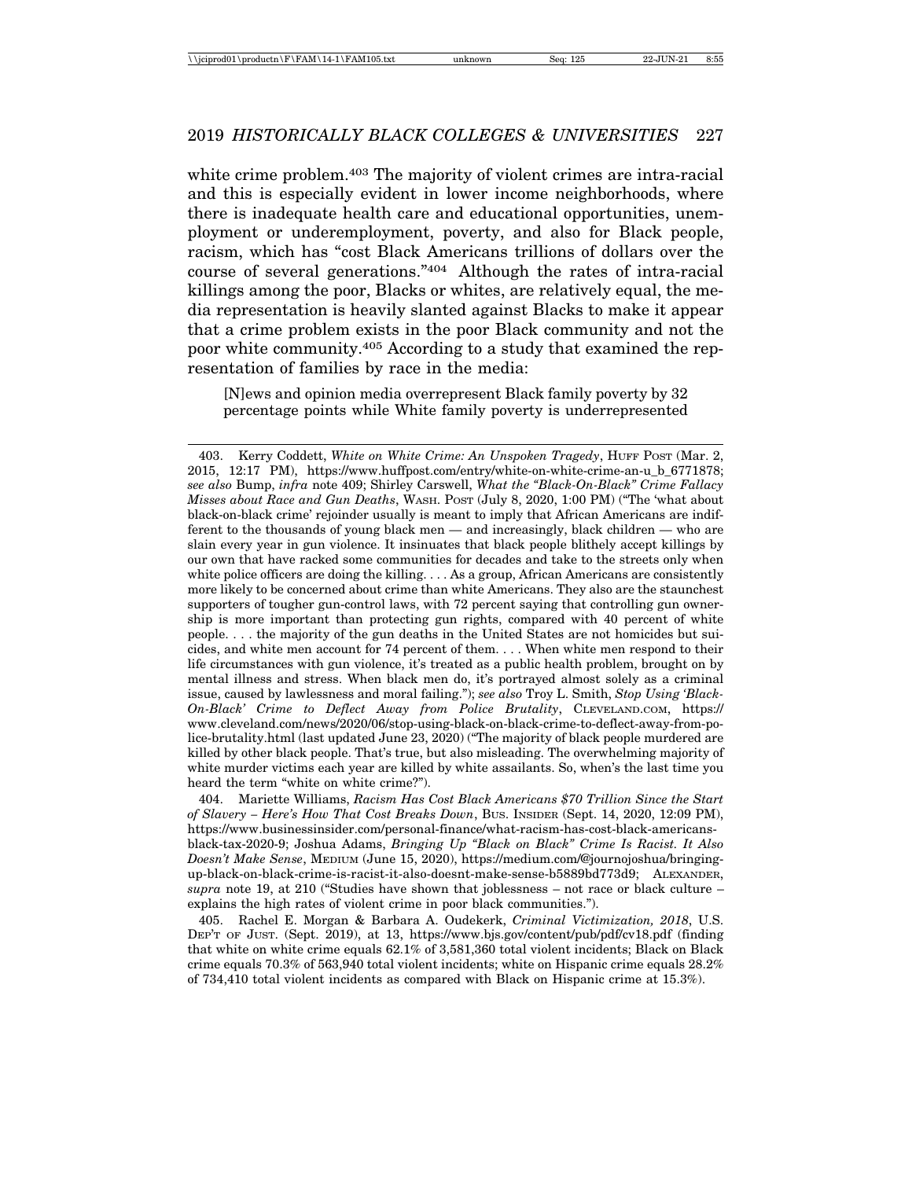white crime problem.[403] The majority of violent crimes are intra-racial and this is especially evident in lower income neighborhoods, where there is inadequate health care and educational opportunities, unemployment or underemployment, poverty, and also for Black people, racism, which has "cost Black Americans trillions of dollars over the course of several generations."[404] Although the rates of intra-racial killings among the poor, Blacks or whites, are relatively equal, the media representation is heavily slanted against Blacks to make it appear that a crime problem exists in the poor Black community and not the poor white community.[405] According to a study that examined the representation of families by race in the media:

> [N]ews and opinion media overrepresent Black family poverty by 32 percentage points while White family poverty is underrepresented

---

403. Kerry Coddett, *White on White Crime: An Unspoken Tragedy*, HUFF POST (Mar. 2, 2015, 12:17 PM), https://www.huffpost.com/entry/white-on-white-crime-an-u_b_6771878; *see also* Bump, *infra* note 409; Shirley Carswell, *What the "Black-On-Black" Crime Fallacy Misses about Race and Gun Deaths*, WASH. POST (July 8, 2020, 1:00 PM) ("The 'what about black-on-black crime' rejoinder usually is meant to imply that African Americans are indifferent to the thousands of young black men — and increasingly, black children — who are slain every year in gun violence. It insinuates that black people blithely accept killings by our own that have racked some communities for decades and take to the streets only when white police officers are doing the killing. . . . As a group, African Americans are consistently more likely to be concerned about crime than white Americans. They also are the staunchest supporters of tougher gun-control laws, with 72 percent saying that controlling gun ownership is more important than protecting gun rights, compared with 40 percent of white people. . . . the majority of the gun deaths in the United States are not homicides but suicides, and white men account for 74 percent of them. . . . When white men respond to their life circumstances with gun violence, it's treated as a public health problem, brought on by mental illness and stress. When black men do, it's portrayed almost solely as a criminal issue, caused by lawlessness and moral failing."); *see also* Troy L. Smith, *Stop Using 'Black-On-Black' Crime to Deflect Away from Police Brutality*, CLEVELAND.COM, https://www.cleveland.com/news/2020/06/stop-using-black-on-black-crime-to-deflect-away-from-police-brutality.html (last updated June 23, 2020) ("The majority of black people murdered are killed by other black people. That's true, but also misleading. The overwhelming majority of white murder victims each year are killed by white assailants. So, when's the last time you heard the term "white on white crime?").

404. Mariette Williams, *Racism Has Cost Black Americans $70 Trillion Since the Start of Slavery – Here's How That Cost Breaks Down*, BUS. INSIDER (Sept. 14, 2020, 12:09 PM), https://www.businessinsider.com/personal-finance/what-racism-has-cost-black-americans-black-tax-2020-9; Joshua Adams, *Bringing Up "Black on Black" Crime Is Racist. It Also Doesn't Make Sense*, MEDIUM (June 15, 2020), https://medium.com/@journojoshua/bringing-up-black-on-black-crime-is-racist-it-also-doesnt-make-sense-b5889bd773d9; ALEXANDER, *supra* note 19, at 210 ("Studies have shown that joblessness – not race or black culture – explains the high rates of violent crime in poor black communities.").

405. Rachel E. Morgan & Barbara A. Oudekerk, *Criminal Victimization, 2018*, U.S. DEP'T OF JUST. (Sept. 2019), at 13, https://www.bjs.gov/content/pub/pdf/cv18.pdf (finding that white on white crime equals 62.1% of 3,581,360 total violent incidents; Black on Black crime equals 70.3% of 563,940 total violent incidents; white on Hispanic crime equals 28.2% of 734,410 total violent incidents as compared with Black on Hispanic crime at 15.3%).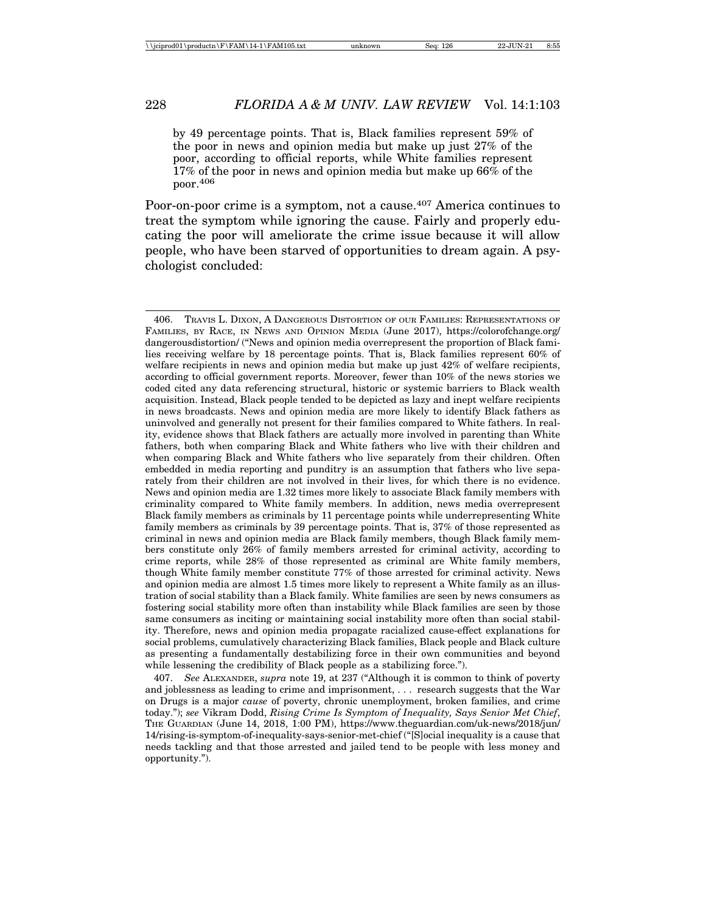by 49 percentage points. That is, Black families represent 59% of the poor in news and opinion media but make up just 27% of the poor, according to official reports, while White families represent 17% of the poor in news and opinion media but make up 66% of the poor.[406]

Poor-on-poor crime is a symptom, not a cause.[407] America continues to treat the symptom while ignoring the cause. Fairly and properly educating the poor will ameliorate the crime issue because it will allow people, who have been starved of opportunities to dream again. A psychologist concluded:

---

406. TRAVIS L. DIXON, A DANGEROUS DISTORTION OF OUR FAMILIES: REPRESENTATIONS OF FAMILIES, BY RACE, IN NEWS AND OPINION MEDIA (June 2017), https://colorofchange.org/dangerousdistortion/ ("News and opinion media overrepresent the proportion of Black families receiving welfare by 18 percentage points. That is, Black families represent 60% of welfare recipients in news and opinion media but make up just 42% of welfare recipients, according to official government reports. Moreover, fewer than 10% of the news stories we coded cited any data referencing structural, historic or systemic barriers to Black wealth acquisition. Instead, Black people tended to be depicted as lazy and inept welfare recipients in news broadcasts. News and opinion media are more likely to identify Black fathers as uninvolved and generally not present for their families compared to White fathers. In reality, evidence shows that Black fathers are actually more involved in parenting than White fathers, both when comparing Black and White fathers who live with their children and when comparing Black and White fathers who live separately from their children. Often embedded in media reporting and punditry is an assumption that fathers who live separately from their children are not involved in their lives, for which there is no evidence. News and opinion media are 1.32 times more likely to associate Black family members with criminality compared to White family members. In addition, news media overrepresent Black family members as criminals by 11 percentage points while underrepresenting White family members as criminals by 39 percentage points. That is, 37% of those represented as criminal in news and opinion media are Black family members, though Black family members constitute only 26% of family members arrested for criminal activity, according to crime reports, while 28% of those represented as criminal are White family members, though White family member constitute 77% of those arrested for criminal activity. News and opinion media are almost 1.5 times more likely to represent a White family as an illustration of social stability than a Black family. White families are seen by news consumers as fostering social stability more often than instability while Black families are seen by those same consumers as inciting or maintaining social instability more often than social stability. Therefore, news and opinion media propagate racialized cause-effect explanations for social problems, cumulatively characterizing Black families, Black people and Black culture as presenting a fundamentally destabilizing force in their own communities and beyond while lessening the credibility of Black people as a stabilizing force.").

407. *See* ALEXANDER, *supra* note 19, at 237 ("Although it is common to think of poverty and joblessness as leading to crime and imprisonment, . . . research suggests that the War on Drugs is a major *cause* of poverty, chronic unemployment, broken families, and crime today."); *see* Vikram Dodd, *Rising Crime Is Symptom of Inequality, Says Senior Met Chief*, THE GUARDIAN (June 14, 2018, 1:00 PM), https://www.theguardian.com/uk-news/2018/jun/14/rising-is-symptom-of-inequality-says-senior-met-chief ("[S]ocial inequality is a cause that needs tackling and that those arrested and jailed tend to be people with less money and opportunity.").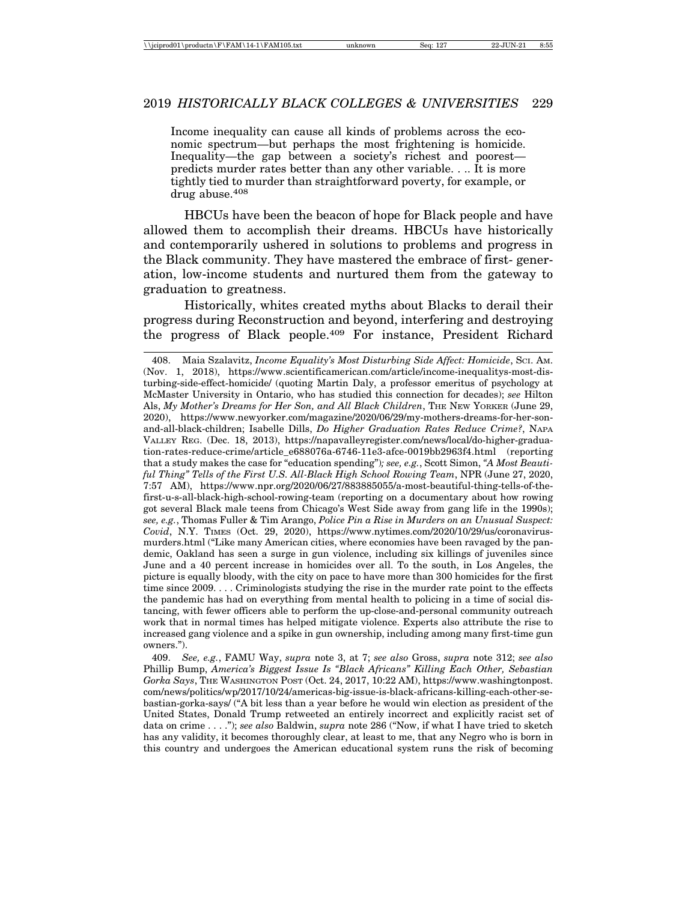Income inequality can cause all kinds of problems across the economic spectrum—but perhaps the most frightening is homicide. Inequality—the gap between a society's richest and poorest—predicts murder rates better than any other variable. . .. It is more tightly tied to murder than straightforward poverty, for example, or drug abuse.[408]

HBCUs have been the beacon of hope for Black people and have allowed them to accomplish their dreams. HBCUs have historically and contemporarily ushered in solutions to problems and progress in the Black community. They have mastered the embrace of first- generation, low-income students and nurtured them from the gateway to graduation to greatness.

Historically, whites created myths about Blacks to derail their progress during Reconstruction and beyond, interfering and destroying the progress of Black people.[409] For instance, President Richard

---

408. Maia Szalavitz, *Income Equality's Most Disturbing Side Affect: Homicide*, SCI. AM. (Nov. 1, 2018), https://www.scientificamerican.com/article/income-inequalitys-most-disturbing-side-effect-homicide/ (quoting Martin Daly, a professor emeritus of psychology at McMaster University in Ontario, who has studied this connection for decades); *see* Hilton Als, *My Mother's Dreams for Her Son, and All Black Children*, THE NEW YORKER (June 29, 2020), https://www.newyorker.com/magazine/2020/06/29/my-mothers-dreams-for-her-son-and-all-black-children; Isabelle Dills, *Do Higher Graduation Rates Reduce Crime?*, NAPA VALLEY REG. (Dec. 18, 2013), https://napavalleyregister.com/news/local/do-higher-graduation-rates-reduce-crime/article_e688076a-6746-11e3-afce-0019bb2963f4.html (reporting that a study makes the case for "education spending")*; see, e.g.*, Scott Simon, *"A Most Beautiful Thing" Tells of the First U.S. All-Black High School Rowing Team*, NPR (June 27, 2020, 7:57 AM), https://www.npr.org/2020/06/27/883885055/a-most-beautiful-thing-tells-of-the-first-u-s-all-black-high-school-rowing-team (reporting on a documentary about how rowing got several Black male teens from Chicago's West Side away from gang life in the 1990s); *see, e.g.*, Thomas Fuller & Tim Arango, *Police Pin a Rise in Murders on an Unusual Suspect: Covid*, N.Y. TIMES (Oct. 29, 2020), https://www.nytimes.com/2020/10/29/us/coronavirus-murders.html ("Like many American cities, where economies have been ravaged by the pandemic, Oakland has seen a surge in gun violence, including six killings of juveniles since June and a 40 percent increase in homicides over all. To the south, in Los Angeles, the picture is equally bloody, with the city on pace to have more than 300 homicides for the first time since 2009. . . . Criminologists studying the rise in the murder rate point to the effects the pandemic has had on everything from mental health to policing in a time of social distancing, with fewer officers able to perform the up-close-and-personal community outreach work that in normal times has helped mitigate violence. Experts also attribute the rise to increased gang violence and a spike in gun ownership, including among many first-time gun owners.").

409. *See, e.g.*, FAMU Way, *supra* note 3, at 7; *see also* Gross, *supra* note 312; *see also* Phillip Bump, *America's Biggest Issue Is "Black Africans" Killing Each Other, Sebastian Gorka Says*, THE WASHINGTON POST (Oct. 24, 2017, 10:22 AM), https://www.washingtonpost.com/news/politics/wp/2017/10/24/americas-big-issue-is-black-africans-killing-each-other-sebastian-gorka-says/ ("A bit less than a year before he would win election as president of the United States, Donald Trump retweeted an entirely incorrect and explicitly racist set of data on crime . . . ."); *see also* Baldwin, *supra* note 286 ("Now, if what I have tried to sketch has any validity, it becomes thoroughly clear, at least to me, that any Negro who is born in this country and undergoes the American educational system runs the risk of becoming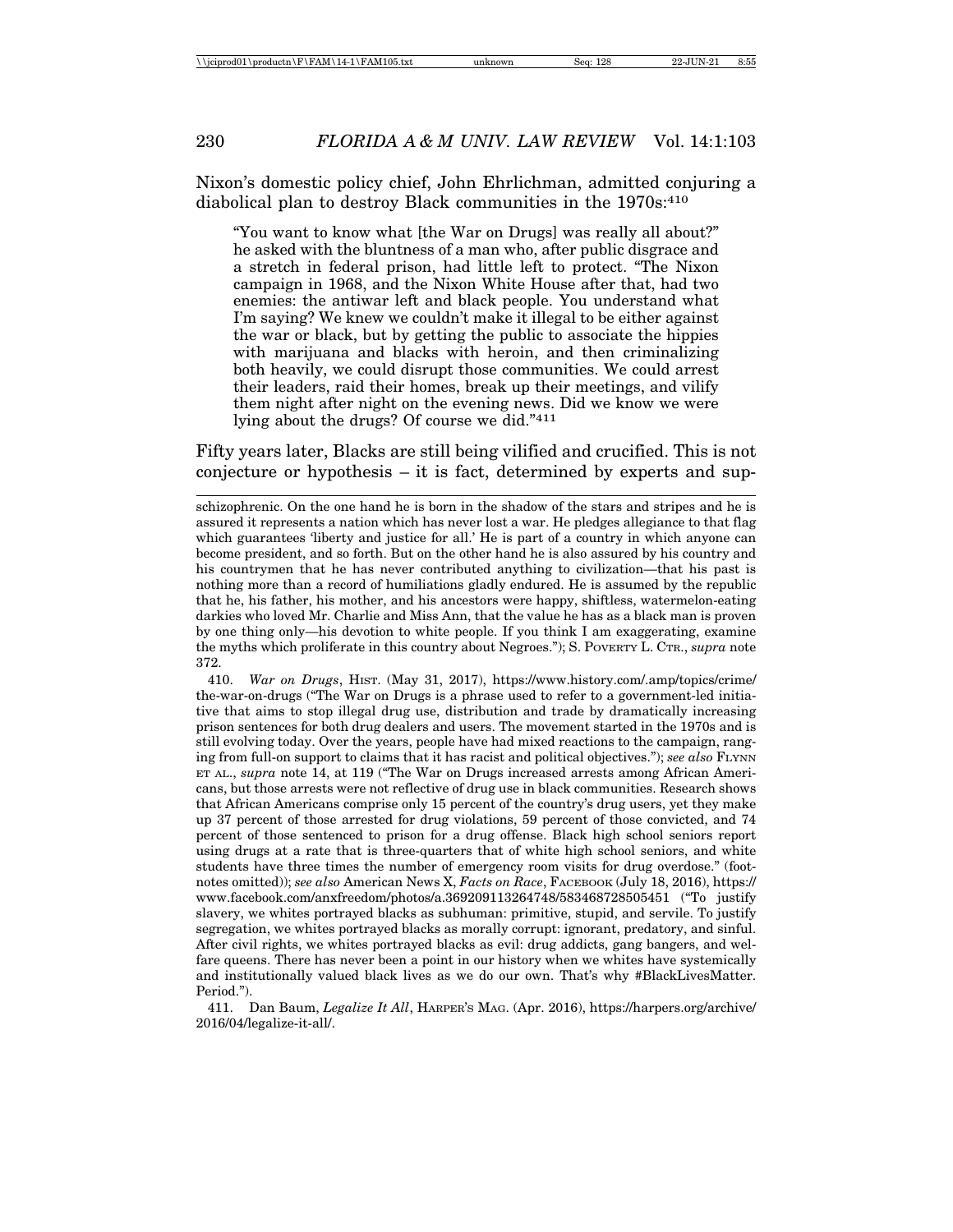Nixon's domestic policy chief, John Ehrlichman, admitted conjuring a diabolical plan to destroy Black communities in the 1970s:[410]

> "You want to know what [the War on Drugs] was really all about?" he asked with the bluntness of a man who, after public disgrace and a stretch in federal prison, had little left to protect. "The Nixon campaign in 1968, and the Nixon White House after that, had two enemies: the antiwar left and black people. You understand what I'm saying? We knew we couldn't make it illegal to be either against the war or black, but by getting the public to associate the hippies with marijuana and blacks with heroin, and then criminalizing both heavily, we could disrupt those communities. We could arrest their leaders, raid their homes, break up their meetings, and vilify them night after night on the evening news. Did we know we were lying about the drugs? Of course we did."[411]

Fifty years later, Blacks are still being vilified and crucified. This is not conjecture or hypothesis – it is fact, determined by experts and sup-

---

schizophrenic. On the one hand he is born in the shadow of the stars and stripes and he is assured it represents a nation which has never lost a war. He pledges allegiance to that flag which guarantees 'liberty and justice for all.' He is part of a country in which anyone can become president, and so forth. But on the other hand he is also assured by his country and his countrymen that he has never contributed anything to civilization—that his past is nothing more than a record of humiliations gladly endured. He is assumed by the republic that he, his father, his mother, and his ancestors were happy, shiftless, watermelon-eating darkies who loved Mr. Charlie and Miss Ann, that the value he has as a black man is proven by one thing only—his devotion to white people. If you think I am exaggerating, examine the myths which proliferate in this country about Negroes."); S. POVERTY L. CTR., *supra* note 372.

410. *War on Drugs*, HIST. (May 31, 2017), https://www.history.com/.amp/topics/crime/the-war-on-drugs ("The War on Drugs is a phrase used to refer to a government-led initiative that aims to stop illegal drug use, distribution and trade by dramatically increasing prison sentences for both drug dealers and users. The movement started in the 1970s and is still evolving today. Over the years, people have had mixed reactions to the campaign, ranging from full-on support to claims that it has racist and political objectives."); *see also* FLYNN ET AL., *supra* note 14, at 119 ("The War on Drugs increased arrests among African Americans, but those arrests were not reflective of drug use in black communities. Research shows that African Americans comprise only 15 percent of the country's drug users, yet they make up 37 percent of those arrested for drug violations, 59 percent of those convicted, and 74 percent of those sentenced to prison for a drug offense. Black high school seniors report using drugs at a rate that is three-quarters that of white high school seniors, and white students have three times the number of emergency room visits for drug overdose." (footnotes omitted)); *see also* American News X, *Facts on Race*, FACEBOOK (July 18, 2016), https://www.facebook.com/anxfreedom/photos/a.369209113264748/583468728505451 ("To justify slavery, we whites portrayed blacks as subhuman: primitive, stupid, and servile. To justify segregation, we whites portrayed blacks as morally corrupt: ignorant, predatory, and sinful. After civil rights, we whites portrayed blacks as evil: drug addicts, gang bangers, and welfare queens. There has never been a point in our history when we whites have systemically and institutionally valued black lives as we do our own. That's why #BlackLivesMatter. Period.").

411. Dan Baum, *Legalize It All*, HARPER'S MAG. (Apr. 2016), https://harpers.org/archive/2016/04/legalize-it-all/.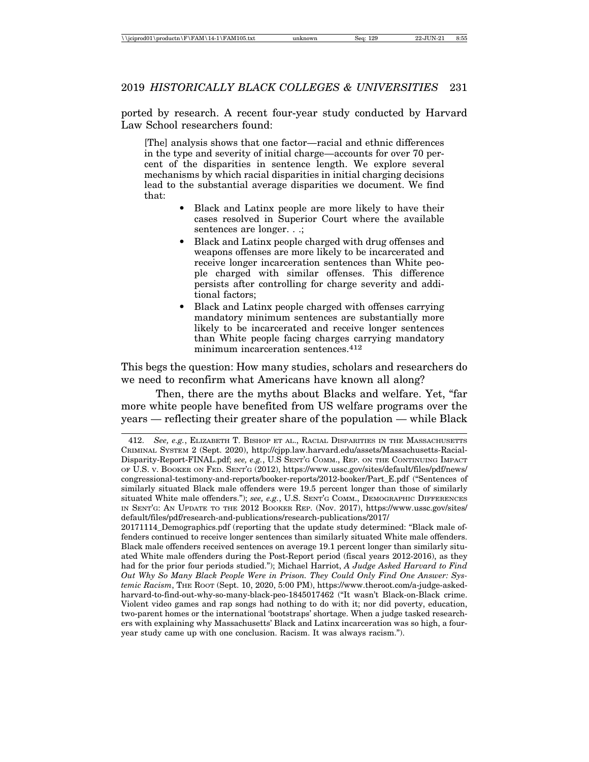ported by research. A recent four-year study conducted by Harvard Law School researchers found:

> [The] analysis shows that one factor—racial and ethnic differences in the type and severity of initial charge—accounts for over 70 percent of the disparities in sentence length. We explore several mechanisms by which racial disparities in initial charging decisions lead to the substantial average disparities we document. We find that:
>
> - Black and Latinx people are more likely to have their cases resolved in Superior Court where the available sentences are longer. . .;
> - Black and Latinx people charged with drug offenses and weapons offenses are more likely to be incarcerated and receive longer incarceration sentences than White people charged with similar offenses. This difference persists after controlling for charge severity and additional factors;
> - Black and Latinx people charged with offenses carrying mandatory minimum sentences are substantially more likely to be incarcerated and receive longer sentences than White people facing charges carrying mandatory minimum incarceration sentences.[412]

This begs the question: How many studies, scholars and researchers do we need to reconfirm what Americans have known all along?

Then, there are the myths about Blacks and welfare. Yet, "far more white people have benefited from US welfare programs over the years — reflecting their greater share of the population — while Black

---

412. *See, e.g.*, Elizabeth T. Bishop et al., Racial Disparities in the Massachusetts Criminal System 2 (Sept. 2020), http://cjpp.law.harvard.edu/assets/Massachusetts-Racial-Disparity-Report-FINAL.pdf; *see, e.g.*, U.S Sent'g Comm., Rep. on the Continuing Impact of U.S. v. Booker on Fed. Sent'g (2012), https://www.ussc.gov/sites/default/files/pdf/news/congressional-testimony-and-reports/booker-reports/2012-booker/Part_E.pdf ("Sentences of similarly situated Black male offenders were 19.5 percent longer than those of similarly situated White male offenders."); *see, e.g.*, U.S. Sent'g Comm., Demographic Differences in Sent'g: An Update to the 2012 Booker Rep. (Nov. 2017), https://www.ussc.gov/sites/default/files/pdf/research-and-publications/research-publications/2017/20171114_Demographics.pdf (reporting that the update study determined: "Black male offenders continued to receive longer sentences than similarly situated White male offenders. Black male offenders received sentences on average 19.1 percent longer than similarly situated White male offenders during the Post-Report period (fiscal years 2012-2016), as they had for the prior four periods studied."); Michael Harriot, *A Judge Asked Harvard to Find Out Why So Many Black People Were in Prison. They Could Only Find One Answer: Systemic Racism*, The Root (Sept. 10, 2020, 5:00 PM), https://www.theroot.com/a-judge-asked-harvard-to-find-out-why-so-many-black-peo-1845017462 ("It wasn't Black-on-Black crime. Violent video games and rap songs had nothing to do with it; nor did poverty, education, two-parent homes or the international 'bootstraps' shortage. When a judge tasked researchers with explaining why Massachusetts' Black and Latinx incarceration was so high, a four-year study came up with one conclusion. Racism. It was always racism.").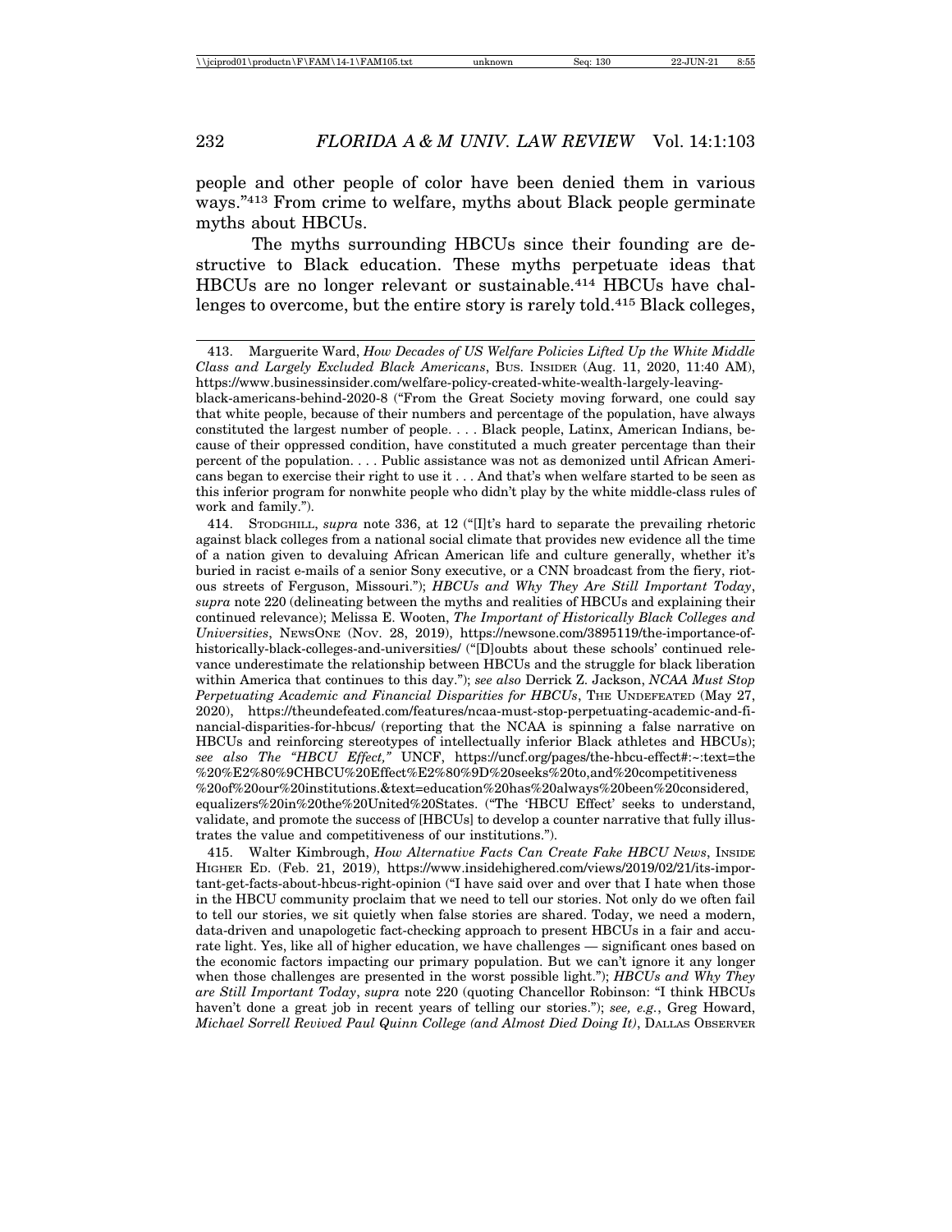people and other people of color have been denied them in various ways."[413] From crime to welfare, myths about Black people germinate myths about HBCUs.

The myths surrounding HBCUs since their founding are destructive to Black education. These myths perpetuate ideas that HBCUs are no longer relevant or sustainable.[414] HBCUs have challenges to overcome, but the entire story is rarely told.[415] Black colleges,

---

413. Marguerite Ward, *How Decades of US Welfare Policies Lifted Up the White Middle Class and Largely Excluded Black Americans*, BUS. INSIDER (Aug. 11, 2020, 11:40 AM), https://www.businessinsider.com/welfare-policy-created-white-wealth-largely-leaving-black-americans-behind-2020-8 ("From the Great Society moving forward, one could say that white people, because of their numbers and percentage of the population, have always constituted the largest number of people. . . . Black people, Latinx, American Indians, because of their oppressed condition, have constituted a much greater percentage than their percent of the population. . . . Public assistance was not as demonized until African Americans began to exercise their right to use it . . . And that's when welfare started to be seen as this inferior program for nonwhite people who didn't play by the white middle-class rules of work and family.").

414. STODGHILL, *supra* note 336, at 12 ("[I]t's hard to separate the prevailing rhetoric against black colleges from a national social climate that provides new evidence all the time of a nation given to devaluing African American life and culture generally, whether it's buried in racist e-mails of a senior Sony executive, or a CNN broadcast from the fiery, riotous streets of Ferguson, Missouri."); *HBCUs and Why They Are Still Important Today*, *supra* note 220 (delineating between the myths and realities of HBCUs and explaining their continued relevance); Melissa E. Wooten, *The Important of Historically Black Colleges and Universities*, NEWSONE (Nov. 28, 2019), https://newsone.com/3895119/the-importance-of-historically-black-colleges-and-universities/ ("[D]oubts about these schools' continued relevance underestimate the relationship between HBCUs and the struggle for black liberation within America that continues to this day."); *see also* Derrick Z. Jackson, *NCAA Must Stop Perpetuating Academic and Financial Disparities for HBCUs*, THE UNDEFEATED (May 27, 2020), https://theundefeated.com/features/ncaa-must-stop-perpetuating-academic-and-financial-disparities-for-hbcus/ (reporting that the NCAA is spinning a false narrative on HBCUs and reinforcing stereotypes of intellectually inferior Black athletes and HBCUs); *see also The "HBCU Effect,"* UNCF, https://uncf.org/pages/the-hbcu-effect#:~:text=the%20%E2%80%9CHBCU%20Effect%E2%80%9D%20seeks%20to,and%20competitiveness%20of%20our%20institutions.&text=education%20has%20always%20been%20considered,equalizers%20in%20the%20United%20States. ("The 'HBCU Effect' seeks to understand, validate, and promote the success of [HBCUs] to develop a counter narrative that fully illustrates the value and competitiveness of our institutions.").

415. Walter Kimbrough, *How Alternative Facts Can Create Fake HBCU News*, INSIDE HIGHER ED. (Feb. 21, 2019), https://www.insidehighered.com/views/2019/02/21/its-important-get-facts-about-hbcus-right-opinion ("I have said over and over that I hate when those in the HBCU community proclaim that we need to tell our stories. Not only do we often fail to tell our stories, we sit quietly when false stories are shared. Today, we need a modern, data-driven and unapologetic fact-checking approach to present HBCUs in a fair and accurate light. Yes, like all of higher education, we have challenges — significant ones based on the economic factors impacting our primary population. But we can't ignore it any longer when those challenges are presented in the worst possible light."); *HBCUs and Why They are Still Important Today*, *supra* note 220 (quoting Chancellor Robinson: "I think HBCUs haven't done a great job in recent years of telling our stories."); *see, e.g.*, Greg Howard, *Michael Sorrell Revived Paul Quinn College (and Almost Died Doing It)*, DALLAS OBSERVER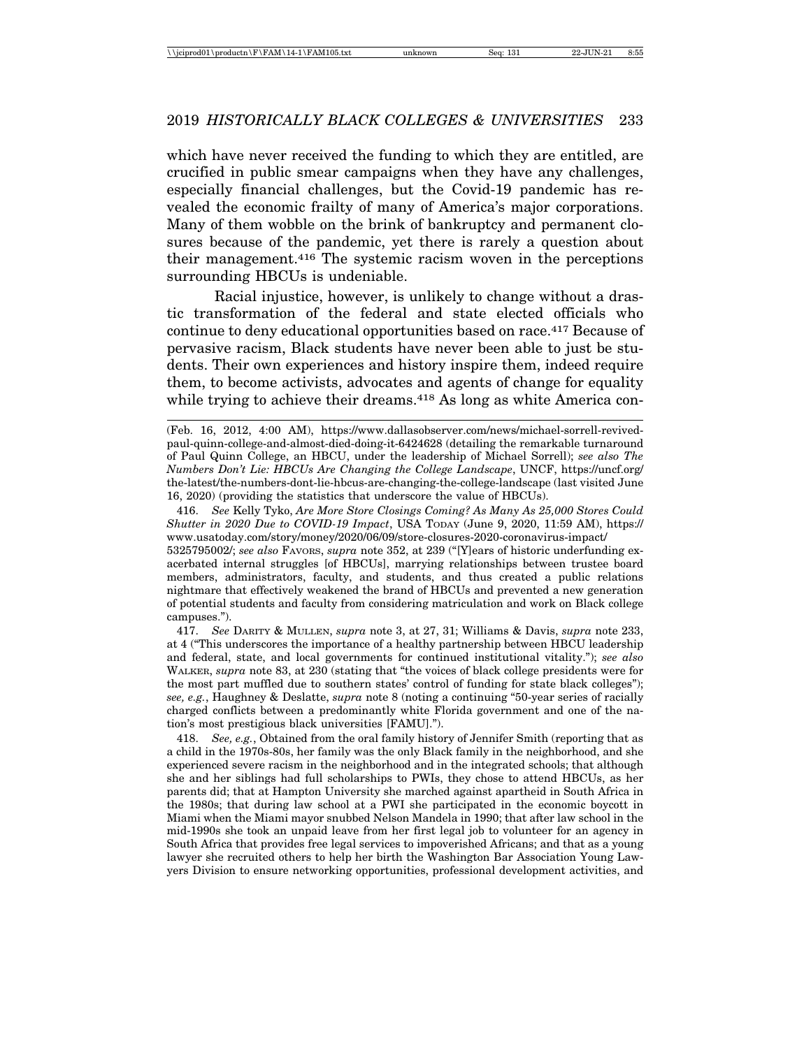which have never received the funding to which they are entitled, are crucified in public smear campaigns when they have any challenges, especially financial challenges, but the Covid-19 pandemic has revealed the economic frailty of many of America's major corporations. Many of them wobble on the brink of bankruptcy and permanent closures because of the pandemic, yet there is rarely a question about their management.[416] The systemic racism woven in the perceptions surrounding HBCUs is undeniable.

Racial injustice, however, is unlikely to change without a drastic transformation of the federal and state elected officials who continue to deny educational opportunities based on race.[417] Because of pervasive racism, Black students have never been able to just be students. Their own experiences and history inspire them, indeed require them, to become activists, advocates and agents of change for equality while trying to achieve their dreams.[418] As long as white America con-

---

(Feb. 16, 2012, 4:00 AM), https://www.dallasobserver.com/news/michael-sorrell-revived-paul-quinn-college-and-almost-died-doing-it-6424628 (detailing the remarkable turnaround of Paul Quinn College, an HBCU, under the leadership of Michael Sorrell); *see also The Numbers Don't Lie: HBCUs Are Changing the College Landscape*, UNCF, https://uncf.org/the-latest/the-numbers-dont-lie-hbcus-are-changing-the-college-landscape (last visited June 16, 2020) (providing the statistics that underscore the value of HBCUs).

416. *See* Kelly Tyko, *Are More Store Closings Coming? As Many As 25,000 Stores Could Shutter in 2020 Due to COVID-19 Impact*, USA TODAY (June 9, 2020, 11:59 AM), https://www.usatoday.com/story/money/2020/06/09/store-closures-2020-coronavirus-impact/5325795002/; *see also* FAVORS, *supra* note 352, at 239 ("[Y]ears of historic underfunding exacerbated internal struggles [of HBCUs], marrying relationships between trustee board members, administrators, faculty, and students, and thus created a public relations nightmare that effectively weakened the brand of HBCUs and prevented a new generation of potential students and faculty from considering matriculation and work on Black college campuses.").

417. *See* DARITY & MULLEN, *supra* note 3, at 27, 31; Williams & Davis, *supra* note 233, at 4 ("This underscores the importance of a healthy partnership between HBCU leadership and federal, state, and local governments for continued institutional vitality."); *see also* WALKER, *supra* note 83, at 230 (stating that "the voices of black college presidents were for the most part muffled due to southern states' control of funding for state black colleges"); *see, e.g.*, Haughney & Deslatte, *supra* note 8 (noting a continuing "50-year series of racially charged conflicts between a predominantly white Florida government and one of the nation's most prestigious black universities [FAMU].").

418. *See, e.g.*, Obtained from the oral family history of Jennifer Smith (reporting that as a child in the 1970s-80s, her family was the only Black family in the neighborhood, and she experienced severe racism in the neighborhood and in the integrated schools; that although she and her siblings had full scholarships to PWIs, they chose to attend HBCUs, as her parents did; that at Hampton University she marched against apartheid in South Africa in the 1980s; that during law school at a PWI she participated in the economic boycott in Miami when the Miami mayor snubbed Nelson Mandela in 1990; that after law school in the mid-1990s she took an unpaid leave from her first legal job to volunteer for an agency in South Africa that provides free legal services to impoverished Africans; and that as a young lawyer she recruited others to help her birth the Washington Bar Association Young Lawyers Division to ensure networking opportunities, professional development activities, and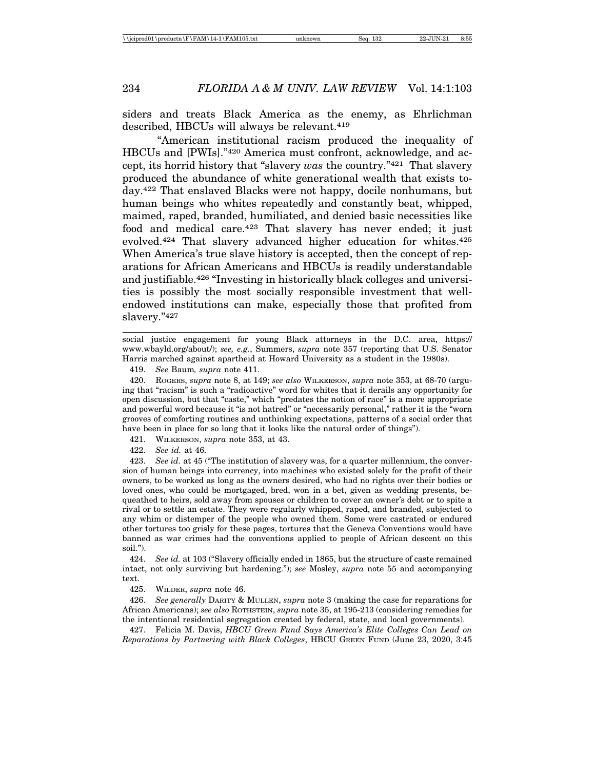siders and treats Black America as the enemy, as Ehrlichman described, HBCUs will always be relevant.[419]

"American institutional racism produced the inequality of HBCUs and [PWIs]."[420] America must confront, acknowledge, and accept, its horrid history that "slavery *was* the country."[421] That slavery produced the abundance of white generational wealth that exists today.[422] That enslaved Blacks were not happy, docile nonhumans, but human beings who whites repeatedly and constantly beat, whipped, maimed, raped, branded, humiliated, and denied basic necessities like food and medical care.[423] That slavery has never ended; it just evolved.[424] That slavery advanced higher education for whites.[425] When America's true slave history is accepted, then the concept of reparations for African Americans and HBCUs is readily understandable and justifiable.[426] "Investing in historically black colleges and universities is possibly the most socially responsible investment that well-endowed institutions can make, especially those that profited from slavery."[427]

---

social justice engagement for young Black attorneys in the D.C. area, https://www.wbayld.org/about/); *see, e.g.*, Summers, *supra* note 357 (reporting that U.S. Senator Harris marched against apartheid at Howard University as a student in the 1980s).

419. *See* Baum*, supra* note 411.

420. ROGERS, *supra* note 8, at 149; *see also* WILKERSON, *supra* note 353, at 68-70 (arguing that "racism" is such a "radioactive" word for whites that it derails any opportunity for open discussion, but that "caste," which "predates the notion of race" is a more appropriate and powerful word because it "is not hatred" or "necessarily personal," rather it is the "worn grooves of comforting routines and unthinking expectations, patterns of a social order that have been in place for so long that it looks like the natural order of things").

421. WILKERSON, *supra* note 353, at 43.

422. *See id.* at 46.

423. *See id.* at 45 ("The institution of slavery was, for a quarter millennium, the conversion of human beings into currency, into machines who existed solely for the profit of their owners, to be worked as long as the owners desired, who had no rights over their bodies or loved ones, who could be mortgaged, bred, won in a bet, given as wedding presents, bequeathed to heirs, sold away from spouses or children to cover an owner's debt or to spite a rival or to settle an estate. They were regularly whipped, raped, and branded, subjected to any whim or distemper of the people who owned them. Some were castrated or endured other tortures too grisly for these pages, tortures that the Geneva Conventions would have banned as war crimes had the conventions applied to people of African descent on this soil.").

424. *See id.* at 103 ("Slavery officially ended in 1865, but the structure of caste remained intact, not only surviving but hardening."); *see* Mosley, *supra* note 55 and accompanying text.

425. WILDER, *supra* note 46.

426. *See generally* DARITY & MULLEN, *supra* note 3 (making the case for reparations for African Americans); *see also* ROTHSTEIN, *supra* note 35, at 195-213 (considering remedies for the intentional residential segregation created by federal, state, and local governments).

427. Felicia M. Davis, *HBCU Green Fund Says America's Elite Colleges Can Lead on Reparations by Partnering with Black Colleges*, HBCU GREEN FUND (June 23, 2020, 3:45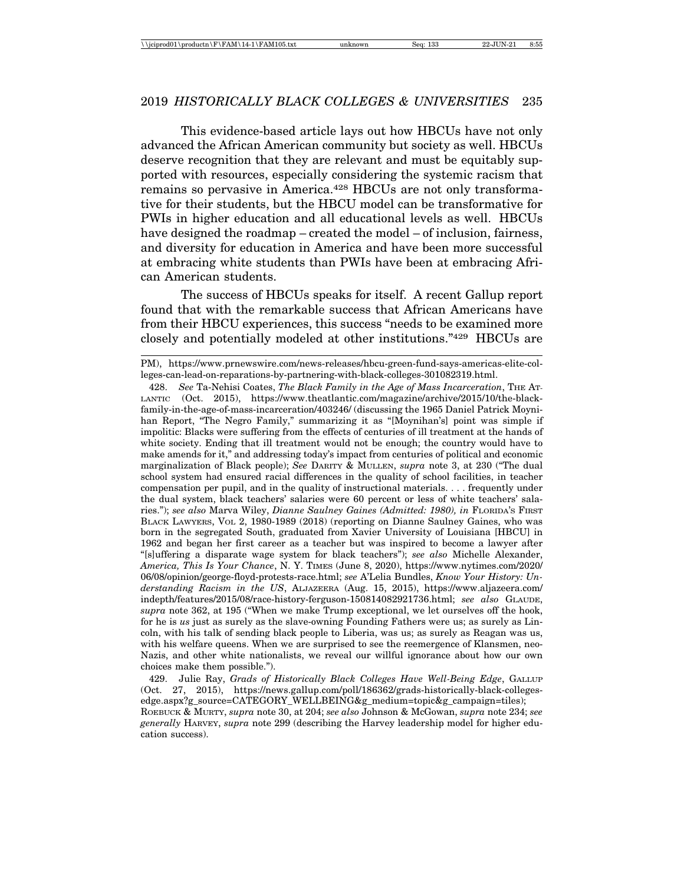This evidence-based article lays out how HBCUs have not only advanced the African American community but society as well. HBCUs deserve recognition that they are relevant and must be equitably supported with resources, especially considering the systemic racism that remains so pervasive in America.[428] HBCUs are not only transformative for their students, but the HBCU model can be transformative for PWIs in higher education and all educational levels as well. HBCUs have designed the roadmap – created the model – of inclusion, fairness, and diversity for education in America and have been more successful at embracing white students than PWIs have been at embracing African American students.

The success of HBCUs speaks for itself. A recent Gallup report found that with the remarkable success that African Americans have from their HBCU experiences, this success "needs to be examined more closely and potentially modeled at other institutions."[429] HBCUs are

---

PM), https://www.prnewswire.com/news-releases/hbcu-green-fund-says-americas-elite-colleges-can-lead-on-reparations-by-partnering-with-black-colleges-301082319.html.

428. *See* Ta-Nehisi Coates, *The Black Family in the Age of Mass Incarceration*, THE ATLANTIC (Oct. 2015), https://www.theatlantic.com/magazine/archive/2015/10/the-black-family-in-the-age-of-mass-incarceration/403246/ (discussing the 1965 Daniel Patrick Moynihan Report, "The Negro Family," summarizing it as "[Moynihan's] point was simple if impolitic: Blacks were suffering from the effects of centuries of ill treatment at the hands of white society. Ending that ill treatment would not be enough; the country would have to make amends for it," and addressing today's impact from centuries of political and economic marginalization of Black people); *See* DARITY & MULLEN, *supra* note 3, at 230 ("The dual school system had ensured racial differences in the quality of school facilities, in teacher compensation per pupil, and in the quality of instructional materials. . . . frequently under the dual system, black teachers' salaries were 60 percent or less of white teachers' salaries."); *see also* Marva Wiley, *Dianne Saulney Gaines (Admitted: 1980), in* FLORIDA'S FIRST BLACK LAWYERS, VOL 2, 1980-1989 (2018) (reporting on Dianne Saulney Gaines, who was born in the segregated South, graduated from Xavier University of Louisiana [HBCU] in 1962 and began her first career as a teacher but was inspired to become a lawyer after "[s]uffering a disparate wage system for black teachers"); *see also* Michelle Alexander, *America, This Is Your Chance*, N. Y. TIMES (June 8, 2020), https://www.nytimes.com/2020/06/08/opinion/george-floyd-protests-race.html; *see* A'Lelia Bundles, *Know Your History: Understanding Racism in the US*, ALJAZEERA (Aug. 15, 2015), https://www.aljazeera.com/indepth/features/2015/08/race-history-ferguson-150814082921736.html; *see also* GLAUDE, *supra* note 362, at 195 ("When we make Trump exceptional, we let ourselves off the hook, for he is *us* just as surely as the slave-owning Founding Fathers were us; as surely as Lincoln, with his talk of sending black people to Liberia, was us; as surely as Reagan was us, with his welfare queens. When we are surprised to see the reemergence of Klansmen, neo-Nazis, and other white nationalists, we reveal our willful ignorance about how our own choices make them possible.").

429. Julie Ray, *Grads of Historically Black Colleges Have Well-Being Edge*, GALLUP (Oct. 27, 2015), https://news.gallup.com/poll/186362/grads-historically-black-colleges-edge.aspx?g_source=CATEGORY_WELLBEING&g_medium=topic&g_campaign=tiles); ROEBUCK & MURTY, *supra* note 30, at 204; *see also* Johnson & McGowan, *supra* note 234; *see generally* HARVEY, *supra* note 299 (describing the Harvey leadership model for higher education success).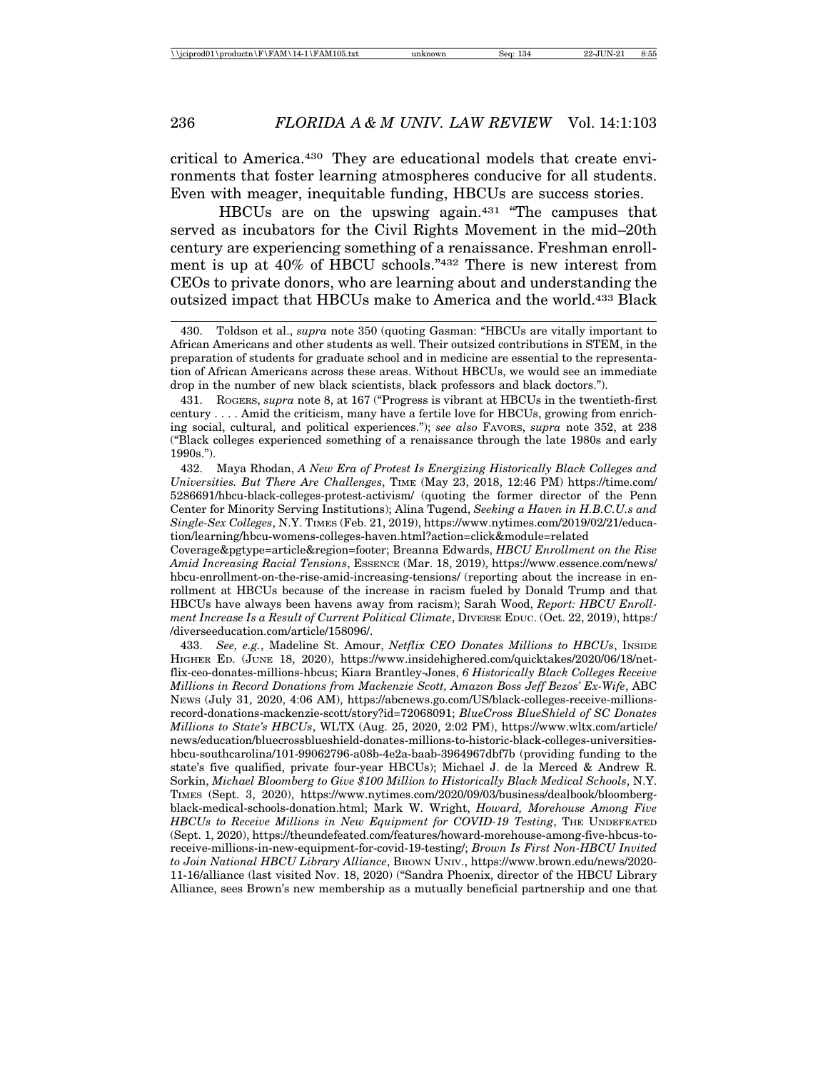critical to America.[430] They are educational models that create environments that foster learning atmospheres conducive for all students. Even with meager, inequitable funding, HBCUs are success stories.

HBCUs are on the upswing again.[431] "The campuses that served as incubators for the Civil Rights Movement in the mid–20th century are experiencing something of a renaissance. Freshman enrollment is up at 40% of HBCU schools."[432] There is new interest from CEOs to private donors, who are learning about and understanding the outsized impact that HBCUs make to America and the world.[433] Black

---

430. Toldson et al., *supra* note 350 (quoting Gasman: "HBCUs are vitally important to African Americans and other students as well. Their outsized contributions in STEM, in the preparation of students for graduate school and in medicine are essential to the representation of African Americans across these areas. Without HBCUs, we would see an immediate drop in the number of new black scientists, black professors and black doctors.").

431. ROGERS, *supra* note 8, at 167 ("Progress is vibrant at HBCUs in the twentieth-first century . . . . Amid the criticism, many have a fertile love for HBCUs, growing from enriching social, cultural, and political experiences."); *see also* FAVORS, *supra* note 352, at 238 ("Black colleges experienced something of a renaissance through the late 1980s and early 1990s.").

432. Maya Rhodan, *A New Era of Protest Is Energizing Historically Black Colleges and Universities. But There Are Challenges*, TIME (May 23, 2018, 12:46 PM) https://time.com/5286691/hbcu-black-colleges-protest-activism/ (quoting the former director of the Penn Center for Minority Serving Institutions); Alina Tugend, *Seeking a Haven in H.B.C.U.s and Single-Sex Colleges*, N.Y. TIMES (Feb. 21, 2019), https://www.nytimes.com/2019/02/21/education/learning/hbcu-womens-colleges-haven.html?action=click&module=related Coverage&pgtype=article&region=footer; Breanna Edwards, *HBCU Enrollment on the Rise Amid Increasing Racial Tensions*, ESSENCE (Mar. 18, 2019), https://www.essence.com/news/hbcu-enrollment-on-the-rise-amid-increasing-tensions/ (reporting about the increase in enrollment at HBCUs because of the increase in racism fueled by Donald Trump and that HBCUs have always been havens away from racism); Sarah Wood, *Report: HBCU Enrollment Increase Is a Result of Current Political Climate*, DIVERSE EDUC. (Oct. 22, 2019), https://diverseeducation.com/article/158096/.

433. *See, e.g.*, Madeline St. Amour, *Netflix CEO Donates Millions to HBCUs*, INSIDE HIGHER ED. (JUNE 18, 2020), https://www.insidehighered.com/quicktakes/2020/06/18/netflix-ceo-donates-millions-hbcus; Kiara Brantley-Jones, *6 Historically Black Colleges Receive Millions in Record Donations from Mackenzie Scott, Amazon Boss Jeff Bezos' Ex-Wife*, ABC NEWS (July 31, 2020, 4:06 AM), https://abcnews.go.com/US/black-colleges-receive-millions-record-donations-mackenzie-scott/story?id=72068091; *BlueCross BlueShield of SC Donates Millions to State's HBCUs*, WLTX (Aug. 25, 2020, 2:02 PM), https://www.wltx.com/article/news/education/bluecrossblueshield-donates-millions-to-historic-black-colleges-universities-hbcu-southcarolina/101-99062796-a08b-4e2a-baab-3964967dbf7b (providing funding to the state's five qualified, private four-year HBCUs); Michael J. de la Merced & Andrew R. Sorkin, *Michael Bloomberg to Give $100 Million to Historically Black Medical Schools*, N.Y. TIMES (Sept. 3, 2020), https://www.nytimes.com/2020/09/03/business/dealbook/bloomberg-black-medical-schools-donation.html; Mark W. Wright, *Howard, Morehouse Among Five HBCUs to Receive Millions in New Equipment for COVID-19 Testing*, THE UNDEFEATED (Sept. 1, 2020), https://theundefeated.com/features/howard-morehouse-among-five-hbcus-to-receive-millions-in-new-equipment-for-covid-19-testing/; *Brown Is First Non-HBCU Invited to Join National HBCU Library Alliance*, BROWN UNIV., https://www.brown.edu/news/2020-11-16/alliance (last visited Nov. 18, 2020) ("Sandra Phoenix, director of the HBCU Library Alliance, sees Brown's new membership as a mutually beneficial partnership and one that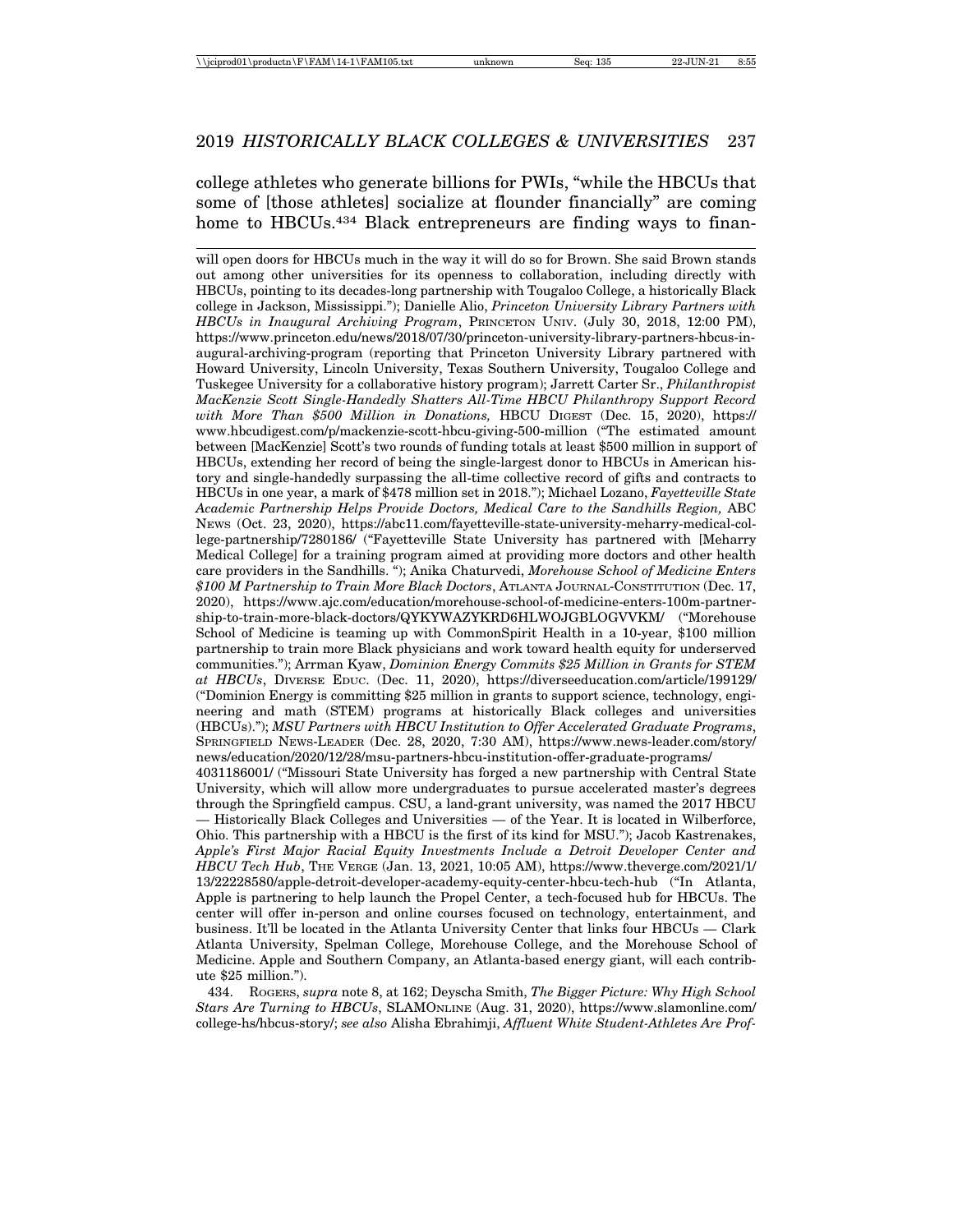college athletes who generate billions for PWIs, "while the HBCUs that some of [those athletes] socialize at flounder financially" are coming home to HBCUs.[434] Black entrepreneurs are finding ways to finan-

---

will open doors for HBCUs much in the way it will do so for Brown. She said Brown stands out among other universities for its openness to collaboration, including directly with HBCUs, pointing to its decades-long partnership with Tougaloo College, a historically Black college in Jackson, Mississippi."); Danielle Alio, *Princeton University Library Partners with HBCUs in Inaugural Archiving Program*, PRINCETON UNIV. (July 30, 2018, 12:00 PM), https://www.princeton.edu/news/2018/07/30/princeton-university-library-partners-hbcus-inaugural-archiving-program (reporting that Princeton University Library partnered with Howard University, Lincoln University, Texas Southern University, Tougaloo College and Tuskegee University for a collaborative history program); Jarrett Carter Sr., *Philanthropist MacKenzie Scott Single-Handedly Shatters All-Time HBCU Philanthropy Support Record with More Than $500 Million in Donations,* HBCU DIGEST (Dec. 15, 2020), https://www.hbcudigest.com/p/mackenzie-scott-hbcu-giving-500-million ("The estimated amount between [MacKenzie] Scott's two rounds of funding totals at least $500 million in support of HBCUs, extending her record of being the single-largest donor to HBCUs in American history and single-handedly surpassing the all-time collective record of gifts and contracts to HBCUs in one year, a mark of $478 million set in 2018."); Michael Lozano, *Fayetteville State Academic Partnership Helps Provide Doctors, Medical Care to the Sandhills Region,* ABC NEWS (Oct. 23, 2020), https://abc11.com/fayetteville-state-university-meharry-medical-college-partnership/7280186/ ("Fayetteville State University has partnered with [Meharry Medical College] for a training program aimed at providing more doctors and other health care providers in the Sandhills. "); Anika Chaturvedi, *Morehouse School of Medicine Enters $100 M Partnership to Train More Black Doctors*, ATLANTA JOURNAL-CONSTITUTION (Dec. 17, 2020), https://www.ajc.com/education/morehouse-school-of-medicine-enters-100m-partnership-to-train-more-black-doctors/QYKYWAZYKRD6HLWOJGBLOGVVKM/ ("Morehouse School of Medicine is teaming up with CommonSpirit Health in a 10-year, $100 million partnership to train more Black physicians and work toward health equity for underserved communities."); Arrman Kyaw, *Dominion Energy Commits $25 Million in Grants for STEM at HBCUs*, DIVERSE EDUC. (Dec. 11, 2020), https://diverseeducation.com/article/199129/ ("Dominion Energy is committing $25 million in grants to support science, technology, engineering and math (STEM) programs at historically Black colleges and universities (HBCUs)."); *MSU Partners with HBCU Institution to Offer Accelerated Graduate Programs*, SPRINGFIELD NEWS-LEADER (Dec. 28, 2020, 7:30 AM), https://www.news-leader.com/story/news/education/2020/12/28/msu-partners-hbcu-institution-offer-graduate-programs/4031186001/ ("Missouri State University has forged a new partnership with Central State University, which will allow more undergraduates to pursue accelerated master's degrees through the Springfield campus. CSU, a land-grant university, was named the 2017 HBCU — Historically Black Colleges and Universities — of the Year. It is located in Wilberforce, Ohio. This partnership with a HBCU is the first of its kind for MSU."); Jacob Kastrenakes, *Apple's First Major Racial Equity Investments Include a Detroit Developer Center and HBCU Tech Hub*, THE VERGE (Jan. 13, 2021, 10:05 AM), https://www.theverge.com/2021/1/13/22228580/apple-detroit-developer-academy-equity-center-hbcu-tech-hub ("In Atlanta, Apple is partnering to help launch the Propel Center, a tech-focused hub for HBCUs. The center will offer in-person and online courses focused on technology, entertainment, and business. It'll be located in the Atlanta University Center that links four HBCUs — Clark Atlanta University, Spelman College, Morehouse College, and the Morehouse School of Medicine. Apple and Southern Company, an Atlanta-based energy giant, will each contribute $25 million.").

434. ROGERS, *supra* note 8, at 162; Deyscha Smith, *The Bigger Picture: Why High School Stars Are Turning to HBCUs*, SLAMONLINE (Aug. 31, 2020), https://www.slamonline.com/college-hs/hbcus-story/; *see also* Alisha Ebrahimji, *Affluent White Student-Athletes Are Prof-*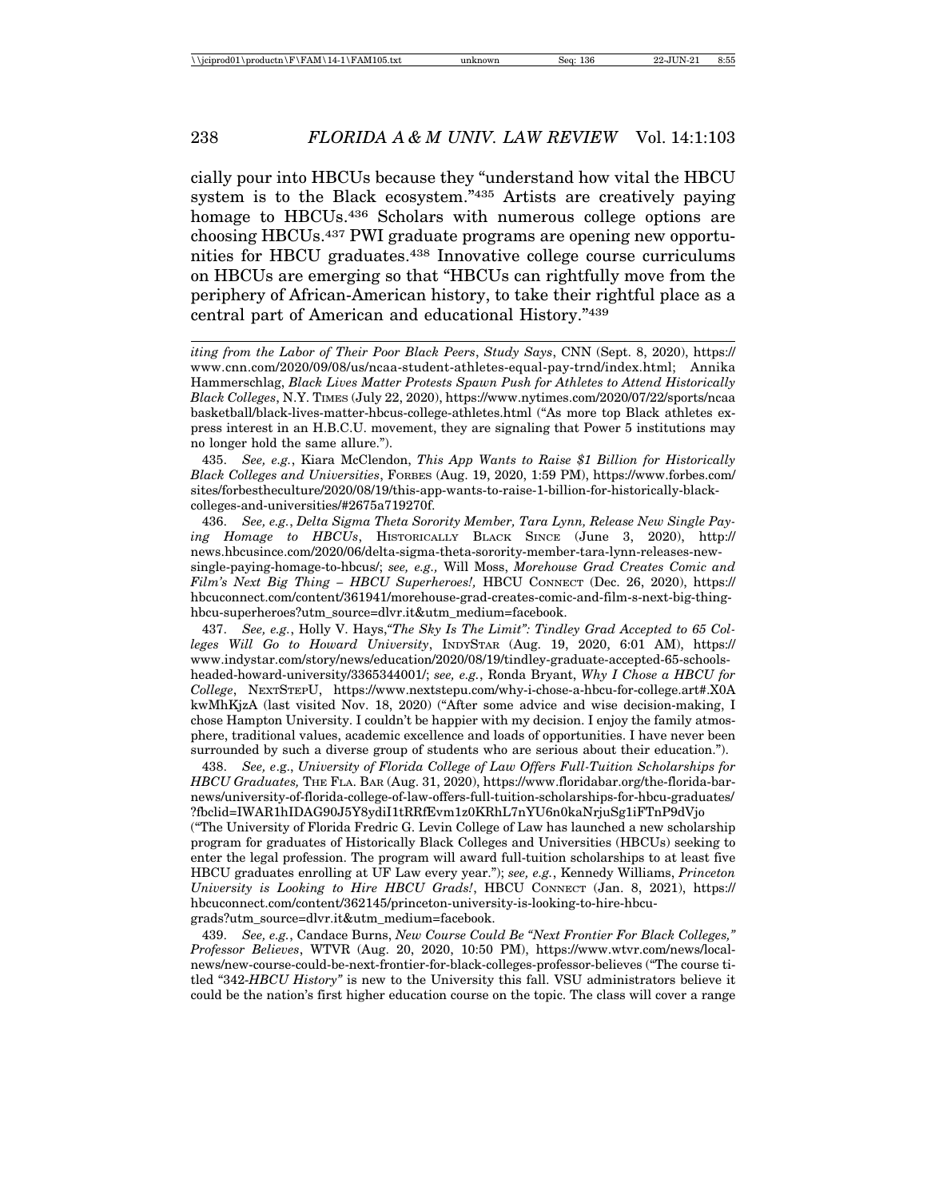cially pour into HBCUs because they "understand how vital the HBCU system is to the Black ecosystem."[435] Artists are creatively paying homage to HBCUs.[436] Scholars with numerous college options are choosing HBCUs.[437] PWI graduate programs are opening new opportunities for HBCU graduates.[438] Innovative college course curriculums on HBCUs are emerging so that "HBCUs can rightfully move from the periphery of African-American history, to take their rightful place as a central part of American and educational History."[439]

---

*iting from the Labor of Their Poor Black Peers*, *Study Says*, CNN (Sept. 8, 2020), https://www.cnn.com/2020/09/08/us/ncaa-student-athletes-equal-pay-trnd/index.html; Annika Hammerschlag, *Black Lives Matter Protests Spawn Push for Athletes to Attend Historically Black Colleges*, N.Y. TIMES (July 22, 2020), https://www.nytimes.com/2020/07/22/sports/ncaabasketball/black-lives-matter-hbcus-college-athletes.html ("As more top Black athletes express interest in an H.B.C.U. movement, they are signaling that Power 5 institutions may no longer hold the same allure.").

435. *See, e.g.*, Kiara McClendon, *This App Wants to Raise $1 Billion for Historically Black Colleges and Universities*, FORBES (Aug. 19, 2020, 1:59 PM), https://www.forbes.com/sites/forbestheculture/2020/08/19/this-app-wants-to-raise-1-billion-for-historically-black-colleges-and-universities/#2675a719270f.

436. *See, e.g.*, *Delta Sigma Theta Sorority Member, Tara Lynn, Release New Single Paying Homage to HBCUs*, HISTORICALLY BLACK SINCE (June 3, 2020), http://news.hbcusince.com/2020/06/delta-sigma-theta-sorority-member-tara-lynn-releases-new-single-paying-homage-to-hbcus/; *see, e.g.,* Will Moss, *Morehouse Grad Creates Comic and Film's Next Big Thing – HBCU Superheroes!,* HBCU CONNECT (Dec. 26, 2020), https://hbcuconnect.com/content/361941/morehouse-grad-creates-comic-and-film-s-next-big-thing-hbcu-superheroes?utm_source=dlvr.it&utm_medium=facebook.

437. *See, e.g.*, Holly V. Hays,*"The Sky Is The Limit": Tindley Grad Accepted to 65 Colleges Will Go to Howard University*, INDYSTAR (Aug. 19, 2020, 6:01 AM), https://www.indystar.com/story/news/education/2020/08/19/tindley-graduate-accepted-65-schools-headed-howard-university/3365344001/; *see, e.g.*, Ronda Bryant, *Why I Chose a HBCU for College*, NEXTSTEPU, https://www.nextstepu.com/why-i-chose-a-hbcu-for-college.art#.X0AkwMhKjzA (last visited Nov. 18, 2020) ("After some advice and wise decision-making, I chose Hampton University. I couldn't be happier with my decision. I enjoy the family atmosphere, traditional values, academic excellence and loads of opportunities. I have never been surrounded by such a diverse group of students who are serious about their education.").

438. *See, e.g.*, *University of Florida College of Law Offers Full-Tuition Scholarships for HBCU Graduates,* THE FLA. BAR (Aug. 31, 2020), https://www.floridabar.org/the-florida-bar-news/university-of-florida-college-of-law-offers-full-tuition-scholarships-for-hbcu-graduates/?fbclid=IWAR1hIDAG90J5Y8ydiI1tRRfEvm1z0KRhL7nYU6n0kaNrjuSg1iFTnP9dVjo ("The University of Florida Fredric G. Levin College of Law has launched a new scholarship program for graduates of Historically Black Colleges and Universities (HBCUs) seeking to enter the legal profession. The program will award full-tuition scholarships to at least five HBCU graduates enrolling at UF Law every year."); *see, e.g.*, Kennedy Williams, *Princeton University is Looking to Hire HBCU Grads!*, HBCU CONNECT (Jan. 8, 2021), https://hbcuconnect.com/content/362145/princeton-university-is-looking-to-hire-hbcu-grads?utm_source=dlvr.it&utm_medium=facebook.

439. *See, e.g.*, Candace Burns, *New Course Could Be "Next Frontier For Black Colleges," Professor Believes*, WTVR (Aug. 20, 2020, 10:50 PM), https://www.wtvr.com/news/local-news/new-course-could-be-next-frontier-for-black-colleges-professor-believes ("The course titled "342-*HBCU History"* is new to the University this fall. VSU administrators believe it could be the nation's first higher education course on the topic. The class will cover a range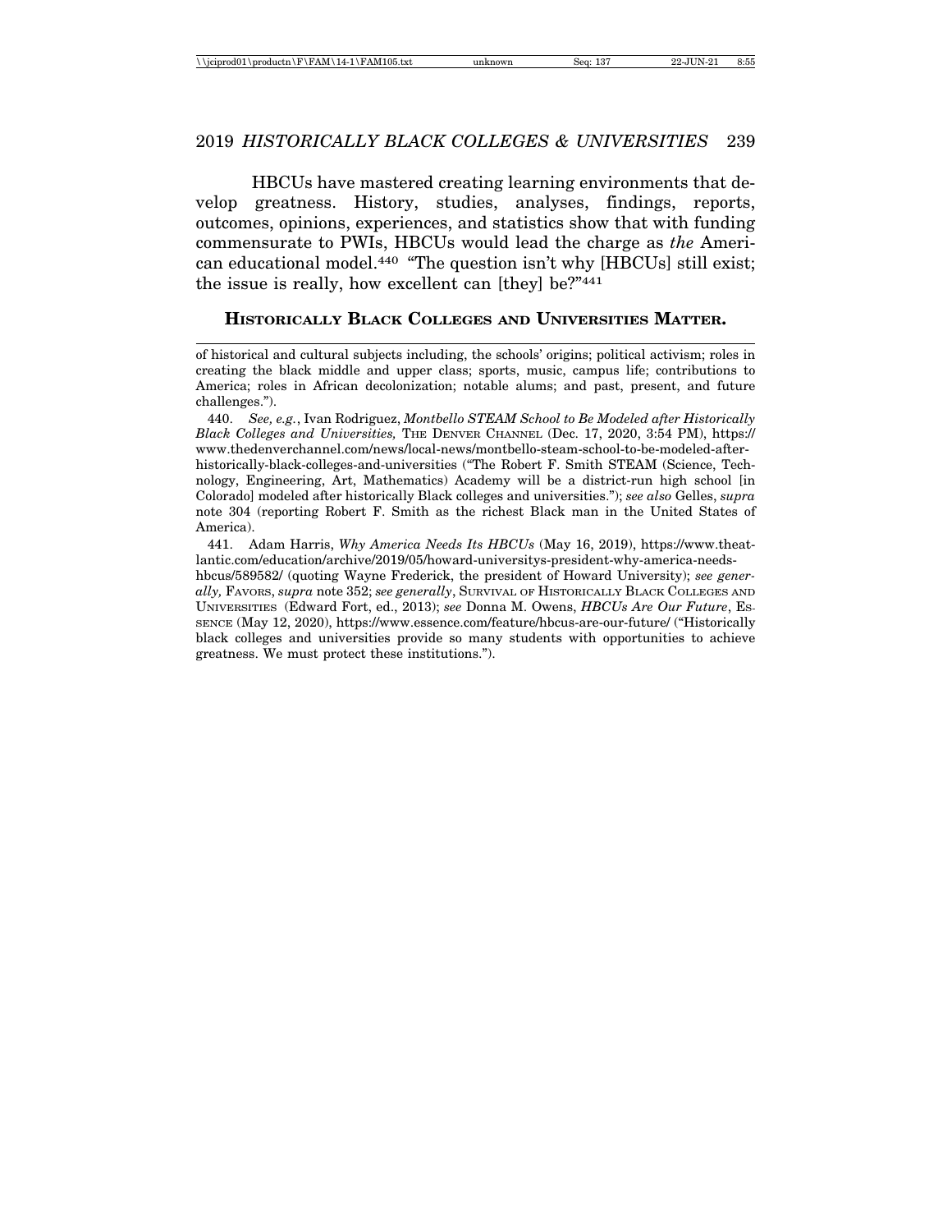HBCUs have mastered creating learning environments that develop greatness. History, studies, analyses, findings, reports, outcomes, opinions, experiences, and statistics show that with funding commensurate to PWIs, HBCUs would lead the charge as *the* American educational model.[440] "The question isn't why [HBCUs] still exist; the issue is really, how excellent can [they] be?"[441]

**HISTORICALLY BLACK COLLEGES AND UNIVERSITIES MATTER.**

---

of historical and cultural subjects including, the schools' origins; political activism; roles in creating the black middle and upper class; sports, music, campus life; contributions to America; roles in African decolonization; notable alums; and past, present, and future challenges.").

440. *See, e.g.*, Ivan Rodriguez, *Montbello STEAM School to Be Modeled after Historically Black Colleges and Universities,* THE DENVER CHANNEL (Dec. 17, 2020, 3:54 PM), https://www.thedenverchannel.com/news/local-news/montbello-steam-school-to-be-modeled-after-historically-black-colleges-and-universities ("The Robert F. Smith STEAM (Science, Technology, Engineering, Art, Mathematics) Academy will be a district-run high school [in Colorado] modeled after historically Black colleges and universities."); *see also* Gelles, *supra* note 304 (reporting Robert F. Smith as the richest Black man in the United States of America).

441. Adam Harris, *Why America Needs Its HBCUs* (May 16, 2019), https://www.theatlantic.com/education/archive/2019/05/howard-universitys-president-why-america-needs-hbcus/589582/ (quoting Wayne Frederick, the president of Howard University); *see generally,* FAVORS, *supra* note 352; *see generally*, SURVIVAL OF HISTORICALLY BLACK COLLEGES AND UNIVERSITIES (Edward Fort, ed., 2013); *see* Donna M. Owens, *HBCUs Are Our Future*, ESSENCE (May 12, 2020), https://www.essence.com/feature/hbcus-are-our-future/ ("Historically black colleges and universities provide so many students with opportunities to achieve greatness. We must protect these institutions.").